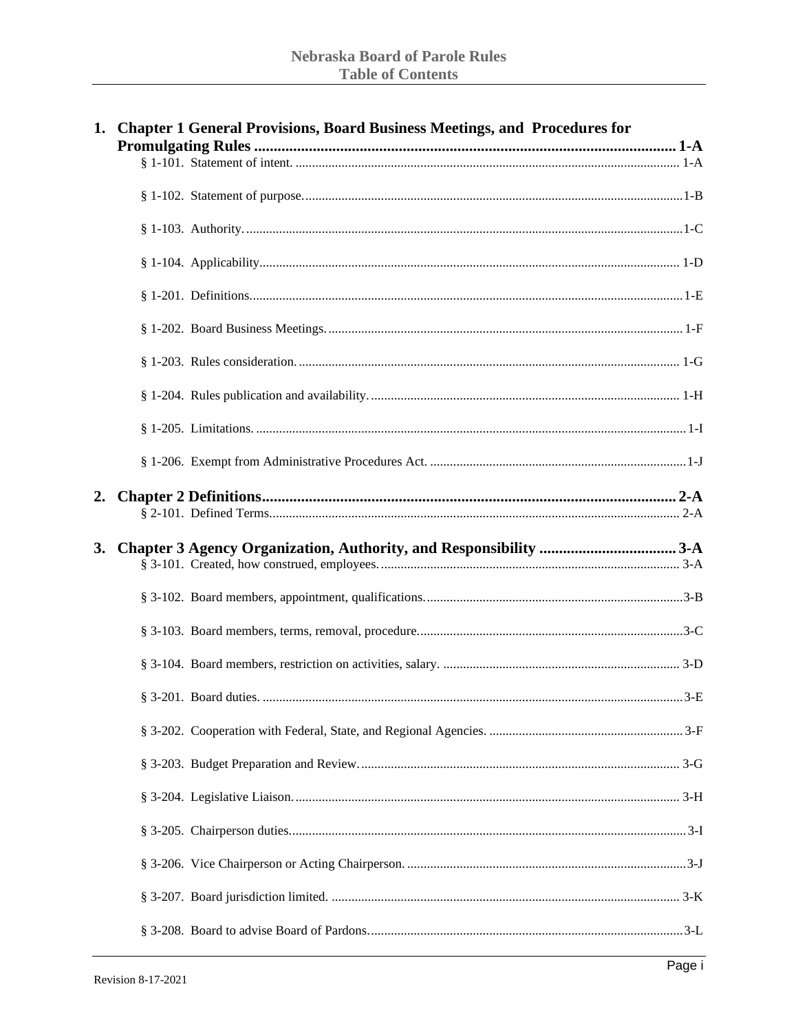# Nebraska Board of Parole Rules
## Table of Contents

1. **Chapter 1 General Provisions, Board Business Meetings, and Procedures for Promulgating Rules ........ 1-A**
   - § 1-101. Statement of intent. ........ 1-A
   - § 1-102. Statement of purpose. ........ 1-B
   - § 1-103. Authority. ........ 1-C
   - § 1-104. Applicability ........ 1-D
   - § 1-201. Definitions. ........ 1-E
   - § 1-202. Board Business Meetings. ........ 1-F
   - § 1-203. Rules consideration. ........ 1-G
   - § 1-204. Rules publication and availability. ........ 1-H
   - § 1-205. Limitations. ........ 1-I
   - § 1-206. Exempt from Administrative Procedures Act. ........ 1-J

2. **Chapter 2 Definitions ........ 2-A**
   - § 2-101. Defined Terms ........ 2-A

3. **Chapter 3 Agency Organization, Authority, and Responsibility ........ 3-A**
   - § 3-101. Created, how construed, employees. ........ 3-A
   - § 3-102. Board members, appointment, qualifications. ........ 3-B
   - § 3-103. Board members, terms, removal, procedure ........ 3-C
   - § 3-104. Board members, restriction on activities, salary. ........ 3-D
   - § 3-201. Board duties. ........ 3-E
   - § 3-202. Cooperation with Federal, State, and Regional Agencies. ........ 3-F
   - § 3-203. Budget Preparation and Review. ........ 3-G
   - § 3-204. Legislative Liaison. ........ 3-H
   - § 3-205. Chairperson duties. ........ 3-I
   - § 3-206. Vice Chairperson or Acting Chairperson. ........ 3-J
   - § 3-207. Board jurisdiction limited. ........ 3-K
   - § 3-208. Board to advise Board of Pardons. ........ 3-L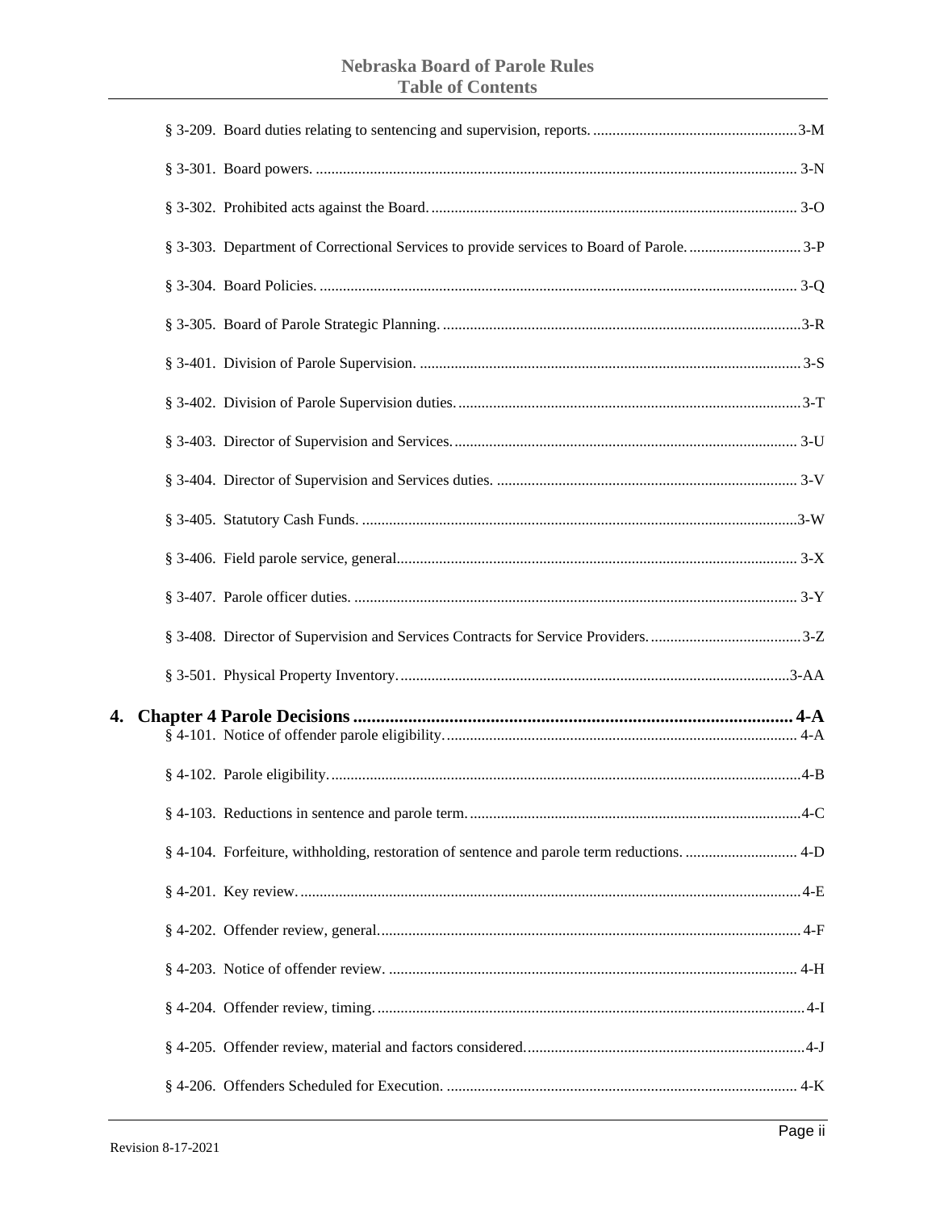§ 3-209. Board duties relating to sentencing and supervision, reports. ......................................................3-M

§ 3-301. Board powers. .............................................................................................................................. 3-N

§ 3-302. Prohibited acts against the Board. ............................................................................................... 3-O

§ 3-303. Department of Correctional Services to provide services to Board of Parole. ............................. 3-P

§ 3-304. Board Policies. ............................................................................................................................. 3-Q

§ 3-305. Board of Parole Strategic Planning. .............................................................................................3-R

§ 3-401. Division of Parole Supervision. ................................................................................................... 3-S

§ 3-402. Division of Parole Supervision duties. .........................................................................................3-T

§ 3-403. Director of Supervision and Services. ......................................................................................... 3-U

§ 3-404. Director of Supervision and Services duties. .............................................................................. 3-V

§ 3-405. Statutory Cash Funds. .................................................................................................................3-W

§ 3-406. Field parole service, general........................................................................................................ 3-X

§ 3-407. Parole officer duties. ................................................................................................................... 3-Y

§ 3-408. Director of Supervision and Services Contracts for Service Providers. ........................................3-Z

§ 3-501. Physical Property Inventory. .....................................................................................................3-AA

## 4. Chapter 4 Parole Decisions ................................................................................................ 4-A

§ 4-101. Notice of offender parole eligibility. ........................................................................................... 4-A

§ 4-102. Parole eligibility. ..........................................................................................................................4-B

§ 4-103. Reductions in sentence and parole term. ......................................................................................4-C

§ 4-104. Forfeiture, withholding, restoration of sentence and parole term reductions. ............................. 4-D

§ 4-201. Key review. ..................................................................................................................................4-E

§ 4-202. Offender review, general. ............................................................................................................. 4-F

§ 4-203. Notice of offender review. .......................................................................................................... 4-H

§ 4-204. Offender review, timing. .............................................................................................................. 4-I

§ 4-205. Offender review, material and factors considered. .........................................................................4-J

§ 4-206. Offenders Scheduled for Execution. ........................................................................................... 4-K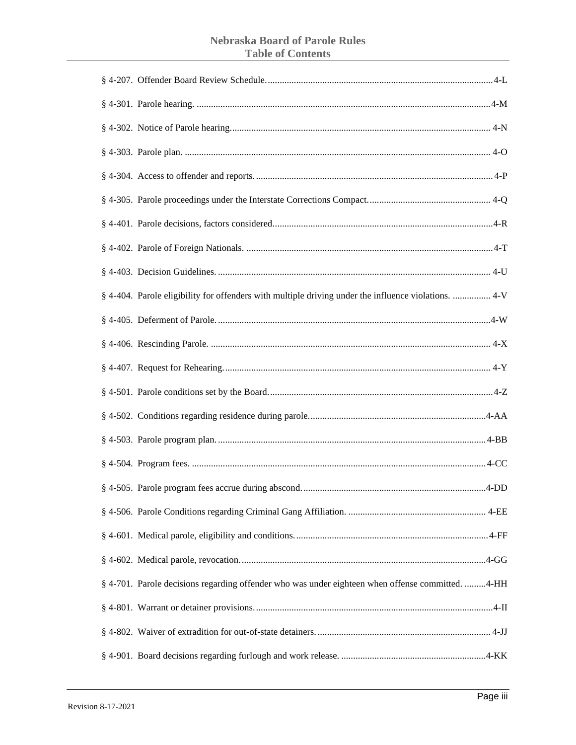§ 4-207. Offender Board Review Schedule. ............................................................................................ 4-L

§ 4-301. Parole hearing. ........................................................................................................................ 4-M

§ 4-302. Notice of Parole hearing. ........................................................................................................ 4-N

§ 4-303. Parole plan. ............................................................................................................................ 4-O

§ 4-304. Access to offender and reports. ................................................................................................ 4-P

§ 4-305. Parole proceedings under the Interstate Corrections Compact. .................................................. 4-Q

§ 4-401. Parole decisions, factors considered. ........................................................................................ 4-R

§ 4-402. Parole of Foreign Nationals. .................................................................................................... 4-T

§ 4-403. Decision Guidelines. ............................................................................................................... 4-U

§ 4-404. Parole eligibility for offenders with multiple driving under the influence violations. ............... 4-V

§ 4-405. Deferment of Parole. .............................................................................................................. 4-W

§ 4-406. Rescinding Parole. ................................................................................................................. 4-X

§ 4-407. Request for Rehearing. ........................................................................................................... 4-Y

§ 4-501. Parole conditions set by the Board. .......................................................................................... 4-Z

§ 4-502. Conditions regarding residence during parole. ........................................................................ 4-AA

§ 4-503. Parole program plan. .............................................................................................................. 4-BB

§ 4-504. Program fees. ......................................................................................................................... 4-CC

§ 4-505. Parole program fees accrue during abscond. ............................................................................ 4-DD

§ 4-506. Parole Conditions regarding Criminal Gang Affiliation. .......................................................... 4-EE

§ 4-601. Medical parole, eligibility and conditions. ............................................................................... 4-FF

§ 4-602. Medical parole, revocation. ..................................................................................................... 4-GG

§ 4-701. Parole decisions regarding offender who was under eighteen when offense committed. ......... 4-HH

§ 4-801. Warrant or detainer provisions. ................................................................................................ 4-II

§ 4-802. Waiver of extradition for out-of-state detainers. ....................................................................... 4-JJ

§ 4-901. Board decisions regarding furlough and work release. ............................................................. 4-KK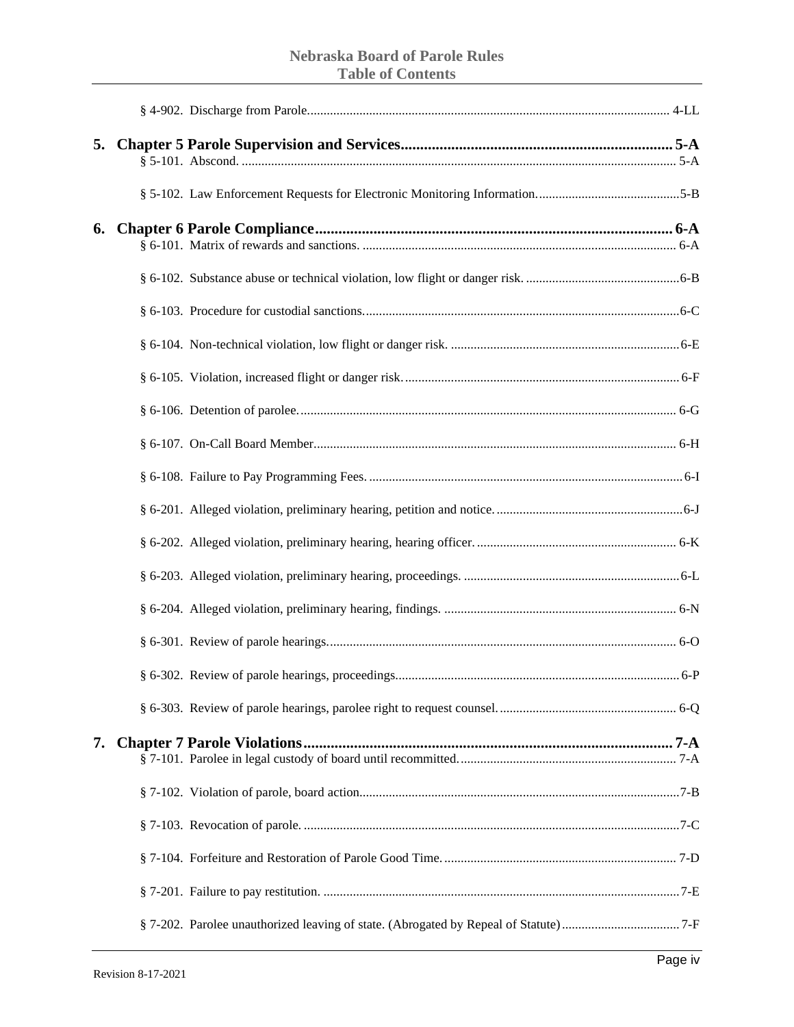§ 4-902. Discharge from Parole ........ 4-LL

**5. Chapter 5 Parole Supervision and Services ........ 5-A**

§ 5-101. Abscond. ........ 5-A

§ 5-102. Law Enforcement Requests for Electronic Monitoring Information. ........ 5-B

**6. Chapter 6 Parole Compliance ........ 6-A**

§ 6-101. Matrix of rewards and sanctions. ........ 6-A

§ 6-102. Substance abuse or technical violation, low flight or danger risk. ........ 6-B

§ 6-103. Procedure for custodial sanctions. ........ 6-C

§ 6-104. Non-technical violation, low flight or danger risk. ........ 6-E

§ 6-105. Violation, increased flight or danger risk. ........ 6-F

§ 6-106. Detention of parolee. ........ 6-G

§ 6-107. On-Call Board Member ........ 6-H

§ 6-108. Failure to Pay Programming Fees. ........ 6-I

§ 6-201. Alleged violation, preliminary hearing, petition and notice. ........ 6-J

§ 6-202. Alleged violation, preliminary hearing, hearing officer. ........ 6-K

§ 6-203. Alleged violation, preliminary hearing, proceedings. ........ 6-L

§ 6-204. Alleged violation, preliminary hearing, findings. ........ 6-N

§ 6-301. Review of parole hearings. ........ 6-O

§ 6-302. Review of parole hearings, proceedings ........ 6-P

§ 6-303. Review of parole hearings, parolee right to request counsel. ........ 6-Q

**7. Chapter 7 Parole Violations ........ 7-A**

§ 7-101. Parolee in legal custody of board until recommitted. ........ 7-A

§ 7-102. Violation of parole, board action ........ 7-B

§ 7-103. Revocation of parole. ........ 7-C

§ 7-104. Forfeiture and Restoration of Parole Good Time. ........ 7-D

§ 7-201. Failure to pay restitution. ........ 7-E

§ 7-202. Parolee unauthorized leaving of state. (Abrogated by Repeal of Statute) ........ 7-F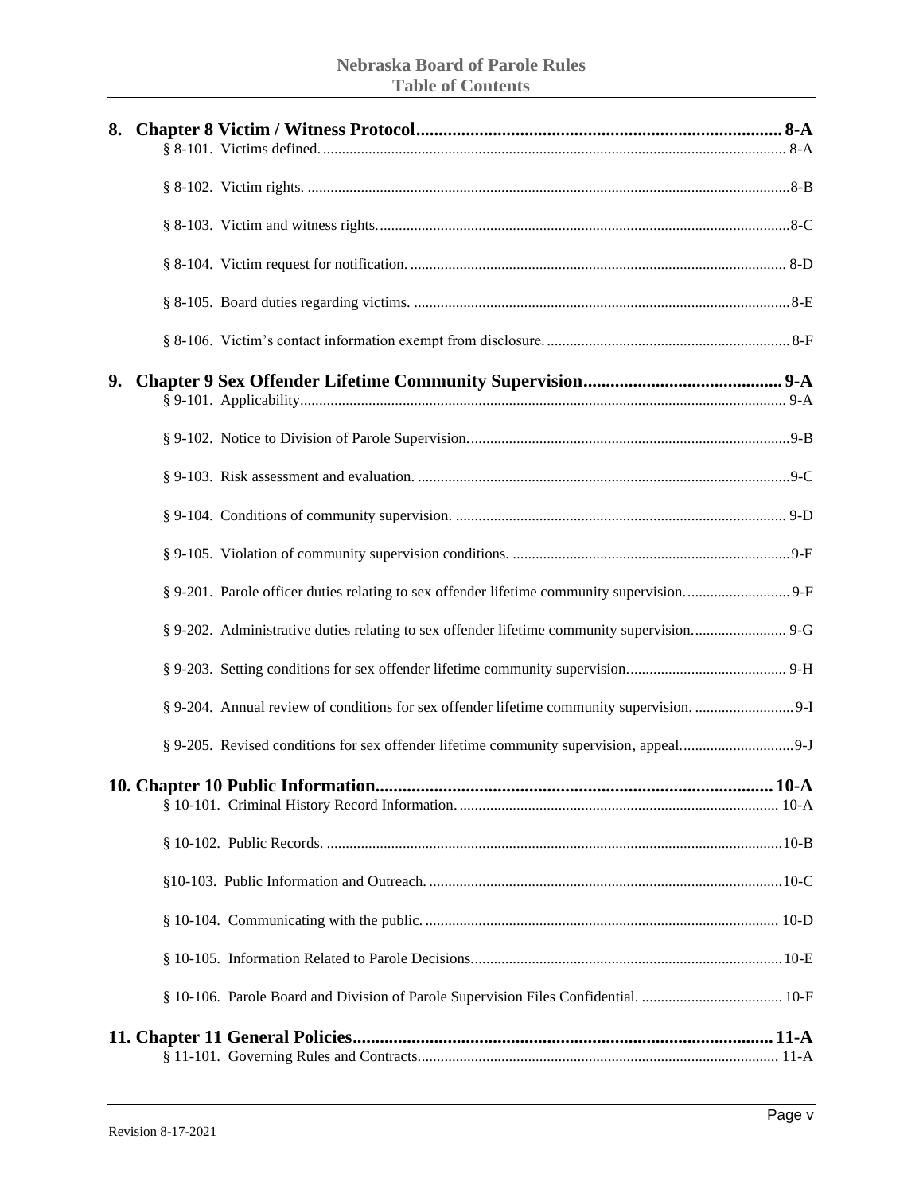**8. Chapter 8 Victim / Witness Protocol .......... 8-A**

§ 8-101. Victims defined. .......... 8-A

§ 8-102. Victim rights. .......... 8-B

§ 8-103. Victim and witness rights. .......... 8-C

§ 8-104. Victim request for notification. .......... 8-D

§ 8-105. Board duties regarding victims. .......... 8-E

§ 8-106. Victim's contact information exempt from disclosure. .......... 8-F

**9. Chapter 9 Sex Offender Lifetime Community Supervision .......... 9-A**

§ 9-101. Applicability .......... 9-A

§ 9-102. Notice to Division of Parole Supervision. .......... 9-B

§ 9-103. Risk assessment and evaluation. .......... 9-C

§ 9-104. Conditions of community supervision. .......... 9-D

§ 9-105. Violation of community supervision conditions. .......... 9-E

§ 9-201. Parole officer duties relating to sex offender lifetime community supervision. .......... 9-F

§ 9-202. Administrative duties relating to sex offender lifetime community supervision. .......... 9-G

§ 9-203. Setting conditions for sex offender lifetime community supervision. .......... 9-H

§ 9-204. Annual review of conditions for sex offender lifetime community supervision. .......... 9-I

§ 9-205. Revised conditions for sex offender lifetime community supervision, appeal. .......... 9-J

**10. Chapter 10 Public Information .......... 10-A**

§ 10-101. Criminal History Record Information. .......... 10-A

§ 10-102. Public Records. .......... 10-B

§10-103. Public Information and Outreach. .......... 10-C

§ 10-104. Communicating with the public. .......... 10-D

§ 10-105. Information Related to Parole Decisions. .......... 10-E

§ 10-106. Parole Board and Division of Parole Supervision Files Confidential. .......... 10-F

**11. Chapter 11 General Policies .......... 11-A**

§ 11-101. Governing Rules and Contracts. .......... 11-A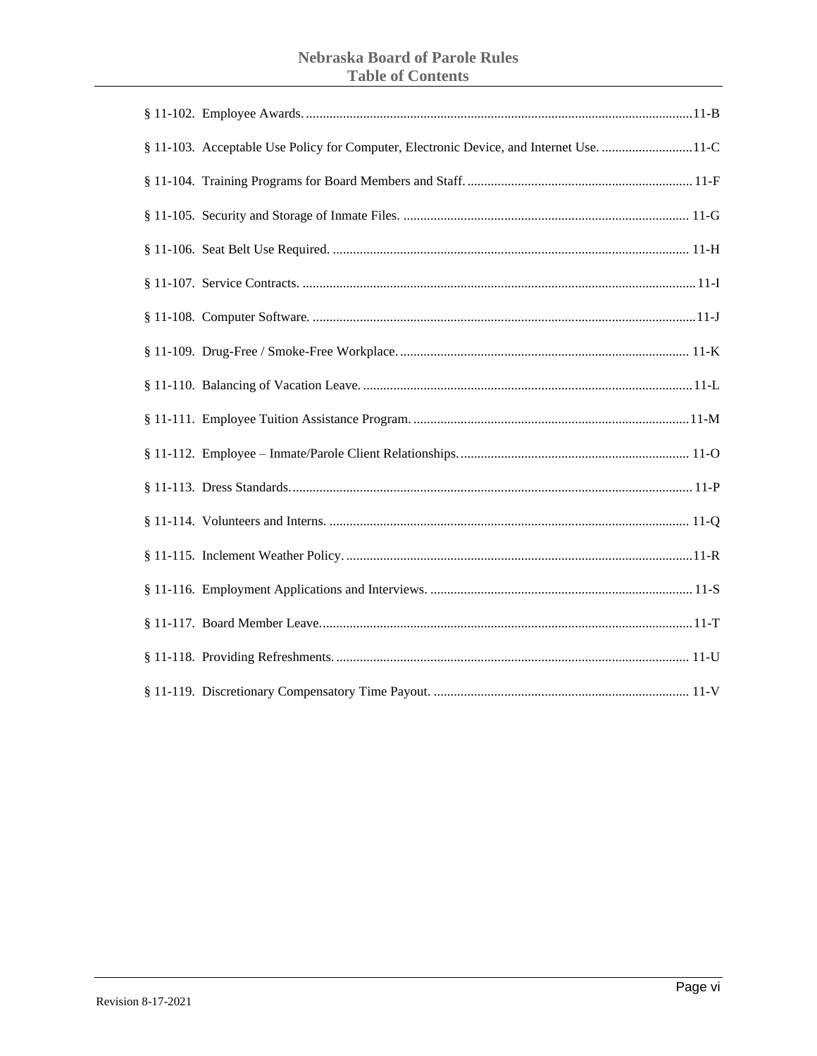§ 11-102. Employee Awards. ............ 11-B

§ 11-103. Acceptable Use Policy for Computer, Electronic Device, and Internet Use. ............ 11-C

§ 11-104. Training Programs for Board Members and Staff. ............ 11-F

§ 11-105. Security and Storage of Inmate Files. ............ 11-G

§ 11-106. Seat Belt Use Required. ............ 11-H

§ 11-107. Service Contracts. ............ 11-I

§ 11-108. Computer Software. ............ 11-J

§ 11-109. Drug-Free / Smoke-Free Workplace. ............ 11-K

§ 11-110. Balancing of Vacation Leave. ............ 11-L

§ 11-111. Employee Tuition Assistance Program. ............ 11-M

§ 11-112. Employee – Inmate/Parole Client Relationships. ............ 11-O

§ 11-113. Dress Standards. ............ 11-P

§ 11-114. Volunteers and Interns. ............ 11-Q

§ 11-115. Inclement Weather Policy. ............ 11-R

§ 11-116. Employment Applications and Interviews. ............ 11-S

§ 11-117. Board Member Leave. ............ 11-T

§ 11-118. Providing Refreshments. ............ 11-U

§ 11-119. Discretionary Compensatory Time Payout. ............ 11-V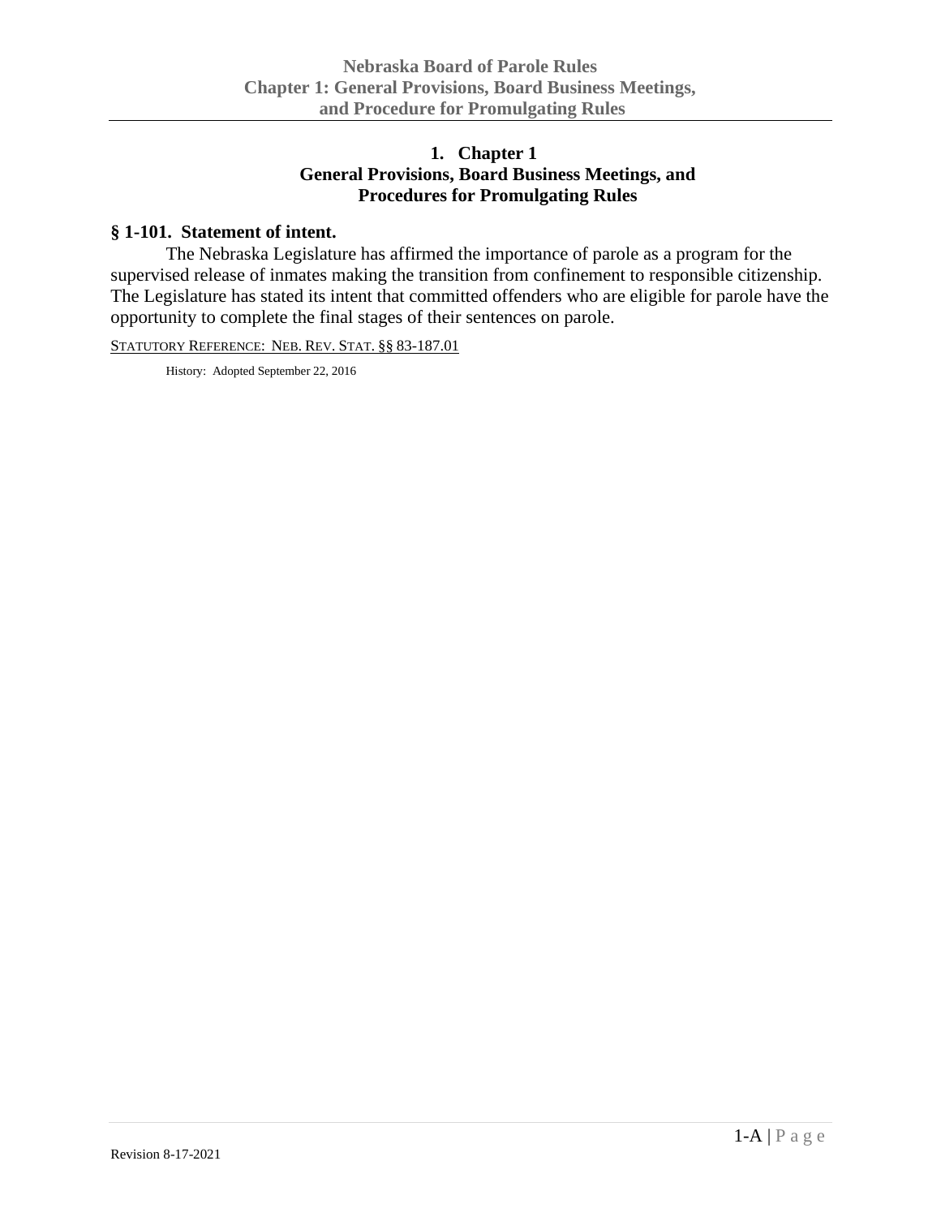# 1. Chapter 1
# General Provisions, Board Business Meetings, and Procedures for Promulgating Rules

### § 1-101. Statement of intent.

The Nebraska Legislature has affirmed the importance of parole as a program for the supervised release of inmates making the transition from confinement to responsible citizenship. The Legislature has stated its intent that committed offenders who are eligible for parole have the opportunity to complete the final stages of their sentences on parole.

STATUTORY REFERENCE: NEB. REV. STAT. §§ 83-187.01

History: Adopted September 22, 2016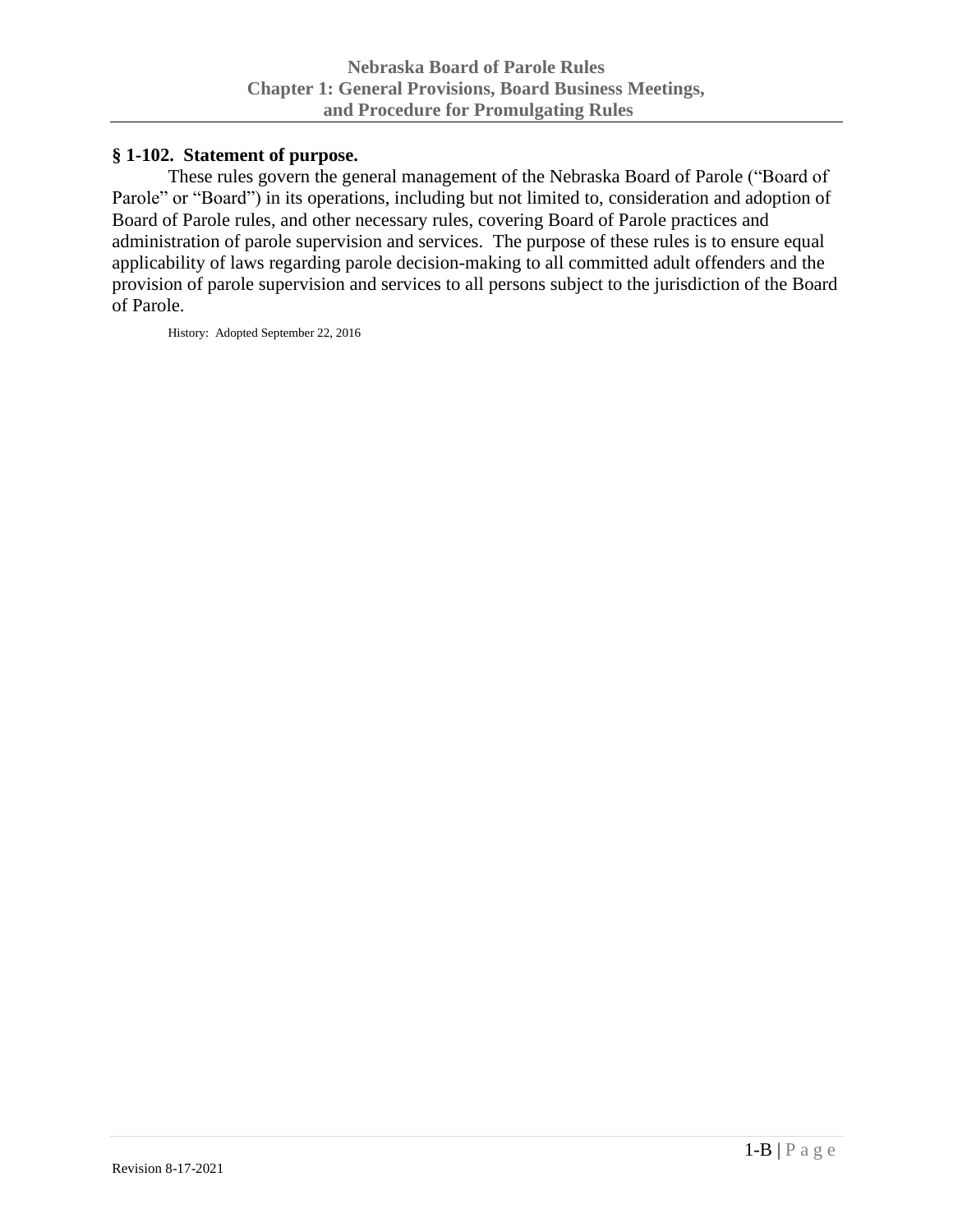## § 1-102. Statement of purpose.

These rules govern the general management of the Nebraska Board of Parole ("Board of Parole" or "Board") in its operations, including but not limited to, consideration and adoption of Board of Parole rules, and other necessary rules, covering Board of Parole practices and administration of parole supervision and services. The purpose of these rules is to ensure equal applicability of laws regarding parole decision-making to all committed adult offenders and the provision of parole supervision and services to all persons subject to the jurisdiction of the Board of Parole.

History: Adopted September 22, 2016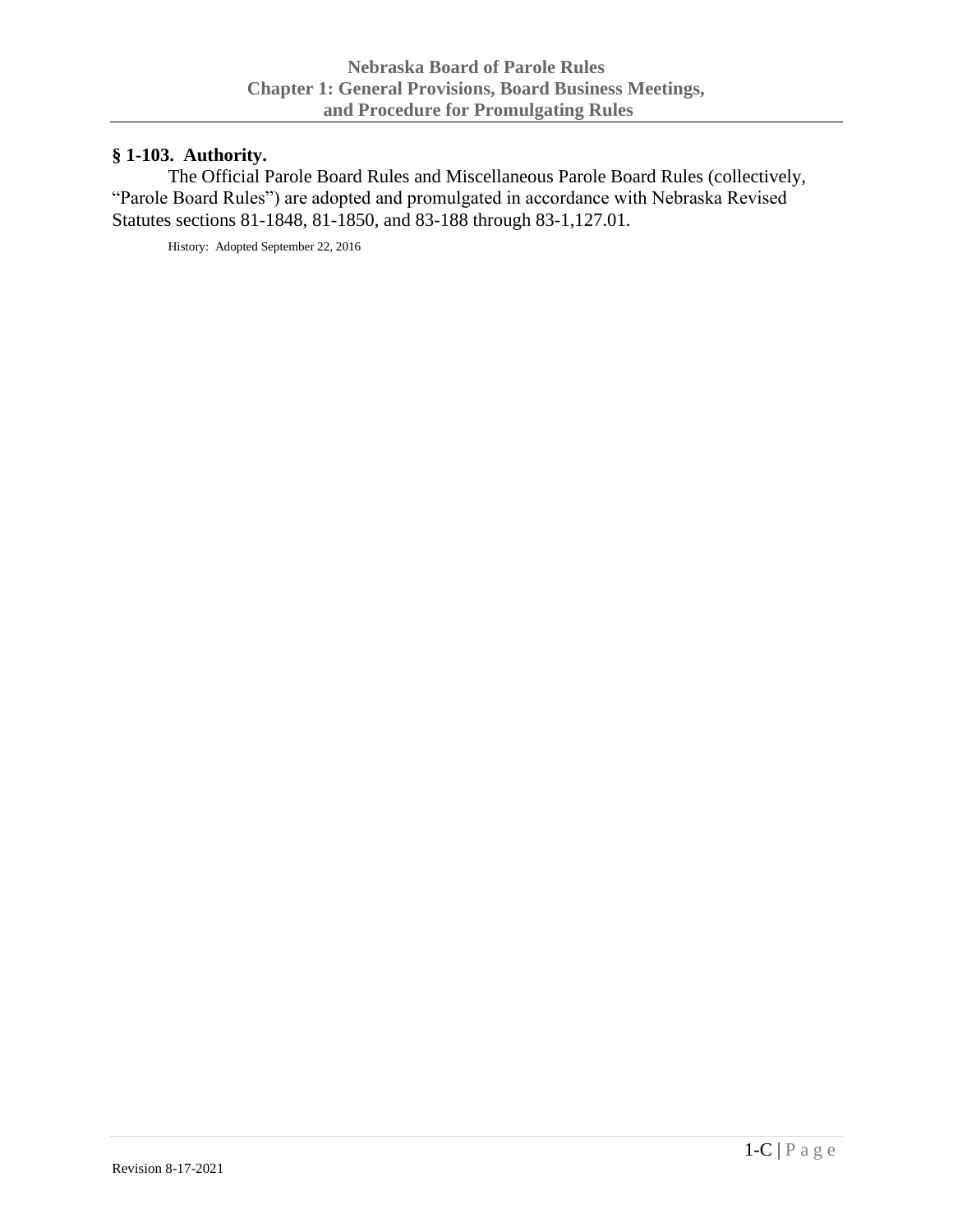## § 1-103. Authority.

The Official Parole Board Rules and Miscellaneous Parole Board Rules (collectively, "Parole Board Rules") are adopted and promulgated in accordance with Nebraska Revised Statutes sections 81-1848, 81-1850, and 83-188 through 83-1,127.01.

History: Adopted September 22, 2016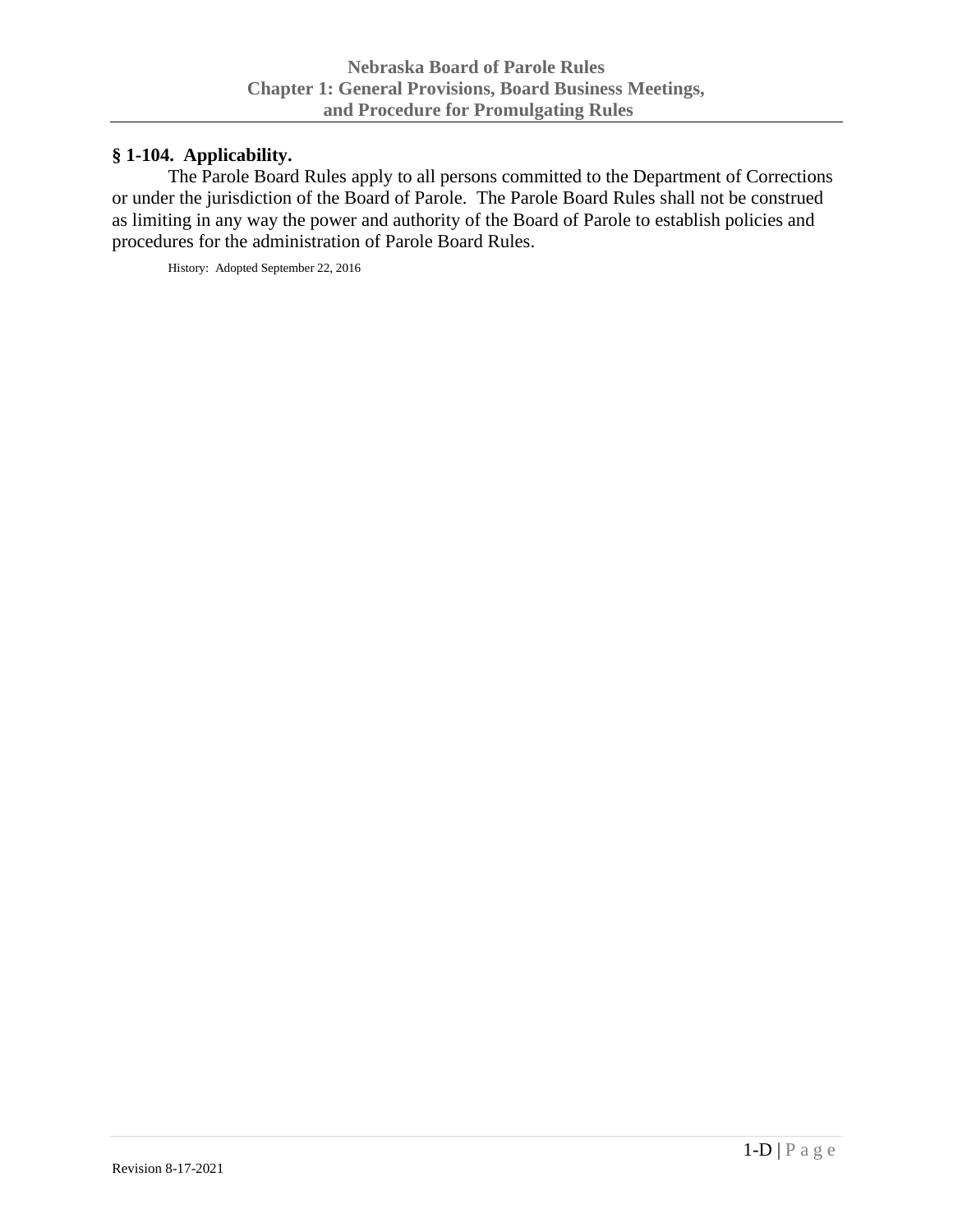**§ 1-104. Applicability.**

The Parole Board Rules apply to all persons committed to the Department of Corrections or under the jurisdiction of the Board of Parole. The Parole Board Rules shall not be construed as limiting in any way the power and authority of the Board of Parole to establish policies and procedures for the administration of Parole Board Rules.

History: Adopted September 22, 2016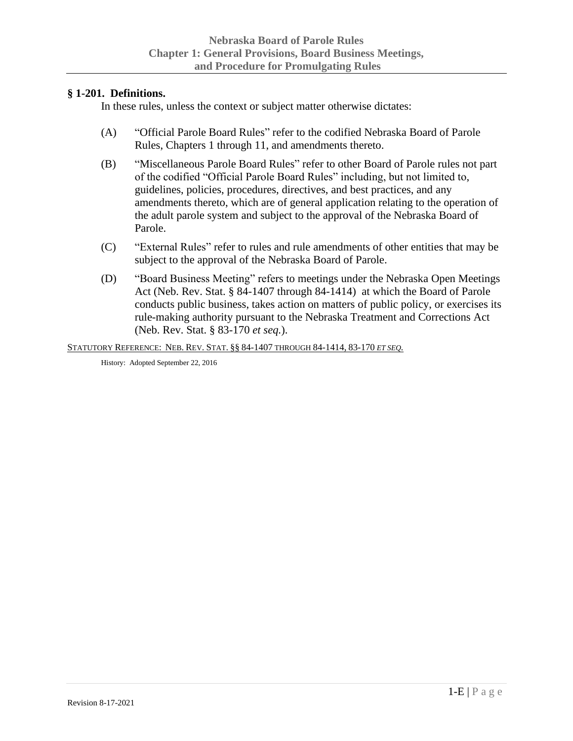## § 1-201. Definitions.

In these rules, unless the context or subject matter otherwise dictates:

(A) "Official Parole Board Rules" refer to the codified Nebraska Board of Parole Rules, Chapters 1 through 11, and amendments thereto.

(B) "Miscellaneous Parole Board Rules" refer to other Board of Parole rules not part of the codified "Official Parole Board Rules" including, but not limited to, guidelines, policies, procedures, directives, and best practices, and any amendments thereto, which are of general application relating to the operation of the adult parole system and subject to the approval of the Nebraska Board of Parole.

(C) "External Rules" refer to rules and rule amendments of other entities that may be subject to the approval of the Nebraska Board of Parole.

(D) "Board Business Meeting" refers to meetings under the Nebraska Open Meetings Act (Neb. Rev. Stat. § 84-1407 through 84-1414) at which the Board of Parole conducts public business, takes action on matters of public policy, or exercises its rule-making authority pursuant to the Nebraska Treatment and Corrections Act (Neb. Rev. Stat. § 83-170 *et seq.*).

STATUTORY REFERENCE: NEB. REV. STAT. §§ 84-1407 THROUGH 84-1414, 83-170 *ET SEQ.*

History: Adopted September 22, 2016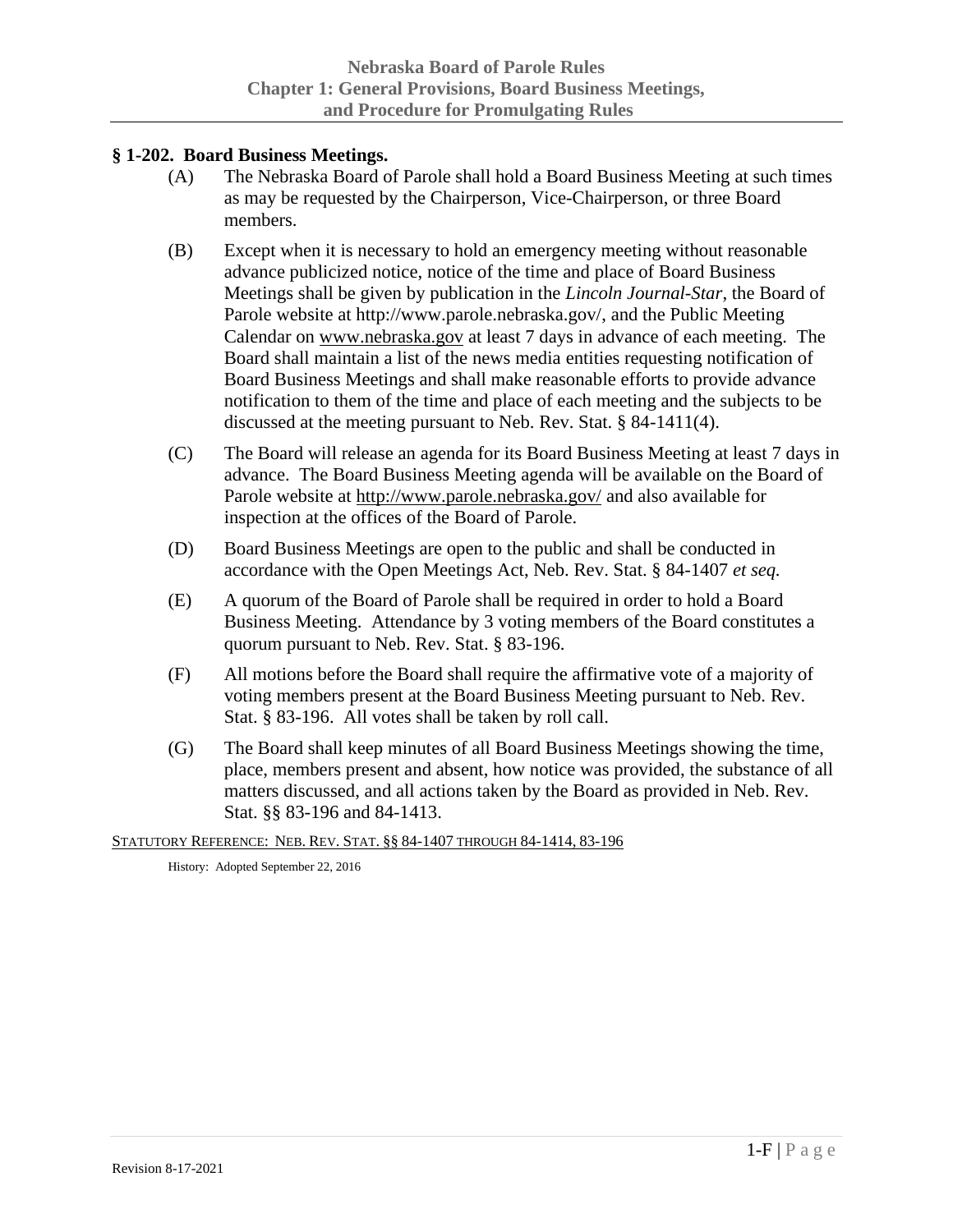### § 1-202. Board Business Meetings.

(A) The Nebraska Board of Parole shall hold a Board Business Meeting at such times as may be requested by the Chairperson, Vice-Chairperson, or three Board members.

(B) Except when it is necessary to hold an emergency meeting without reasonable advance publicized notice, notice of the time and place of Board Business Meetings shall be given by publication in the *Lincoln Journal-Star*, the Board of Parole website at http://www.parole.nebraska.gov/, and the Public Meeting Calendar on www.nebraska.gov at least 7 days in advance of each meeting. The Board shall maintain a list of the news media entities requesting notification of Board Business Meetings and shall make reasonable efforts to provide advance notification to them of the time and place of each meeting and the subjects to be discussed at the meeting pursuant to Neb. Rev. Stat. § 84-1411(4).

(C) The Board will release an agenda for its Board Business Meeting at least 7 days in advance. The Board Business Meeting agenda will be available on the Board of Parole website at http://www.parole.nebraska.gov/ and also available for inspection at the offices of the Board of Parole.

(D) Board Business Meetings are open to the public and shall be conducted in accordance with the Open Meetings Act, Neb. Rev. Stat. § 84-1407 *et seq.*

(E) A quorum of the Board of Parole shall be required in order to hold a Board Business Meeting. Attendance by 3 voting members of the Board constitutes a quorum pursuant to Neb. Rev. Stat. § 83-196.

(F) All motions before the Board shall require the affirmative vote of a majority of voting members present at the Board Business Meeting pursuant to Neb. Rev. Stat. § 83-196. All votes shall be taken by roll call.

(G) The Board shall keep minutes of all Board Business Meetings showing the time, place, members present and absent, how notice was provided, the substance of all matters discussed, and all actions taken by the Board as provided in Neb. Rev. Stat. §§ 83-196 and 84-1413.

STATUTORY REFERENCE: NEB. REV. STAT. §§ 84-1407 THROUGH 84-1414, 83-196

History: Adopted September 22, 2016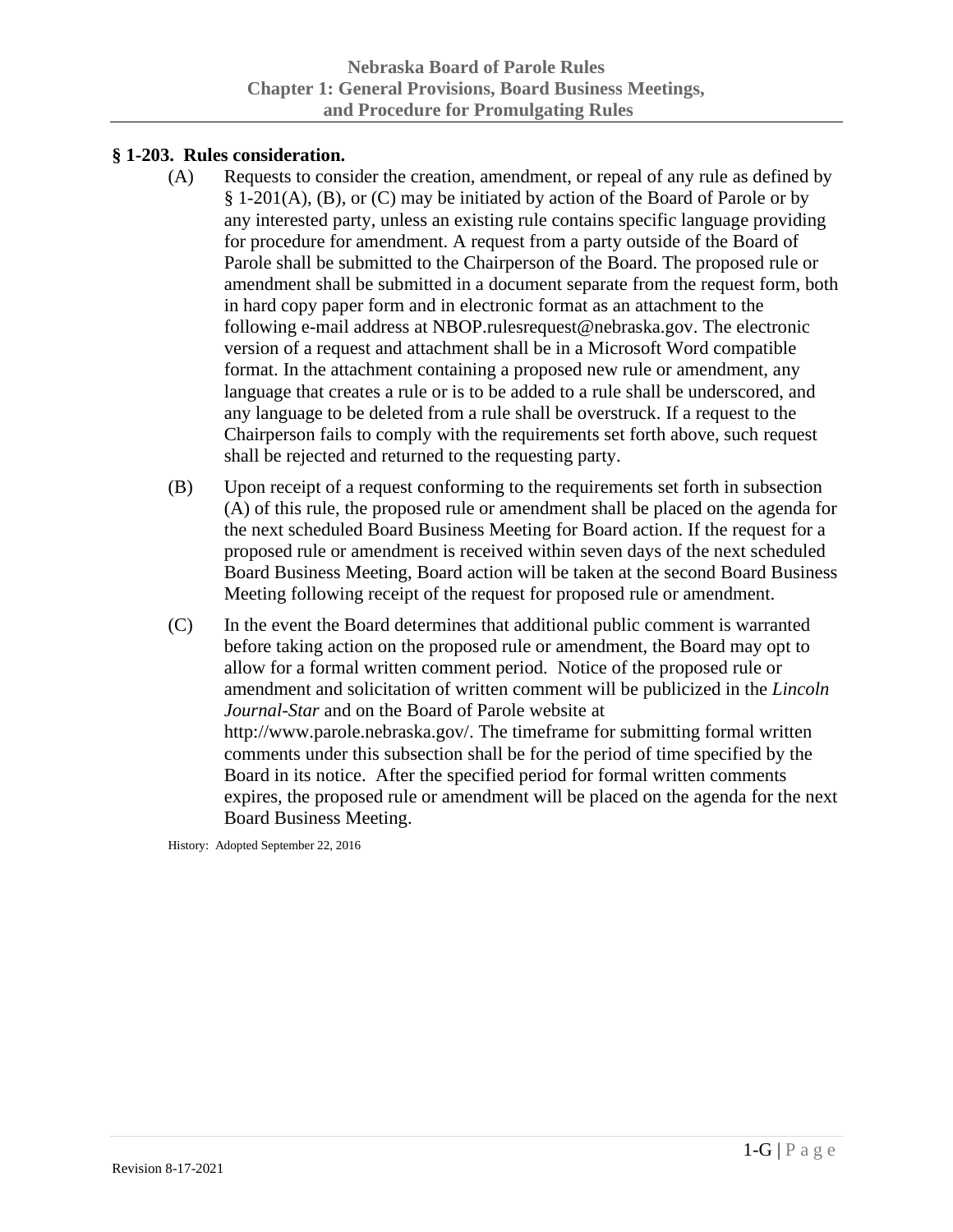## § 1-203. Rules consideration.

(A) Requests to consider the creation, amendment, or repeal of any rule as defined by § 1-201(A), (B), or (C) may be initiated by action of the Board of Parole or by any interested party, unless an existing rule contains specific language providing for procedure for amendment. A request from a party outside of the Board of Parole shall be submitted to the Chairperson of the Board. The proposed rule or amendment shall be submitted in a document separate from the request form, both in hard copy paper form and in electronic format as an attachment to the following e-mail address at NBOP.rulesrequest@nebraska.gov. The electronic version of a request and attachment shall be in a Microsoft Word compatible format. In the attachment containing a proposed new rule or amendment, any language that creates a rule or is to be added to a rule shall be underscored, and any language to be deleted from a rule shall be overstruck. If a request to the Chairperson fails to comply with the requirements set forth above, such request shall be rejected and returned to the requesting party.

(B) Upon receipt of a request conforming to the requirements set forth in subsection (A) of this rule, the proposed rule or amendment shall be placed on the agenda for the next scheduled Board Business Meeting for Board action. If the request for a proposed rule or amendment is received within seven days of the next scheduled Board Business Meeting, Board action will be taken at the second Board Business Meeting following receipt of the request for proposed rule or amendment.

(C) In the event the Board determines that additional public comment is warranted before taking action on the proposed rule or amendment, the Board may opt to allow for a formal written comment period. Notice of the proposed rule or amendment and solicitation of written comment will be publicized in the *Lincoln Journal-Star* and on the Board of Parole website at http://www.parole.nebraska.gov/. The timeframe for submitting formal written comments under this subsection shall be for the period of time specified by the Board in its notice. After the specified period for formal written comments expires, the proposed rule or amendment will be placed on the agenda for the next Board Business Meeting.

History: Adopted September 22, 2016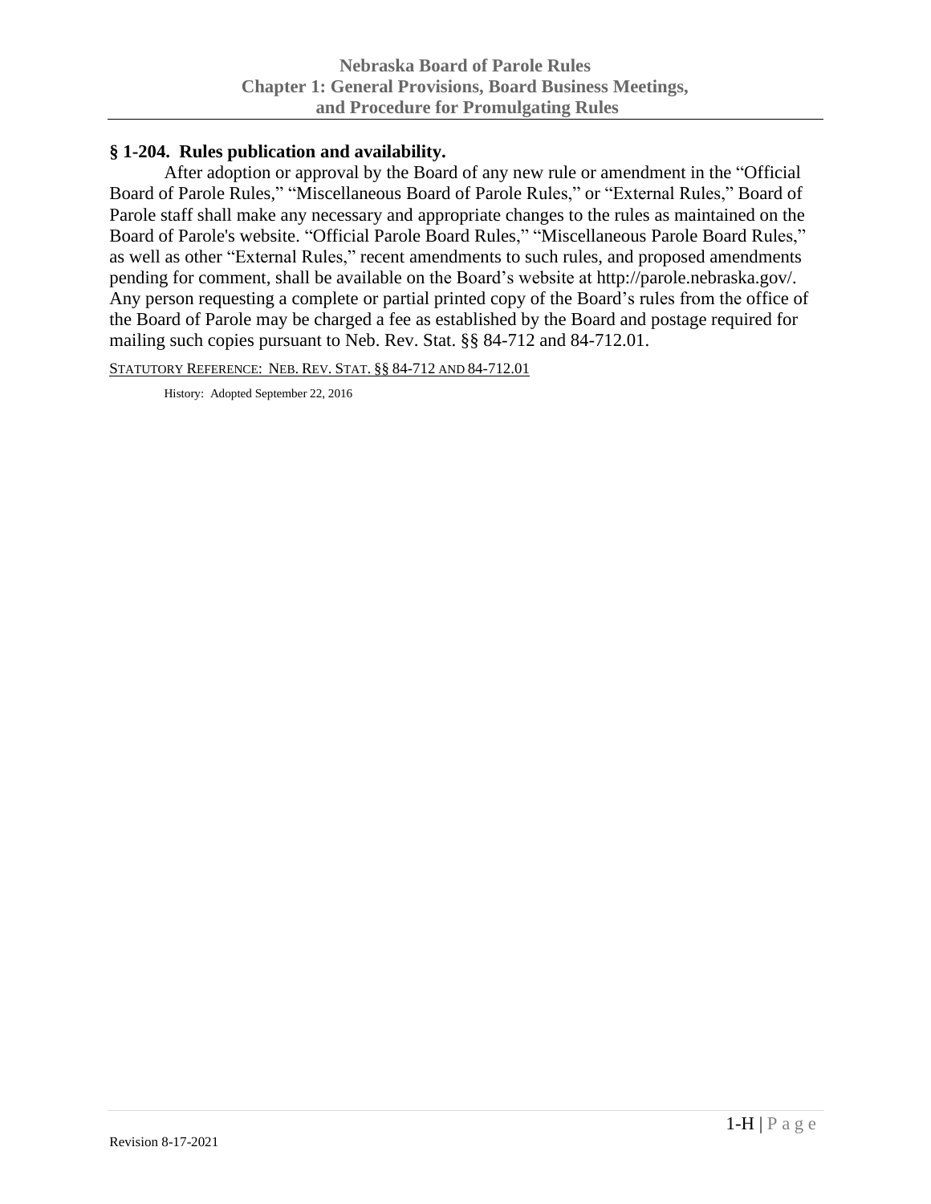## § 1-204. Rules publication and availability.

After adoption or approval by the Board of any new rule or amendment in the "Official Board of Parole Rules," "Miscellaneous Board of Parole Rules," or "External Rules," Board of Parole staff shall make any necessary and appropriate changes to the rules as maintained on the Board of Parole's website. "Official Parole Board Rules," "Miscellaneous Parole Board Rules," as well as other "External Rules," recent amendments to such rules, and proposed amendments pending for comment, shall be available on the Board's website at http://parole.nebraska.gov/. Any person requesting a complete or partial printed copy of the Board's rules from the office of the Board of Parole may be charged a fee as established by the Board and postage required for mailing such copies pursuant to Neb. Rev. Stat. §§ 84-712 and 84-712.01.

STATUTORY REFERENCE: NEB. REV. STAT. §§ 84-712 AND 84-712.01

History: Adopted September 22, 2016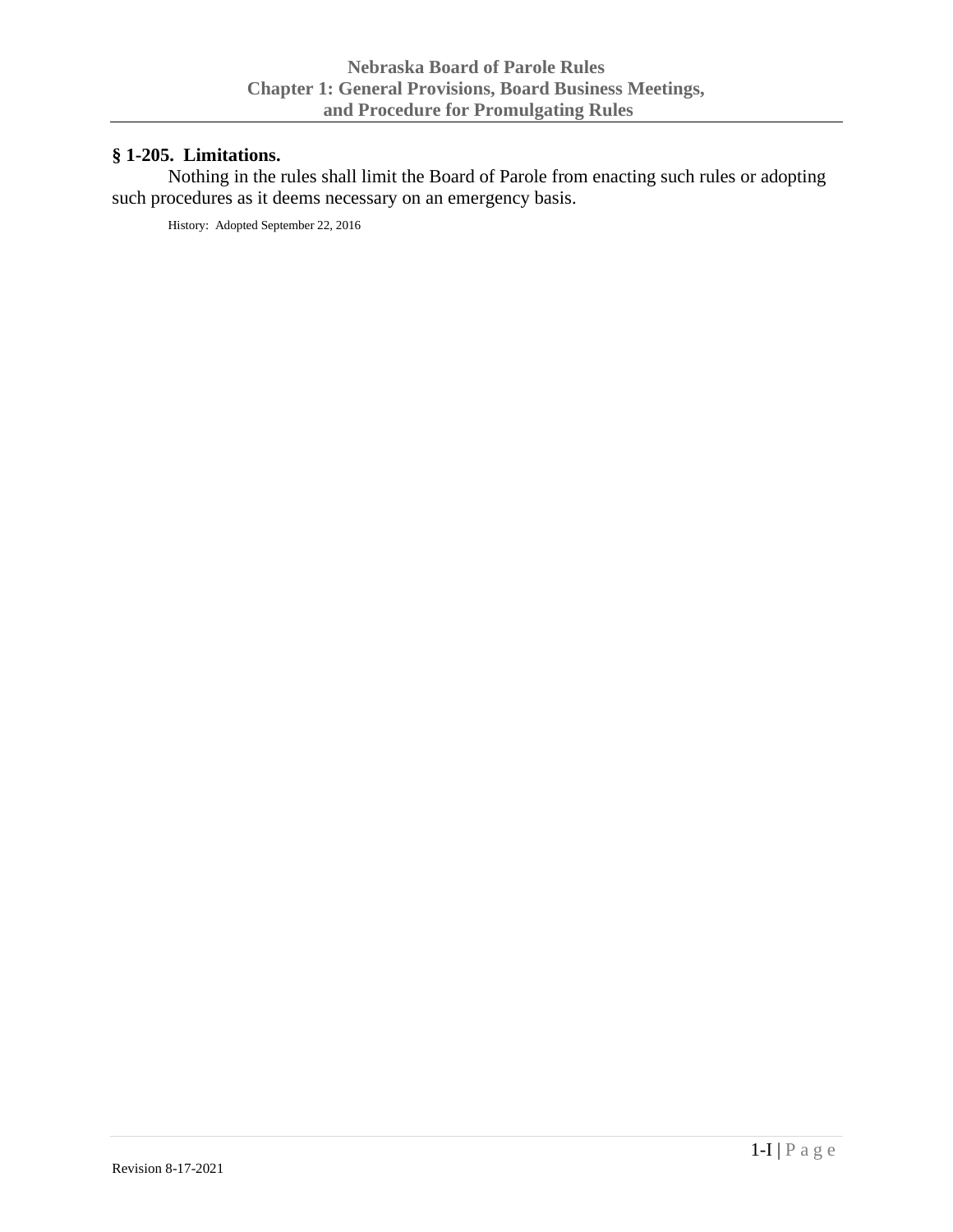### § 1-205. Limitations.

Nothing in the rules shall limit the Board of Parole from enacting such rules or adopting such procedures as it deems necessary on an emergency basis.

History: Adopted September 22, 2016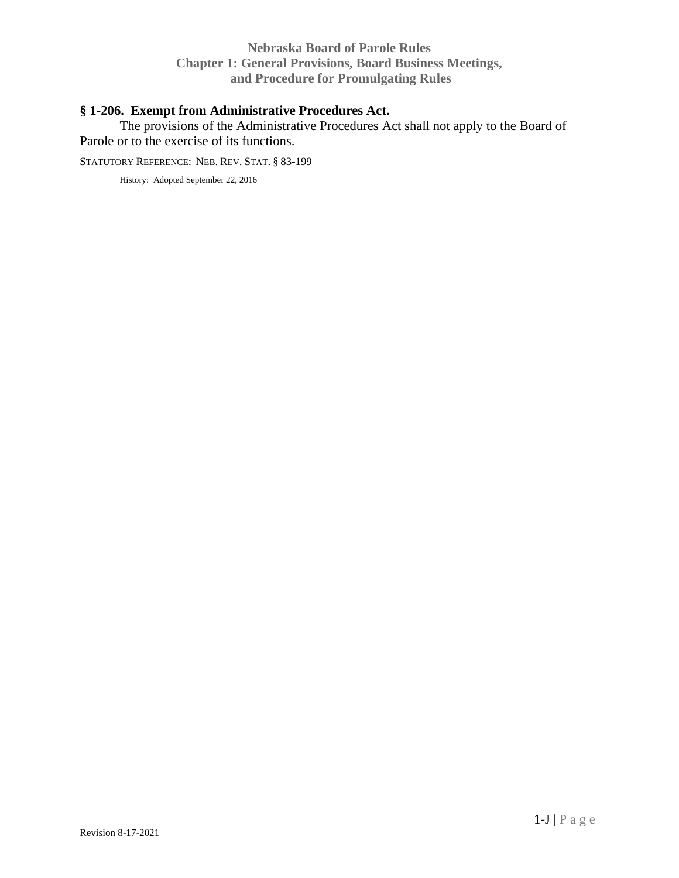## § 1-206. Exempt from Administrative Procedures Act.

The provisions of the Administrative Procedures Act shall not apply to the Board of Parole or to the exercise of its functions.

STATUTORY REFERENCE: NEB. REV. STAT. § 83-199

History: Adopted September 22, 2016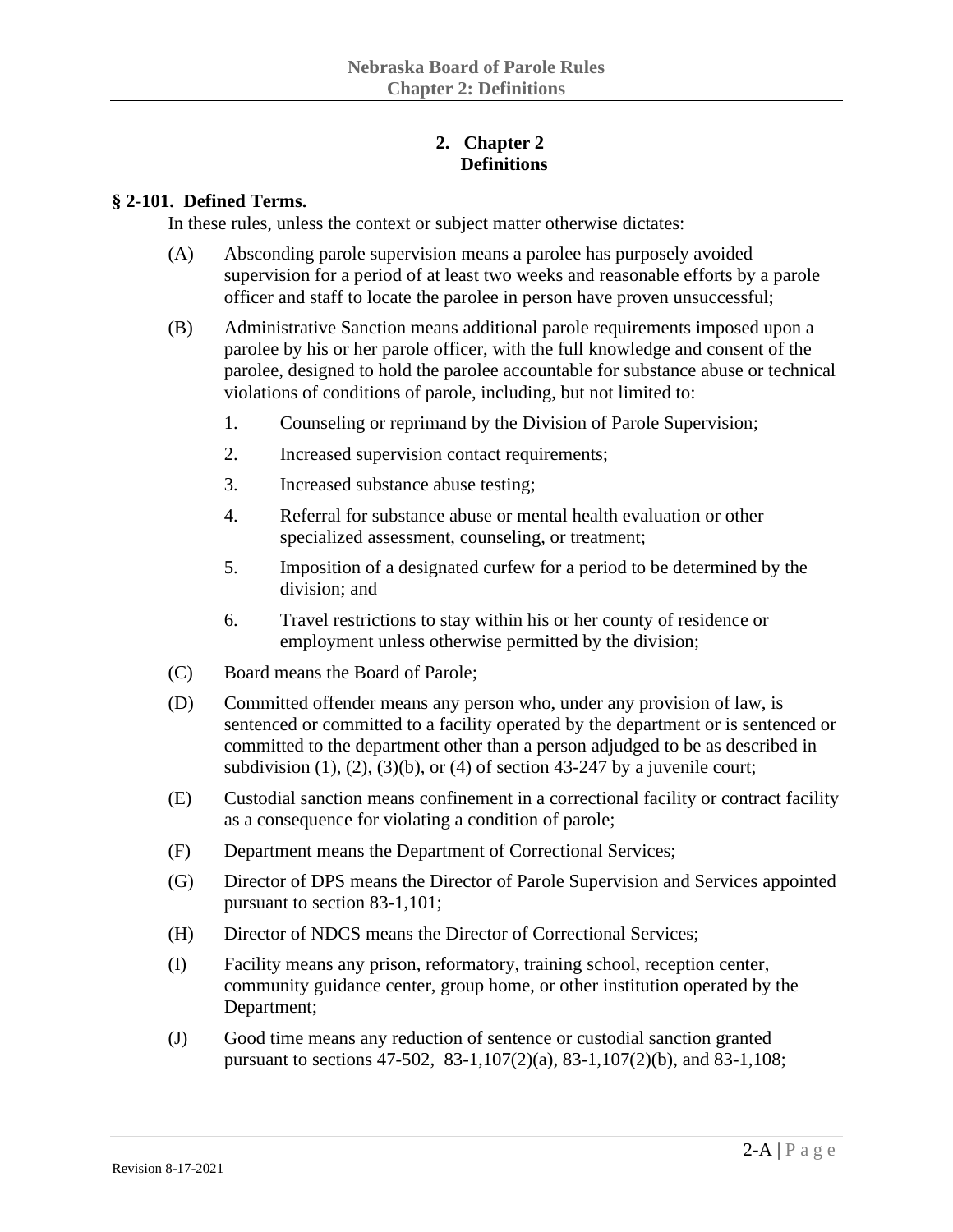# 2. Chapter 2
## Definitions

**§ 2-101. Defined Terms.**

In these rules, unless the context or subject matter otherwise dictates:

(A) Absconding parole supervision means a parolee has purposely avoided supervision for a period of at least two weeks and reasonable efforts by a parole officer and staff to locate the parolee in person have proven unsuccessful;

(B) Administrative Sanction means additional parole requirements imposed upon a parolee by his or her parole officer, with the full knowledge and consent of the parolee, designed to hold the parolee accountable for substance abuse or technical violations of conditions of parole, including, but not limited to:

1. Counseling or reprimand by the Division of Parole Supervision;
2. Increased supervision contact requirements;
3. Increased substance abuse testing;
4. Referral for substance abuse or mental health evaluation or other specialized assessment, counseling, or treatment;
5. Imposition of a designated curfew for a period to be determined by the division; and
6. Travel restrictions to stay within his or her county of residence or employment unless otherwise permitted by the division;

(C) Board means the Board of Parole;

(D) Committed offender means any person who, under any provision of law, is sentenced or committed to a facility operated by the department or is sentenced or committed to the department other than a person adjudged to be as described in subdivision (1), (2), (3)(b), or (4) of section 43-247 by a juvenile court;

(E) Custodial sanction means confinement in a correctional facility or contract facility as a consequence for violating a condition of parole;

(F) Department means the Department of Correctional Services;

(G) Director of DPS means the Director of Parole Supervision and Services appointed pursuant to section 83-1,101;

(H) Director of NDCS means the Director of Correctional Services;

(I) Facility means any prison, reformatory, training school, reception center, community guidance center, group home, or other institution operated by the Department;

(J) Good time means any reduction of sentence or custodial sanction granted pursuant to sections 47-502, 83-1,107(2)(a), 83-1,107(2)(b), and 83-1,108;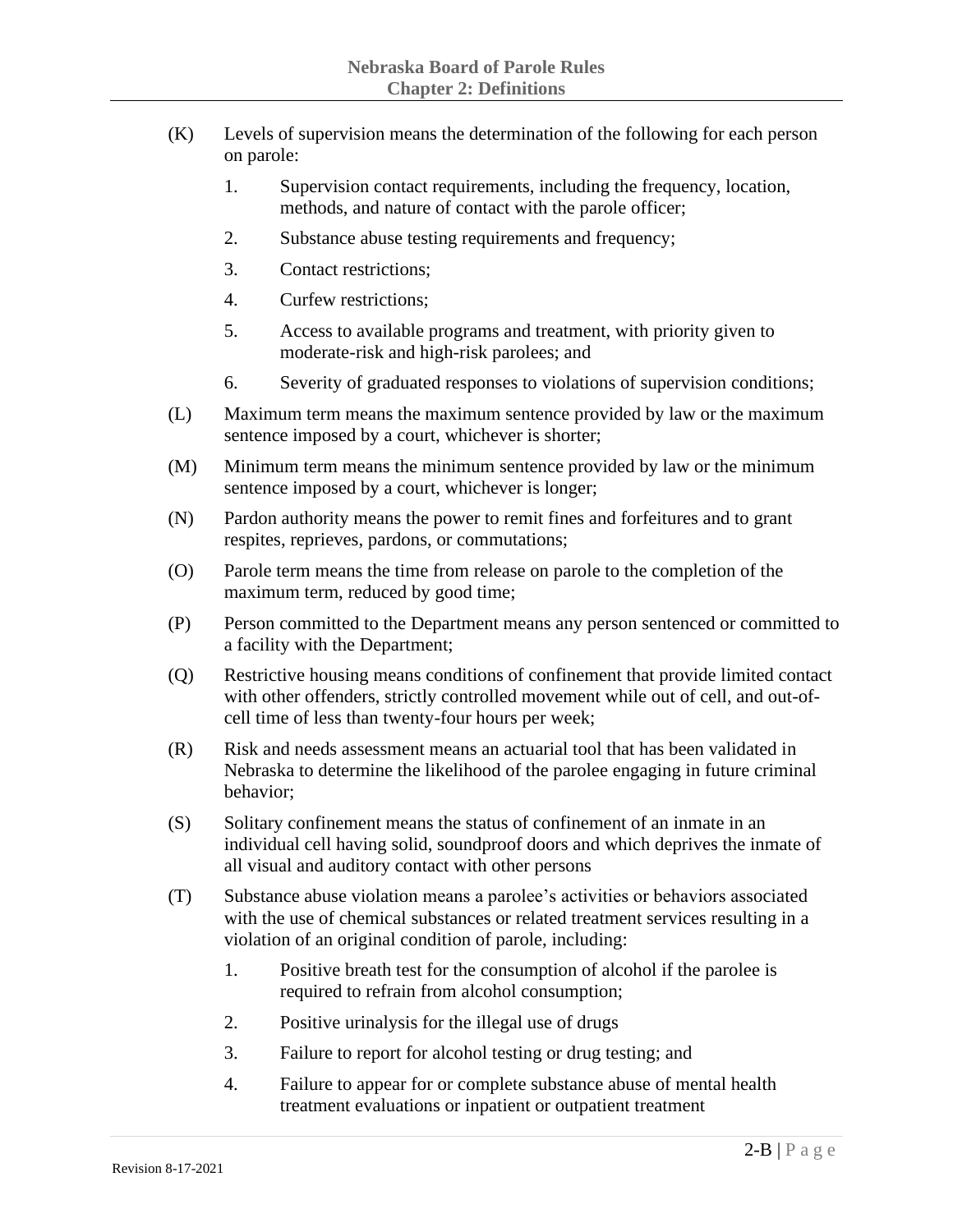(K) Levels of supervision means the determination of the following for each person on parole:

1. Supervision contact requirements, including the frequency, location, methods, and nature of contact with the parole officer;
2. Substance abuse testing requirements and frequency;
3. Contact restrictions;
4. Curfew restrictions;
5. Access to available programs and treatment, with priority given to moderate-risk and high-risk parolees; and
6. Severity of graduated responses to violations of supervision conditions;

(L) Maximum term means the maximum sentence provided by law or the maximum sentence imposed by a court, whichever is shorter;

(M) Minimum term means the minimum sentence provided by law or the minimum sentence imposed by a court, whichever is longer;

(N) Pardon authority means the power to remit fines and forfeitures and to grant respites, reprieves, pardons, or commutations;

(O) Parole term means the time from release on parole to the completion of the maximum term, reduced by good time;

(P) Person committed to the Department means any person sentenced or committed to a facility with the Department;

(Q) Restrictive housing means conditions of confinement that provide limited contact with other offenders, strictly controlled movement while out of cell, and out-of-cell time of less than twenty-four hours per week;

(R) Risk and needs assessment means an actuarial tool that has been validated in Nebraska to determine the likelihood of the parolee engaging in future criminal behavior;

(S) Solitary confinement means the status of confinement of an inmate in an individual cell having solid, soundproof doors and which deprives the inmate of all visual and auditory contact with other persons

(T) Substance abuse violation means a parolee's activities or behaviors associated with the use of chemical substances or related treatment services resulting in a violation of an original condition of parole, including:

1. Positive breath test for the consumption of alcohol if the parolee is required to refrain from alcohol consumption;
2. Positive urinalysis for the illegal use of drugs
3. Failure to report for alcohol testing or drug testing; and
4. Failure to appear for or complete substance abuse of mental health treatment evaluations or inpatient or outpatient treatment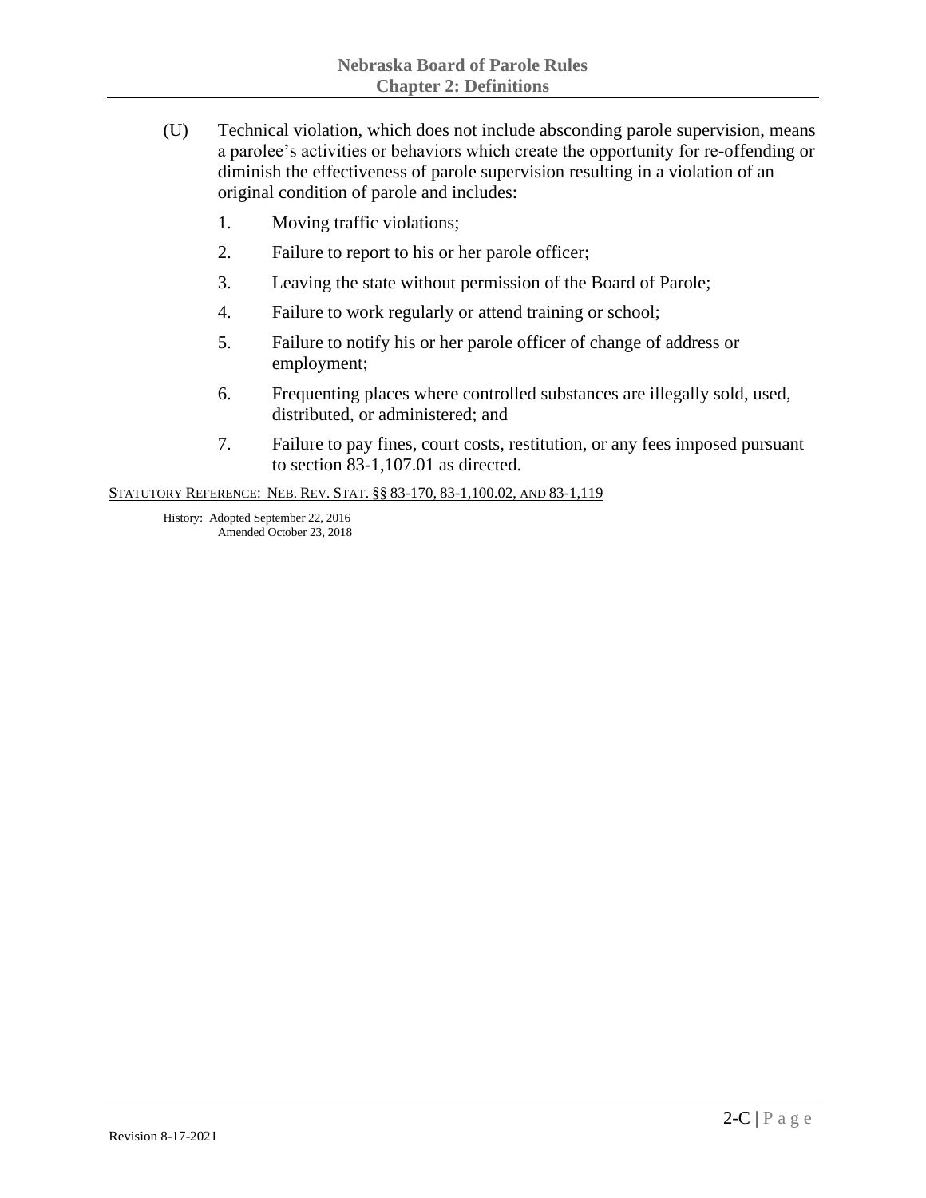(U) Technical violation, which does not include absconding parole supervision, means a parolee's activities or behaviors which create the opportunity for re-offending or diminish the effectiveness of parole supervision resulting in a violation of an original condition of parole and includes:

1. Moving traffic violations;
2. Failure to report to his or her parole officer;
3. Leaving the state without permission of the Board of Parole;
4. Failure to work regularly or attend training or school;
5. Failure to notify his or her parole officer of change of address or employment;
6. Frequenting places where controlled substances are illegally sold, used, distributed, or administered; and
7. Failure to pay fines, court costs, restitution, or any fees imposed pursuant to section 83-1,107.01 as directed.

STATUTORY REFERENCE: NEB. REV. STAT. §§ 83-170, 83-1,100.02, AND 83-1,119

History: Adopted September 22, 2016
Amended October 23, 2018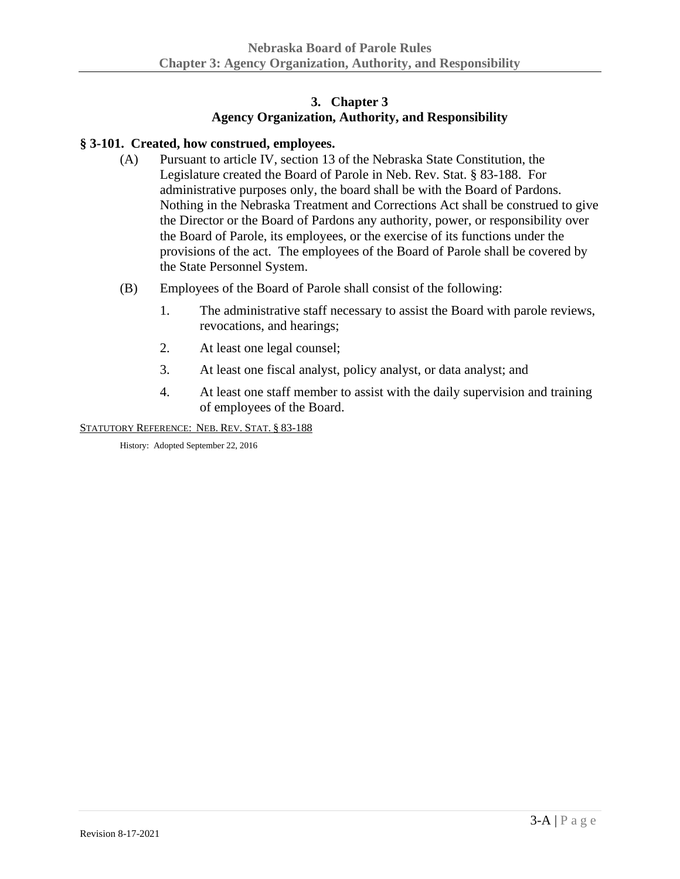# 3. Chapter 3
# Agency Organization, Authority, and Responsibility

## § 3-101. Created, how construed, employees.

(A) Pursuant to article IV, section 13 of the Nebraska State Constitution, the Legislature created the Board of Parole in Neb. Rev. Stat. § 83-188. For administrative purposes only, the board shall be with the Board of Pardons. Nothing in the Nebraska Treatment and Corrections Act shall be construed to give the Director or the Board of Pardons any authority, power, or responsibility over the Board of Parole, its employees, or the exercise of its functions under the provisions of the act. The employees of the Board of Parole shall be covered by the State Personnel System.

(B) Employees of the Board of Parole shall consist of the following:

1. The administrative staff necessary to assist the Board with parole reviews, revocations, and hearings;
2. At least one legal counsel;
3. At least one fiscal analyst, policy analyst, or data analyst; and
4. At least one staff member to assist with the daily supervision and training of employees of the Board.

STATUTORY REFERENCE: NEB. REV. STAT. § 83-188

History: Adopted September 22, 2016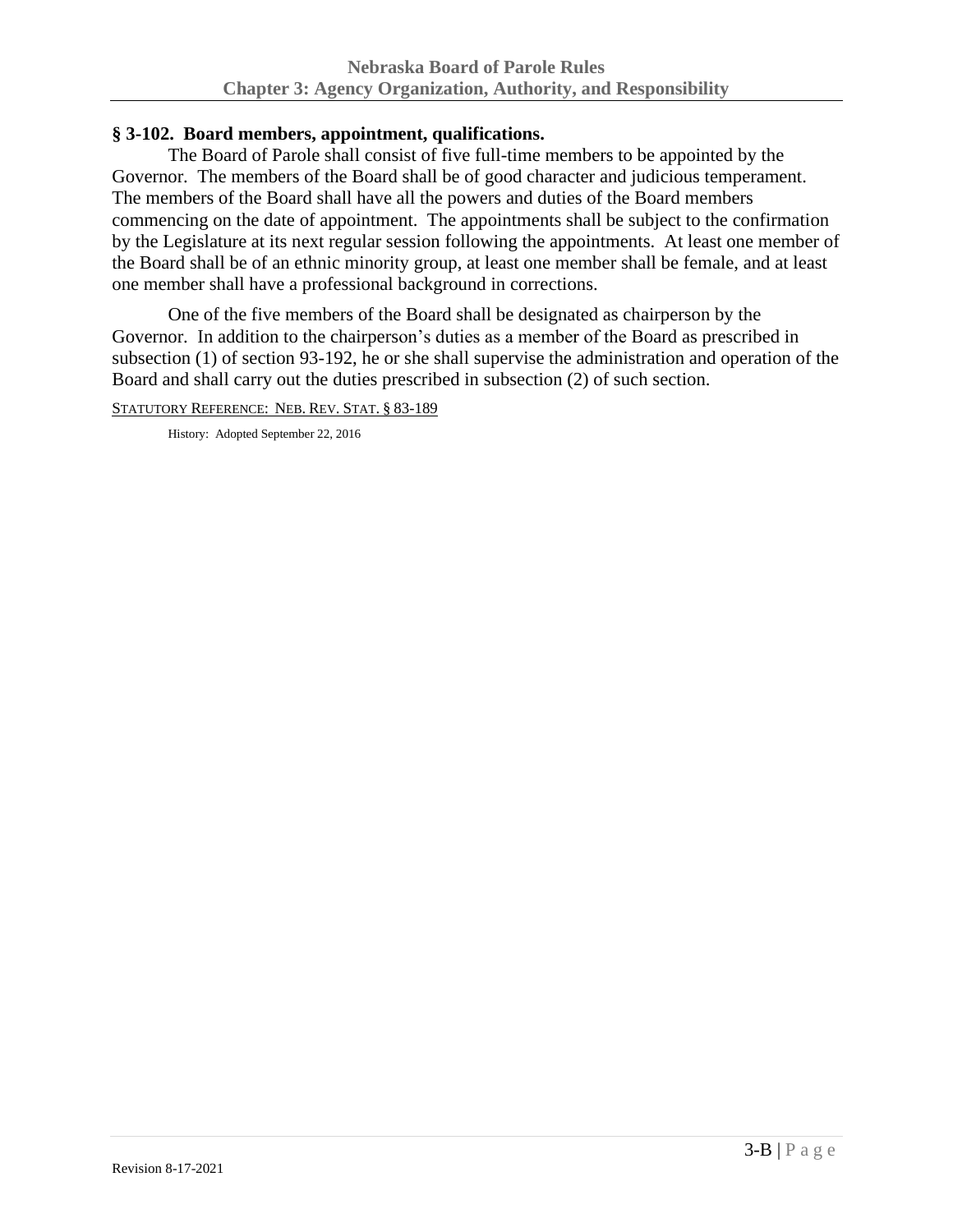## § 3-102. Board members, appointment, qualifications.

The Board of Parole shall consist of five full-time members to be appointed by the Governor. The members of the Board shall be of good character and judicious temperament. The members of the Board shall have all the powers and duties of the Board members commencing on the date of appointment. The appointments shall be subject to the confirmation by the Legislature at its next regular session following the appointments. At least one member of the Board shall be of an ethnic minority group, at least one member shall be female, and at least one member shall have a professional background in corrections.

One of the five members of the Board shall be designated as chairperson by the Governor. In addition to the chairperson's duties as a member of the Board as prescribed in subsection (1) of section 93-192, he or she shall supervise the administration and operation of the Board and shall carry out the duties prescribed in subsection (2) of such section.

STATUTORY REFERENCE: NEB. REV. STAT. § 83-189

History: Adopted September 22, 2016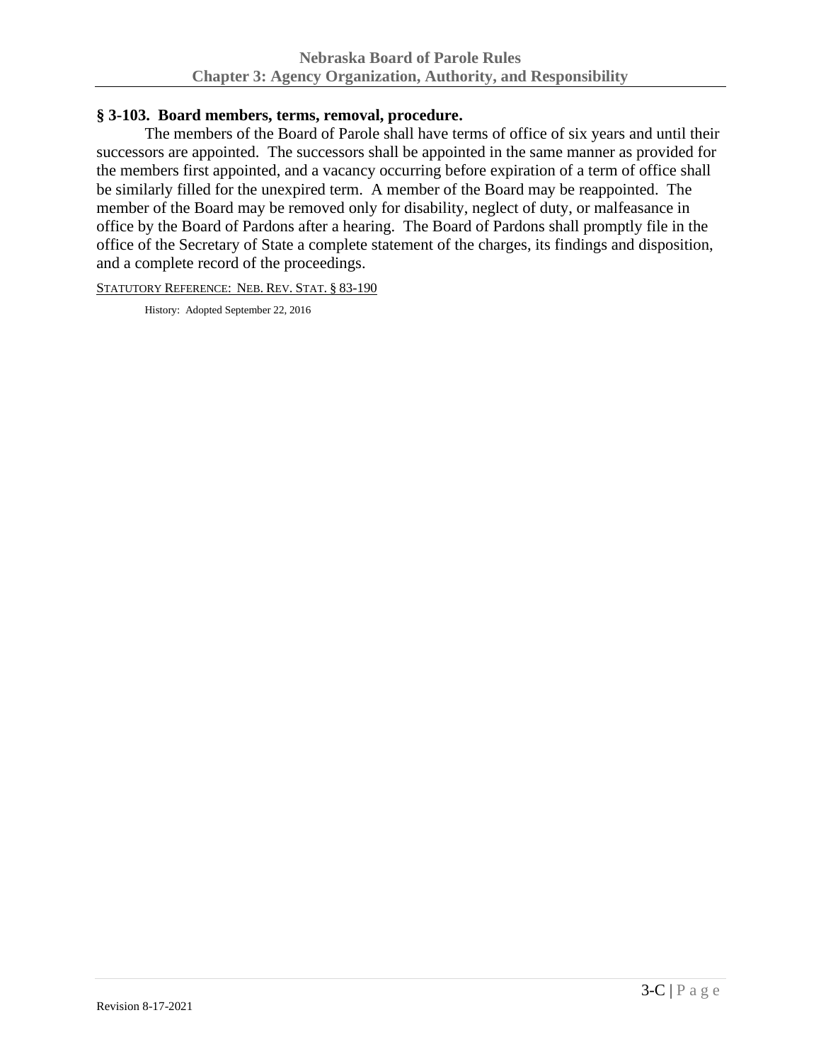### § 3-103. Board members, terms, removal, procedure.

The members of the Board of Parole shall have terms of office of six years and until their successors are appointed. The successors shall be appointed in the same manner as provided for the members first appointed, and a vacancy occurring before expiration of a term of office shall be similarly filled for the unexpired term. A member of the Board may be reappointed. The member of the Board may be removed only for disability, neglect of duty, or malfeasance in office by the Board of Pardons after a hearing. The Board of Pardons shall promptly file in the office of the Secretary of State a complete statement of the charges, its findings and disposition, and a complete record of the proceedings.

STATUTORY REFERENCE: NEB. REV. STAT. § 83-190

History: Adopted September 22, 2016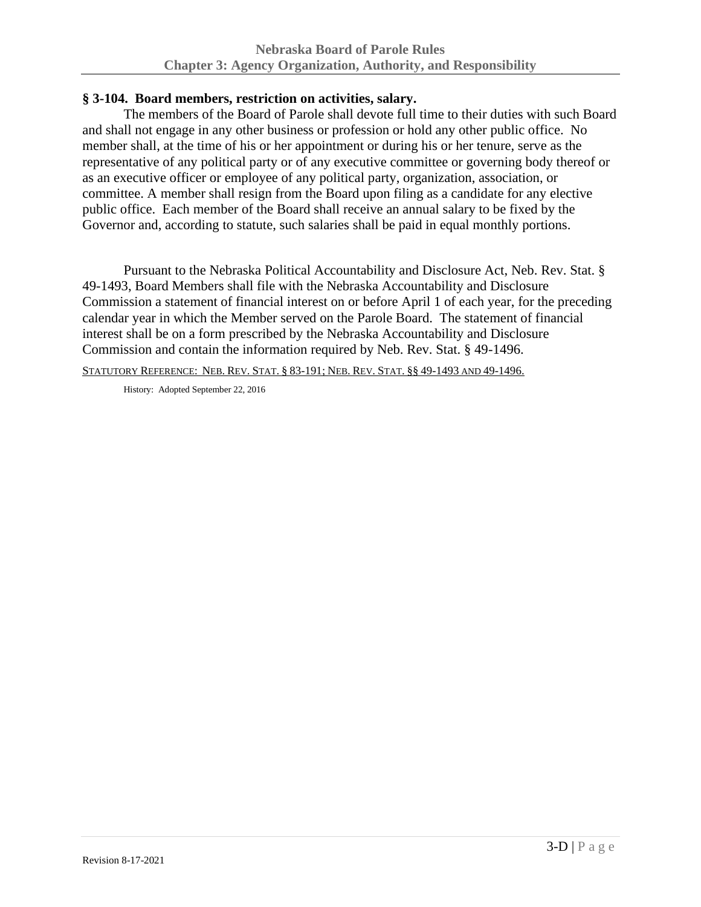## § 3-104. Board members, restriction on activities, salary.

The members of the Board of Parole shall devote full time to their duties with such Board and shall not engage in any other business or profession or hold any other public office. No member shall, at the time of his or her appointment or during his or her tenure, serve as the representative of any political party or of any executive committee or governing body thereof or as an executive officer or employee of any political party, organization, association, or committee. A member shall resign from the Board upon filing as a candidate for any elective public office. Each member of the Board shall receive an annual salary to be fixed by the Governor and, according to statute, such salaries shall be paid in equal monthly portions.

Pursuant to the Nebraska Political Accountability and Disclosure Act, Neb. Rev. Stat. § 49-1493, Board Members shall file with the Nebraska Accountability and Disclosure Commission a statement of financial interest on or before April 1 of each year, for the preceding calendar year in which the Member served on the Parole Board. The statement of financial interest shall be on a form prescribed by the Nebraska Accountability and Disclosure Commission and contain the information required by Neb. Rev. Stat. § 49-1496.

STATUTORY REFERENCE: NEB. REV. STAT. § 83-191; NEB. REV. STAT. §§ 49-1493 AND 49-1496.

History: Adopted September 22, 2016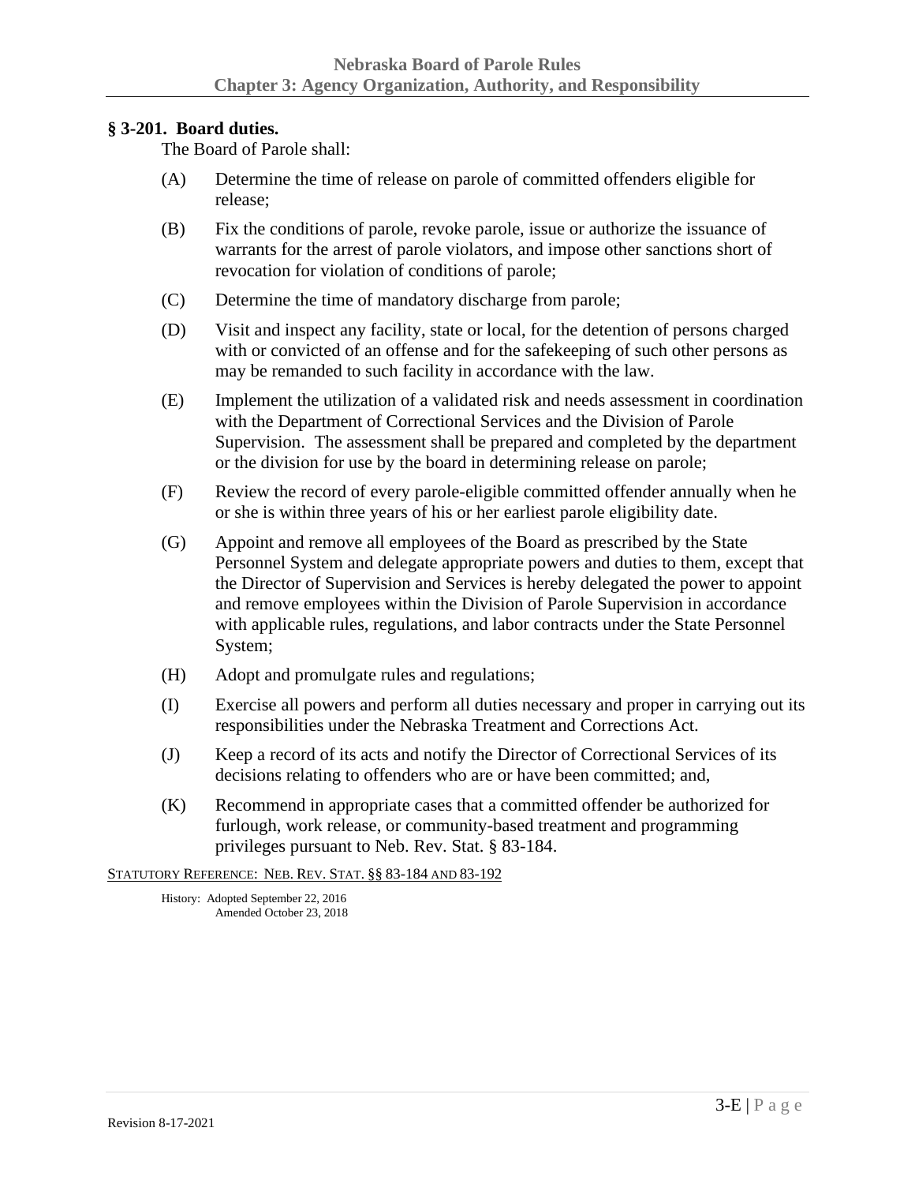## § 3-201. Board duties.

The Board of Parole shall:

(A) Determine the time of release on parole of committed offenders eligible for release;

(B) Fix the conditions of parole, revoke parole, issue or authorize the issuance of warrants for the arrest of parole violators, and impose other sanctions short of revocation for violation of conditions of parole;

(C) Determine the time of mandatory discharge from parole;

(D) Visit and inspect any facility, state or local, for the detention of persons charged with or convicted of an offense and for the safekeeping of such other persons as may be remanded to such facility in accordance with the law.

(E) Implement the utilization of a validated risk and needs assessment in coordination with the Department of Correctional Services and the Division of Parole Supervision. The assessment shall be prepared and completed by the department or the division for use by the board in determining release on parole;

(F) Review the record of every parole-eligible committed offender annually when he or she is within three years of his or her earliest parole eligibility date.

(G) Appoint and remove all employees of the Board as prescribed by the State Personnel System and delegate appropriate powers and duties to them, except that the Director of Supervision and Services is hereby delegated the power to appoint and remove employees within the Division of Parole Supervision in accordance with applicable rules, regulations, and labor contracts under the State Personnel System;

(H) Adopt and promulgate rules and regulations;

(I) Exercise all powers and perform all duties necessary and proper in carrying out its responsibilities under the Nebraska Treatment and Corrections Act.

(J) Keep a record of its acts and notify the Director of Correctional Services of its decisions relating to offenders who are or have been committed; and,

(K) Recommend in appropriate cases that a committed offender be authorized for furlough, work release, or community-based treatment and programming privileges pursuant to Neb. Rev. Stat. § 83-184.

STATUTORY REFERENCE: NEB. REV. STAT. §§ 83-184 AND 83-192

History: Adopted September 22, 2016
Amended October 23, 2018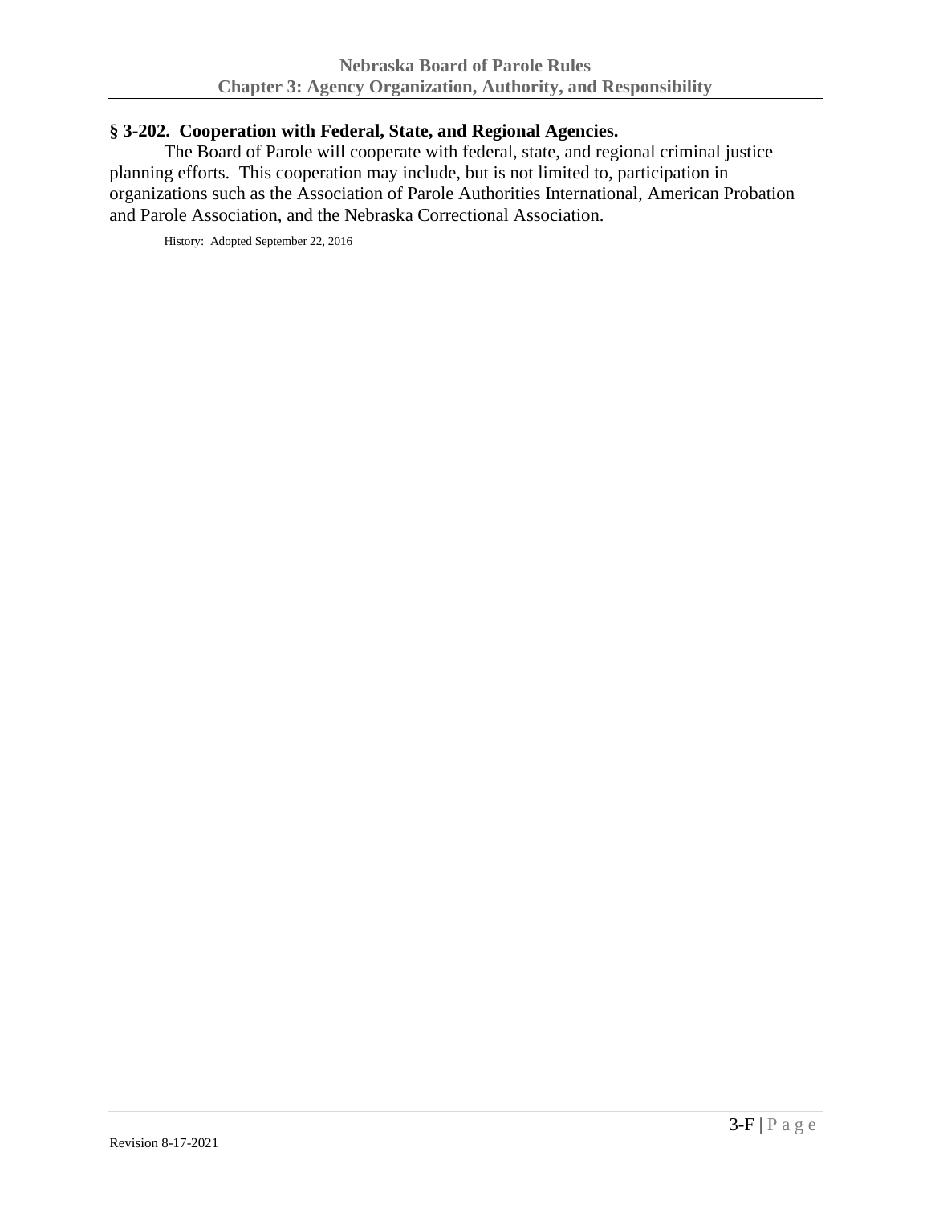## § 3-202. Cooperation with Federal, State, and Regional Agencies.

The Board of Parole will cooperate with federal, state, and regional criminal justice planning efforts. This cooperation may include, but is not limited to, participation in organizations such as the Association of Parole Authorities International, American Probation and Parole Association, and the Nebraska Correctional Association.

History: Adopted September 22, 2016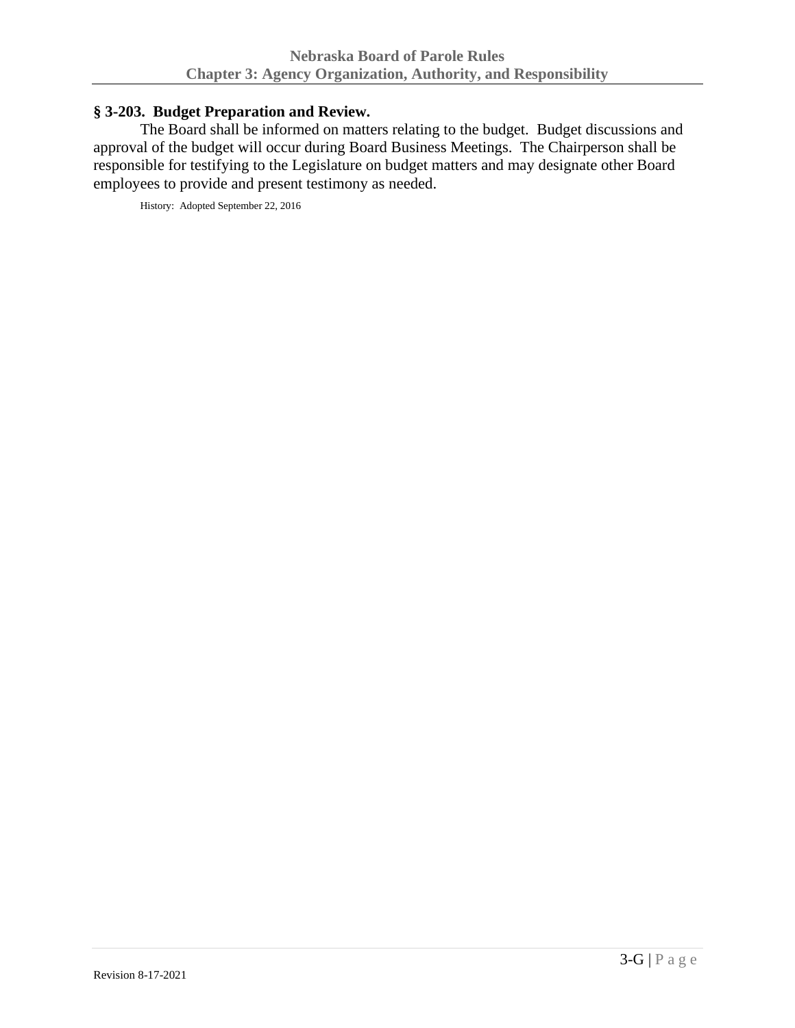## § 3-203. Budget Preparation and Review.

The Board shall be informed on matters relating to the budget. Budget discussions and approval of the budget will occur during Board Business Meetings. The Chairperson shall be responsible for testifying to the Legislature on budget matters and may designate other Board employees to provide and present testimony as needed.

History: Adopted September 22, 2016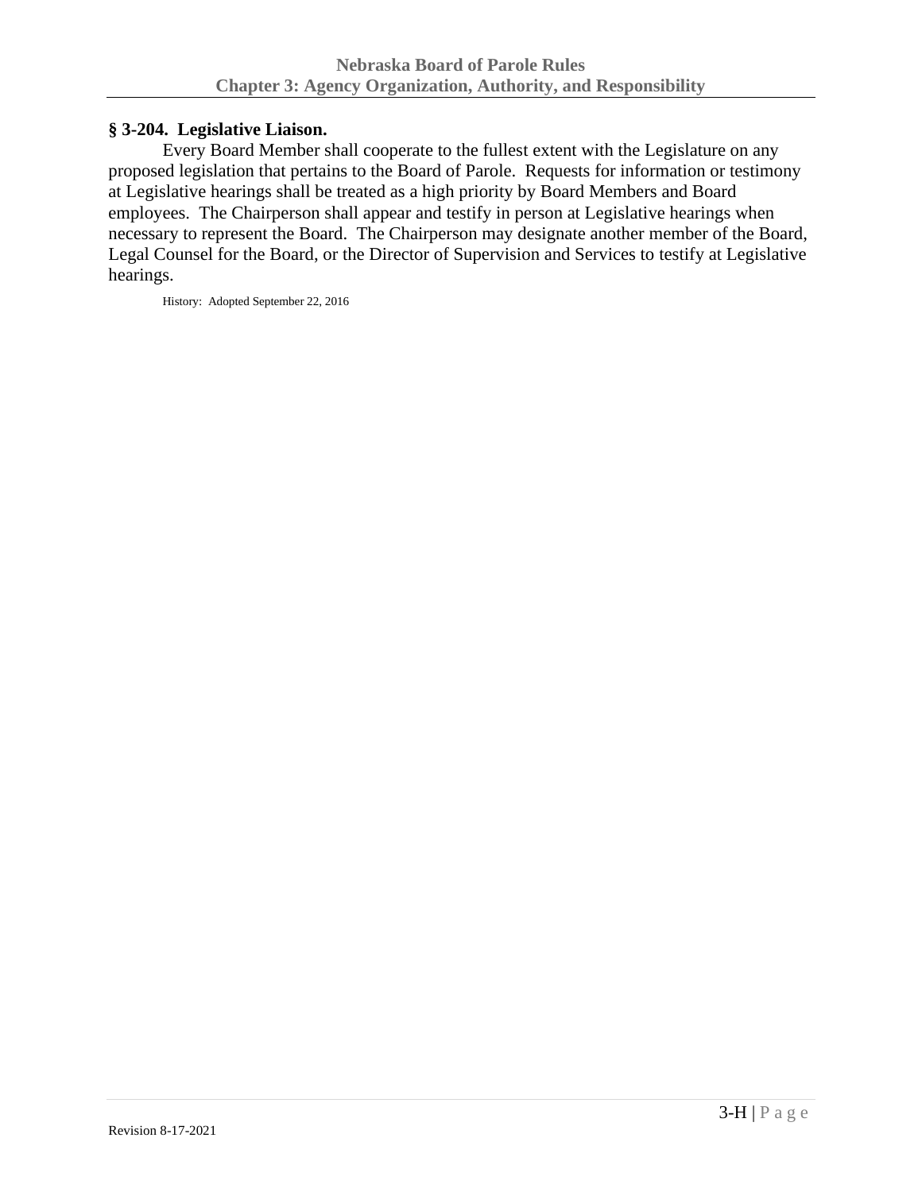### § 3-204. Legislative Liaison.

Every Board Member shall cooperate to the fullest extent with the Legislature on any proposed legislation that pertains to the Board of Parole. Requests for information or testimony at Legislative hearings shall be treated as a high priority by Board Members and Board employees. The Chairperson shall appear and testify in person at Legislative hearings when necessary to represent the Board. The Chairperson may designate another member of the Board, Legal Counsel for the Board, or the Director of Supervision and Services to testify at Legislative hearings.

History: Adopted September 22, 2016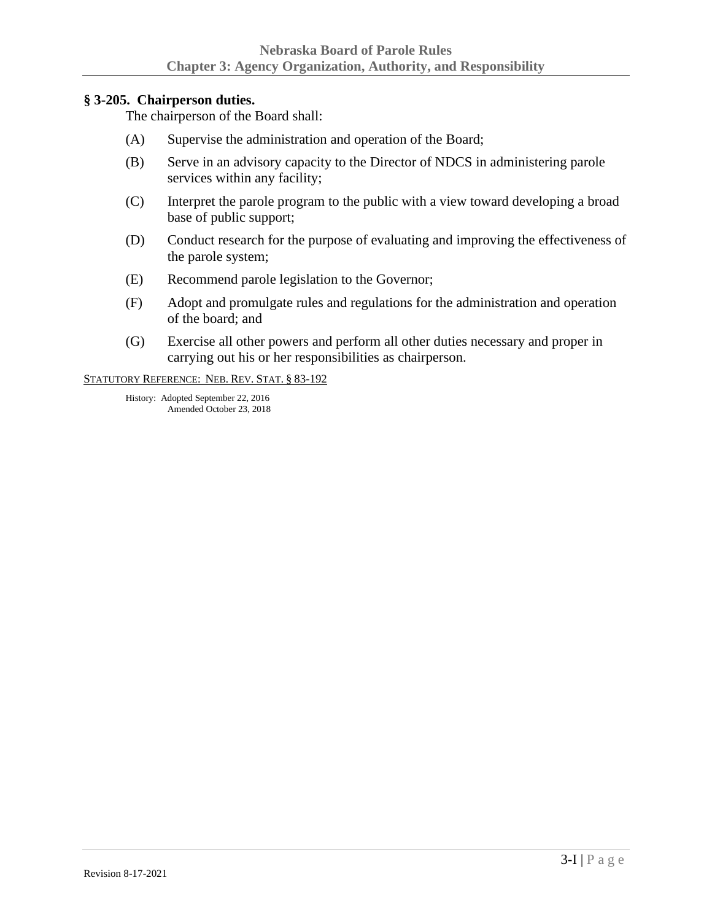### § 3-205. Chairperson duties.

The chairperson of the Board shall:

(A) Supervise the administration and operation of the Board;

(B) Serve in an advisory capacity to the Director of NDCS in administering parole services within any facility;

(C) Interpret the parole program to the public with a view toward developing a broad base of public support;

(D) Conduct research for the purpose of evaluating and improving the effectiveness of the parole system;

(E) Recommend parole legislation to the Governor;

(F) Adopt and promulgate rules and regulations for the administration and operation of the board; and

(G) Exercise all other powers and perform all other duties necessary and proper in carrying out his or her responsibilities as chairperson.

STATUTORY REFERENCE: NEB. REV. STAT. § 83-192

History: Adopted September 22, 2016
Amended October 23, 2018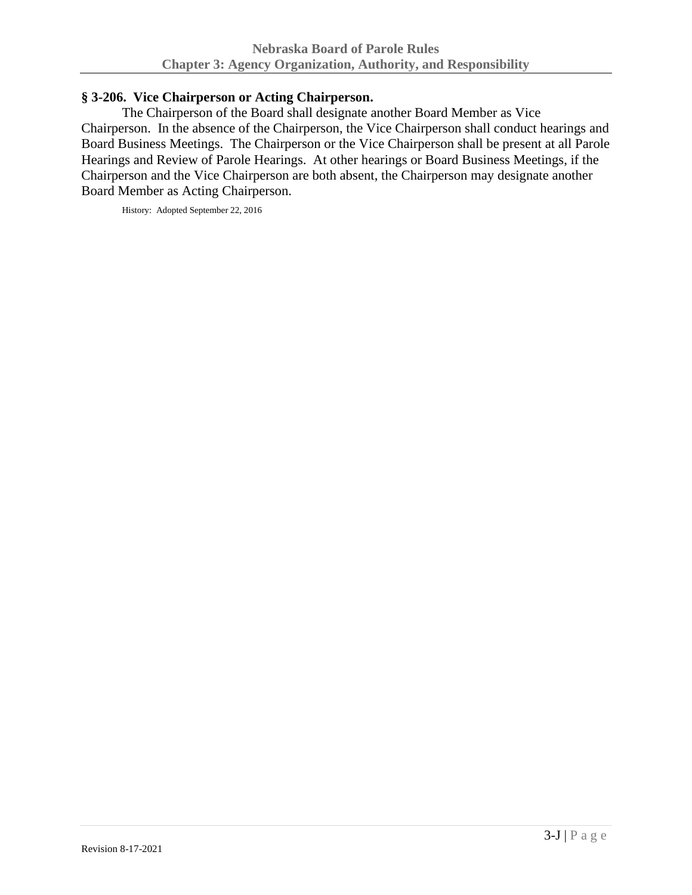## § 3-206. Vice Chairperson or Acting Chairperson.

The Chairperson of the Board shall designate another Board Member as Vice Chairperson. In the absence of the Chairperson, the Vice Chairperson shall conduct hearings and Board Business Meetings. The Chairperson or the Vice Chairperson shall be present at all Parole Hearings and Review of Parole Hearings. At other hearings or Board Business Meetings, if the Chairperson and the Vice Chairperson are both absent, the Chairperson may designate another Board Member as Acting Chairperson.

History: Adopted September 22, 2016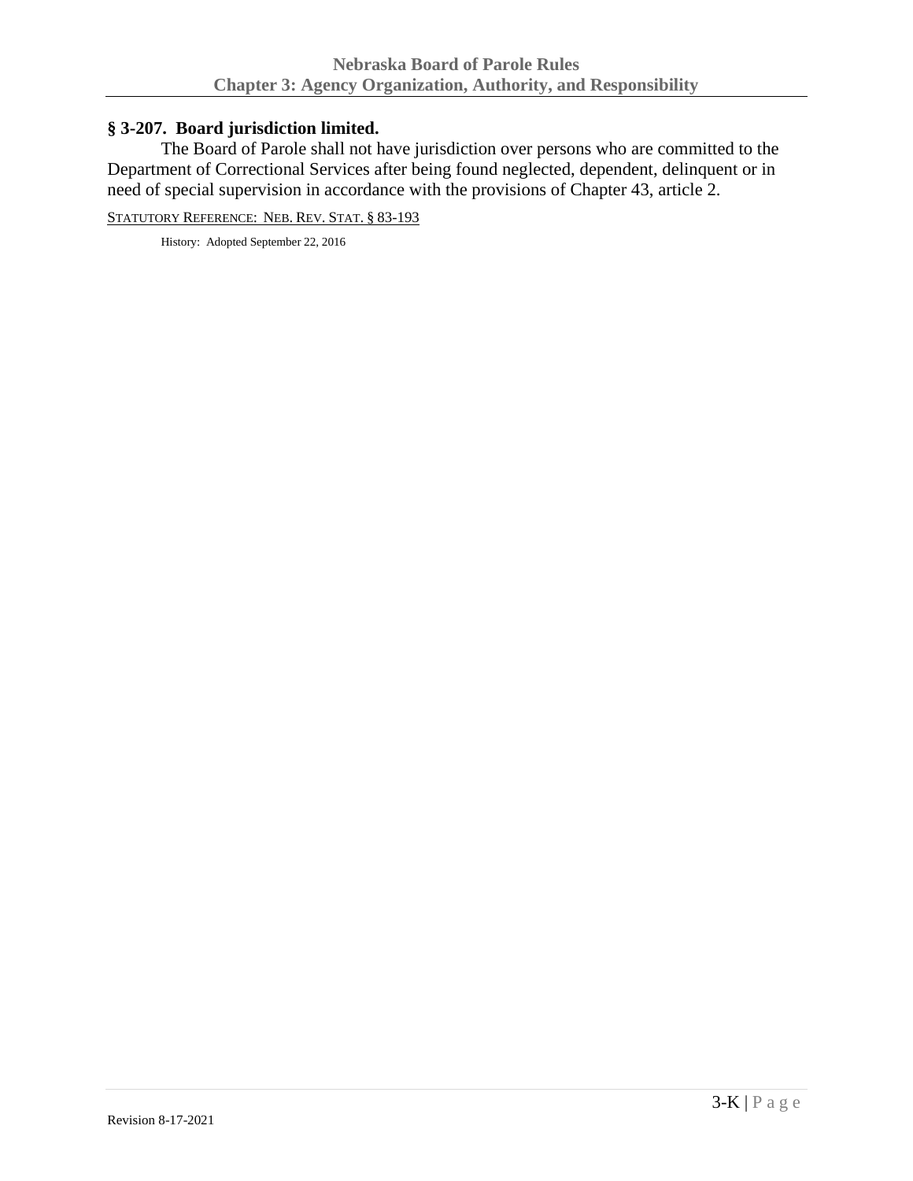## § 3-207. Board jurisdiction limited.

The Board of Parole shall not have jurisdiction over persons who are committed to the Department of Correctional Services after being found neglected, dependent, delinquent or in need of special supervision in accordance with the provisions of Chapter 43, article 2.

STATUTORY REFERENCE: NEB. REV. STAT. § 83-193

History: Adopted September 22, 2016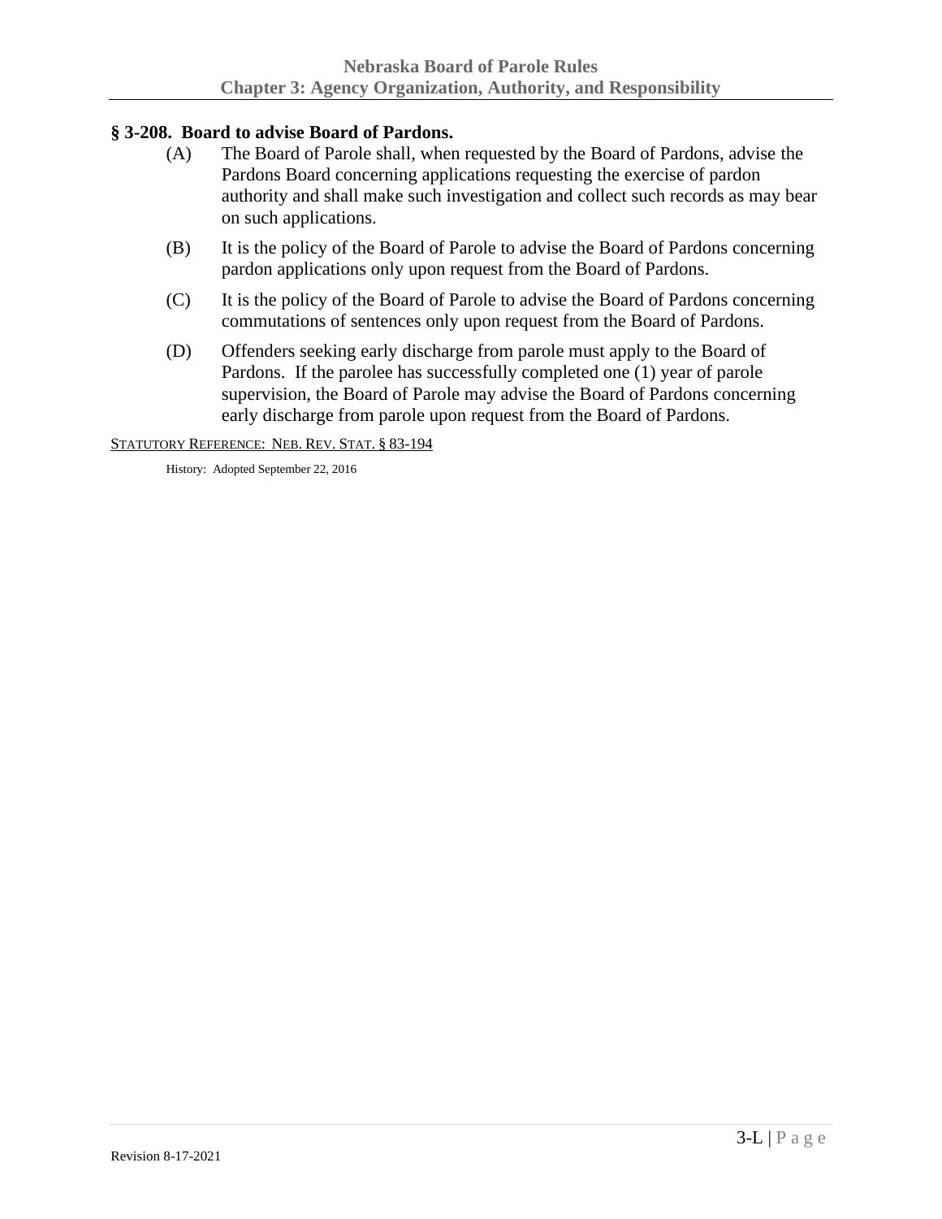## § 3-208. Board to advise Board of Pardons.

(A) The Board of Parole shall, when requested by the Board of Pardons, advise the Pardons Board concerning applications requesting the exercise of pardon authority and shall make such investigation and collect such records as may bear on such applications.

(B) It is the policy of the Board of Parole to advise the Board of Pardons concerning pardon applications only upon request from the Board of Pardons.

(C) It is the policy of the Board of Parole to advise the Board of Pardons concerning commutations of sentences only upon request from the Board of Pardons.

(D) Offenders seeking early discharge from parole must apply to the Board of Pardons. If the parolee has successfully completed one (1) year of parole supervision, the Board of Parole may advise the Board of Pardons concerning early discharge from parole upon request from the Board of Pardons.

STATUTORY REFERENCE: NEB. REV. STAT. § 83-194

History: Adopted September 22, 2016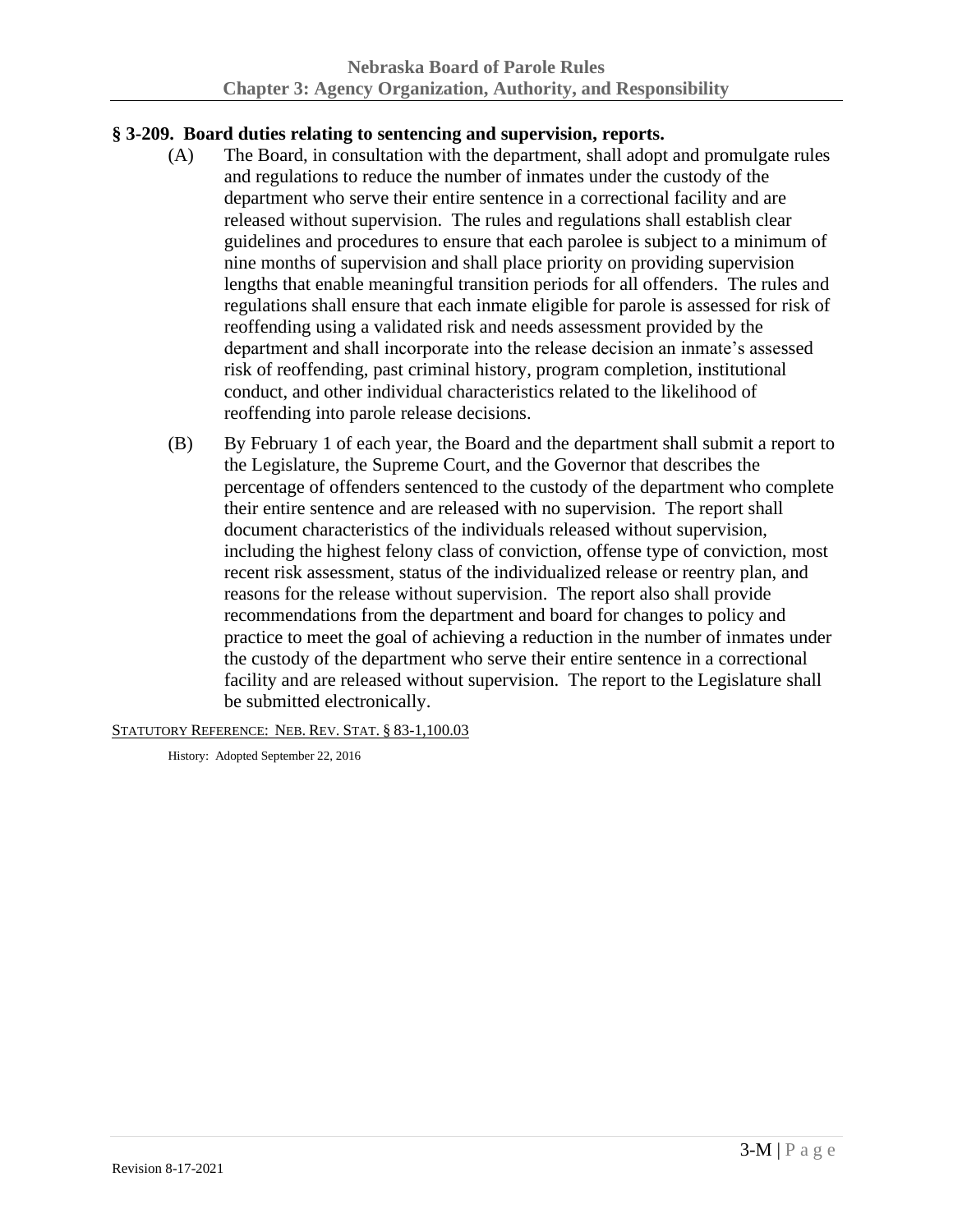## § 3-209. Board duties relating to sentencing and supervision, reports.

(A) The Board, in consultation with the department, shall adopt and promulgate rules and regulations to reduce the number of inmates under the custody of the department who serve their entire sentence in a correctional facility and are released without supervision. The rules and regulations shall establish clear guidelines and procedures to ensure that each parolee is subject to a minimum of nine months of supervision and shall place priority on providing supervision lengths that enable meaningful transition periods for all offenders. The rules and regulations shall ensure that each inmate eligible for parole is assessed for risk of reoffending using a validated risk and needs assessment provided by the department and shall incorporate into the release decision an inmate's assessed risk of reoffending, past criminal history, program completion, institutional conduct, and other individual characteristics related to the likelihood of reoffending into parole release decisions.

(B) By February 1 of each year, the Board and the department shall submit a report to the Legislature, the Supreme Court, and the Governor that describes the percentage of offenders sentenced to the custody of the department who complete their entire sentence and are released with no supervision. The report shall document characteristics of the individuals released without supervision, including the highest felony class of conviction, offense type of conviction, most recent risk assessment, status of the individualized release or reentry plan, and reasons for the release without supervision. The report also shall provide recommendations from the department and board for changes to policy and practice to meet the goal of achieving a reduction in the number of inmates under the custody of the department who serve their entire sentence in a correctional facility and are released without supervision. The report to the Legislature shall be submitted electronically.

STATUTORY REFERENCE: NEB. REV. STAT. § 83-1,100.03

History: Adopted September 22, 2016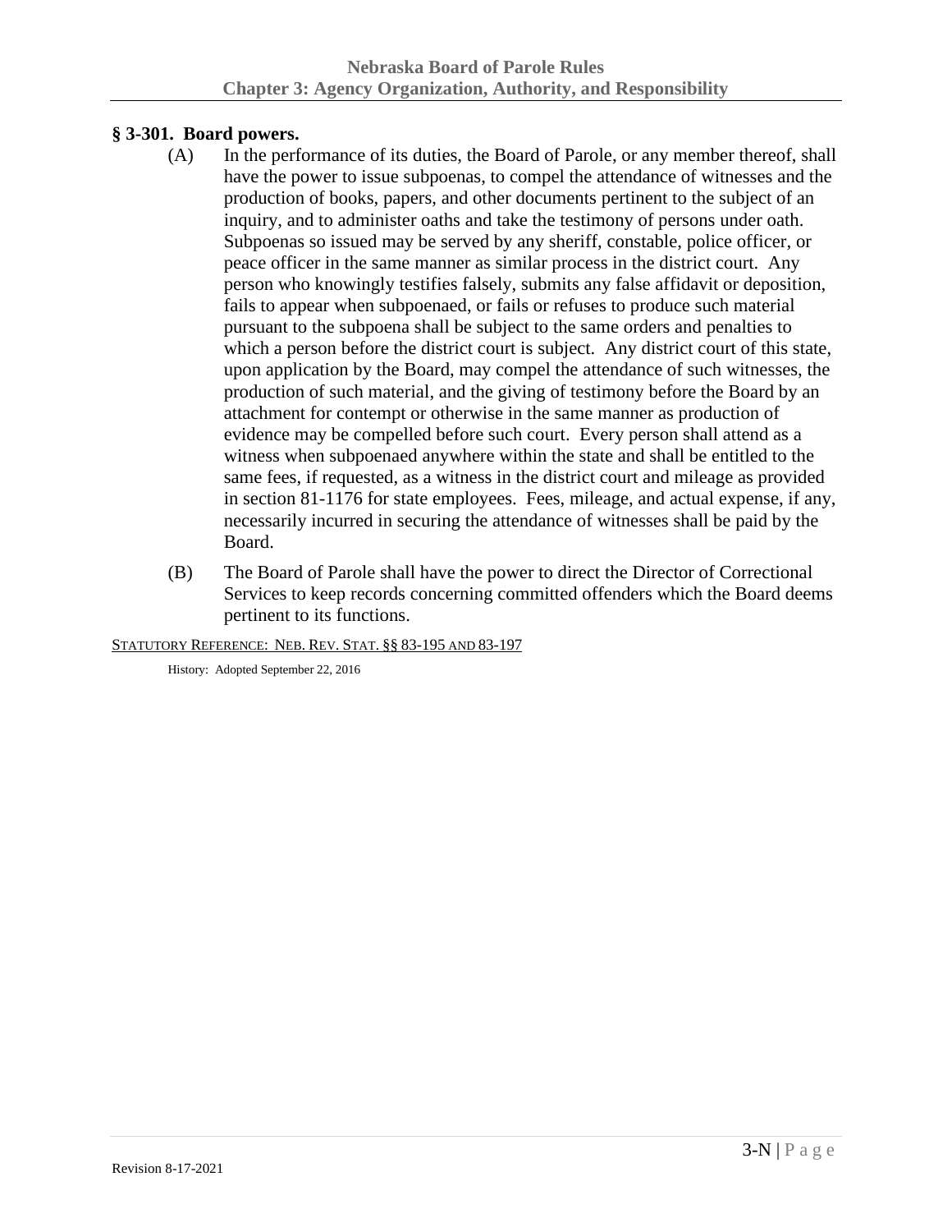## § 3-301. Board powers.

(A) In the performance of its duties, the Board of Parole, or any member thereof, shall have the power to issue subpoenas, to compel the attendance of witnesses and the production of books, papers, and other documents pertinent to the subject of an inquiry, and to administer oaths and take the testimony of persons under oath. Subpoenas so issued may be served by any sheriff, constable, police officer, or peace officer in the same manner as similar process in the district court. Any person who knowingly testifies falsely, submits any false affidavit or deposition, fails to appear when subpoenaed, or fails or refuses to produce such material pursuant to the subpoena shall be subject to the same orders and penalties to which a person before the district court is subject. Any district court of this state, upon application by the Board, may compel the attendance of such witnesses, the production of such material, and the giving of testimony before the Board by an attachment for contempt or otherwise in the same manner as production of evidence may be compelled before such court. Every person shall attend as a witness when subpoenaed anywhere within the state and shall be entitled to the same fees, if requested, as a witness in the district court and mileage as provided in section 81-1176 for state employees. Fees, mileage, and actual expense, if any, necessarily incurred in securing the attendance of witnesses shall be paid by the Board.

(B) The Board of Parole shall have the power to direct the Director of Correctional Services to keep records concerning committed offenders which the Board deems pertinent to its functions.

STATUTORY REFERENCE: NEB. REV. STAT. §§ 83-195 AND 83-197

History: Adopted September 22, 2016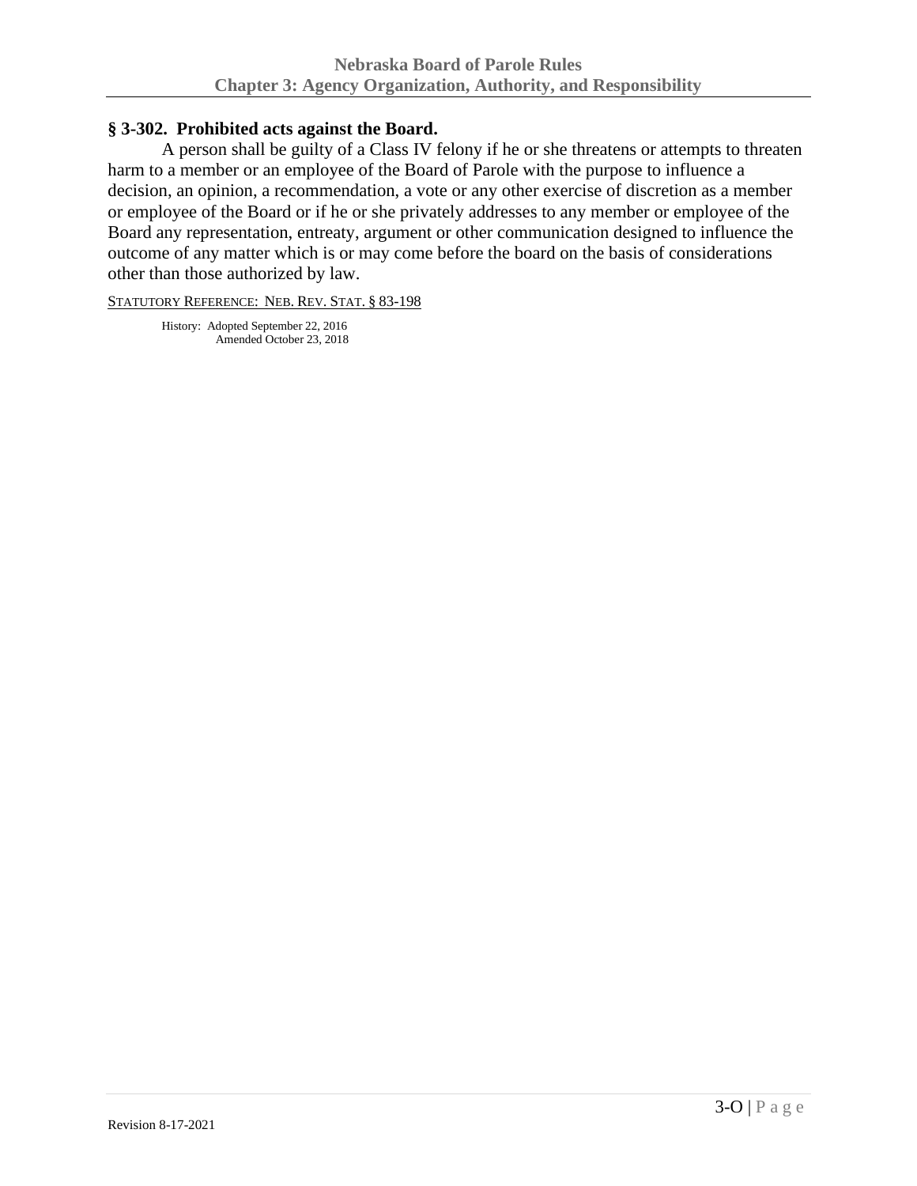## § 3-302. Prohibited acts against the Board.

A person shall be guilty of a Class IV felony if he or she threatens or attempts to threaten harm to a member or an employee of the Board of Parole with the purpose to influence a decision, an opinion, a recommendation, a vote or any other exercise of discretion as a member or employee of the Board or if he or she privately addresses to any member or employee of the Board any representation, entreaty, argument or other communication designed to influence the outcome of any matter which is or may come before the board on the basis of considerations other than those authorized by law.

STATUTORY REFERENCE: NEB. REV. STAT. § 83-198

History: Adopted September 22, 2016
Amended October 23, 2018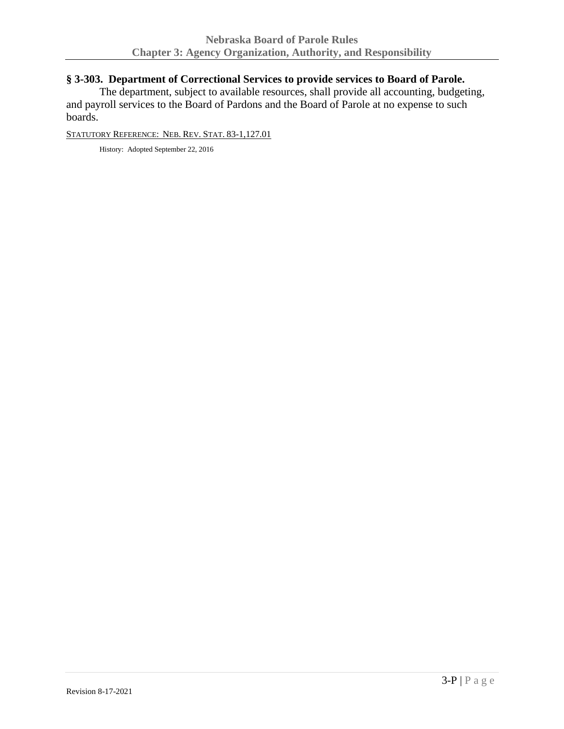## § 3-303. Department of Correctional Services to provide services to Board of Parole.

The department, subject to available resources, shall provide all accounting, budgeting, and payroll services to the Board of Pardons and the Board of Parole at no expense to such boards.

STATUTORY REFERENCE: NEB. REV. STAT. 83-1,127.01

History: Adopted September 22, 2016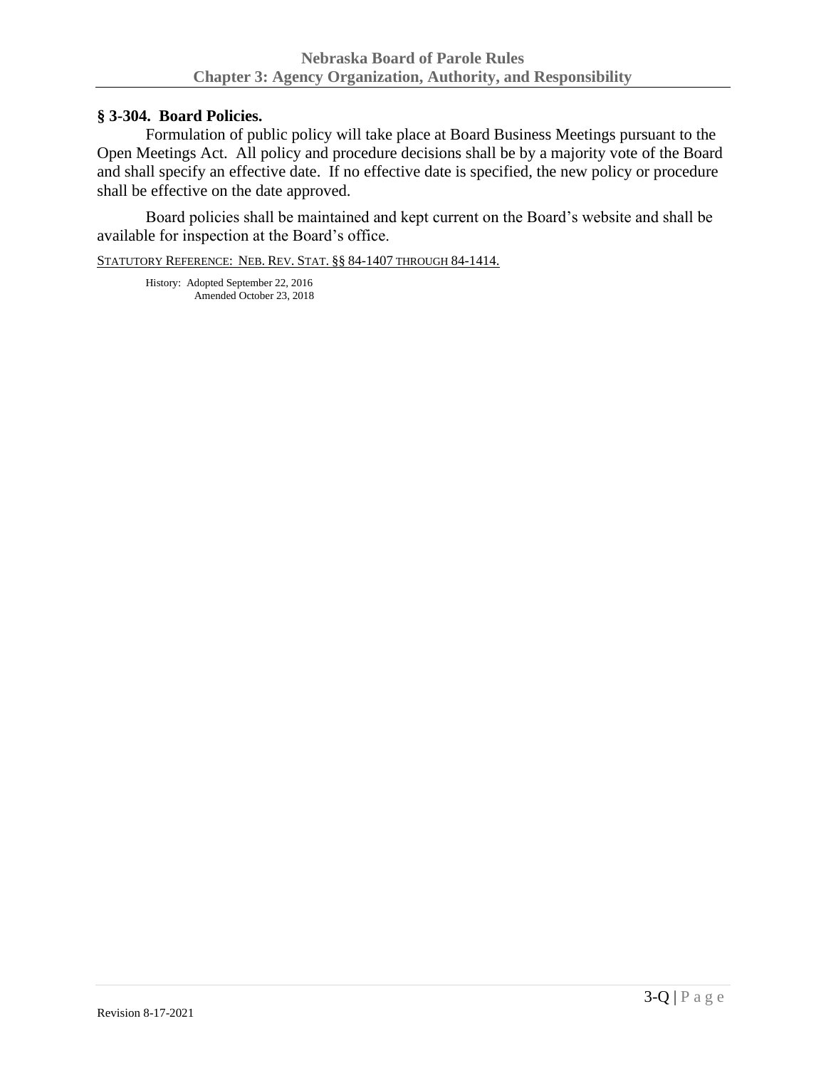### § 3-304. Board Policies.

Formulation of public policy will take place at Board Business Meetings pursuant to the Open Meetings Act. All policy and procedure decisions shall be by a majority vote of the Board and shall specify an effective date. If no effective date is specified, the new policy or procedure shall be effective on the date approved.

Board policies shall be maintained and kept current on the Board's website and shall be available for inspection at the Board's office.

STATUTORY REFERENCE: NEB. REV. STAT. §§ 84-1407 THROUGH 84-1414.

History: Adopted September 22, 2016
Amended October 23, 2018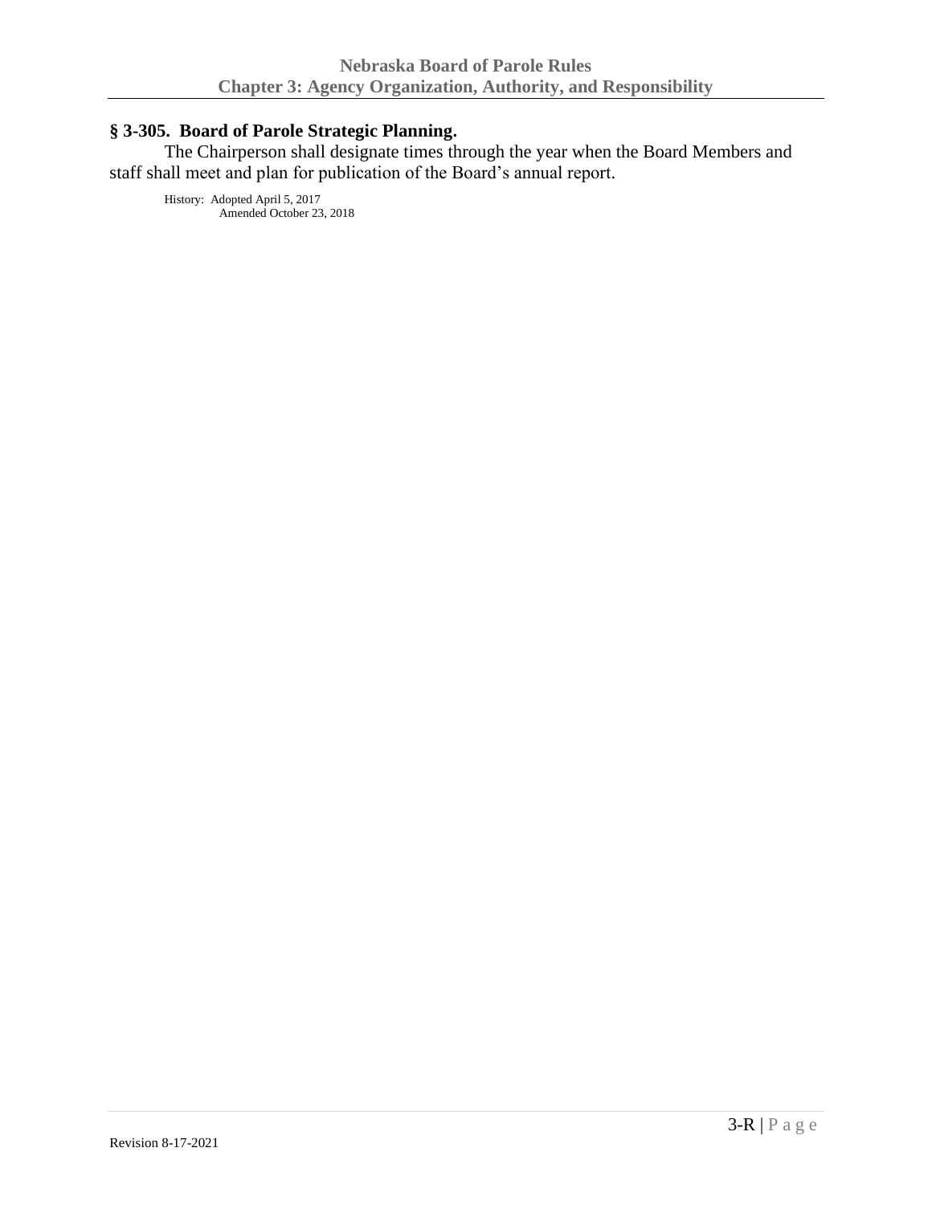### § 3-305. Board of Parole Strategic Planning.

The Chairperson shall designate times through the year when the Board Members and staff shall meet and plan for publication of the Board's annual report.

History: Adopted April 5, 2017
Amended October 23, 2018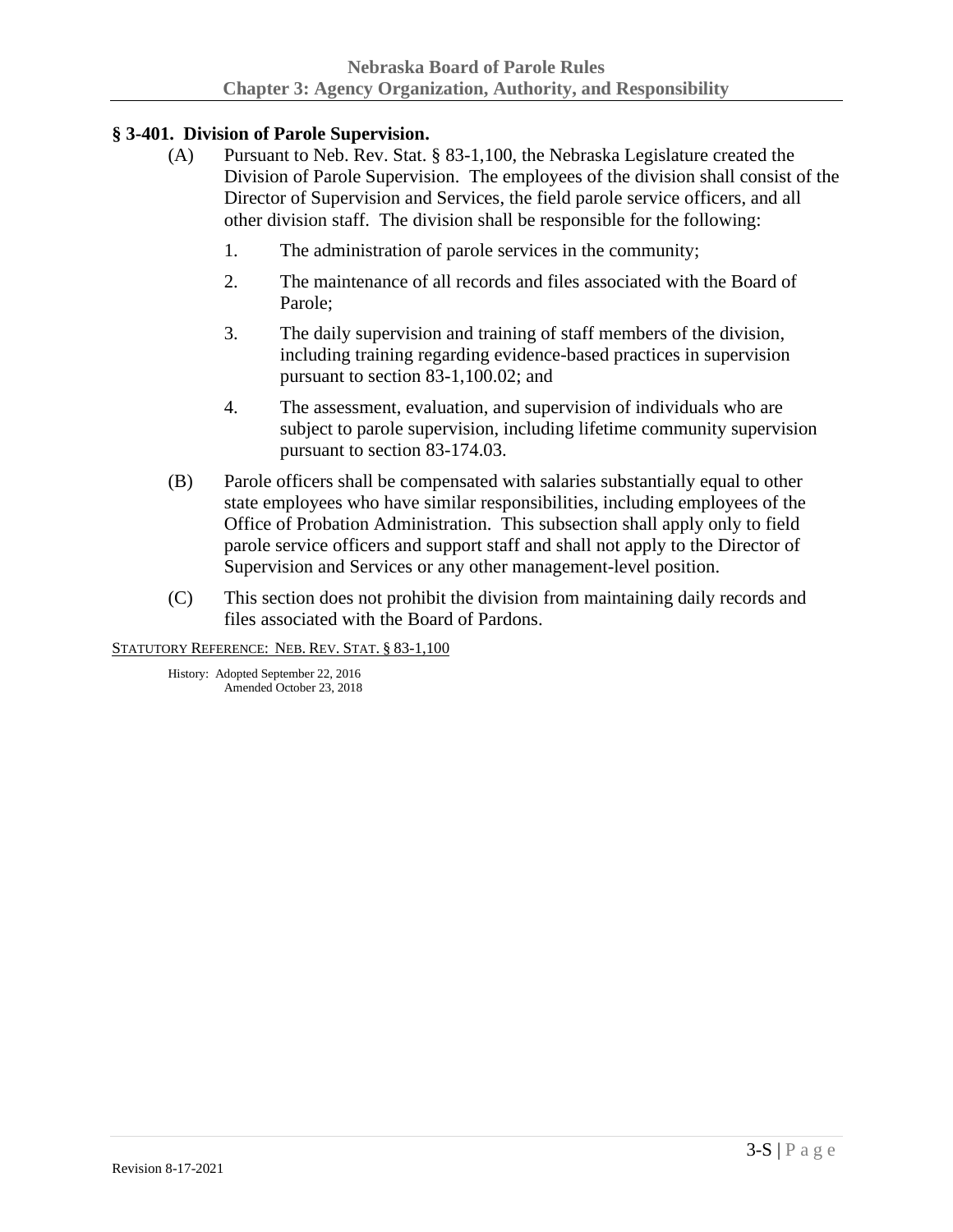### § 3-401. Division of Parole Supervision.

(A) Pursuant to Neb. Rev. Stat. § 83-1,100, the Nebraska Legislature created the Division of Parole Supervision. The employees of the division shall consist of the Director of Supervision and Services, the field parole service officers, and all other division staff. The division shall be responsible for the following:

1. The administration of parole services in the community;

2. The maintenance of all records and files associated with the Board of Parole;

3. The daily supervision and training of staff members of the division, including training regarding evidence-based practices in supervision pursuant to section 83-1,100.02; and

4. The assessment, evaluation, and supervision of individuals who are subject to parole supervision, including lifetime community supervision pursuant to section 83-174.03.

(B) Parole officers shall be compensated with salaries substantially equal to other state employees who have similar responsibilities, including employees of the Office of Probation Administration. This subsection shall apply only to field parole service officers and support staff and shall not apply to the Director of Supervision and Services or any other management-level position.

(C) This section does not prohibit the division from maintaining daily records and files associated with the Board of Pardons.

STATUTORY REFERENCE: NEB. REV. STAT. § 83-1,100

History: Adopted September 22, 2016
Amended October 23, 2018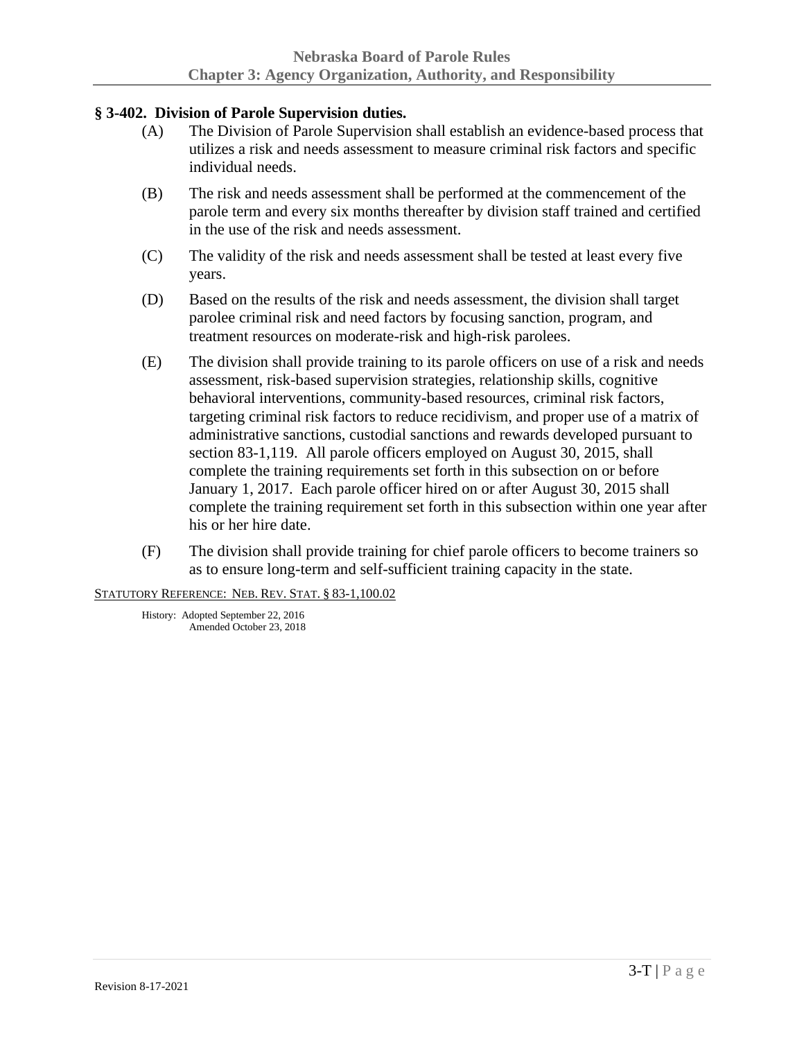## § 3-402. Division of Parole Supervision duties.

(A) The Division of Parole Supervision shall establish an evidence-based process that utilizes a risk and needs assessment to measure criminal risk factors and specific individual needs.

(B) The risk and needs assessment shall be performed at the commencement of the parole term and every six months thereafter by division staff trained and certified in the use of the risk and needs assessment.

(C) The validity of the risk and needs assessment shall be tested at least every five years.

(D) Based on the results of the risk and needs assessment, the division shall target parolee criminal risk and need factors by focusing sanction, program, and treatment resources on moderate-risk and high-risk parolees.

(E) The division shall provide training to its parole officers on use of a risk and needs assessment, risk-based supervision strategies, relationship skills, cognitive behavioral interventions, community-based resources, criminal risk factors, targeting criminal risk factors to reduce recidivism, and proper use of a matrix of administrative sanctions, custodial sanctions and rewards developed pursuant to section 83-1,119. All parole officers employed on August 30, 2015, shall complete the training requirements set forth in this subsection on or before January 1, 2017. Each parole officer hired on or after August 30, 2015 shall complete the training requirement set forth in this subsection within one year after his or her hire date.

(F) The division shall provide training for chief parole officers to become trainers so as to ensure long-term and self-sufficient training capacity in the state.

STATUTORY REFERENCE: NEB. REV. STAT. § 83-1,100.02

History: Adopted September 22, 2016
Amended October 23, 2018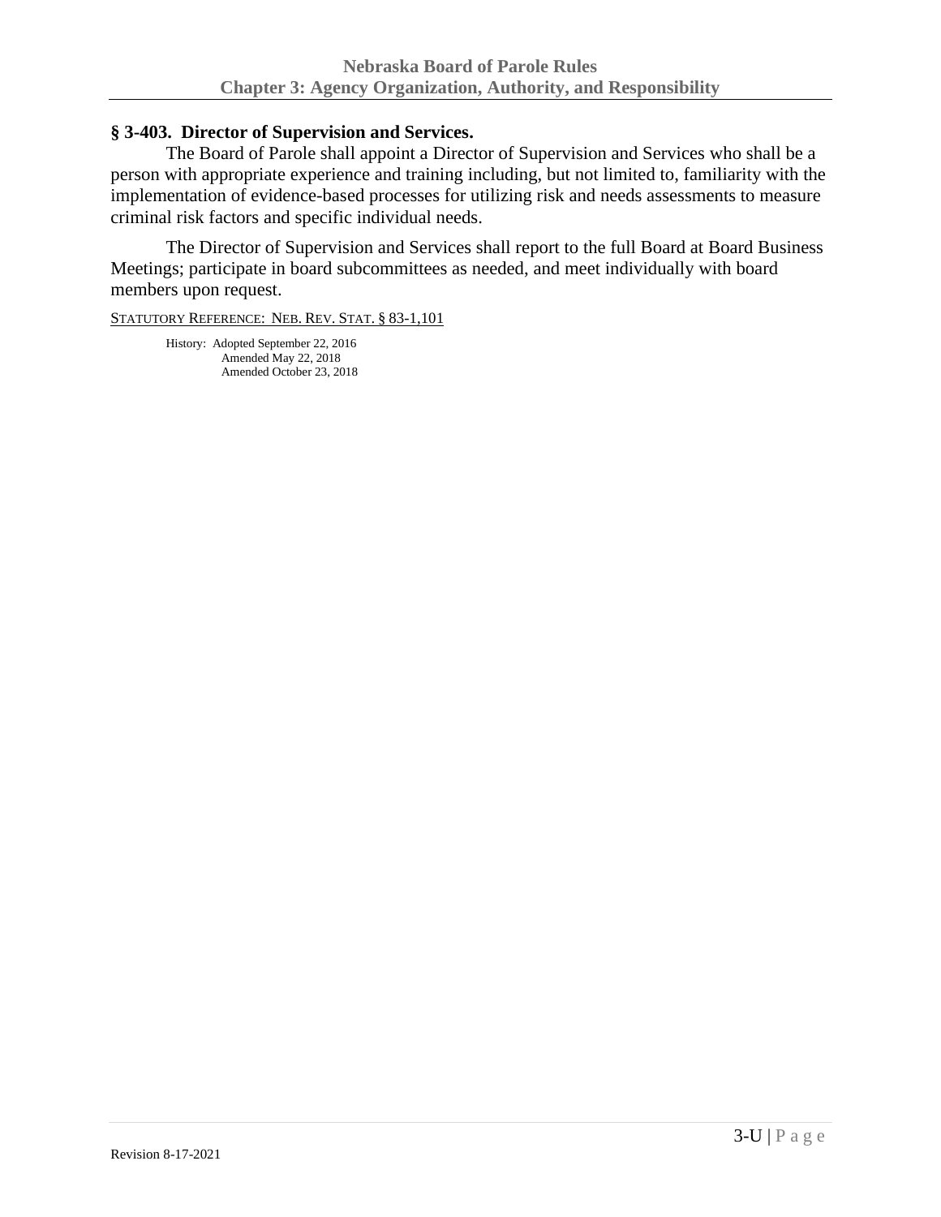## § 3-403. Director of Supervision and Services.

The Board of Parole shall appoint a Director of Supervision and Services who shall be a person with appropriate experience and training including, but not limited to, familiarity with the implementation of evidence-based processes for utilizing risk and needs assessments to measure criminal risk factors and specific individual needs.

The Director of Supervision and Services shall report to the full Board at Board Business Meetings; participate in board subcommittees as needed, and meet individually with board members upon request.

STATUTORY REFERENCE: NEB. REV. STAT. § 83-1,101

History: Adopted September 22, 2016
Amended May 22, 2018
Amended October 23, 2018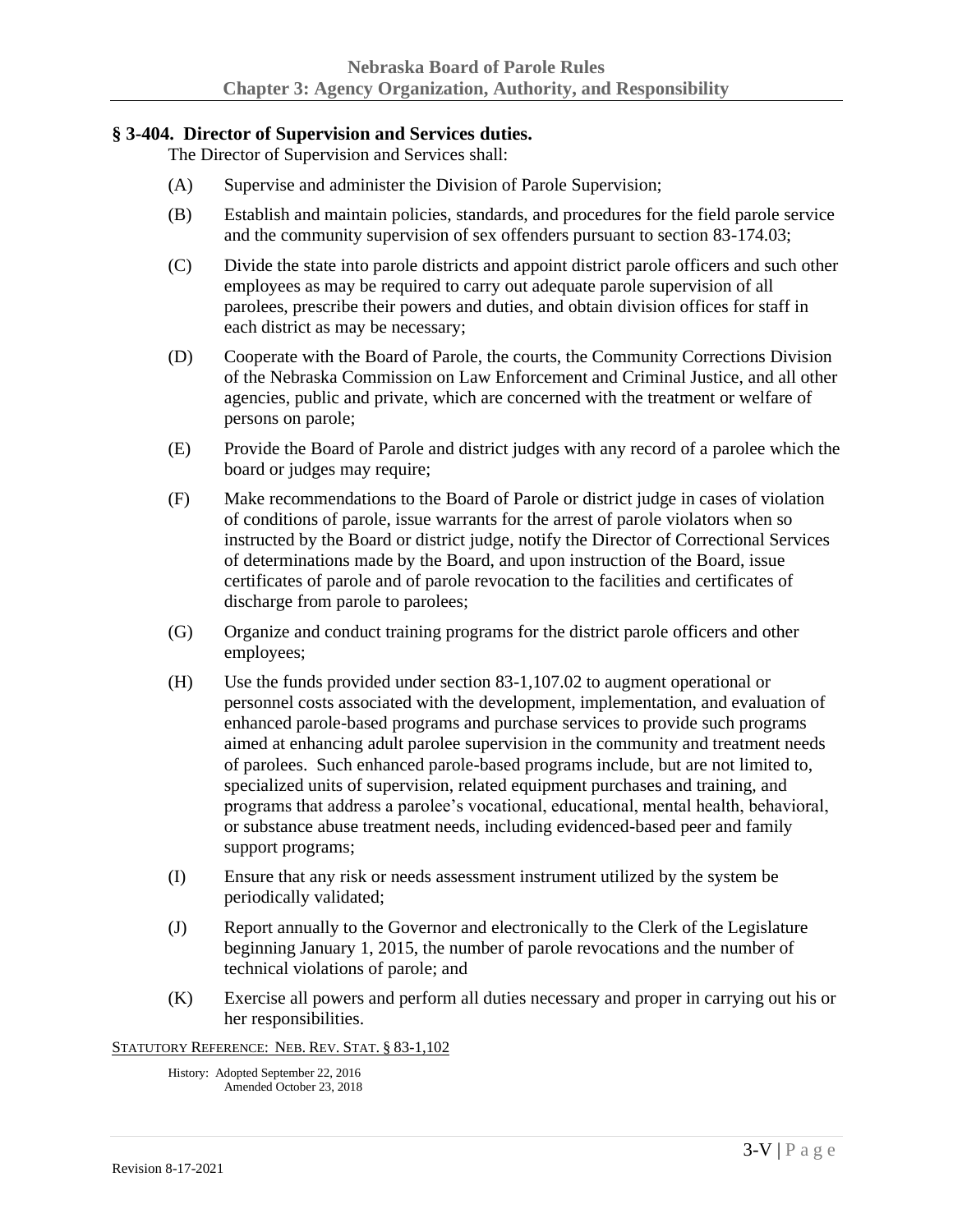### § 3-404. Director of Supervision and Services duties.

The Director of Supervision and Services shall:

(A) Supervise and administer the Division of Parole Supervision;

(B) Establish and maintain policies, standards, and procedures for the field parole service and the community supervision of sex offenders pursuant to section 83-174.03;

(C) Divide the state into parole districts and appoint district parole officers and such other employees as may be required to carry out adequate parole supervision of all parolees, prescribe their powers and duties, and obtain division offices for staff in each district as may be necessary;

(D) Cooperate with the Board of Parole, the courts, the Community Corrections Division of the Nebraska Commission on Law Enforcement and Criminal Justice, and all other agencies, public and private, which are concerned with the treatment or welfare of persons on parole;

(E) Provide the Board of Parole and district judges with any record of a parolee which the board or judges may require;

(F) Make recommendations to the Board of Parole or district judge in cases of violation of conditions of parole, issue warrants for the arrest of parole violators when so instructed by the Board or district judge, notify the Director of Correctional Services of determinations made by the Board, and upon instruction of the Board, issue certificates of parole and of parole revocation to the facilities and certificates of discharge from parole to parolees;

(G) Organize and conduct training programs for the district parole officers and other employees;

(H) Use the funds provided under section 83-1,107.02 to augment operational or personnel costs associated with the development, implementation, and evaluation of enhanced parole-based programs and purchase services to provide such programs aimed at enhancing adult parolee supervision in the community and treatment needs of parolees. Such enhanced parole-based programs include, but are not limited to, specialized units of supervision, related equipment purchases and training, and programs that address a parolee's vocational, educational, mental health, behavioral, or substance abuse treatment needs, including evidenced-based peer and family support programs;

(I) Ensure that any risk or needs assessment instrument utilized by the system be periodically validated;

(J) Report annually to the Governor and electronically to the Clerk of the Legislature beginning January 1, 2015, the number of parole revocations and the number of technical violations of parole; and

(K) Exercise all powers and perform all duties necessary and proper in carrying out his or her responsibilities.

STATUTORY REFERENCE: NEB. REV. STAT. § 83-1,102

History: Adopted September 22, 2016
Amended October 23, 2018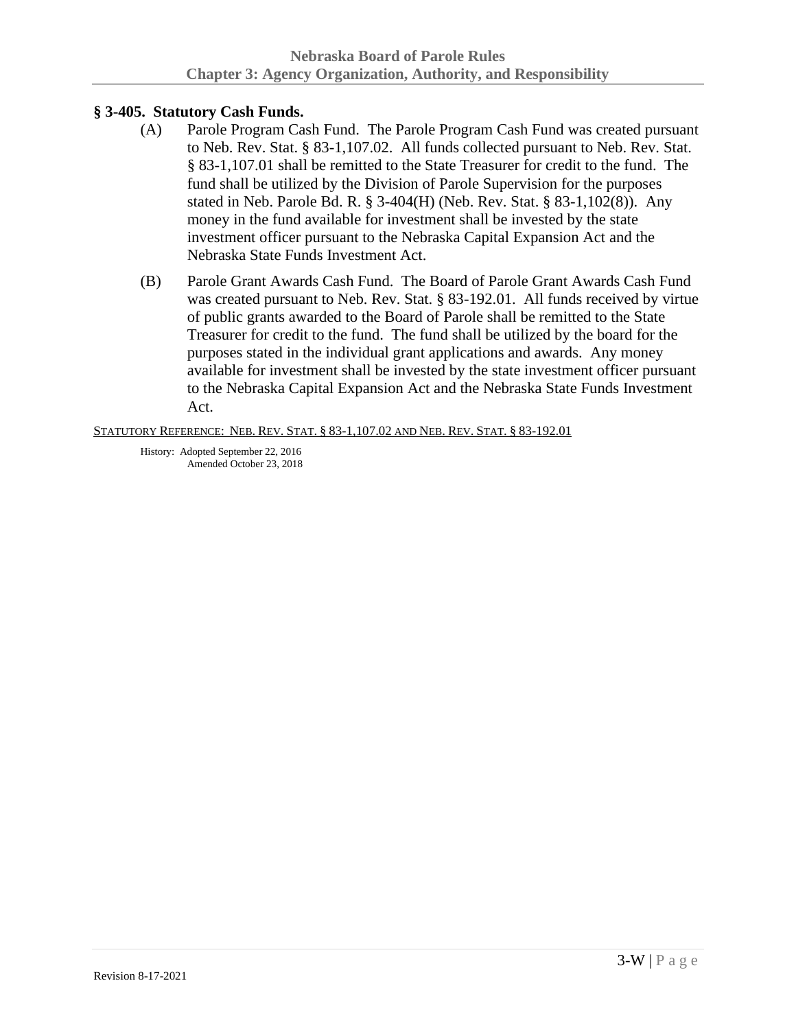## § 3-405. Statutory Cash Funds.

(A) Parole Program Cash Fund. The Parole Program Cash Fund was created pursuant to Neb. Rev. Stat. § 83-1,107.02. All funds collected pursuant to Neb. Rev. Stat. § 83-1,107.01 shall be remitted to the State Treasurer for credit to the fund. The fund shall be utilized by the Division of Parole Supervision for the purposes stated in Neb. Parole Bd. R. § 3-404(H) (Neb. Rev. Stat. § 83-1,102(8)). Any money in the fund available for investment shall be invested by the state investment officer pursuant to the Nebraska Capital Expansion Act and the Nebraska State Funds Investment Act.

(B) Parole Grant Awards Cash Fund. The Board of Parole Grant Awards Cash Fund was created pursuant to Neb. Rev. Stat. § 83-192.01. All funds received by virtue of public grants awarded to the Board of Parole shall be remitted to the State Treasurer for credit to the fund. The fund shall be utilized by the board for the purposes stated in the individual grant applications and awards. Any money available for investment shall be invested by the state investment officer pursuant to the Nebraska Capital Expansion Act and the Nebraska State Funds Investment Act.

STATUTORY REFERENCE: NEB. REV. STAT. § 83-1,107.02 AND NEB. REV. STAT. § 83-192.01

History: Adopted September 22, 2016
Amended October 23, 2018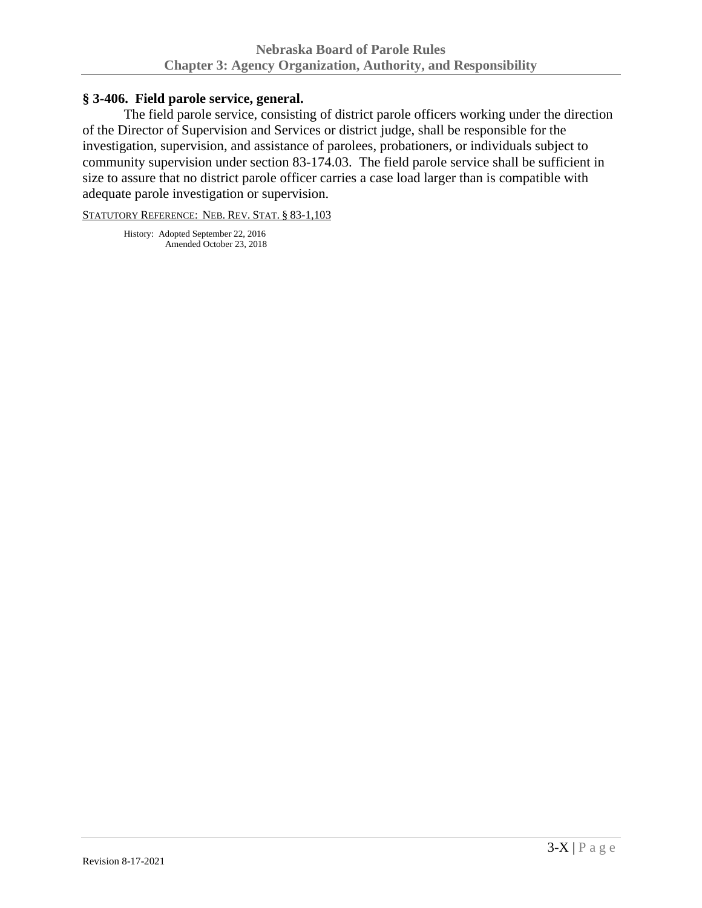## § 3-406. Field parole service, general.

The field parole service, consisting of district parole officers working under the direction of the Director of Supervision and Services or district judge, shall be responsible for the investigation, supervision, and assistance of parolees, probationers, or individuals subject to community supervision under section 83-174.03. The field parole service shall be sufficient in size to assure that no district parole officer carries a case load larger than is compatible with adequate parole investigation or supervision.

STATUTORY REFERENCE: NEB. REV. STAT. § 83-1,103

History: Adopted September 22, 2016
Amended October 23, 2018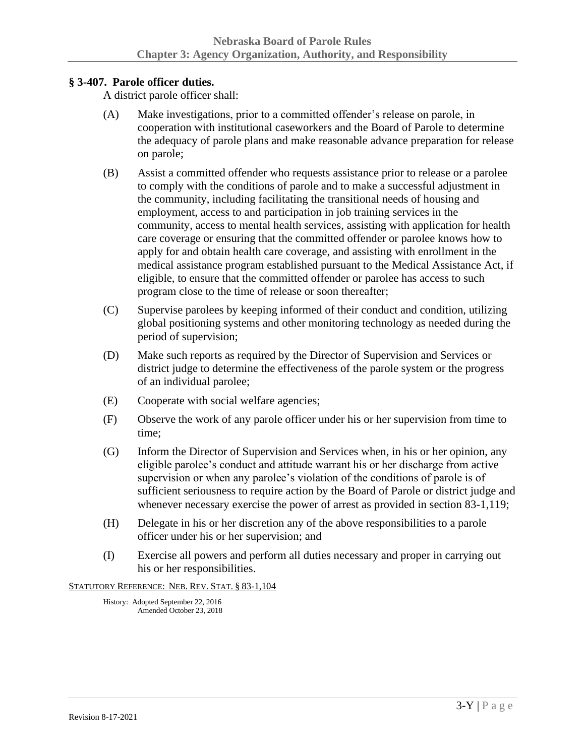## § 3-407. Parole officer duties.

A district parole officer shall:

(A) Make investigations, prior to a committed offender's release on parole, in cooperation with institutional caseworkers and the Board of Parole to determine the adequacy of parole plans and make reasonable advance preparation for release on parole;

(B) Assist a committed offender who requests assistance prior to release or a parolee to comply with the conditions of parole and to make a successful adjustment in the community, including facilitating the transitional needs of housing and employment, access to and participation in job training services in the community, access to mental health services, assisting with application for health care coverage or ensuring that the committed offender or parolee knows how to apply for and obtain health care coverage, and assisting with enrollment in the medical assistance program established pursuant to the Medical Assistance Act, if eligible, to ensure that the committed offender or parolee has access to such program close to the time of release or soon thereafter;

(C) Supervise parolees by keeping informed of their conduct and condition, utilizing global positioning systems and other monitoring technology as needed during the period of supervision;

(D) Make such reports as required by the Director of Supervision and Services or district judge to determine the effectiveness of the parole system or the progress of an individual parolee;

(E) Cooperate with social welfare agencies;

(F) Observe the work of any parole officer under his or her supervision from time to time;

(G) Inform the Director of Supervision and Services when, in his or her opinion, any eligible parolee's conduct and attitude warrant his or her discharge from active supervision or when any parolee's violation of the conditions of parole is of sufficient seriousness to require action by the Board of Parole or district judge and whenever necessary exercise the power of arrest as provided in section 83-1,119;

(H) Delegate in his or her discretion any of the above responsibilities to a parole officer under his or her supervision; and

(I) Exercise all powers and perform all duties necessary and proper in carrying out his or her responsibilities.

STATUTORY REFERENCE: NEB. REV. STAT. § 83-1,104

History: Adopted September 22, 2016
Amended October 23, 2018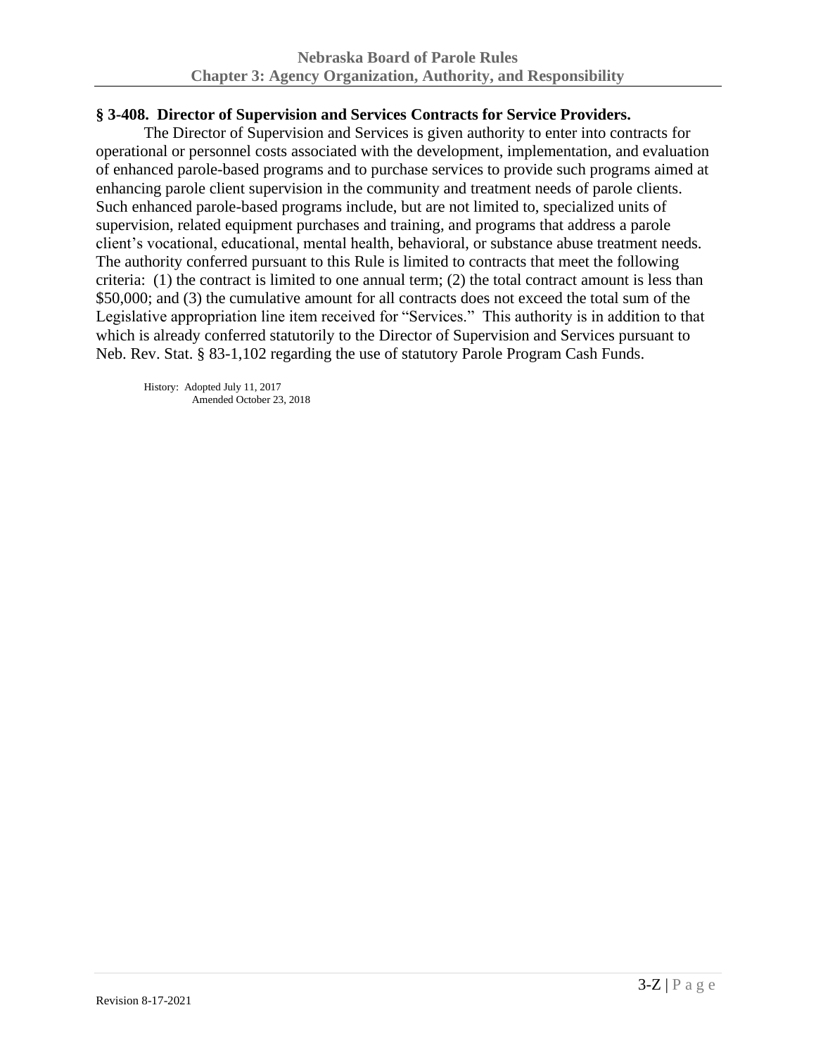### § 3-408. Director of Supervision and Services Contracts for Service Providers.

The Director of Supervision and Services is given authority to enter into contracts for operational or personnel costs associated with the development, implementation, and evaluation of enhanced parole-based programs and to purchase services to provide such programs aimed at enhancing parole client supervision in the community and treatment needs of parole clients. Such enhanced parole-based programs include, but are not limited to, specialized units of supervision, related equipment purchases and training, and programs that address a parole client's vocational, educational, mental health, behavioral, or substance abuse treatment needs. The authority conferred pursuant to this Rule is limited to contracts that meet the following criteria: (1) the contract is limited to one annual term; (2) the total contract amount is less than $50,000; and (3) the cumulative amount for all contracts does not exceed the total sum of the Legislative appropriation line item received for "Services." This authority is in addition to that which is already conferred statutorily to the Director of Supervision and Services pursuant to Neb. Rev. Stat. § 83-1,102 regarding the use of statutory Parole Program Cash Funds.

History: Adopted July 11, 2017
Amended October 23, 2018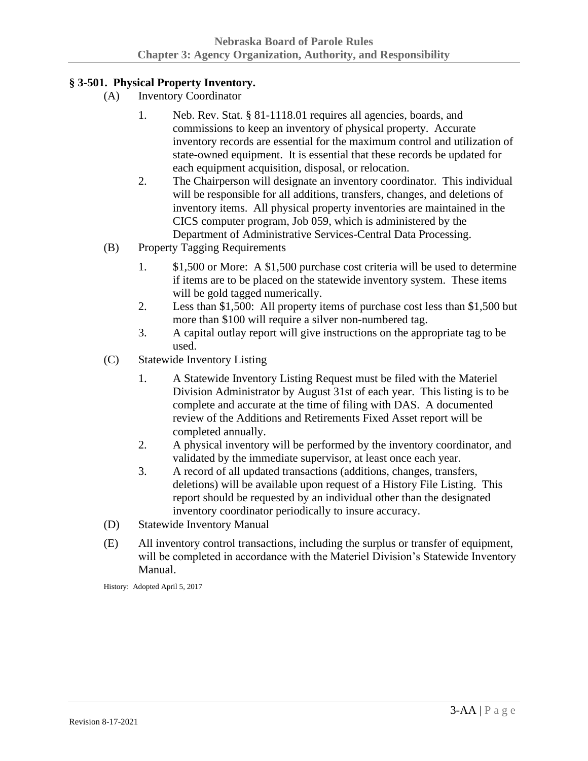## § 3-501. Physical Property Inventory.

(A) Inventory Coordinator

1. Neb. Rev. Stat. § 81-1118.01 requires all agencies, boards, and commissions to keep an inventory of physical property. Accurate inventory records are essential for the maximum control and utilization of state-owned equipment. It is essential that these records be updated for each equipment acquisition, disposal, or relocation.
2. The Chairperson will designate an inventory coordinator. This individual will be responsible for all additions, transfers, changes, and deletions of inventory items. All physical property inventories are maintained in the CICS computer program, Job 059, which is administered by the Department of Administrative Services-Central Data Processing.

(B) Property Tagging Requirements

1. $1,500 or More: A $1,500 purchase cost criteria will be used to determine if items are to be placed on the statewide inventory system. These items will be gold tagged numerically.
2. Less than $1,500: All property items of purchase cost less than $1,500 but more than $100 will require a silver non-numbered tag.
3. A capital outlay report will give instructions on the appropriate tag to be used.

(C) Statewide Inventory Listing

1. A Statewide Inventory Listing Request must be filed with the Materiel Division Administrator by August 31st of each year. This listing is to be complete and accurate at the time of filing with DAS. A documented review of the Additions and Retirements Fixed Asset report will be completed annually.
2. A physical inventory will be performed by the inventory coordinator, and validated by the immediate supervisor, at least once each year.
3. A record of all updated transactions (additions, changes, transfers, deletions) will be available upon request of a History File Listing. This report should be requested by an individual other than the designated inventory coordinator periodically to insure accuracy.

(D) Statewide Inventory Manual

(E) All inventory control transactions, including the surplus or transfer of equipment, will be completed in accordance with the Materiel Division's Statewide Inventory Manual.

History: Adopted April 5, 2017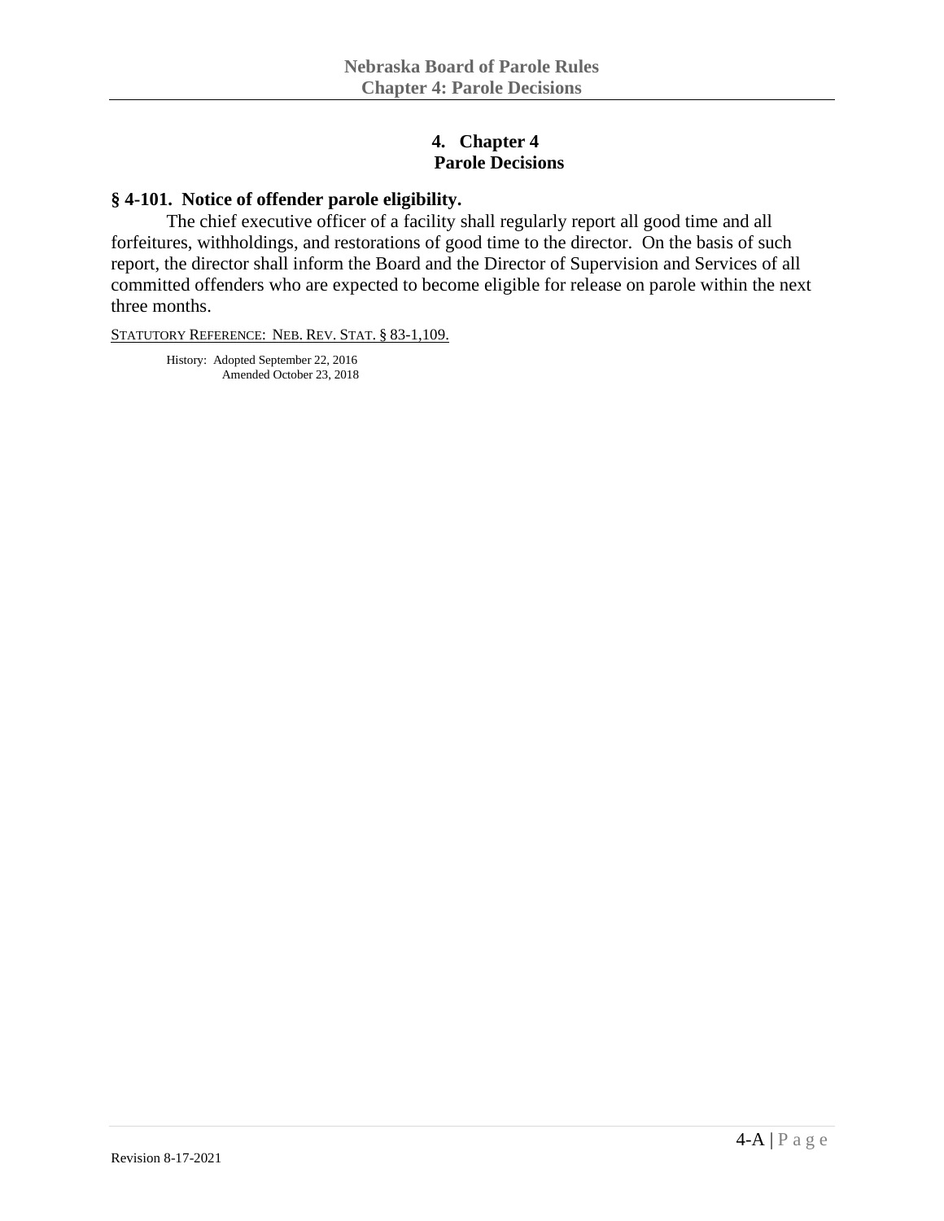# 4. Chapter 4
# Parole Decisions

## § 4-101. Notice of offender parole eligibility.

The chief executive officer of a facility shall regularly report all good time and all forfeitures, withholdings, and restorations of good time to the director. On the basis of such report, the director shall inform the Board and the Director of Supervision and Services of all committed offenders who are expected to become eligible for release on parole within the next three months.

STATUTORY REFERENCE: NEB. REV. STAT. § 83-1,109.

History: Adopted September 22, 2016
Amended October 23, 2018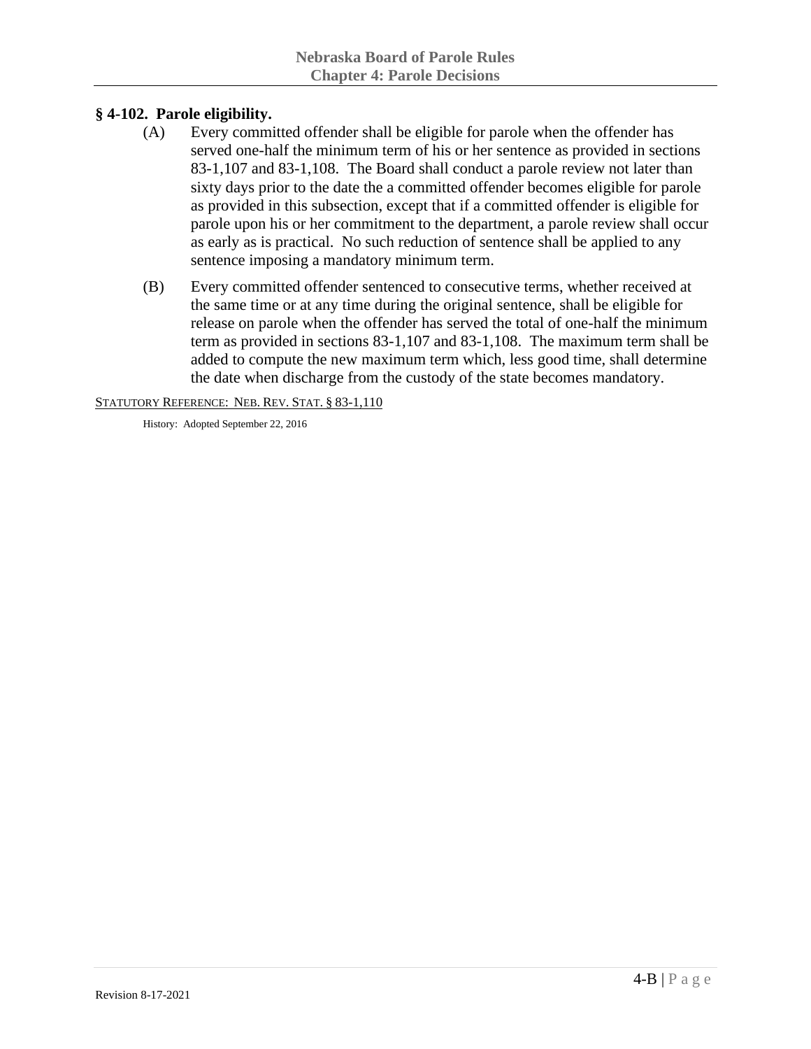## § 4-102. Parole eligibility.

(A) Every committed offender shall be eligible for parole when the offender has served one-half the minimum term of his or her sentence as provided in sections 83-1,107 and 83-1,108. The Board shall conduct a parole review not later than sixty days prior to the date the a committed offender becomes eligible for parole as provided in this subsection, except that if a committed offender is eligible for parole upon his or her commitment to the department, a parole review shall occur as early as is practical. No such reduction of sentence shall be applied to any sentence imposing a mandatory minimum term.

(B) Every committed offender sentenced to consecutive terms, whether received at the same time or at any time during the original sentence, shall be eligible for release on parole when the offender has served the total of one-half the minimum term as provided in sections 83-1,107 and 83-1,108. The maximum term shall be added to compute the new maximum term which, less good time, shall determine the date when discharge from the custody of the state becomes mandatory.

STATUTORY REFERENCE: NEB. REV. STAT. § 83-1,110

History: Adopted September 22, 2016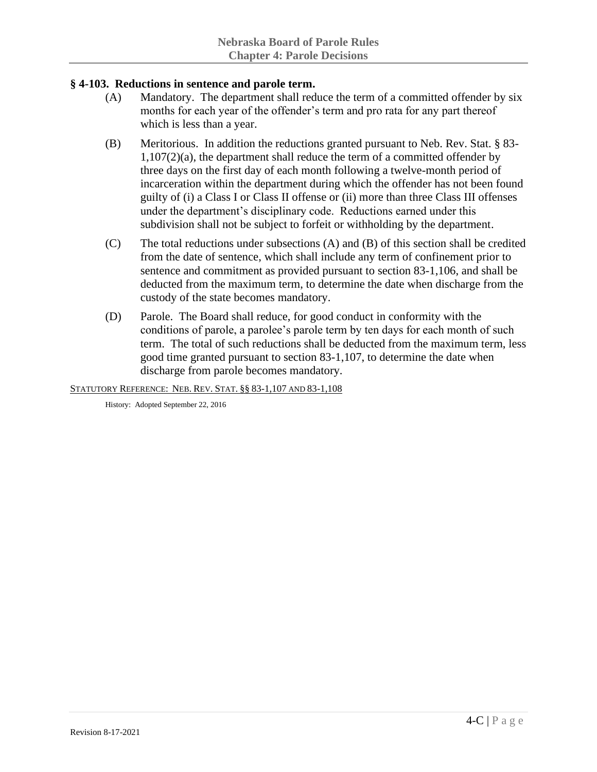### § 4-103. Reductions in sentence and parole term.

(A) Mandatory. The department shall reduce the term of a committed offender by six months for each year of the offender's term and pro rata for any part thereof which is less than a year.

(B) Meritorious. In addition the reductions granted pursuant to Neb. Rev. Stat. § 83-1,107(2)(a), the department shall reduce the term of a committed offender by three days on the first day of each month following a twelve-month period of incarceration within the department during which the offender has not been found guilty of (i) a Class I or Class II offense or (ii) more than three Class III offenses under the department's disciplinary code. Reductions earned under this subdivision shall not be subject to forfeit or withholding by the department.

(C) The total reductions under subsections (A) and (B) of this section shall be credited from the date of sentence, which shall include any term of confinement prior to sentence and commitment as provided pursuant to section 83-1,106, and shall be deducted from the maximum term, to determine the date when discharge from the custody of the state becomes mandatory.

(D) Parole. The Board shall reduce, for good conduct in conformity with the conditions of parole, a parolee's parole term by ten days for each month of such term. The total of such reductions shall be deducted from the maximum term, less good time granted pursuant to section 83-1,107, to determine the date when discharge from parole becomes mandatory.

STATUTORY REFERENCE: NEB. REV. STAT. §§ 83-1,107 AND 83-1,108

History: Adopted September 22, 2016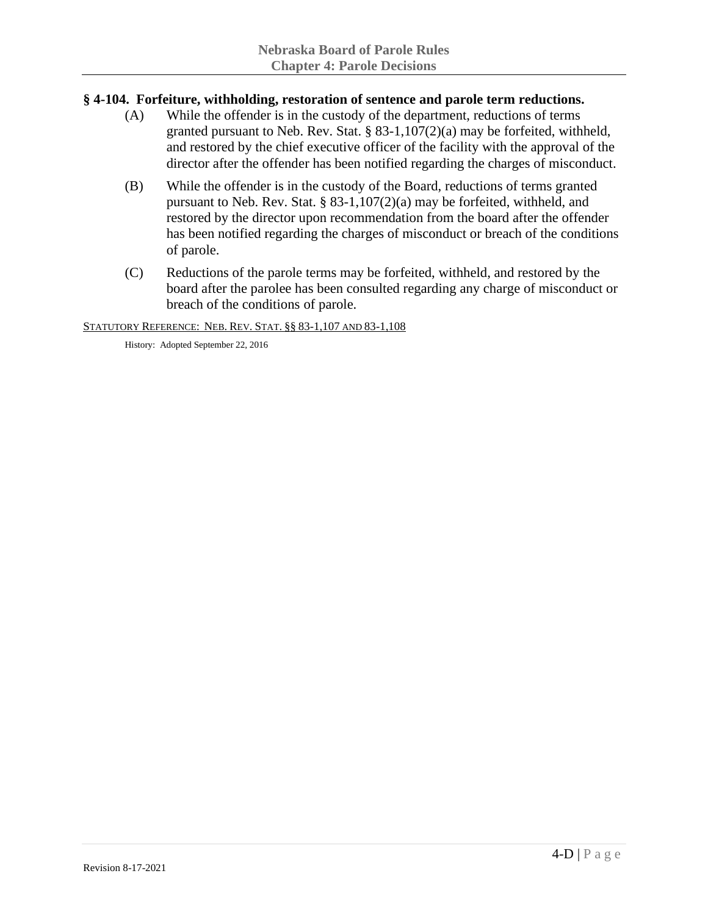## § 4-104. Forfeiture, withholding, restoration of sentence and parole term reductions.

(A) While the offender is in the custody of the department, reductions of terms granted pursuant to Neb. Rev. Stat. § 83-1,107(2)(a) may be forfeited, withheld, and restored by the chief executive officer of the facility with the approval of the director after the offender has been notified regarding the charges of misconduct.

(B) While the offender is in the custody of the Board, reductions of terms granted pursuant to Neb. Rev. Stat. § 83-1,107(2)(a) may be forfeited, withheld, and restored by the director upon recommendation from the board after the offender has been notified regarding the charges of misconduct or breach of the conditions of parole.

(C) Reductions of the parole terms may be forfeited, withheld, and restored by the board after the parolee has been consulted regarding any charge of misconduct or breach of the conditions of parole.

STATUTORY REFERENCE: NEB. REV. STAT. §§ 83-1,107 AND 83-1,108

History: Adopted September 22, 2016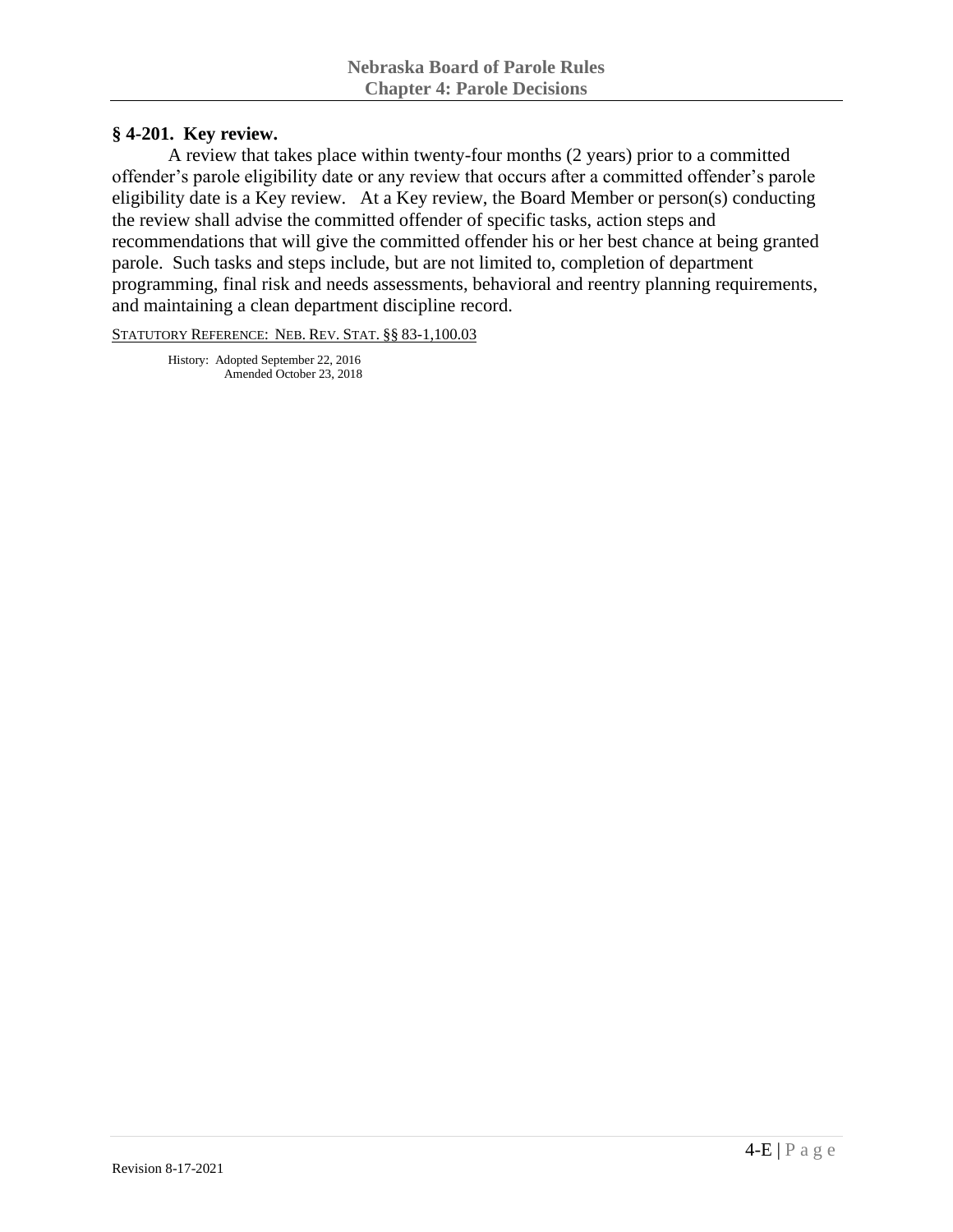## § 4-201. Key review.

A review that takes place within twenty-four months (2 years) prior to a committed offender's parole eligibility date or any review that occurs after a committed offender's parole eligibility date is a Key review. At a Key review, the Board Member or person(s) conducting the review shall advise the committed offender of specific tasks, action steps and recommendations that will give the committed offender his or her best chance at being granted parole. Such tasks and steps include, but are not limited to, completion of department programming, final risk and needs assessments, behavioral and reentry planning requirements, and maintaining a clean department discipline record.

STATUTORY REFERENCE: NEB. REV. STAT. §§ 83-1,100.03

History: Adopted September 22, 2016
Amended October 23, 2018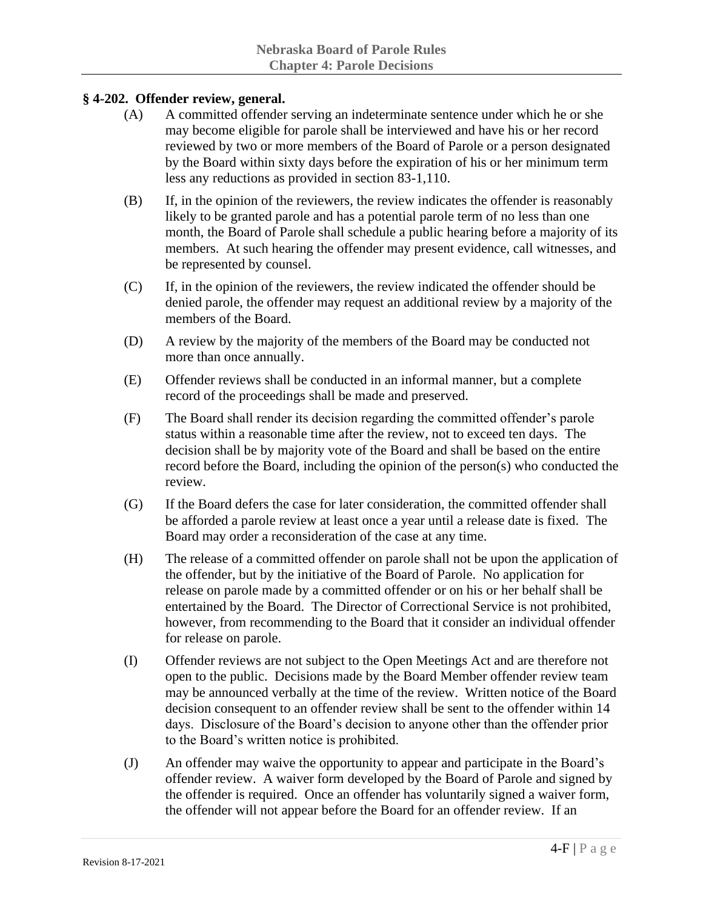### § 4-202. Offender review, general.

(A) A committed offender serving an indeterminate sentence under which he or she may become eligible for parole shall be interviewed and have his or her record reviewed by two or more members of the Board of Parole or a person designated by the Board within sixty days before the expiration of his or her minimum term less any reductions as provided in section 83-1,110.

(B) If, in the opinion of the reviewers, the review indicates the offender is reasonably likely to be granted parole and has a potential parole term of no less than one month, the Board of Parole shall schedule a public hearing before a majority of its members. At such hearing the offender may present evidence, call witnesses, and be represented by counsel.

(C) If, in the opinion of the reviewers, the review indicated the offender should be denied parole, the offender may request an additional review by a majority of the members of the Board.

(D) A review by the majority of the members of the Board may be conducted not more than once annually.

(E) Offender reviews shall be conducted in an informal manner, but a complete record of the proceedings shall be made and preserved.

(F) The Board shall render its decision regarding the committed offender's parole status within a reasonable time after the review, not to exceed ten days. The decision shall be by majority vote of the Board and shall be based on the entire record before the Board, including the opinion of the person(s) who conducted the review.

(G) If the Board defers the case for later consideration, the committed offender shall be afforded a parole review at least once a year until a release date is fixed. The Board may order a reconsideration of the case at any time.

(H) The release of a committed offender on parole shall not be upon the application of the offender, but by the initiative of the Board of Parole. No application for release on parole made by a committed offender or on his or her behalf shall be entertained by the Board. The Director of Correctional Service is not prohibited, however, from recommending to the Board that it consider an individual offender for release on parole.

(I) Offender reviews are not subject to the Open Meetings Act and are therefore not open to the public. Decisions made by the Board Member offender review team may be announced verbally at the time of the review. Written notice of the Board decision consequent to an offender review shall be sent to the offender within 14 days. Disclosure of the Board's decision to anyone other than the offender prior to the Board's written notice is prohibited.

(J) An offender may waive the opportunity to appear and participate in the Board's offender review. A waiver form developed by the Board of Parole and signed by the offender is required. Once an offender has voluntarily signed a waiver form, the offender will not appear before the Board for an offender review. If an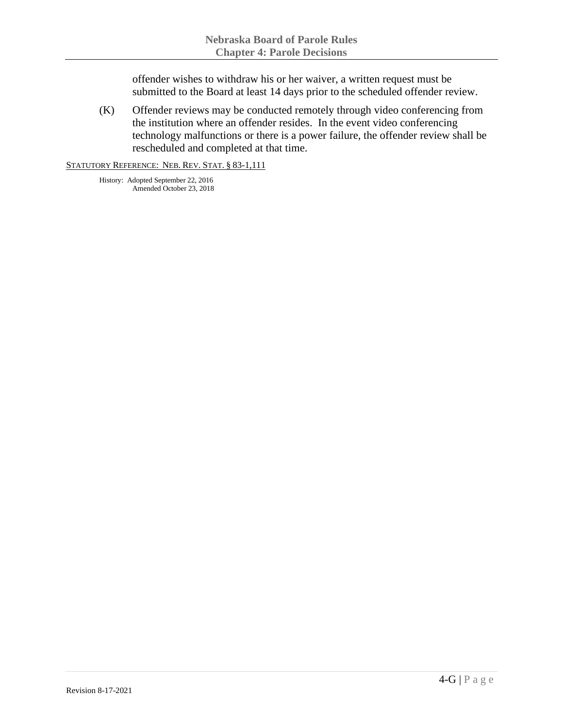offender wishes to withdraw his or her waiver, a written request must be submitted to the Board at least 14 days prior to the scheduled offender review.

(K) Offender reviews may be conducted remotely through video conferencing from the institution where an offender resides. In the event video conferencing technology malfunctions or there is a power failure, the offender review shall be rescheduled and completed at that time.

STATUTORY REFERENCE: NEB. REV. STAT. § 83-1,111

History: Adopted September 22, 2016
Amended October 23, 2018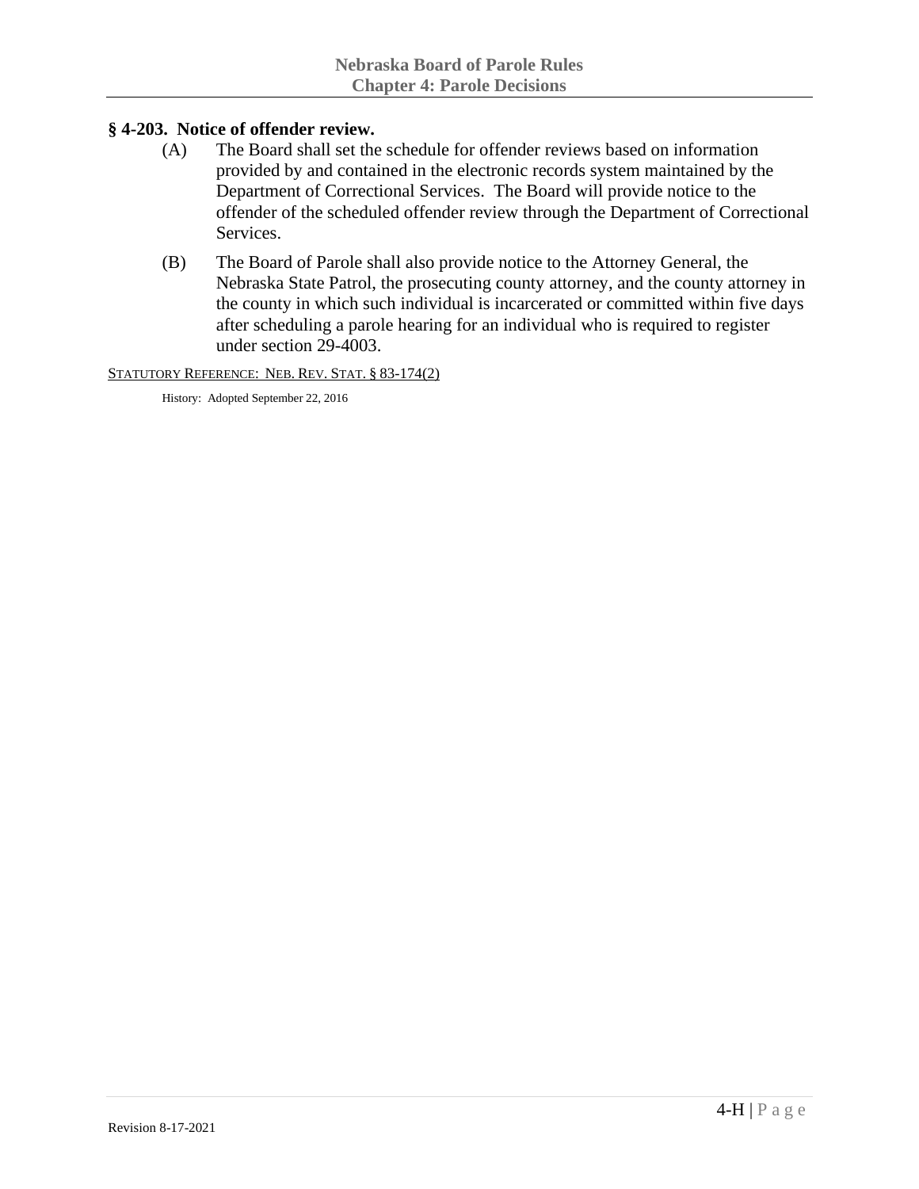## § 4-203. Notice of offender review.

(A) The Board shall set the schedule for offender reviews based on information provided by and contained in the electronic records system maintained by the Department of Correctional Services. The Board will provide notice to the offender of the scheduled offender review through the Department of Correctional Services.

(B) The Board of Parole shall also provide notice to the Attorney General, the Nebraska State Patrol, the prosecuting county attorney, and the county attorney in the county in which such individual is incarcerated or committed within five days after scheduling a parole hearing for an individual who is required to register under section 29-4003.

STATUTORY REFERENCE: NEB. REV. STAT. § 83-174(2)

History: Adopted September 22, 2016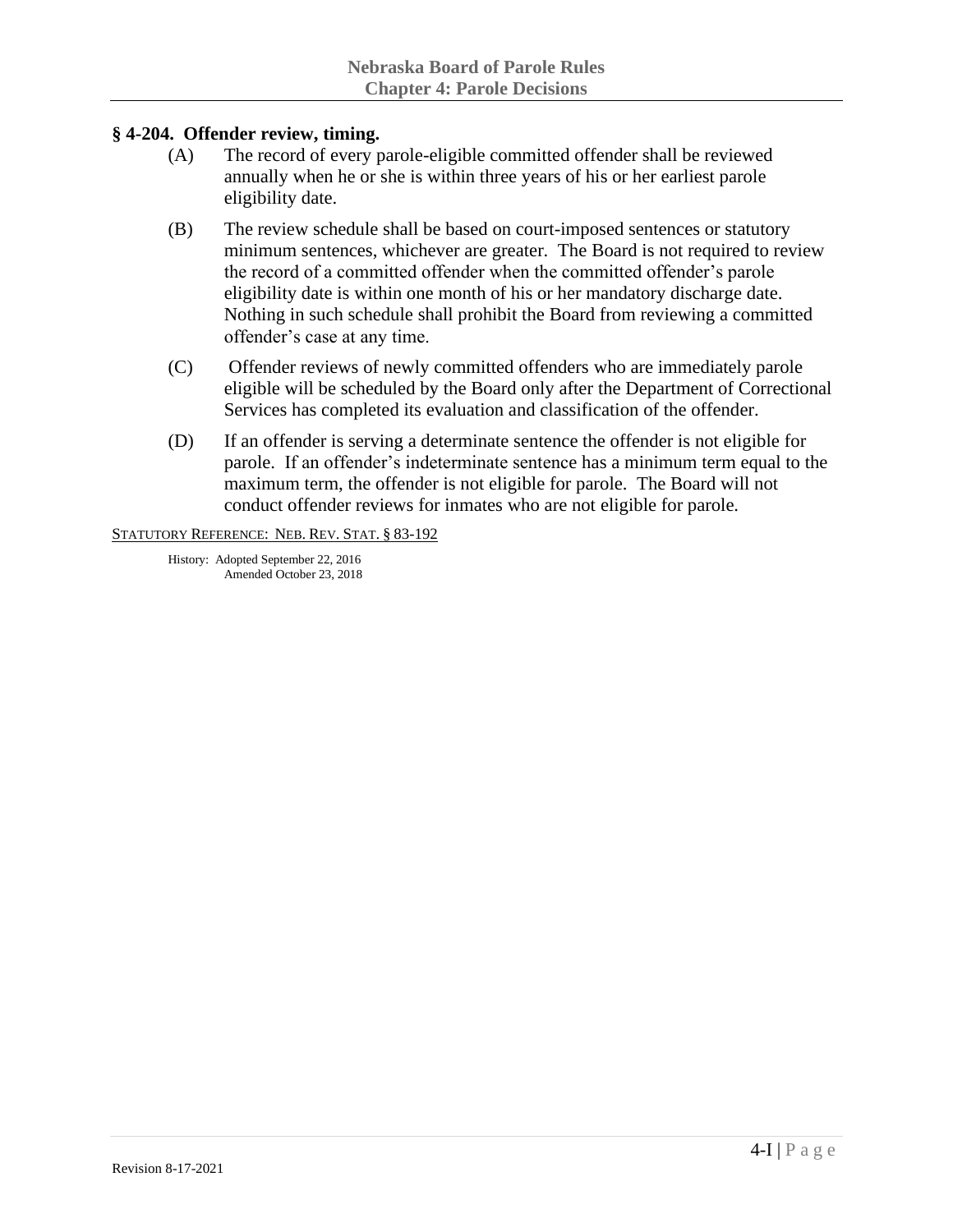## § 4-204. Offender review, timing.

(A) The record of every parole-eligible committed offender shall be reviewed annually when he or she is within three years of his or her earliest parole eligibility date.

(B) The review schedule shall be based on court-imposed sentences or statutory minimum sentences, whichever are greater. The Board is not required to review the record of a committed offender when the committed offender's parole eligibility date is within one month of his or her mandatory discharge date. Nothing in such schedule shall prohibit the Board from reviewing a committed offender's case at any time.

(C) Offender reviews of newly committed offenders who are immediately parole eligible will be scheduled by the Board only after the Department of Correctional Services has completed its evaluation and classification of the offender.

(D) If an offender is serving a determinate sentence the offender is not eligible for parole. If an offender's indeterminate sentence has a minimum term equal to the maximum term, the offender is not eligible for parole. The Board will not conduct offender reviews for inmates who are not eligible for parole.

STATUTORY REFERENCE: NEB. REV. STAT. § 83-192

History: Adopted September 22, 2016
Amended October 23, 2018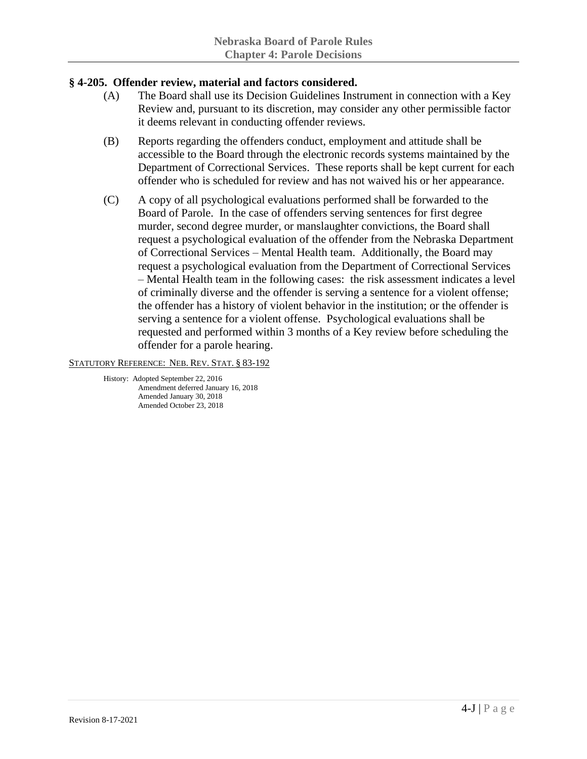## § 4-205. Offender review, material and factors considered.

(A) The Board shall use its Decision Guidelines Instrument in connection with a Key Review and, pursuant to its discretion, may consider any other permissible factor it deems relevant in conducting offender reviews.

(B) Reports regarding the offenders conduct, employment and attitude shall be accessible to the Board through the electronic records systems maintained by the Department of Correctional Services. These reports shall be kept current for each offender who is scheduled for review and has not waived his or her appearance.

(C) A copy of all psychological evaluations performed shall be forwarded to the Board of Parole. In the case of offenders serving sentences for first degree murder, second degree murder, or manslaughter convictions, the Board shall request a psychological evaluation of the offender from the Nebraska Department of Correctional Services – Mental Health team. Additionally, the Board may request a psychological evaluation from the Department of Correctional Services – Mental Health team in the following cases: the risk assessment indicates a level of criminally diverse and the offender is serving a sentence for a violent offense; the offender has a history of violent behavior in the institution; or the offender is serving a sentence for a violent offense. Psychological evaluations shall be requested and performed within 3 months of a Key review before scheduling the offender for a parole hearing.

STATUTORY REFERENCE: NEB. REV. STAT. § 83-192

History: Adopted September 22, 2016
Amendment deferred January 16, 2018
Amended January 30, 2018
Amended October 23, 2018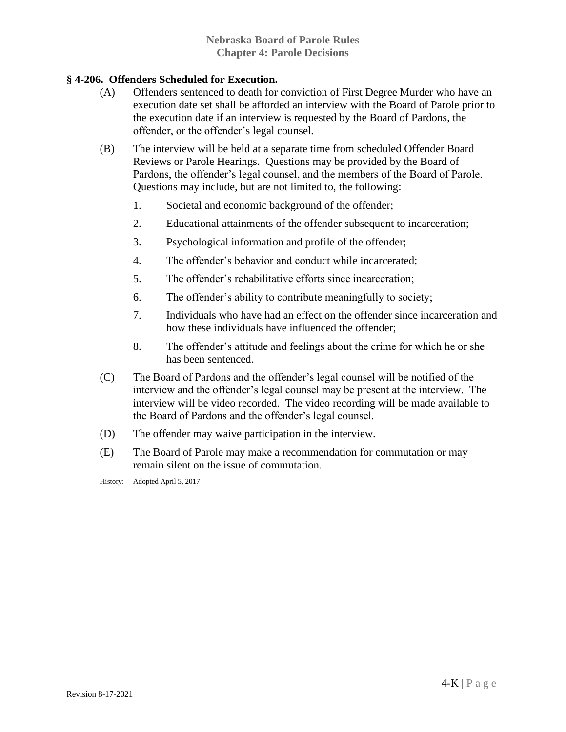### § 4-206. Offenders Scheduled for Execution.

(A) Offenders sentenced to death for conviction of First Degree Murder who have an execution date set shall be afforded an interview with the Board of Parole prior to the execution date if an interview is requested by the Board of Pardons, the offender, or the offender's legal counsel.

(B) The interview will be held at a separate time from scheduled Offender Board Reviews or Parole Hearings. Questions may be provided by the Board of Pardons, the offender's legal counsel, and the members of the Board of Parole. Questions may include, but are not limited to, the following:

1. Societal and economic background of the offender;
2. Educational attainments of the offender subsequent to incarceration;
3. Psychological information and profile of the offender;
4. The offender's behavior and conduct while incarcerated;
5. The offender's rehabilitative efforts since incarceration;
6. The offender's ability to contribute meaningfully to society;
7. Individuals who have had an effect on the offender since incarceration and how these individuals have influenced the offender;
8. The offender's attitude and feelings about the crime for which he or she has been sentenced.

(C) The Board of Pardons and the offender's legal counsel will be notified of the interview and the offender's legal counsel may be present at the interview. The interview will be video recorded. The video recording will be made available to the Board of Pardons and the offender's legal counsel.

(D) The offender may waive participation in the interview.

(E) The Board of Parole may make a recommendation for commutation or may remain silent on the issue of commutation.

History: Adopted April 5, 2017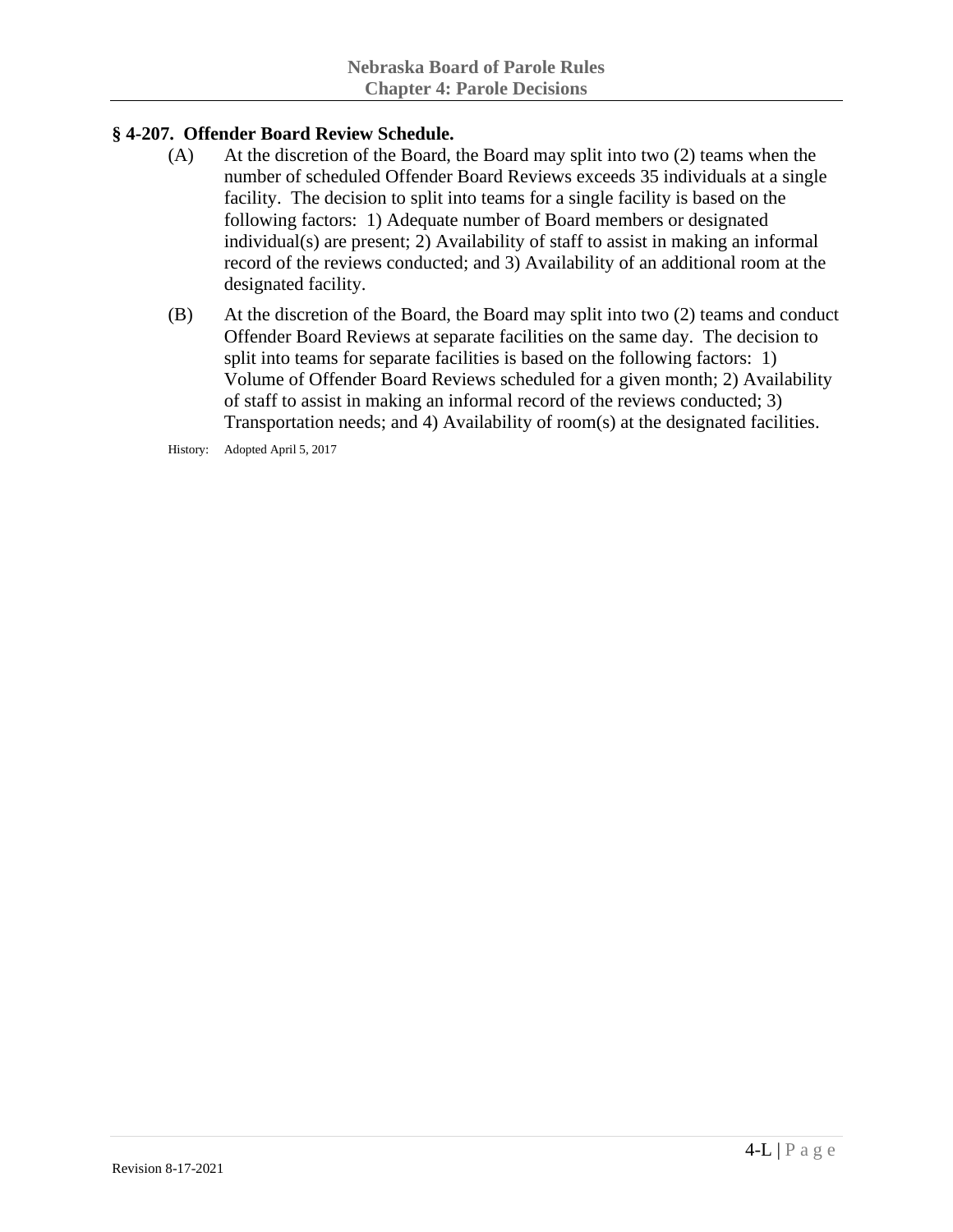## § 4-207. Offender Board Review Schedule.

(A) At the discretion of the Board, the Board may split into two (2) teams when the number of scheduled Offender Board Reviews exceeds 35 individuals at a single facility. The decision to split into teams for a single facility is based on the following factors: 1) Adequate number of Board members or designated individual(s) are present; 2) Availability of staff to assist in making an informal record of the reviews conducted; and 3) Availability of an additional room at the designated facility.

(B) At the discretion of the Board, the Board may split into two (2) teams and conduct Offender Board Reviews at separate facilities on the same day. The decision to split into teams for separate facilities is based on the following factors: 1) Volume of Offender Board Reviews scheduled for a given month; 2) Availability of staff to assist in making an informal record of the reviews conducted; 3) Transportation needs; and 4) Availability of room(s) at the designated facilities.

History: Adopted April 5, 2017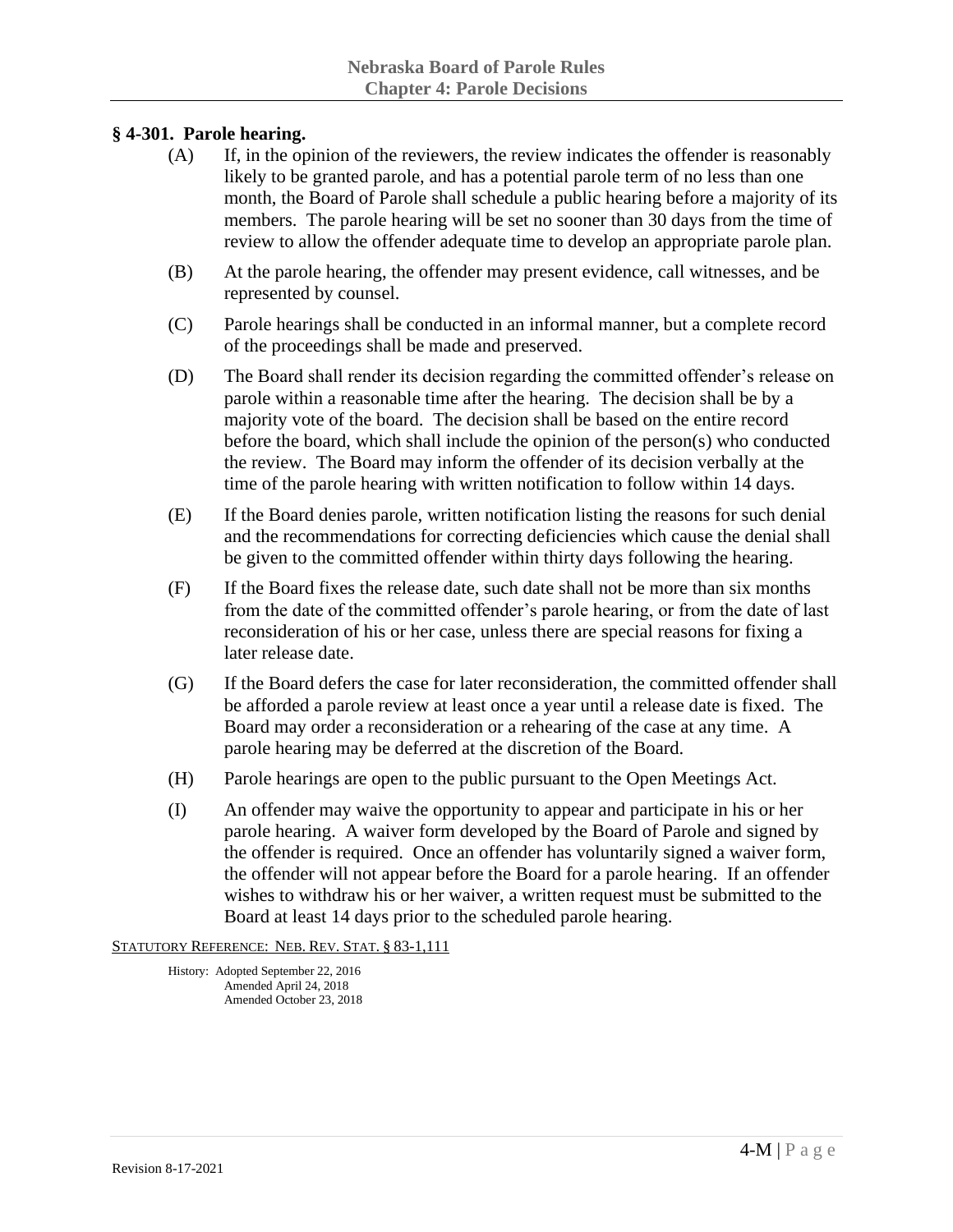## § 4-301. Parole hearing.

(A) If, in the opinion of the reviewers, the review indicates the offender is reasonably likely to be granted parole, and has a potential parole term of no less than one month, the Board of Parole shall schedule a public hearing before a majority of its members. The parole hearing will be set no sooner than 30 days from the time of review to allow the offender adequate time to develop an appropriate parole plan.

(B) At the parole hearing, the offender may present evidence, call witnesses, and be represented by counsel.

(C) Parole hearings shall be conducted in an informal manner, but a complete record of the proceedings shall be made and preserved.

(D) The Board shall render its decision regarding the committed offender's release on parole within a reasonable time after the hearing. The decision shall be by a majority vote of the board. The decision shall be based on the entire record before the board, which shall include the opinion of the person(s) who conducted the review. The Board may inform the offender of its decision verbally at the time of the parole hearing with written notification to follow within 14 days.

(E) If the Board denies parole, written notification listing the reasons for such denial and the recommendations for correcting deficiencies which cause the denial shall be given to the committed offender within thirty days following the hearing.

(F) If the Board fixes the release date, such date shall not be more than six months from the date of the committed offender's parole hearing, or from the date of last reconsideration of his or her case, unless there are special reasons for fixing a later release date.

(G) If the Board defers the case for later reconsideration, the committed offender shall be afforded a parole review at least once a year until a release date is fixed. The Board may order a reconsideration or a rehearing of the case at any time. A parole hearing may be deferred at the discretion of the Board.

(H) Parole hearings are open to the public pursuant to the Open Meetings Act.

(I) An offender may waive the opportunity to appear and participate in his or her parole hearing. A waiver form developed by the Board of Parole and signed by the offender is required. Once an offender has voluntarily signed a waiver form, the offender will not appear before the Board for a parole hearing. If an offender wishes to withdraw his or her waiver, a written request must be submitted to the Board at least 14 days prior to the scheduled parole hearing.

STATUTORY REFERENCE: NEB. REV. STAT. § 83-1,111

History: Adopted September 22, 2016
Amended April 24, 2018
Amended October 23, 2018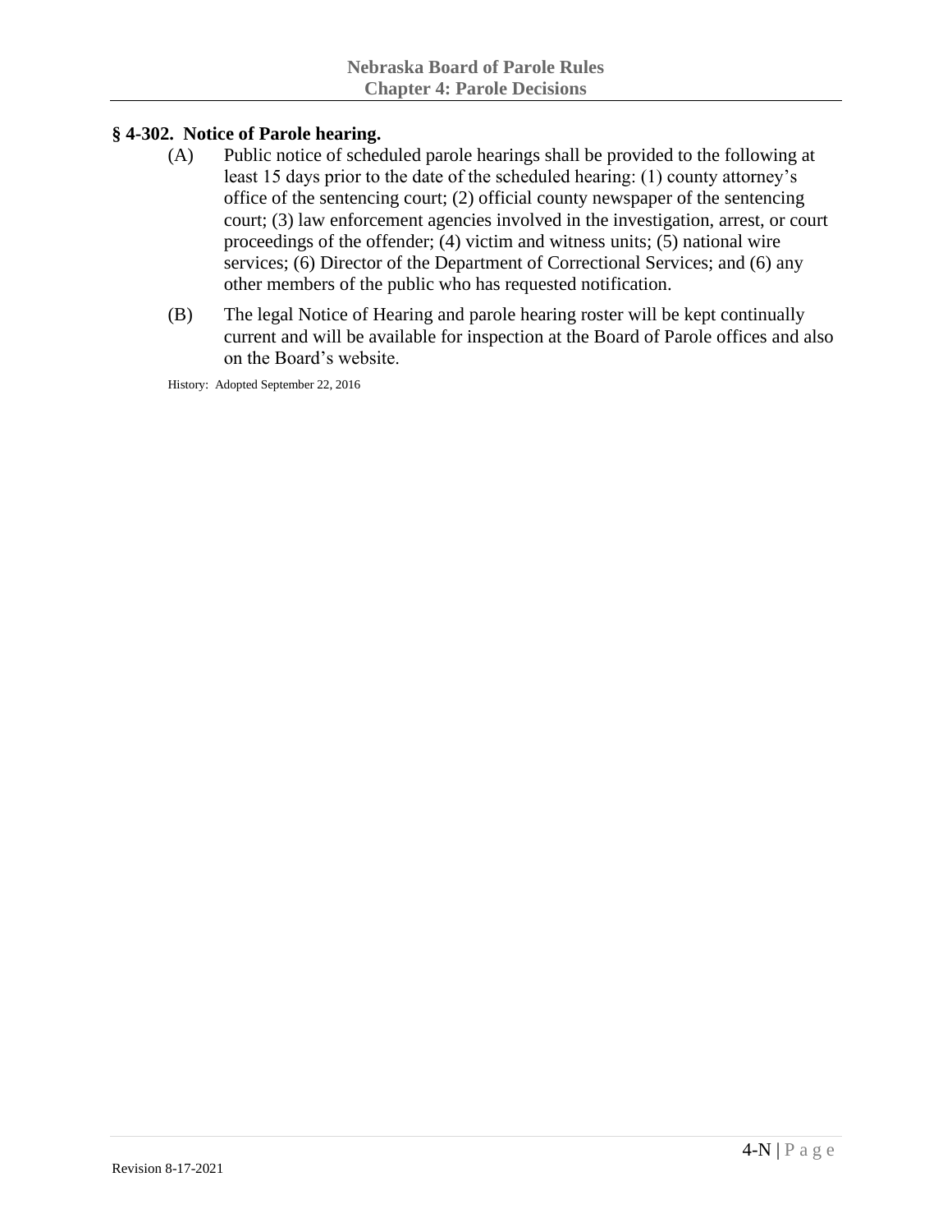### § 4-302. Notice of Parole hearing.

(A) Public notice of scheduled parole hearings shall be provided to the following at least 15 days prior to the date of the scheduled hearing: (1) county attorney's office of the sentencing court; (2) official county newspaper of the sentencing court; (3) law enforcement agencies involved in the investigation, arrest, or court proceedings of the offender; (4) victim and witness units; (5) national wire services; (6) Director of the Department of Correctional Services; and (6) any other members of the public who has requested notification.

(B) The legal Notice of Hearing and parole hearing roster will be kept continually current and will be available for inspection at the Board of Parole offices and also on the Board's website.

History: Adopted September 22, 2016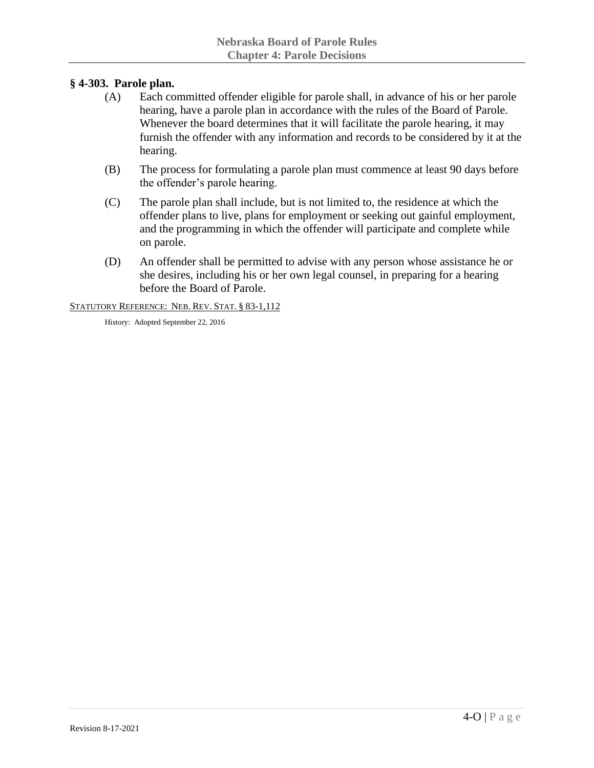## § 4-303. Parole plan.

(A) Each committed offender eligible for parole shall, in advance of his or her parole hearing, have a parole plan in accordance with the rules of the Board of Parole. Whenever the board determines that it will facilitate the parole hearing, it may furnish the offender with any information and records to be considered by it at the hearing.

(B) The process for formulating a parole plan must commence at least 90 days before the offender's parole hearing.

(C) The parole plan shall include, but is not limited to, the residence at which the offender plans to live, plans for employment or seeking out gainful employment, and the programming in which the offender will participate and complete while on parole.

(D) An offender shall be permitted to advise with any person whose assistance he or she desires, including his or her own legal counsel, in preparing for a hearing before the Board of Parole.

STATUTORY REFERENCE: NEB. REV. STAT. § 83-1,112

History: Adopted September 22, 2016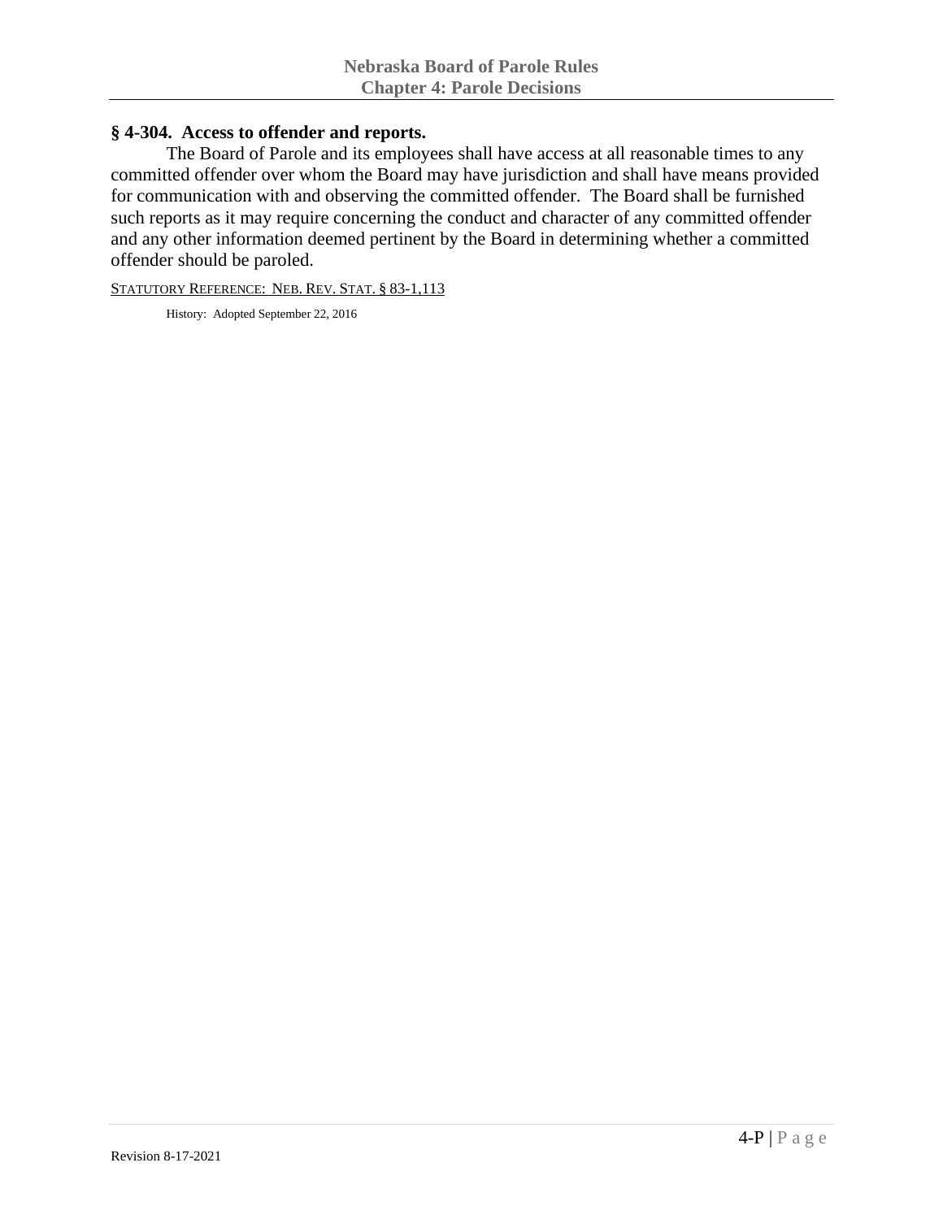## § 4-304. Access to offender and reports.

The Board of Parole and its employees shall have access at all reasonable times to any committed offender over whom the Board may have jurisdiction and shall have means provided for communication with and observing the committed offender. The Board shall be furnished such reports as it may require concerning the conduct and character of any committed offender and any other information deemed pertinent by the Board in determining whether a committed offender should be paroled.

STATUTORY REFERENCE: NEB. REV. STAT. § 83-1,113

History: Adopted September 22, 2016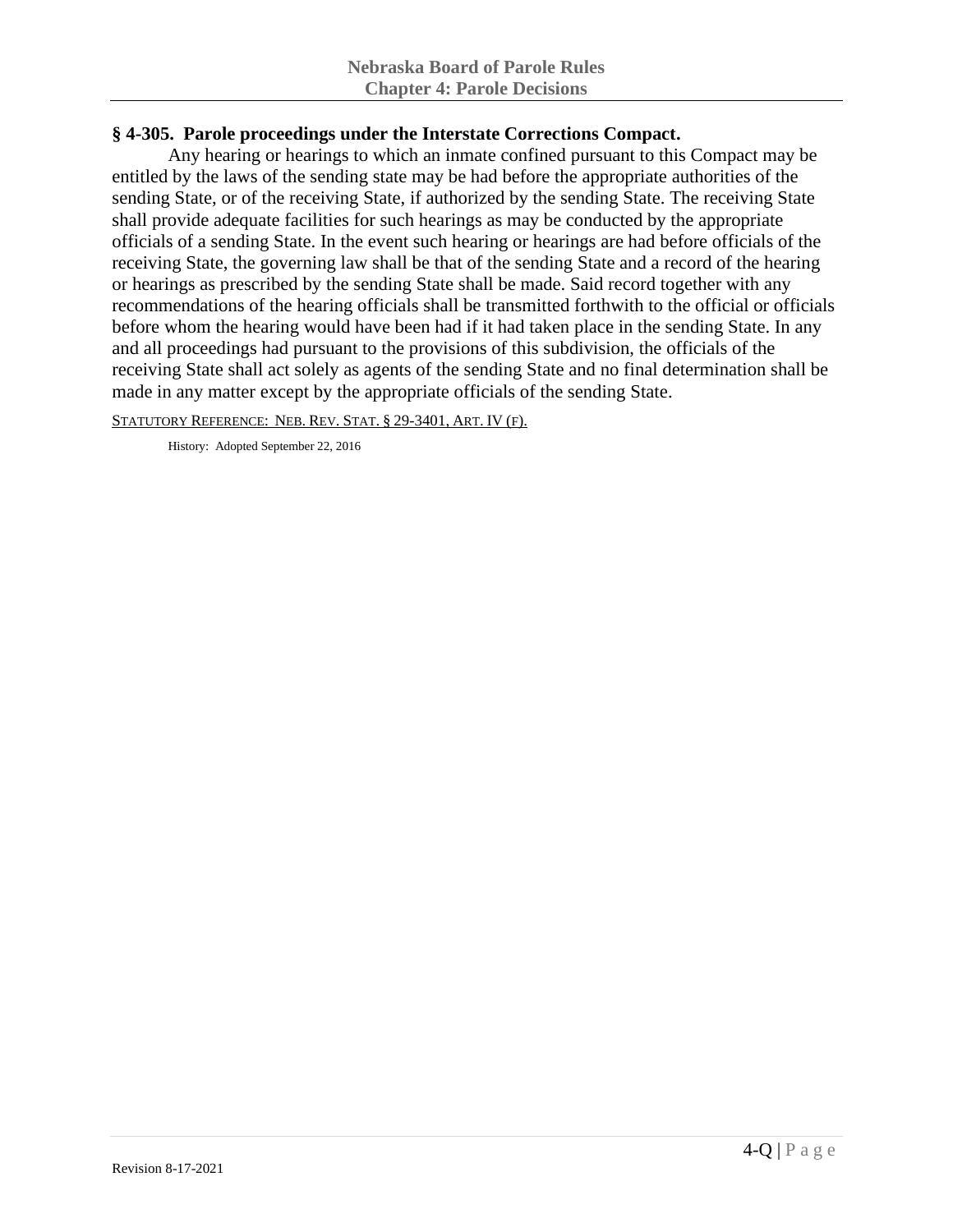## § 4-305. Parole proceedings under the Interstate Corrections Compact.

Any hearing or hearings to which an inmate confined pursuant to this Compact may be entitled by the laws of the sending state may be had before the appropriate authorities of the sending State, or of the receiving State, if authorized by the sending State. The receiving State shall provide adequate facilities for such hearings as may be conducted by the appropriate officials of a sending State. In the event such hearing or hearings are had before officials of the receiving State, the governing law shall be that of the sending State and a record of the hearing or hearings as prescribed by the sending State shall be made. Said record together with any recommendations of the hearing officials shall be transmitted forthwith to the official or officials before whom the hearing would have been had if it had taken place in the sending State. In any and all proceedings had pursuant to the provisions of this subdivision, the officials of the receiving State shall act solely as agents of the sending State and no final determination shall be made in any matter except by the appropriate officials of the sending State.

STATUTORY REFERENCE: NEB. REV. STAT. § 29-3401, ART. IV (F).

History: Adopted September 22, 2016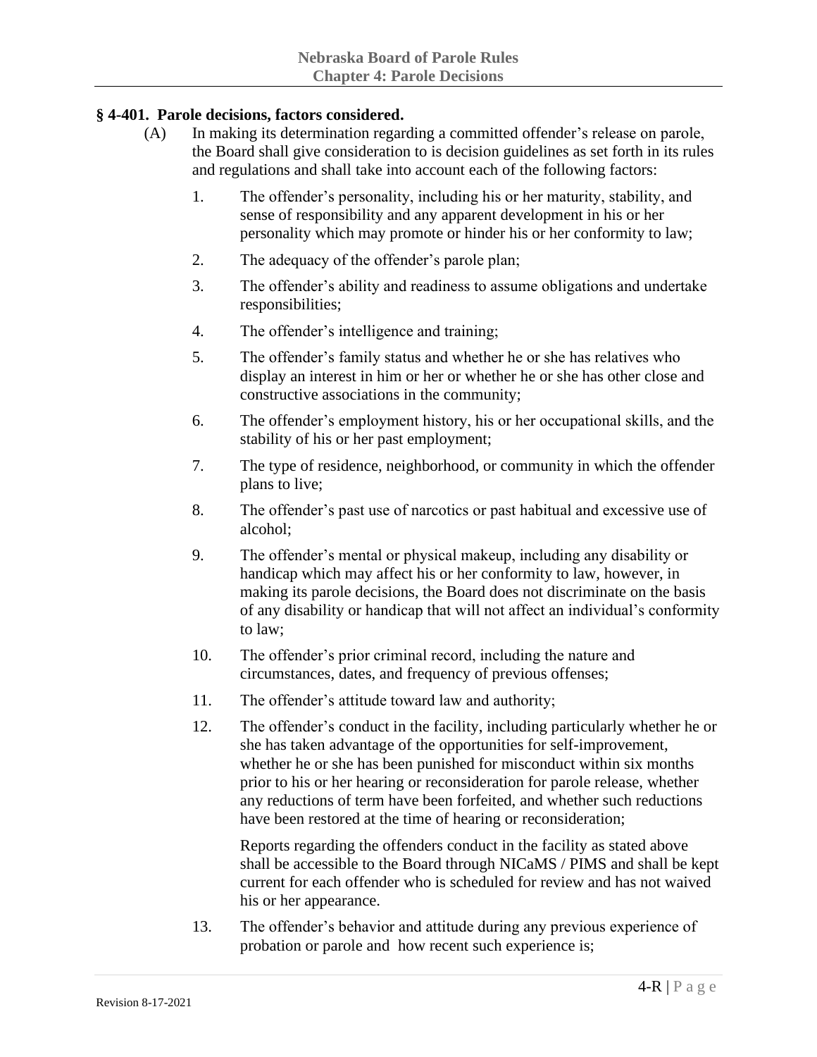## § 4-401. Parole decisions, factors considered.

(A) In making its determination regarding a committed offender's release on parole, the Board shall give consideration to is decision guidelines as set forth in its rules and regulations and shall take into account each of the following factors:

1. The offender's personality, including his or her maturity, stability, and sense of responsibility and any apparent development in his or her personality which may promote or hinder his or her conformity to law;

2. The adequacy of the offender's parole plan;

3. The offender's ability and readiness to assume obligations and undertake responsibilities;

4. The offender's intelligence and training;

5. The offender's family status and whether he or she has relatives who display an interest in him or her or whether he or she has other close and constructive associations in the community;

6. The offender's employment history, his or her occupational skills, and the stability of his or her past employment;

7. The type of residence, neighborhood, or community in which the offender plans to live;

8. The offender's past use of narcotics or past habitual and excessive use of alcohol;

9. The offender's mental or physical makeup, including any disability or handicap which may affect his or her conformity to law, however, in making its parole decisions, the Board does not discriminate on the basis of any disability or handicap that will not affect an individual's conformity to law;

10. The offender's prior criminal record, including the nature and circumstances, dates, and frequency of previous offenses;

11. The offender's attitude toward law and authority;

12. The offender's conduct in the facility, including particularly whether he or she has taken advantage of the opportunities for self-improvement, whether he or she has been punished for misconduct within six months prior to his or her hearing or reconsideration for parole release, whether any reductions of term have been forfeited, and whether such reductions have been restored at the time of hearing or reconsideration;

   Reports regarding the offenders conduct in the facility as stated above shall be accessible to the Board through NICaMS / PIMS and shall be kept current for each offender who is scheduled for review and has not waived his or her appearance.

13. The offender's behavior and attitude during any previous experience of probation or parole and how recent such experience is;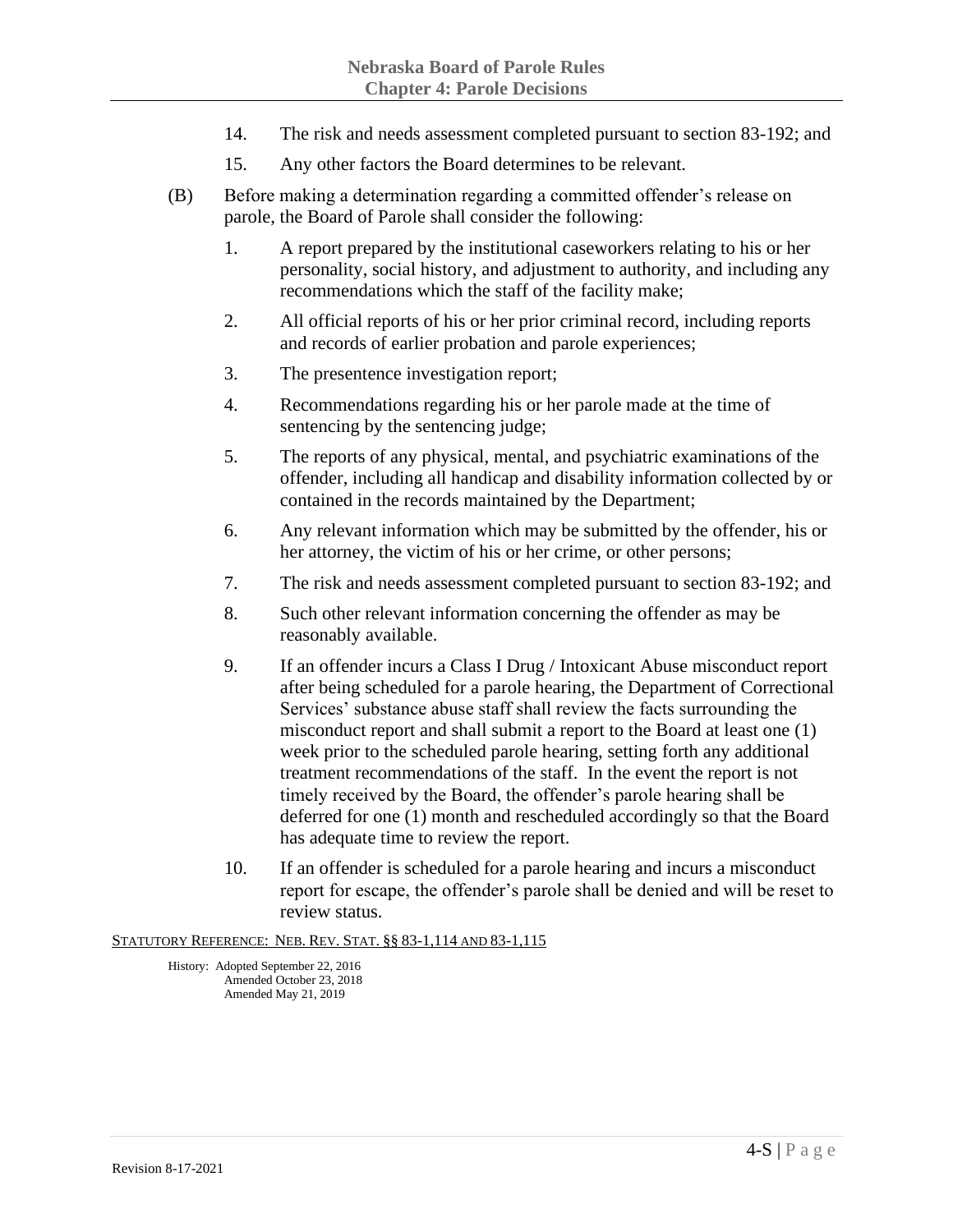14. The risk and needs assessment completed pursuant to section 83-192; and

15. Any other factors the Board determines to be relevant.

(B) Before making a determination regarding a committed offender's release on parole, the Board of Parole shall consider the following:

1. A report prepared by the institutional caseworkers relating to his or her personality, social history, and adjustment to authority, and including any recommendations which the staff of the facility make;

2. All official reports of his or her prior criminal record, including reports and records of earlier probation and parole experiences;

3. The presentence investigation report;

4. Recommendations regarding his or her parole made at the time of sentencing by the sentencing judge;

5. The reports of any physical, mental, and psychiatric examinations of the offender, including all handicap and disability information collected by or contained in the records maintained by the Department;

6. Any relevant information which may be submitted by the offender, his or her attorney, the victim of his or her crime, or other persons;

7. The risk and needs assessment completed pursuant to section 83-192; and

8. Such other relevant information concerning the offender as may be reasonably available.

9. If an offender incurs a Class I Drug / Intoxicant Abuse misconduct report after being scheduled for a parole hearing, the Department of Correctional Services' substance abuse staff shall review the facts surrounding the misconduct report and shall submit a report to the Board at least one (1) week prior to the scheduled parole hearing, setting forth any additional treatment recommendations of the staff. In the event the report is not timely received by the Board, the offender's parole hearing shall be deferred for one (1) month and rescheduled accordingly so that the Board has adequate time to review the report.

10. If an offender is scheduled for a parole hearing and incurs a misconduct report for escape, the offender's parole shall be denied and will be reset to review status.

STATUTORY REFERENCE: NEB. REV. STAT. §§ 83-1,114 AND 83-1,115

History: Adopted September 22, 2016
Amended October 23, 2018
Amended May 21, 2019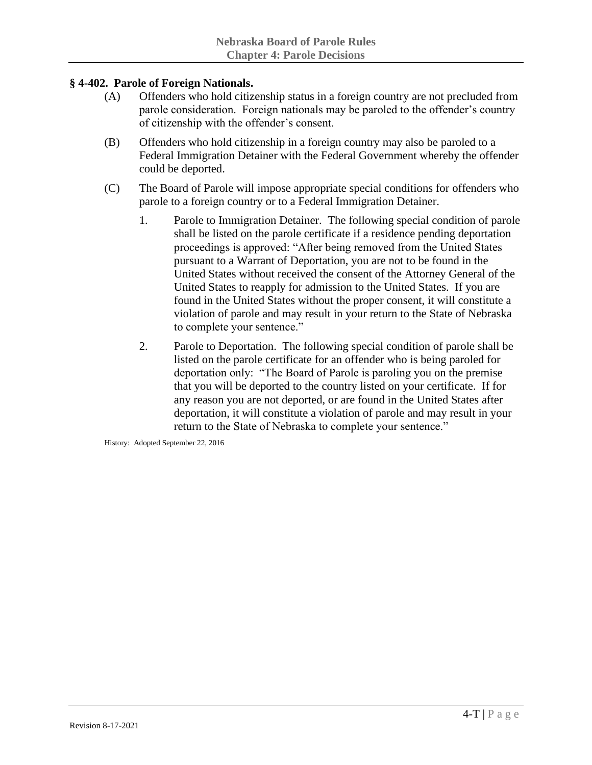## § 4-402. Parole of Foreign Nationals.

(A) Offenders who hold citizenship status in a foreign country are not precluded from parole consideration. Foreign nationals may be paroled to the offender's country of citizenship with the offender's consent.

(B) Offenders who hold citizenship in a foreign country may also be paroled to a Federal Immigration Detainer with the Federal Government whereby the offender could be deported.

(C) The Board of Parole will impose appropriate special conditions for offenders who parole to a foreign country or to a Federal Immigration Detainer.

1. Parole to Immigration Detainer. The following special condition of parole shall be listed on the parole certificate if a residence pending deportation proceedings is approved: "After being removed from the United States pursuant to a Warrant of Deportation, you are not to be found in the United States without received the consent of the Attorney General of the United States to reapply for admission to the United States. If you are found in the United States without the proper consent, it will constitute a violation of parole and may result in your return to the State of Nebraska to complete your sentence."

2. Parole to Deportation. The following special condition of parole shall be listed on the parole certificate for an offender who is being paroled for deportation only: "The Board of Parole is paroling you on the premise that you will be deported to the country listed on your certificate. If for any reason you are not deported, or are found in the United States after deportation, it will constitute a violation of parole and may result in your return to the State of Nebraska to complete your sentence."

History: Adopted September 22, 2016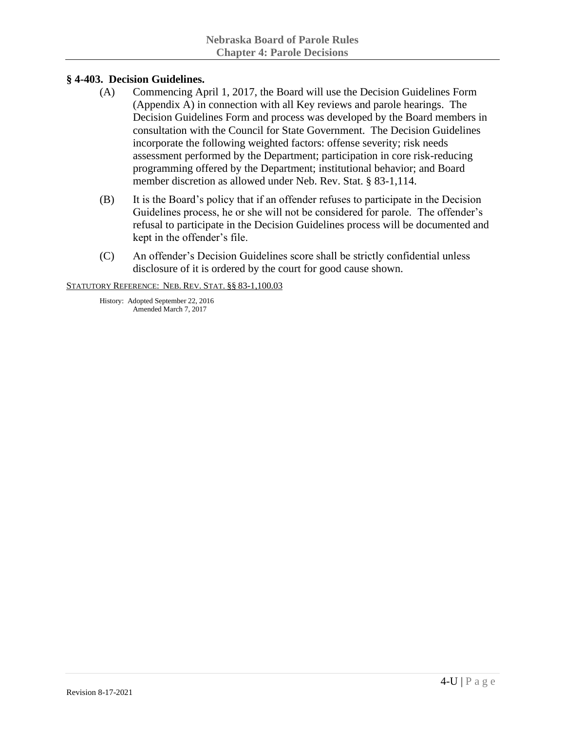## § 4-403. Decision Guidelines.

(A) Commencing April 1, 2017, the Board will use the Decision Guidelines Form (Appendix A) in connection with all Key reviews and parole hearings. The Decision Guidelines Form and process was developed by the Board members in consultation with the Council for State Government. The Decision Guidelines incorporate the following weighted factors: offense severity; risk needs assessment performed by the Department; participation in core risk-reducing programming offered by the Department; institutional behavior; and Board member discretion as allowed under Neb. Rev. Stat. § 83-1,114.

(B) It is the Board's policy that if an offender refuses to participate in the Decision Guidelines process, he or she will not be considered for parole. The offender's refusal to participate in the Decision Guidelines process will be documented and kept in the offender's file.

(C) An offender's Decision Guidelines score shall be strictly confidential unless disclosure of it is ordered by the court for good cause shown.

STATUTORY REFERENCE: NEB. REV. STAT. §§ 83-1,100.03

History: Adopted September 22, 2016
Amended March 7, 2017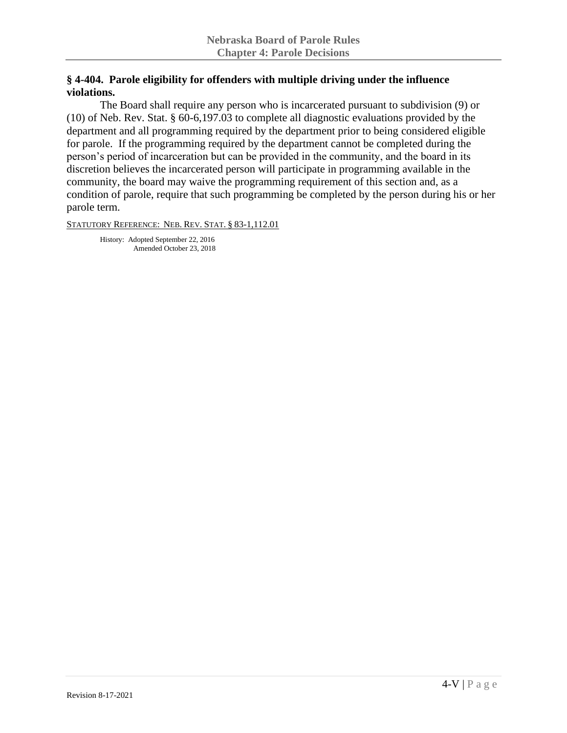## § 4-404. Parole eligibility for offenders with multiple driving under the influence violations.

The Board shall require any person who is incarcerated pursuant to subdivision (9) or (10) of Neb. Rev. Stat. § 60-6,197.03 to complete all diagnostic evaluations provided by the department and all programming required by the department prior to being considered eligible for parole. If the programming required by the department cannot be completed during the person's period of incarceration but can be provided in the community, and the board in its discretion believes the incarcerated person will participate in programming available in the community, the board may waive the programming requirement of this section and, as a condition of parole, require that such programming be completed by the person during his or her parole term.

STATUTORY REFERENCE: NEB. REV. STAT. § 83-1,112.01

History: Adopted September 22, 2016
Amended October 23, 2018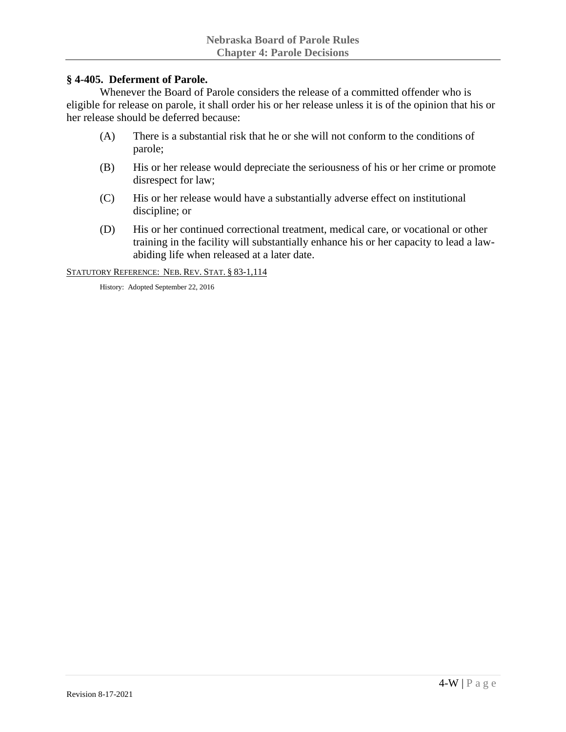### § 4-405. Deferment of Parole.

Whenever the Board of Parole considers the release of a committed offender who is eligible for release on parole, it shall order his or her release unless it is of the opinion that his or her release should be deferred because:

(A) There is a substantial risk that he or she will not conform to the conditions of parole;

(B) His or her release would depreciate the seriousness of his or her crime or promote disrespect for law;

(C) His or her release would have a substantially adverse effect on institutional discipline; or

(D) His or her continued correctional treatment, medical care, or vocational or other training in the facility will substantially enhance his or her capacity to lead a law-abiding life when released at a later date.

STATUTORY REFERENCE: NEB. REV. STAT. § 83-1,114

History: Adopted September 22, 2016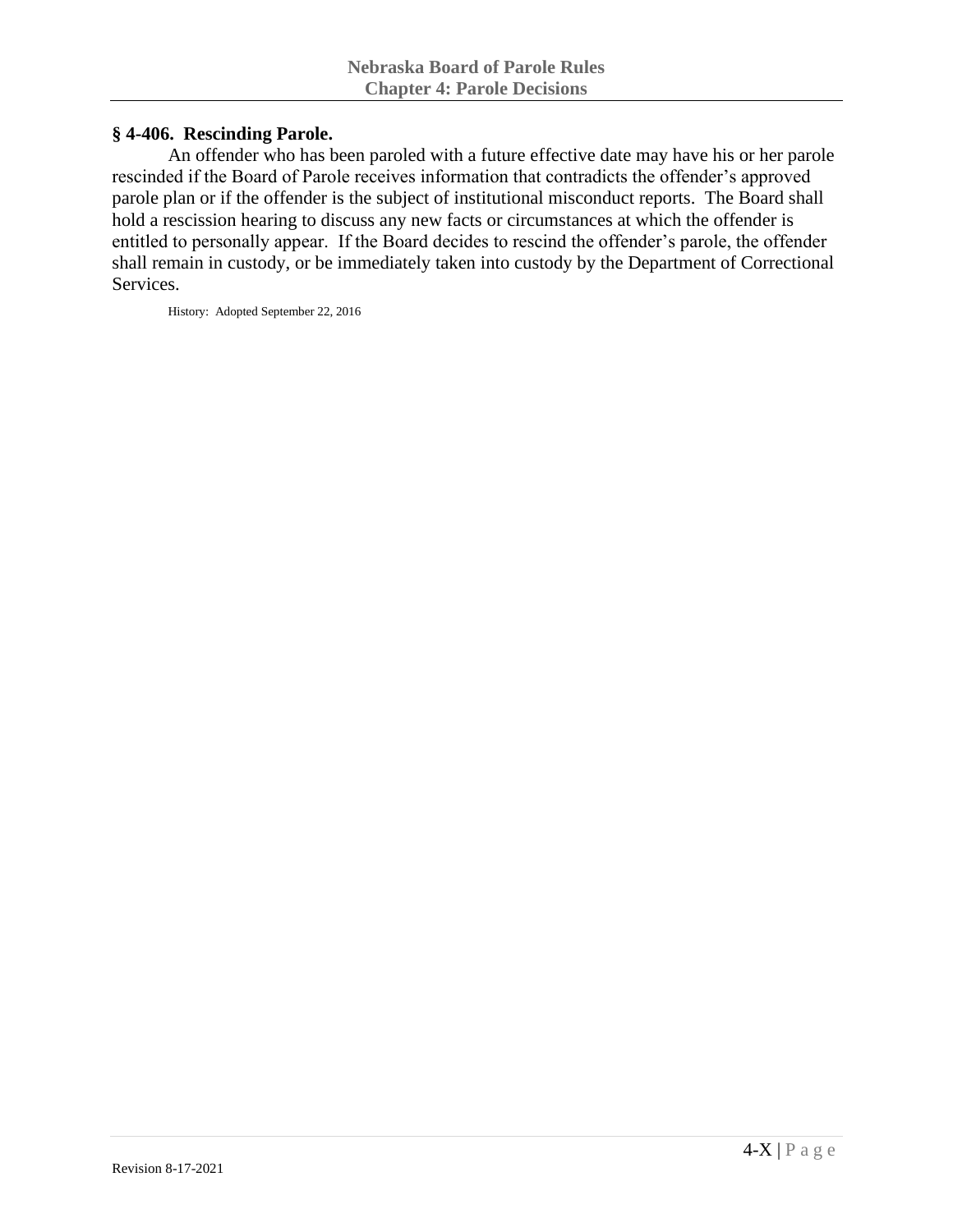## § 4-406. Rescinding Parole.

An offender who has been paroled with a future effective date may have his or her parole rescinded if the Board of Parole receives information that contradicts the offender's approved parole plan or if the offender is the subject of institutional misconduct reports. The Board shall hold a rescission hearing to discuss any new facts or circumstances at which the offender is entitled to personally appear. If the Board decides to rescind the offender's parole, the offender shall remain in custody, or be immediately taken into custody by the Department of Correctional Services.

History: Adopted September 22, 2016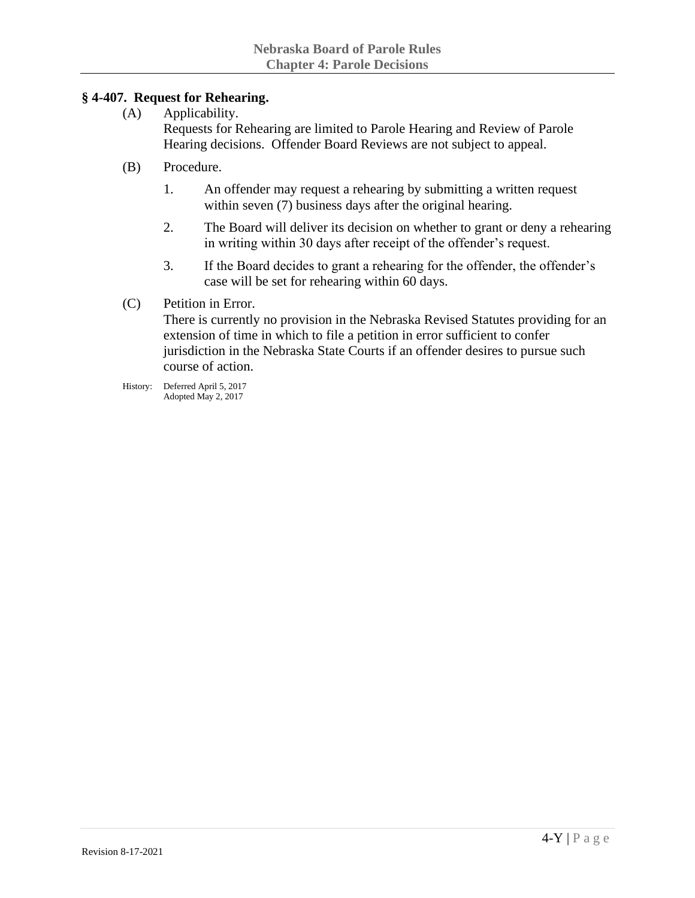### § 4-407. Request for Rehearing.

(A) Applicability.
Requests for Rehearing are limited to Parole Hearing and Review of Parole Hearing decisions. Offender Board Reviews are not subject to appeal.

(B) Procedure.

1. An offender may request a rehearing by submitting a written request within seven (7) business days after the original hearing.

2. The Board will deliver its decision on whether to grant or deny a rehearing in writing within 30 days after receipt of the offender's request.

3. If the Board decides to grant a rehearing for the offender, the offender's case will be set for rehearing within 60 days.

(C) Petition in Error.
There is currently no provision in the Nebraska Revised Statutes providing for an extension of time in which to file a petition in error sufficient to confer jurisdiction in the Nebraska State Courts if an offender desires to pursue such course of action.

History: Deferred April 5, 2017
Adopted May 2, 2017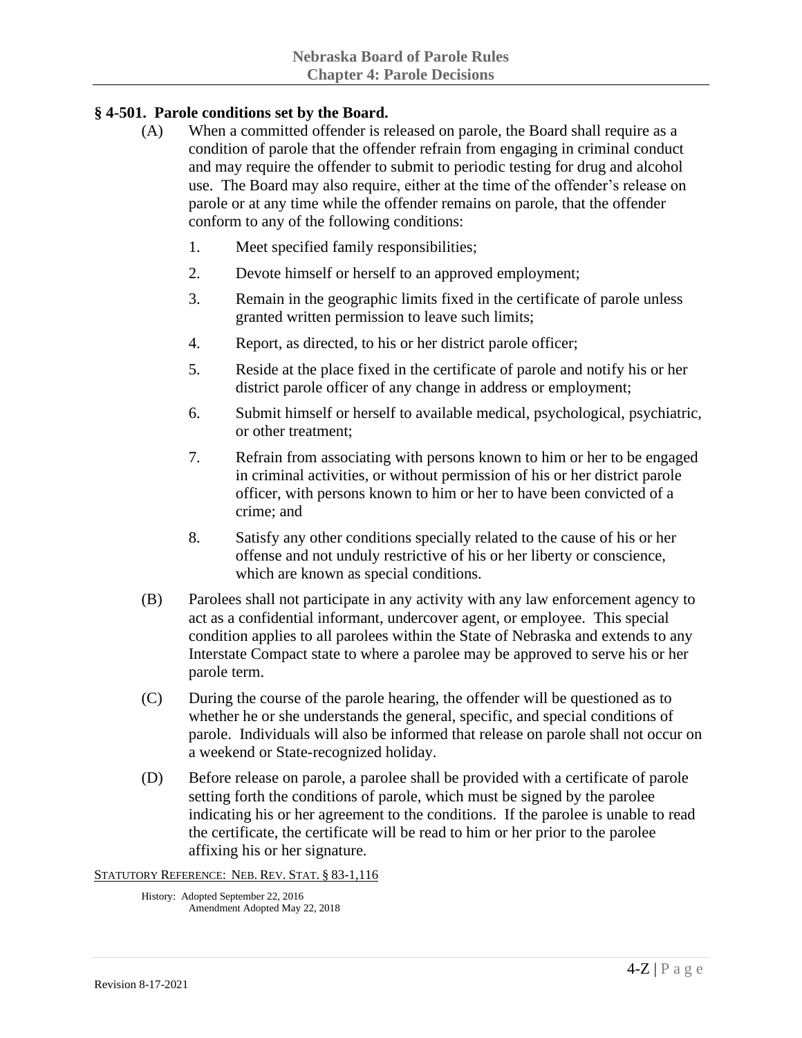### § 4-501. Parole conditions set by the Board.

(A) When a committed offender is released on parole, the Board shall require as a condition of parole that the offender refrain from engaging in criminal conduct and may require the offender to submit to periodic testing for drug and alcohol use. The Board may also require, either at the time of the offender's release on parole or at any time while the offender remains on parole, that the offender conform to any of the following conditions:

1. Meet specified family responsibilities;
2. Devote himself or herself to an approved employment;
3. Remain in the geographic limits fixed in the certificate of parole unless granted written permission to leave such limits;
4. Report, as directed, to his or her district parole officer;
5. Reside at the place fixed in the certificate of parole and notify his or her district parole officer of any change in address or employment;
6. Submit himself or herself to available medical, psychological, psychiatric, or other treatment;
7. Refrain from associating with persons known to him or her to be engaged in criminal activities, or without permission of his or her district parole officer, with persons known to him or her to have been convicted of a crime; and
8. Satisfy any other conditions specially related to the cause of his or her offense and not unduly restrictive of his or her liberty or conscience, which are known as special conditions.

(B) Parolees shall not participate in any activity with any law enforcement agency to act as a confidential informant, undercover agent, or employee. This special condition applies to all parolees within the State of Nebraska and extends to any Interstate Compact state to where a parolee may be approved to serve his or her parole term.

(C) During the course of the parole hearing, the offender will be questioned as to whether he or she understands the general, specific, and special conditions of parole. Individuals will also be informed that release on parole shall not occur on a weekend or State-recognized holiday.

(D) Before release on parole, a parolee shall be provided with a certificate of parole setting forth the conditions of parole, which must be signed by the parolee indicating his or her agreement to the conditions. If the parolee is unable to read the certificate, the certificate will be read to him or her prior to the parolee affixing his or her signature.

STATUTORY REFERENCE: NEB. REV. STAT. § 83-1,116

History: Adopted September 22, 2016
Amendment Adopted May 22, 2018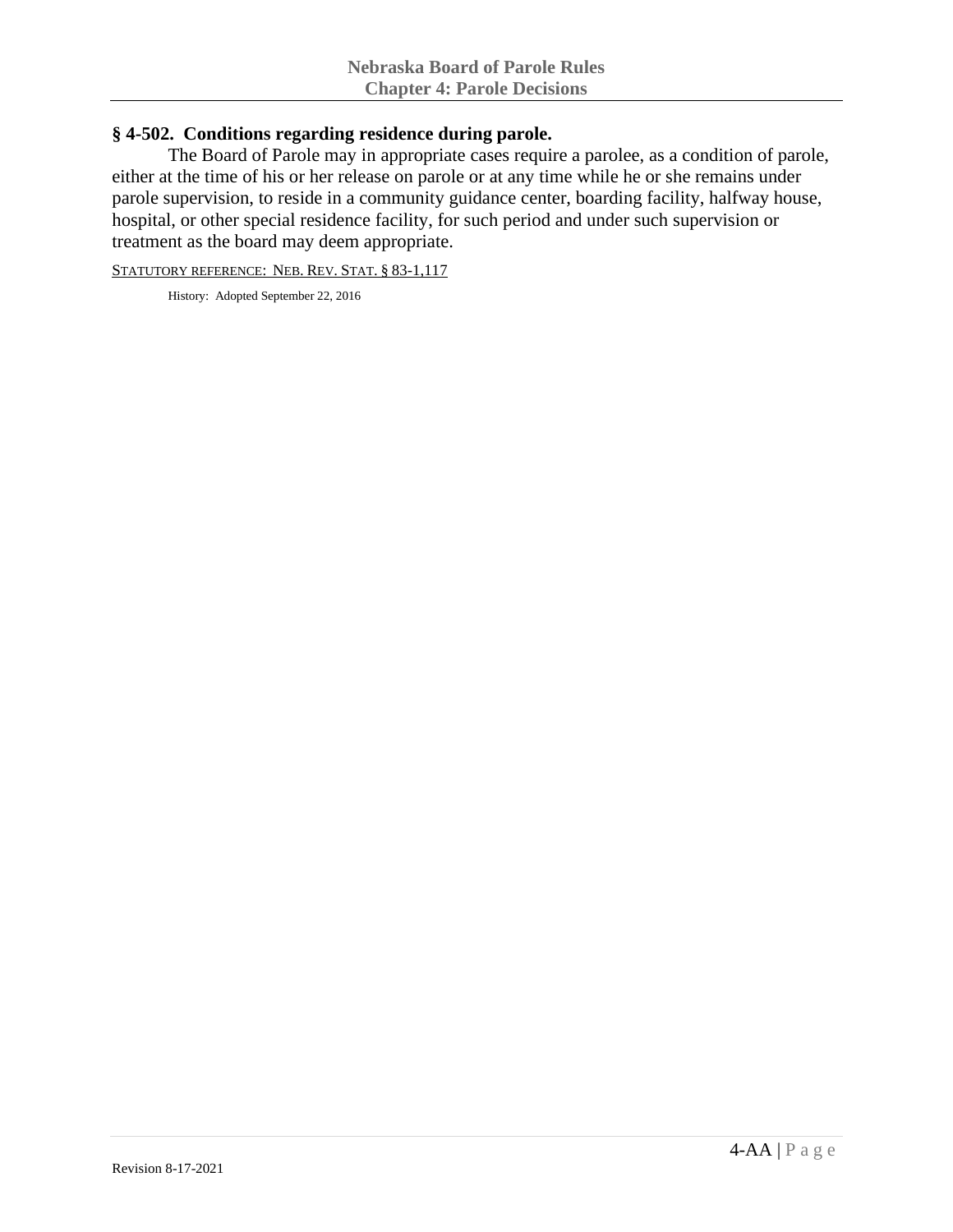## § 4-502. Conditions regarding residence during parole.

The Board of Parole may in appropriate cases require a parolee, as a condition of parole, either at the time of his or her release on parole or at any time while he or she remains under parole supervision, to reside in a community guidance center, boarding facility, halfway house, hospital, or other special residence facility, for such period and under such supervision or treatment as the board may deem appropriate.

STATUTORY REFERENCE: NEB. REV. STAT. § 83-1,117

History: Adopted September 22, 2016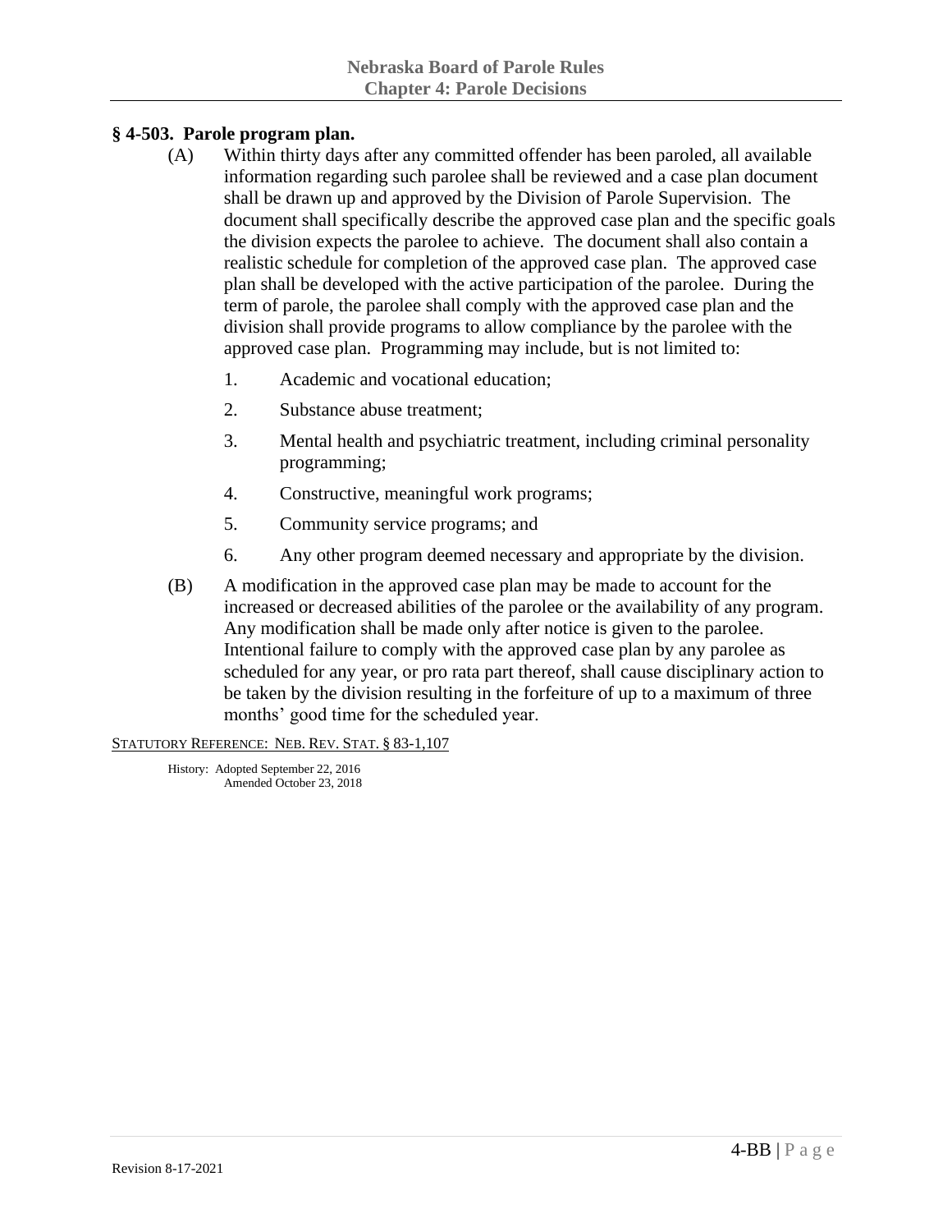### § 4-503. Parole program plan.

(A) Within thirty days after any committed offender has been paroled, all available information regarding such parolee shall be reviewed and a case plan document shall be drawn up and approved by the Division of Parole Supervision. The document shall specifically describe the approved case plan and the specific goals the division expects the parolee to achieve. The document shall also contain a realistic schedule for completion of the approved case plan. The approved case plan shall be developed with the active participation of the parolee. During the term of parole, the parolee shall comply with the approved case plan and the division shall provide programs to allow compliance by the parolee with the approved case plan. Programming may include, but is not limited to:

1. Academic and vocational education;
2. Substance abuse treatment;
3. Mental health and psychiatric treatment, including criminal personality programming;
4. Constructive, meaningful work programs;
5. Community service programs; and
6. Any other program deemed necessary and appropriate by the division.

(B) A modification in the approved case plan may be made to account for the increased or decreased abilities of the parolee or the availability of any program. Any modification shall be made only after notice is given to the parolee. Intentional failure to comply with the approved case plan by any parolee as scheduled for any year, or pro rata part thereof, shall cause disciplinary action to be taken by the division resulting in the forfeiture of up to a maximum of three months' good time for the scheduled year.

STATUTORY REFERENCE: NEB. REV. STAT. § 83-1,107

History: Adopted September 22, 2016
Amended October 23, 2018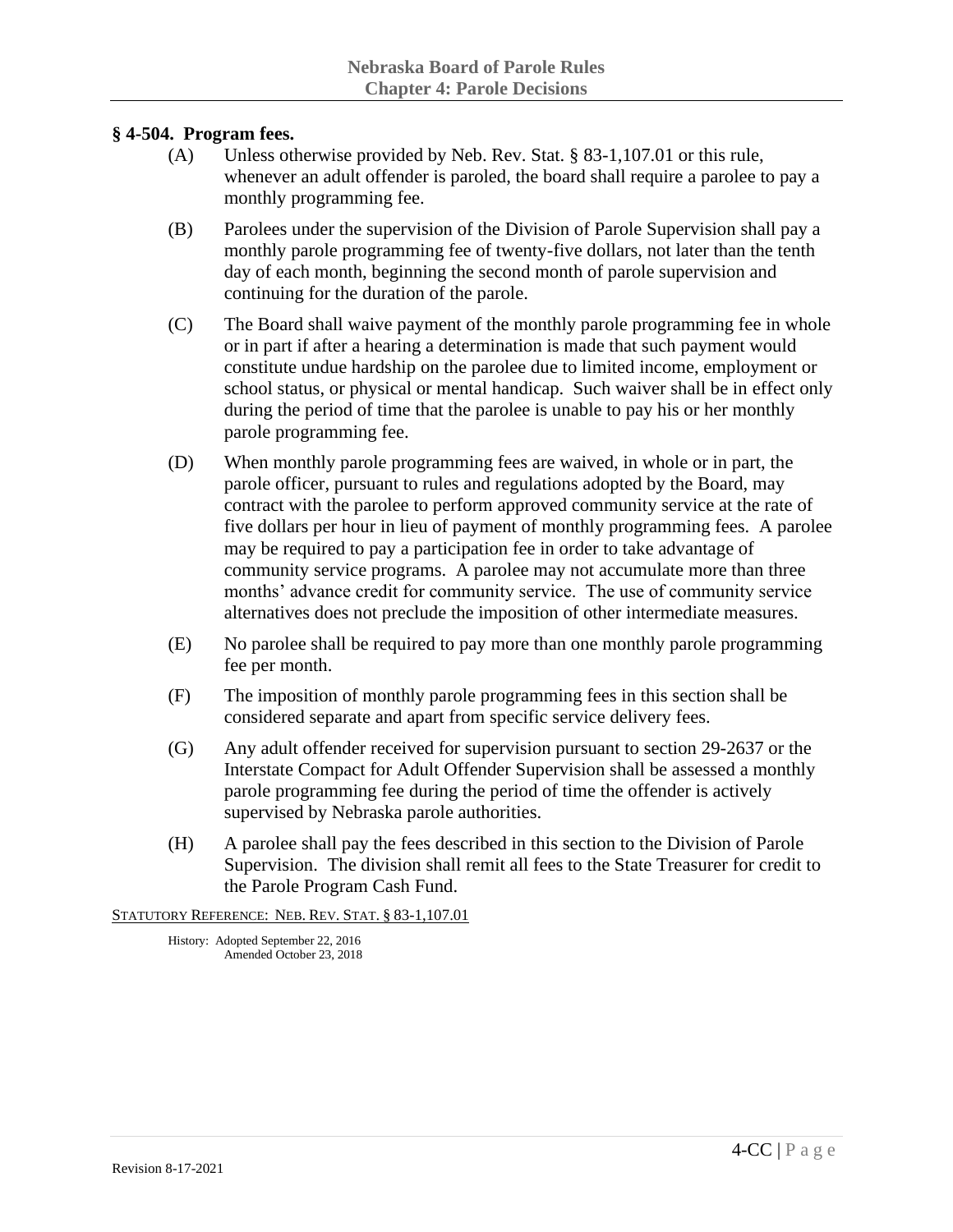## § 4-504. Program fees.

(A) Unless otherwise provided by Neb. Rev. Stat. § 83-1,107.01 or this rule, whenever an adult offender is paroled, the board shall require a parolee to pay a monthly programming fee.

(B) Parolees under the supervision of the Division of Parole Supervision shall pay a monthly parole programming fee of twenty-five dollars, not later than the tenth day of each month, beginning the second month of parole supervision and continuing for the duration of the parole.

(C) The Board shall waive payment of the monthly parole programming fee in whole or in part if after a hearing a determination is made that such payment would constitute undue hardship on the parolee due to limited income, employment or school status, or physical or mental handicap. Such waiver shall be in effect only during the period of time that the parolee is unable to pay his or her monthly parole programming fee.

(D) When monthly parole programming fees are waived, in whole or in part, the parole officer, pursuant to rules and regulations adopted by the Board, may contract with the parolee to perform approved community service at the rate of five dollars per hour in lieu of payment of monthly programming fees. A parolee may be required to pay a participation fee in order to take advantage of community service programs. A parolee may not accumulate more than three months' advance credit for community service. The use of community service alternatives does not preclude the imposition of other intermediate measures.

(E) No parolee shall be required to pay more than one monthly parole programming fee per month.

(F) The imposition of monthly parole programming fees in this section shall be considered separate and apart from specific service delivery fees.

(G) Any adult offender received for supervision pursuant to section 29-2637 or the Interstate Compact for Adult Offender Supervision shall be assessed a monthly parole programming fee during the period of time the offender is actively supervised by Nebraska parole authorities.

(H) A parolee shall pay the fees described in this section to the Division of Parole Supervision. The division shall remit all fees to the State Treasurer for credit to the Parole Program Cash Fund.

STATUTORY REFERENCE: NEB. REV. STAT. § 83-1,107.01

History: Adopted September 22, 2016
Amended October 23, 2018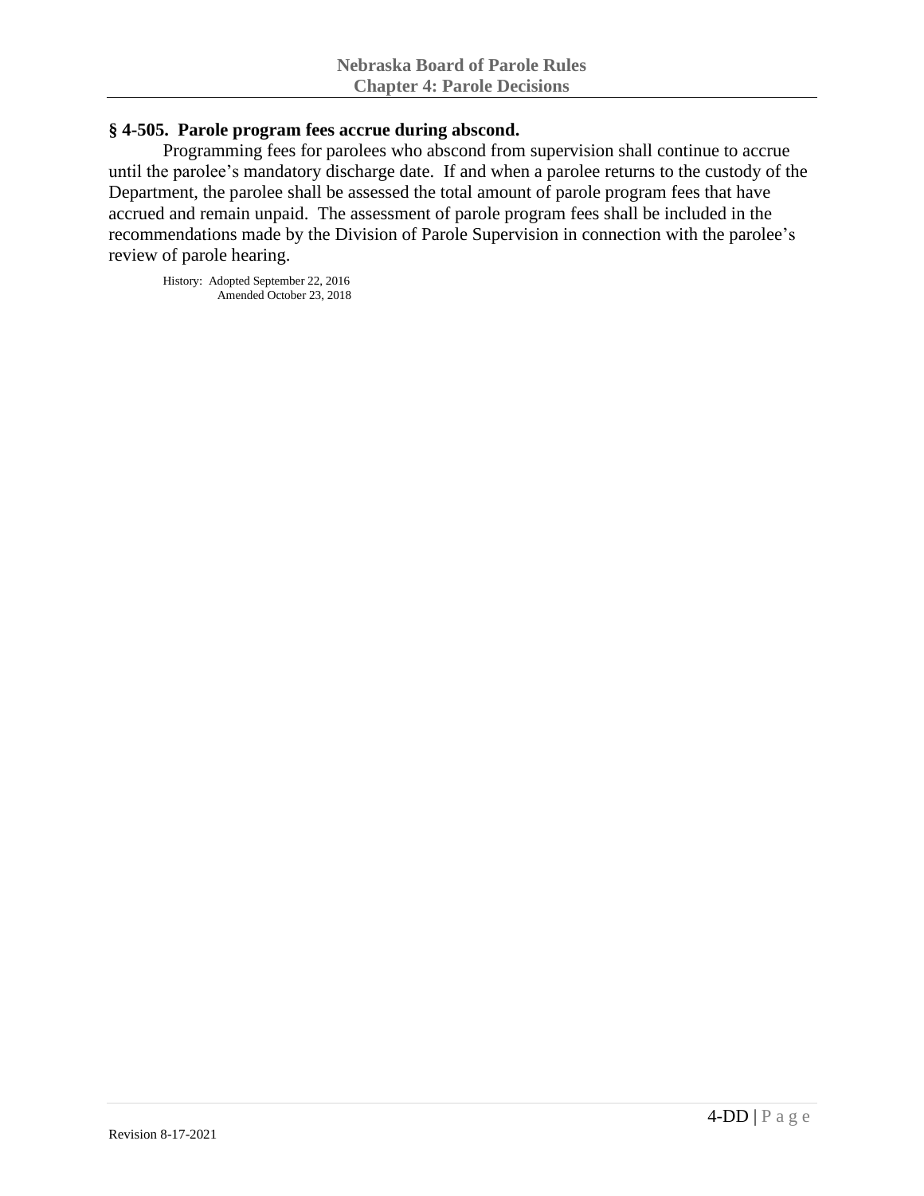## § 4-505. Parole program fees accrue during abscond.

Programming fees for parolees who abscond from supervision shall continue to accrue until the parolee's mandatory discharge date. If and when a parolee returns to the custody of the Department, the parolee shall be assessed the total amount of parole program fees that have accrued and remain unpaid. The assessment of parole program fees shall be included in the recommendations made by the Division of Parole Supervision in connection with the parolee's review of parole hearing.

History: Adopted September 22, 2016
Amended October 23, 2018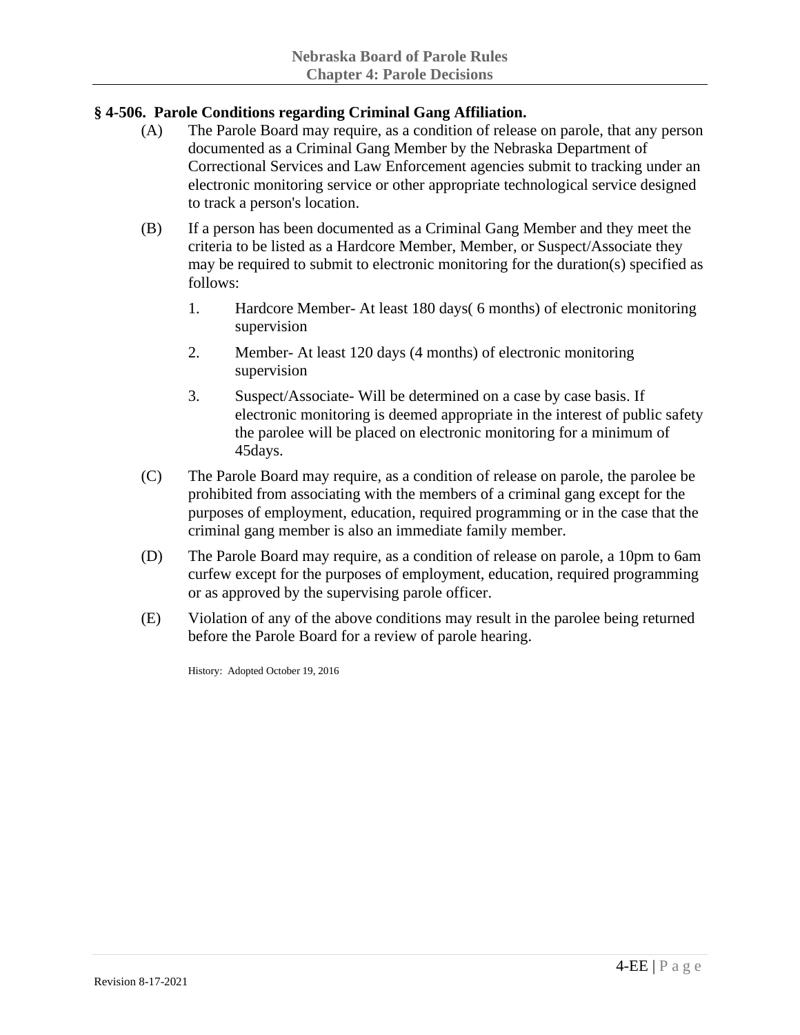## § 4-506. Parole Conditions regarding Criminal Gang Affiliation.

(A) The Parole Board may require, as a condition of release on parole, that any person documented as a Criminal Gang Member by the Nebraska Department of Correctional Services and Law Enforcement agencies submit to tracking under an electronic monitoring service or other appropriate technological service designed to track a person's location.

(B) If a person has been documented as a Criminal Gang Member and they meet the criteria to be listed as a Hardcore Member, Member, or Suspect/Associate they may be required to submit to electronic monitoring for the duration(s) specified as follows:

1. Hardcore Member- At least 180 days( 6 months) of electronic monitoring supervision
2. Member- At least 120 days (4 months) of electronic monitoring supervision
3. Suspect/Associate- Will be determined on a case by case basis. If electronic monitoring is deemed appropriate in the interest of public safety the parolee will be placed on electronic monitoring for a minimum of 45days.

(C) The Parole Board may require, as a condition of release on parole, the parolee be prohibited from associating with the members of a criminal gang except for the purposes of employment, education, required programming or in the case that the criminal gang member is also an immediate family member.

(D) The Parole Board may require, as a condition of release on parole, a 10pm to 6am curfew except for the purposes of employment, education, required programming or as approved by the supervising parole officer.

(E) Violation of any of the above conditions may result in the parolee being returned before the Parole Board for a review of parole hearing.

History: Adopted October 19, 2016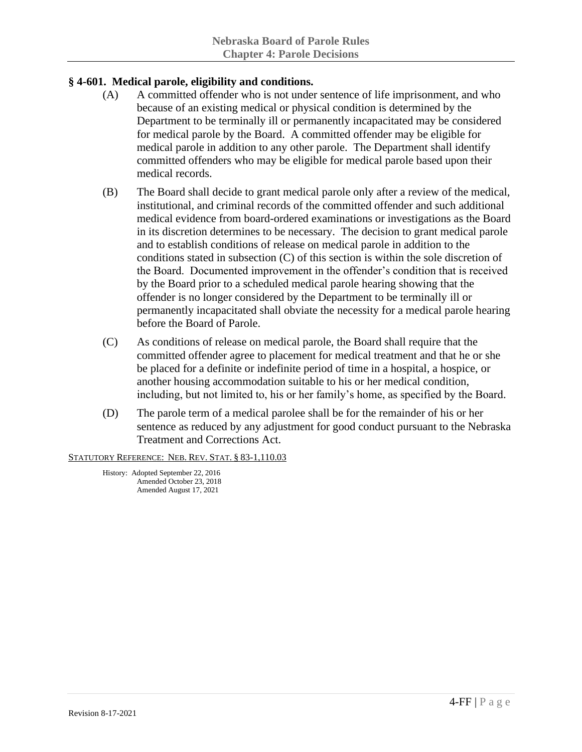### § 4-601. Medical parole, eligibility and conditions.

(A) A committed offender who is not under sentence of life imprisonment, and who because of an existing medical or physical condition is determined by the Department to be terminally ill or permanently incapacitated may be considered for medical parole by the Board. A committed offender may be eligible for medical parole in addition to any other parole. The Department shall identify committed offenders who may be eligible for medical parole based upon their medical records.

(B) The Board shall decide to grant medical parole only after a review of the medical, institutional, and criminal records of the committed offender and such additional medical evidence from board-ordered examinations or investigations as the Board in its discretion determines to be necessary. The decision to grant medical parole and to establish conditions of release on medical parole in addition to the conditions stated in subsection (C) of this section is within the sole discretion of the Board. Documented improvement in the offender's condition that is received by the Board prior to a scheduled medical parole hearing showing that the offender is no longer considered by the Department to be terminally ill or permanently incapacitated shall obviate the necessity for a medical parole hearing before the Board of Parole.

(C) As conditions of release on medical parole, the Board shall require that the committed offender agree to placement for medical treatment and that he or she be placed for a definite or indefinite period of time in a hospital, a hospice, or another housing accommodation suitable to his or her medical condition, including, but not limited to, his or her family's home, as specified by the Board.

(D) The parole term of a medical parolee shall be for the remainder of his or her sentence as reduced by any adjustment for good conduct pursuant to the Nebraska Treatment and Corrections Act.

STATUTORY REFERENCE: NEB. REV. STAT. § 83-1,110.03

History: Adopted September 22, 2016
Amended October 23, 2018
Amended August 17, 2021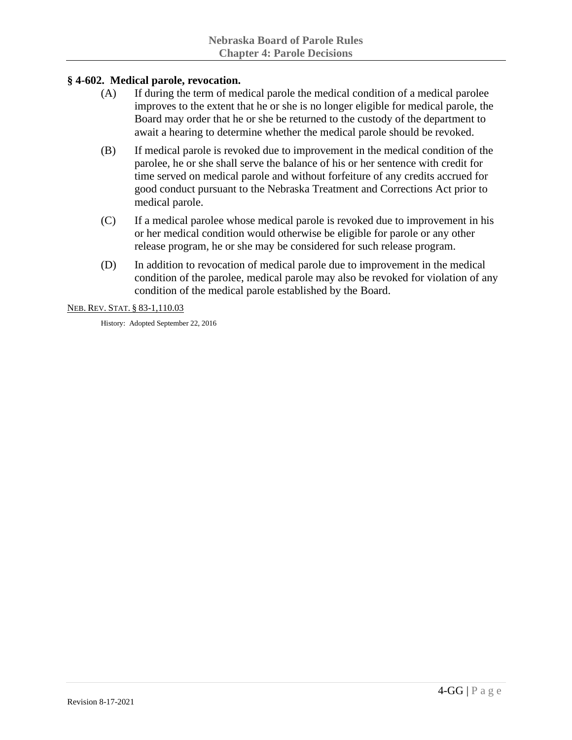## § 4-602. Medical parole, revocation.

(A) If during the term of medical parole the medical condition of a medical parolee improves to the extent that he or she is no longer eligible for medical parole, the Board may order that he or she be returned to the custody of the department to await a hearing to determine whether the medical parole should be revoked.

(B) If medical parole is revoked due to improvement in the medical condition of the parolee, he or she shall serve the balance of his or her sentence with credit for time served on medical parole and without forfeiture of any credits accrued for good conduct pursuant to the Nebraska Treatment and Corrections Act prior to medical parole.

(C) If a medical parolee whose medical parole is revoked due to improvement in his or her medical condition would otherwise be eligible for parole or any other release program, he or she may be considered for such release program.

(D) In addition to revocation of medical parole due to improvement in the medical condition of the parolee, medical parole may also be revoked for violation of any condition of the medical parole established by the Board.

NEB. REV. STAT. § 83-1,110.03

History: Adopted September 22, 2016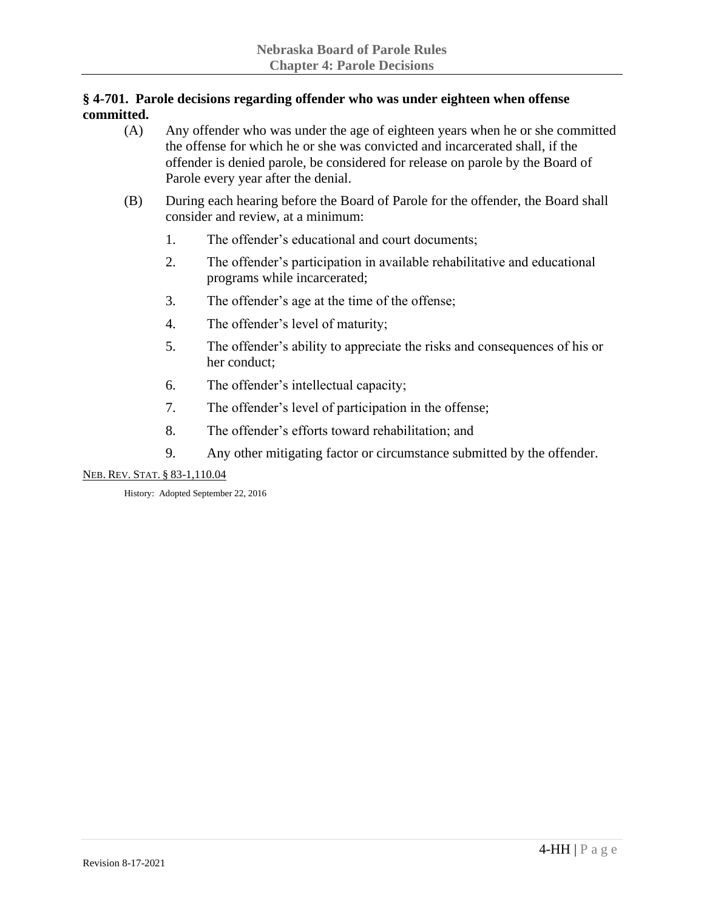## § 4-701. Parole decisions regarding offender who was under eighteen when offense committed.

(A) Any offender who was under the age of eighteen years when he or she committed the offense for which he or she was convicted and incarcerated shall, if the offender is denied parole, be considered for release on parole by the Board of Parole every year after the denial.

(B) During each hearing before the Board of Parole for the offender, the Board shall consider and review, at a minimum:

1. The offender's educational and court documents;
2. The offender's participation in available rehabilitative and educational programs while incarcerated;
3. The offender's age at the time of the offense;
4. The offender's level of maturity;
5. The offender's ability to appreciate the risks and consequences of his or her conduct;
6. The offender's intellectual capacity;
7. The offender's level of participation in the offense;
8. The offender's efforts toward rehabilitation; and
9. Any other mitigating factor or circumstance submitted by the offender.

NEB. REV. STAT. § 83-1,110.04

History: Adopted September 22, 2016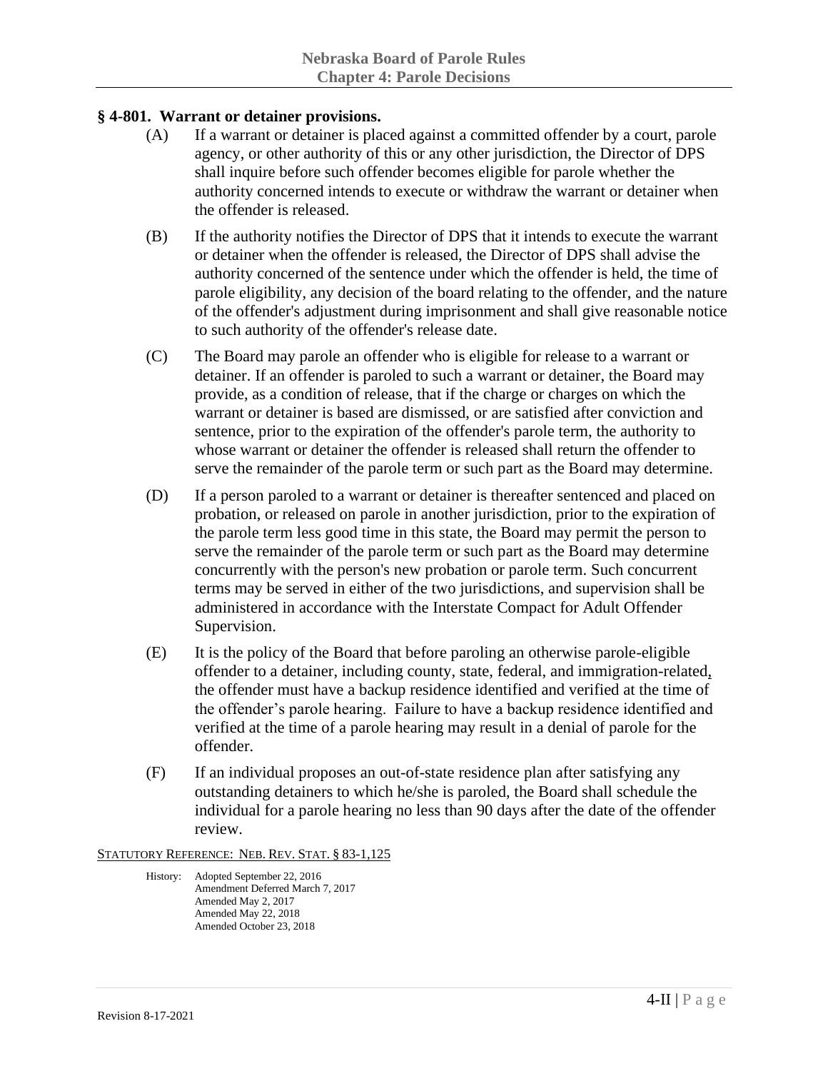## § 4-801. Warrant or detainer provisions.

(A) If a warrant or detainer is placed against a committed offender by a court, parole agency, or other authority of this or any other jurisdiction, the Director of DPS shall inquire before such offender becomes eligible for parole whether the authority concerned intends to execute or withdraw the warrant or detainer when the offender is released.

(B) If the authority notifies the Director of DPS that it intends to execute the warrant or detainer when the offender is released, the Director of DPS shall advise the authority concerned of the sentence under which the offender is held, the time of parole eligibility, any decision of the board relating to the offender, and the nature of the offender's adjustment during imprisonment and shall give reasonable notice to such authority of the offender's release date.

(C) The Board may parole an offender who is eligible for release to a warrant or detainer. If an offender is paroled to such a warrant or detainer, the Board may provide, as a condition of release, that if the charge or charges on which the warrant or detainer is based are dismissed, or are satisfied after conviction and sentence, prior to the expiration of the offender's parole term, the authority to whose warrant or detainer the offender is released shall return the offender to serve the remainder of the parole term or such part as the Board may determine.

(D) If a person paroled to a warrant or detainer is thereafter sentenced and placed on probation, or released on parole in another jurisdiction, prior to the expiration of the parole term less good time in this state, the Board may permit the person to serve the remainder of the parole term or such part as the Board may determine concurrently with the person's new probation or parole term. Such concurrent terms may be served in either of the two jurisdictions, and supervision shall be administered in accordance with the Interstate Compact for Adult Offender Supervision.

(E) It is the policy of the Board that before paroling an otherwise parole-eligible offender to a detainer, including county, state, federal, and immigration-related, the offender must have a backup residence identified and verified at the time of the offender's parole hearing. Failure to have a backup residence identified and verified at the time of a parole hearing may result in a denial of parole for the offender.

(F) If an individual proposes an out-of-state residence plan after satisfying any outstanding detainers to which he/she is paroled, the Board shall schedule the individual for a parole hearing no less than 90 days after the date of the offender review.

STATUTORY REFERENCE: NEB. REV. STAT. § 83-1,125

History: Adopted September 22, 2016
Amendment Deferred March 7, 2017
Amended May 2, 2017
Amended May 22, 2018
Amended October 23, 2018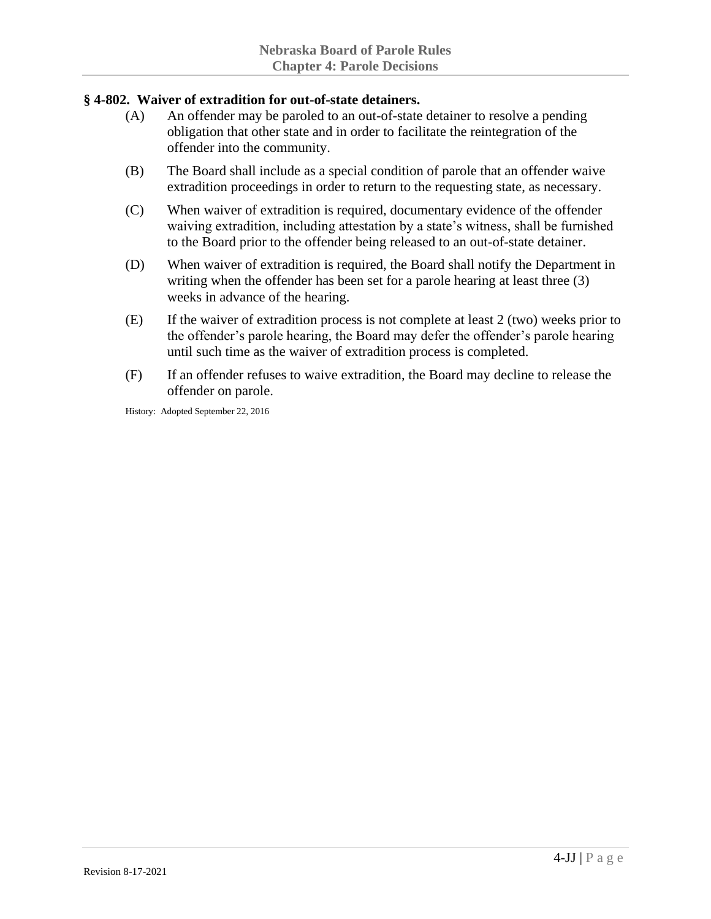### § 4-802. Waiver of extradition for out-of-state detainers.

(A) An offender may be paroled to an out-of-state detainer to resolve a pending obligation that other state and in order to facilitate the reintegration of the offender into the community.

(B) The Board shall include as a special condition of parole that an offender waive extradition proceedings in order to return to the requesting state, as necessary.

(C) When waiver of extradition is required, documentary evidence of the offender waiving extradition, including attestation by a state's witness, shall be furnished to the Board prior to the offender being released to an out-of-state detainer.

(D) When waiver of extradition is required, the Board shall notify the Department in writing when the offender has been set for a parole hearing at least three (3) weeks in advance of the hearing.

(E) If the waiver of extradition process is not complete at least 2 (two) weeks prior to the offender's parole hearing, the Board may defer the offender's parole hearing until such time as the waiver of extradition process is completed.

(F) If an offender refuses to waive extradition, the Board may decline to release the offender on parole.

History: Adopted September 22, 2016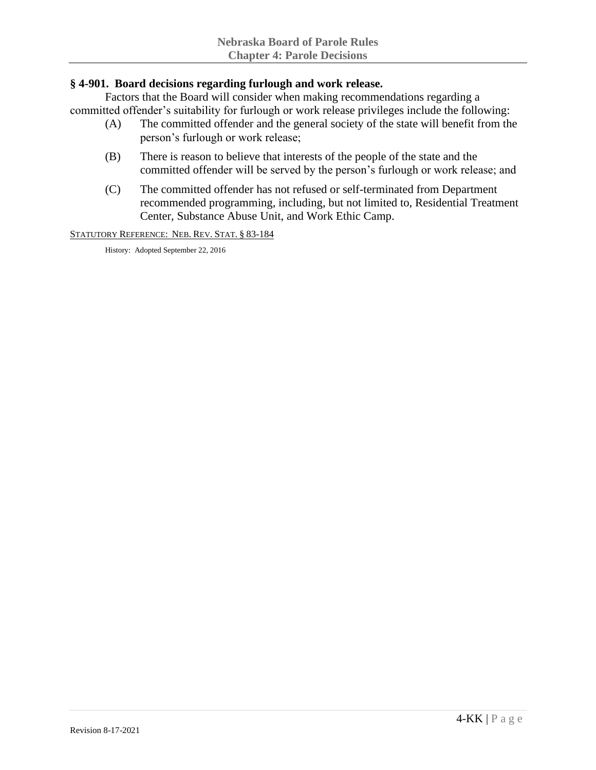## § 4-901. Board decisions regarding furlough and work release.

Factors that the Board will consider when making recommendations regarding a committed offender's suitability for furlough or work release privileges include the following:

(A) The committed offender and the general society of the state will benefit from the person's furlough or work release;

(B) There is reason to believe that interests of the people of the state and the committed offender will be served by the person's furlough or work release; and

(C) The committed offender has not refused or self-terminated from Department recommended programming, including, but not limited to, Residential Treatment Center, Substance Abuse Unit, and Work Ethic Camp.

STATUTORY REFERENCE: NEB. REV. STAT. § 83-184

History: Adopted September 22, 2016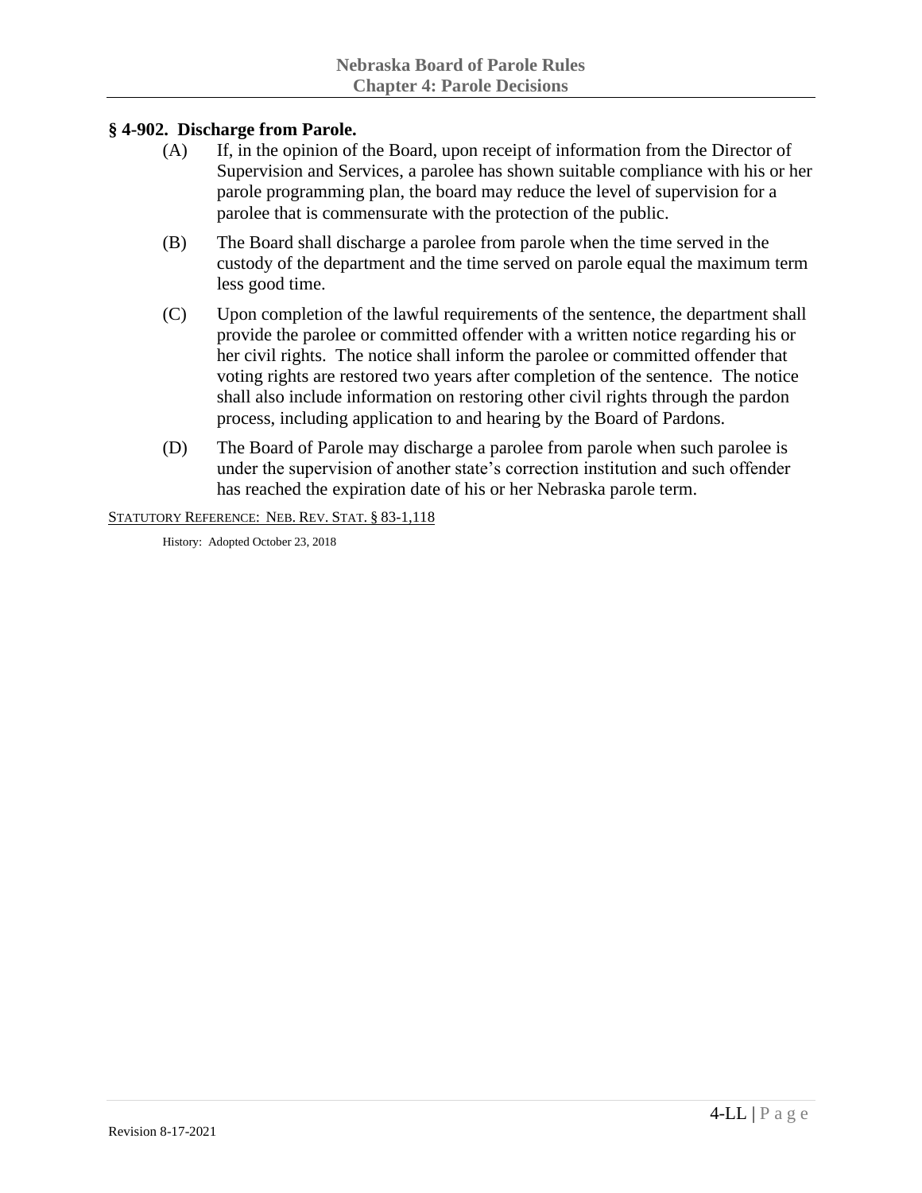## § 4-902. Discharge from Parole.

(A) If, in the opinion of the Board, upon receipt of information from the Director of Supervision and Services, a parolee has shown suitable compliance with his or her parole programming plan, the board may reduce the level of supervision for a parolee that is commensurate with the protection of the public.

(B) The Board shall discharge a parolee from parole when the time served in the custody of the department and the time served on parole equal the maximum term less good time.

(C) Upon completion of the lawful requirements of the sentence, the department shall provide the parolee or committed offender with a written notice regarding his or her civil rights. The notice shall inform the parolee or committed offender that voting rights are restored two years after completion of the sentence. The notice shall also include information on restoring other civil rights through the pardon process, including application to and hearing by the Board of Pardons.

(D) The Board of Parole may discharge a parolee from parole when such parolee is under the supervision of another state's correction institution and such offender has reached the expiration date of his or her Nebraska parole term.

STATUTORY REFERENCE: NEB. REV. STAT. § 83-1,118

History: Adopted October 23, 2018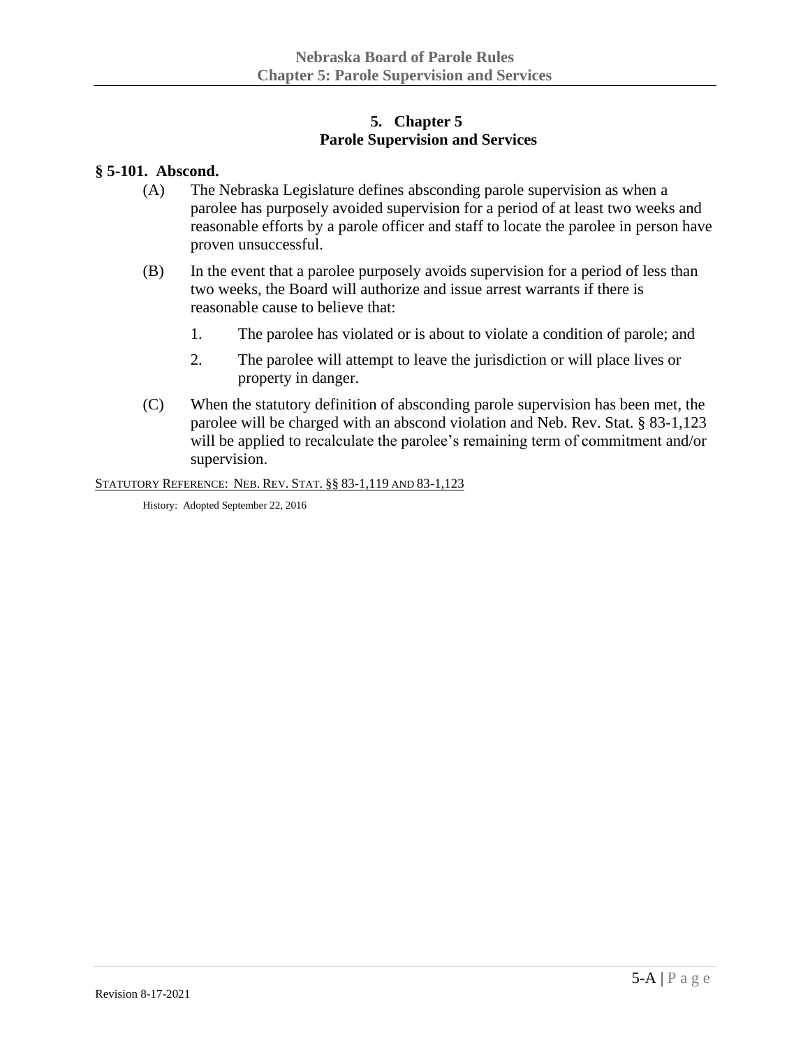# 5. Chapter 5
# Parole Supervision and Services

## § 5-101. Abscond.

(A) The Nebraska Legislature defines absconding parole supervision as when a parolee has purposely avoided supervision for a period of at least two weeks and reasonable efforts by a parole officer and staff to locate the parolee in person have proven unsuccessful.

(B) In the event that a parolee purposely avoids supervision for a period of less than two weeks, the Board will authorize and issue arrest warrants if there is reasonable cause to believe that:

1. The parolee has violated or is about to violate a condition of parole; and
2. The parolee will attempt to leave the jurisdiction or will place lives or property in danger.

(C) When the statutory definition of absconding parole supervision has been met, the parolee will be charged with an abscond violation and Neb. Rev. Stat. § 83-1,123 will be applied to recalculate the parolee's remaining term of commitment and/or supervision.

STATUTORY REFERENCE: NEB. REV. STAT. §§ 83-1,119 AND 83-1,123

History: Adopted September 22, 2016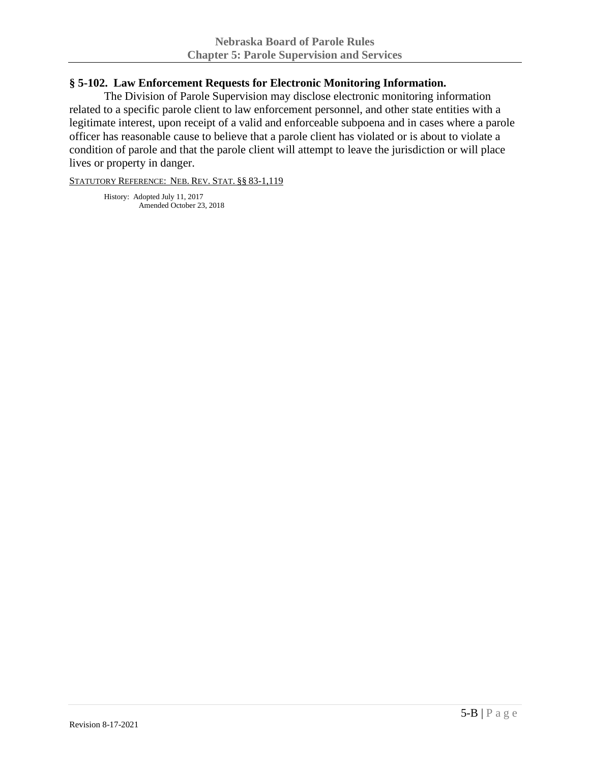### § 5-102. Law Enforcement Requests for Electronic Monitoring Information.

The Division of Parole Supervision may disclose electronic monitoring information related to a specific parole client to law enforcement personnel, and other state entities with a legitimate interest, upon receipt of a valid and enforceable subpoena and in cases where a parole officer has reasonable cause to believe that a parole client has violated or is about to violate a condition of parole and that the parole client will attempt to leave the jurisdiction or will place lives or property in danger.

STATUTORY REFERENCE: NEB. REV. STAT. §§ 83-1,119

History: Adopted July 11, 2017
Amended October 23, 2018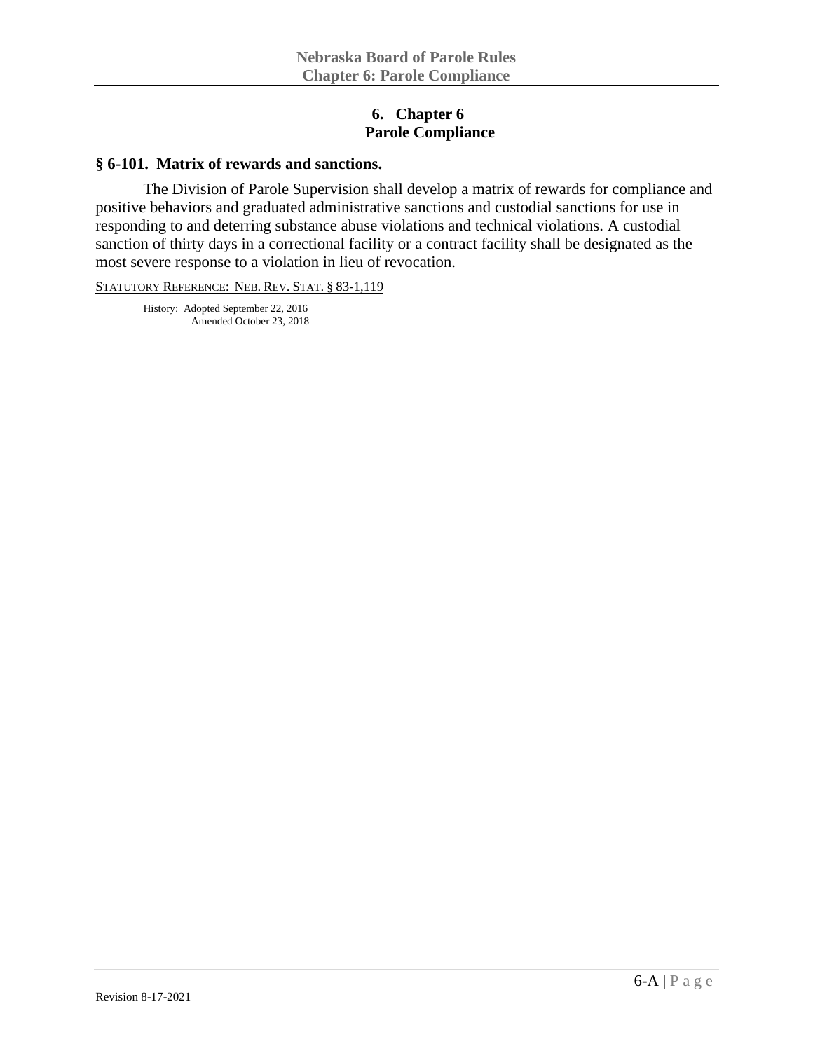# 6. Chapter 6
# Parole Compliance

## § 6-101. Matrix of rewards and sanctions.

The Division of Parole Supervision shall develop a matrix of rewards for compliance and positive behaviors and graduated administrative sanctions and custodial sanctions for use in responding to and deterring substance abuse violations and technical violations. A custodial sanction of thirty days in a correctional facility or a contract facility shall be designated as the most severe response to a violation in lieu of revocation.

STATUTORY REFERENCE: NEB. REV. STAT. § 83-1,119

History: Adopted September 22, 2016
Amended October 23, 2018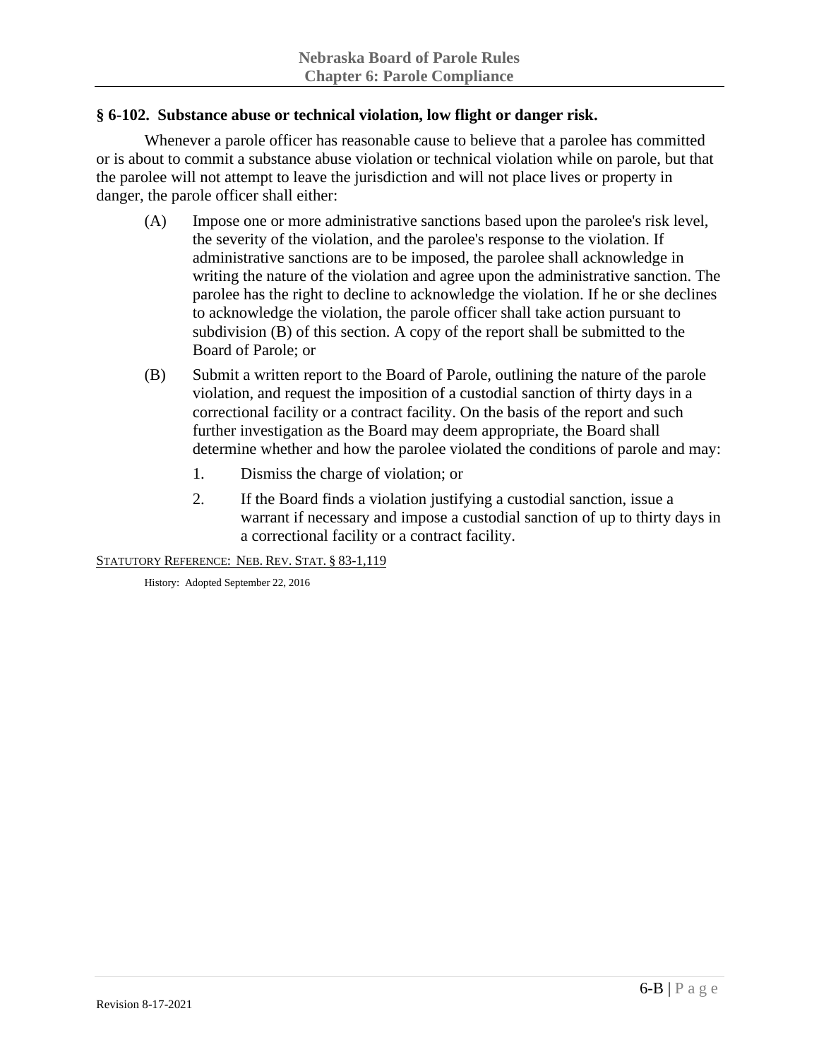## § 6-102. Substance abuse or technical violation, low flight or danger risk.

Whenever a parole officer has reasonable cause to believe that a parolee has committed or is about to commit a substance abuse violation or technical violation while on parole, but that the parolee will not attempt to leave the jurisdiction and will not place lives or property in danger, the parole officer shall either:

(A) Impose one or more administrative sanctions based upon the parolee's risk level, the severity of the violation, and the parolee's response to the violation. If administrative sanctions are to be imposed, the parolee shall acknowledge in writing the nature of the violation and agree upon the administrative sanction. The parolee has the right to decline to acknowledge the violation. If he or she declines to acknowledge the violation, the parole officer shall take action pursuant to subdivision (B) of this section. A copy of the report shall be submitted to the Board of Parole; or

(B) Submit a written report to the Board of Parole, outlining the nature of the parole violation, and request the imposition of a custodial sanction of thirty days in a correctional facility or a contract facility. On the basis of the report and such further investigation as the Board may deem appropriate, the Board shall determine whether and how the parolee violated the conditions of parole and may:

1. Dismiss the charge of violation; or
2. If the Board finds a violation justifying a custodial sanction, issue a warrant if necessary and impose a custodial sanction of up to thirty days in a correctional facility or a contract facility.

STATUTORY REFERENCE: NEB. REV. STAT. § 83-1,119

History: Adopted September 22, 2016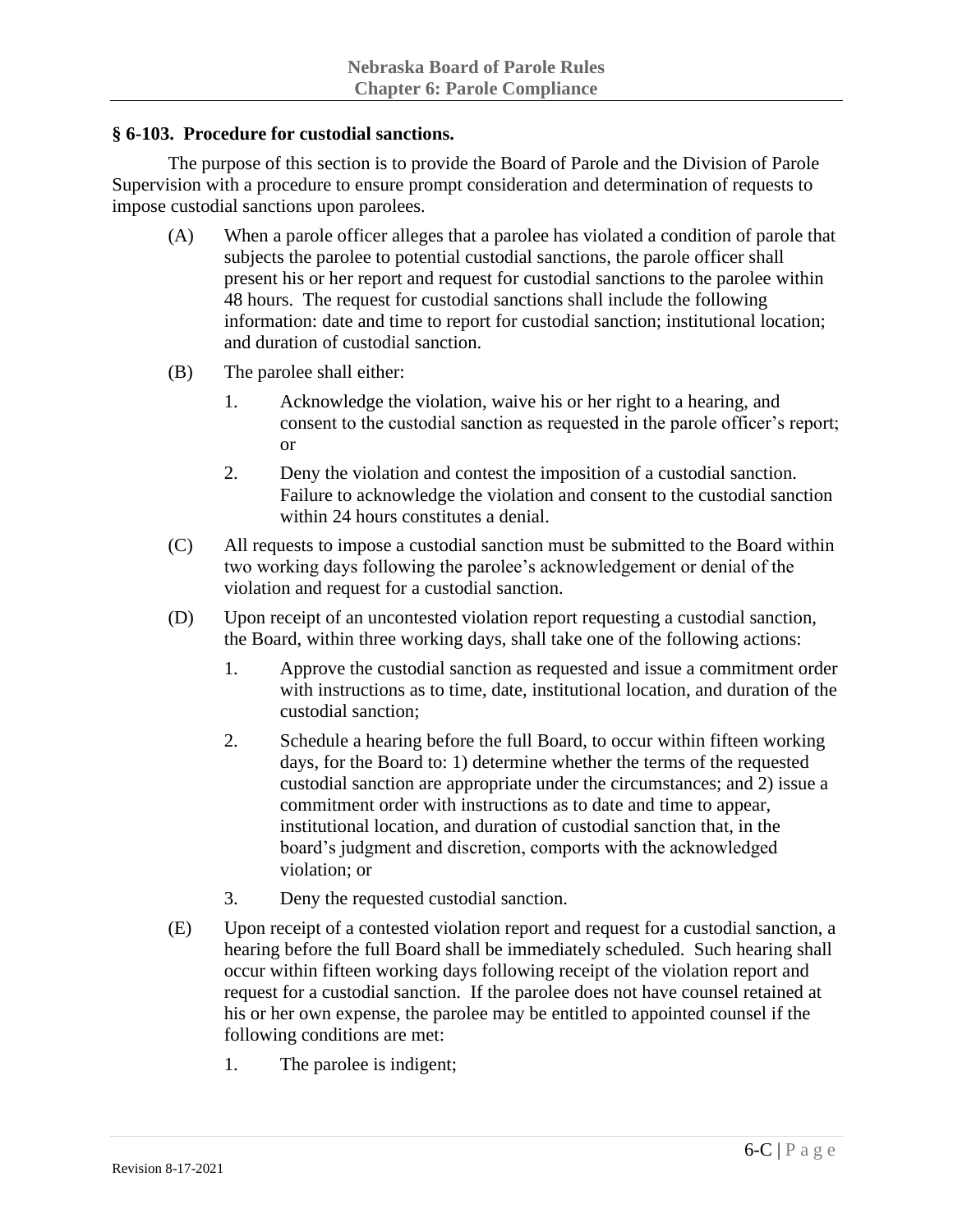### § 6-103. Procedure for custodial sanctions.

The purpose of this section is to provide the Board of Parole and the Division of Parole Supervision with a procedure to ensure prompt consideration and determination of requests to impose custodial sanctions upon parolees.

(A) When a parole officer alleges that a parolee has violated a condition of parole that subjects the parolee to potential custodial sanctions, the parole officer shall present his or her report and request for custodial sanctions to the parolee within 48 hours. The request for custodial sanctions shall include the following information: date and time to report for custodial sanction; institutional location; and duration of custodial sanction.

(B) The parolee shall either:

1. Acknowledge the violation, waive his or her right to a hearing, and consent to the custodial sanction as requested in the parole officer's report; or

2. Deny the violation and contest the imposition of a custodial sanction. Failure to acknowledge the violation and consent to the custodial sanction within 24 hours constitutes a denial.

(C) All requests to impose a custodial sanction must be submitted to the Board within two working days following the parolee's acknowledgement or denial of the violation and request for a custodial sanction.

(D) Upon receipt of an uncontested violation report requesting a custodial sanction, the Board, within three working days, shall take one of the following actions:

1. Approve the custodial sanction as requested and issue a commitment order with instructions as to time, date, institutional location, and duration of the custodial sanction;

2. Schedule a hearing before the full Board, to occur within fifteen working days, for the Board to: 1) determine whether the terms of the requested custodial sanction are appropriate under the circumstances; and 2) issue a commitment order with instructions as to date and time to appear, institutional location, and duration of custodial sanction that, in the board's judgment and discretion, comports with the acknowledged violation; or

3. Deny the requested custodial sanction.

(E) Upon receipt of a contested violation report and request for a custodial sanction, a hearing before the full Board shall be immediately scheduled. Such hearing shall occur within fifteen working days following receipt of the violation report and request for a custodial sanction. If the parolee does not have counsel retained at his or her own expense, the parolee may be entitled to appointed counsel if the following conditions are met:

1. The parolee is indigent;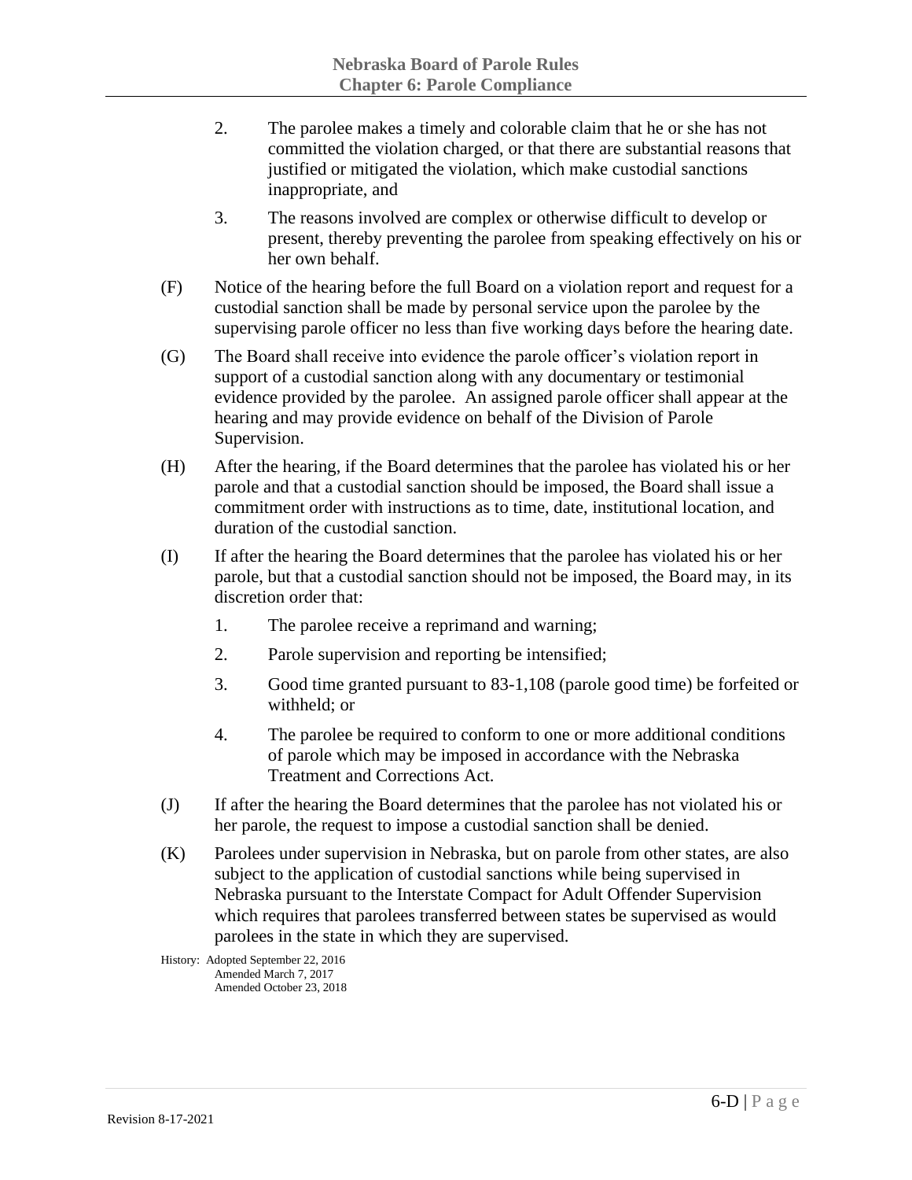2. The parolee makes a timely and colorable claim that he or she has not committed the violation charged, or that there are substantial reasons that justified or mitigated the violation, which make custodial sanctions inappropriate, and

3. The reasons involved are complex or otherwise difficult to develop or present, thereby preventing the parolee from speaking effectively on his or her own behalf.

(F) Notice of the hearing before the full Board on a violation report and request for a custodial sanction shall be made by personal service upon the parolee by the supervising parole officer no less than five working days before the hearing date.

(G) The Board shall receive into evidence the parole officer's violation report in support of a custodial sanction along with any documentary or testimonial evidence provided by the parolee. An assigned parole officer shall appear at the hearing and may provide evidence on behalf of the Division of Parole Supervision.

(H) After the hearing, if the Board determines that the parolee has violated his or her parole and that a custodial sanction should be imposed, the Board shall issue a commitment order with instructions as to time, date, institutional location, and duration of the custodial sanction.

(I) If after the hearing the Board determines that the parolee has violated his or her parole, but that a custodial sanction should not be imposed, the Board may, in its discretion order that:

1. The parolee receive a reprimand and warning;

2. Parole supervision and reporting be intensified;

3. Good time granted pursuant to 83-1,108 (parole good time) be forfeited or withheld; or

4. The parolee be required to conform to one or more additional conditions of parole which may be imposed in accordance with the Nebraska Treatment and Corrections Act.

(J) If after the hearing the Board determines that the parolee has not violated his or her parole, the request to impose a custodial sanction shall be denied.

(K) Parolees under supervision in Nebraska, but on parole from other states, are also subject to the application of custodial sanctions while being supervised in Nebraska pursuant to the Interstate Compact for Adult Offender Supervision which requires that parolees transferred between states be supervised as would parolees in the state in which they are supervised.

History: Adopted September 22, 2016
Amended March 7, 2017
Amended October 23, 2018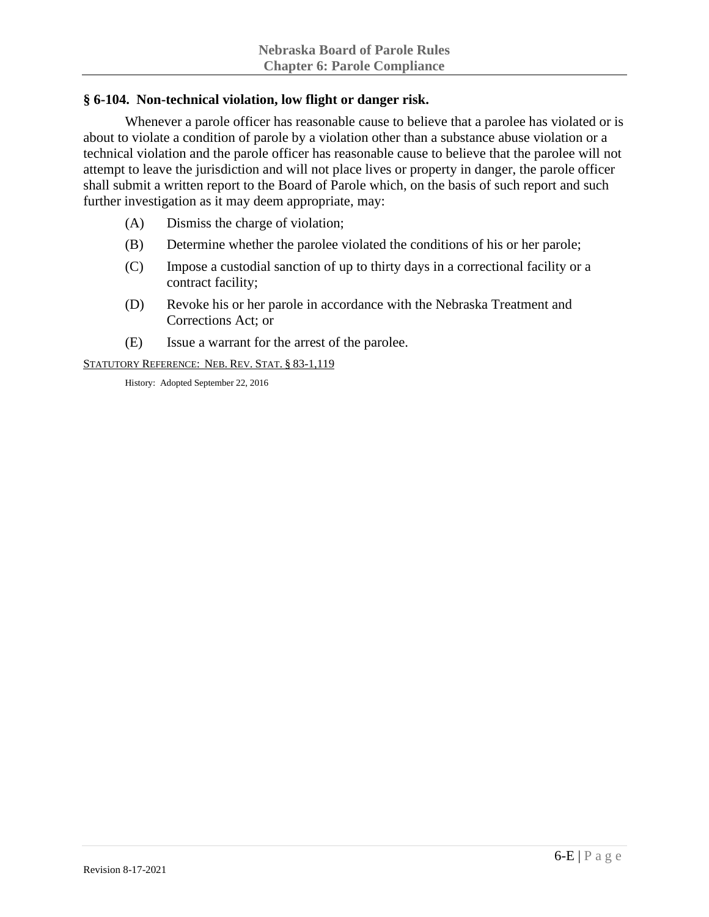### § 6-104. Non-technical violation, low flight or danger risk.

Whenever a parole officer has reasonable cause to believe that a parolee has violated or is about to violate a condition of parole by a violation other than a substance abuse violation or a technical violation and the parole officer has reasonable cause to believe that the parolee will not attempt to leave the jurisdiction and will not place lives or property in danger, the parole officer shall submit a written report to the Board of Parole which, on the basis of such report and such further investigation as it may deem appropriate, may:

(A) Dismiss the charge of violation;

(B) Determine whether the parolee violated the conditions of his or her parole;

(C) Impose a custodial sanction of up to thirty days in a correctional facility or a contract facility;

(D) Revoke his or her parole in accordance with the Nebraska Treatment and Corrections Act; or

(E) Issue a warrant for the arrest of the parolee.

STATUTORY REFERENCE: NEB. REV. STAT. § 83-1,119

History: Adopted September 22, 2016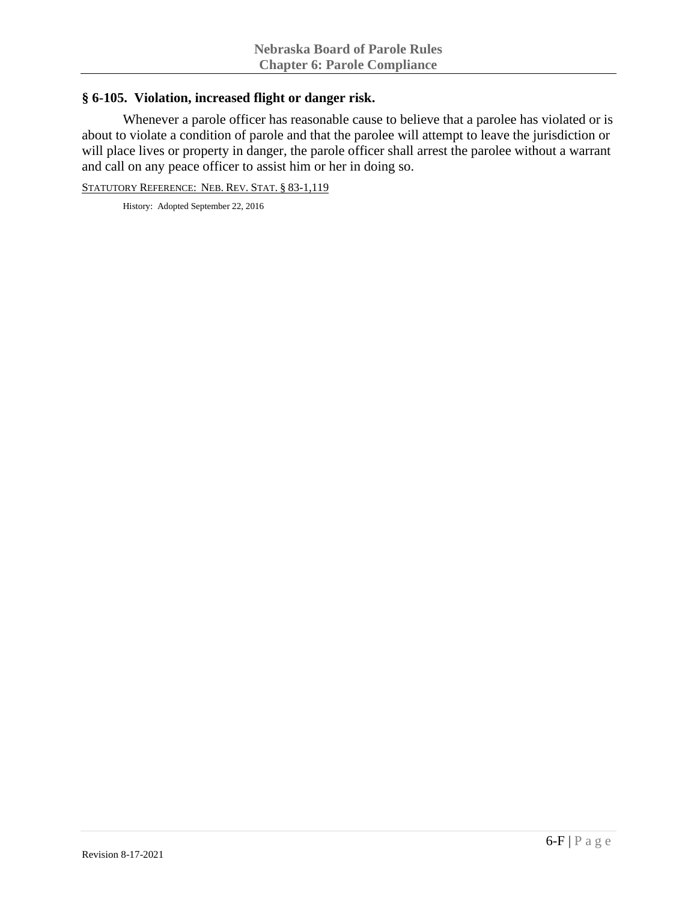## § 6-105. Violation, increased flight or danger risk.

Whenever a parole officer has reasonable cause to believe that a parolee has violated or is about to violate a condition of parole and that the parolee will attempt to leave the jurisdiction or will place lives or property in danger, the parole officer shall arrest the parolee without a warrant and call on any peace officer to assist him or her in doing so.

STATUTORY REFERENCE: NEB. REV. STAT. § 83-1,119

History: Adopted September 22, 2016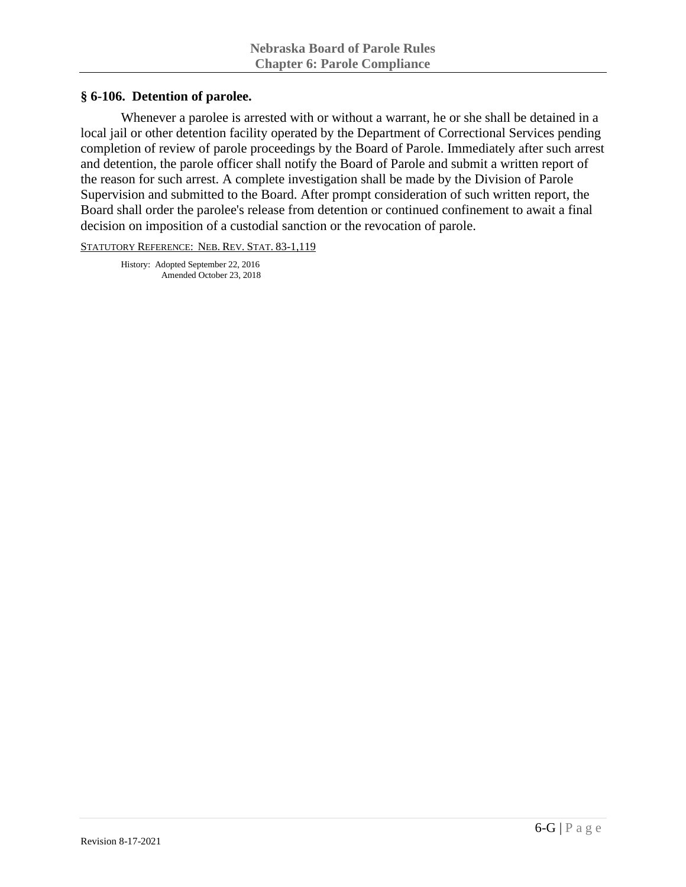## § 6-106. Detention of parolee.

Whenever a parolee is arrested with or without a warrant, he or she shall be detained in a local jail or other detention facility operated by the Department of Correctional Services pending completion of review of parole proceedings by the Board of Parole. Immediately after such arrest and detention, the parole officer shall notify the Board of Parole and submit a written report of the reason for such arrest. A complete investigation shall be made by the Division of Parole Supervision and submitted to the Board. After prompt consideration of such written report, the Board shall order the parolee's release from detention or continued confinement to await a final decision on imposition of a custodial sanction or the revocation of parole.

STATUTORY REFERENCE: NEB. REV. STAT. 83-1,119

History: Adopted September 22, 2016
Amended October 23, 2018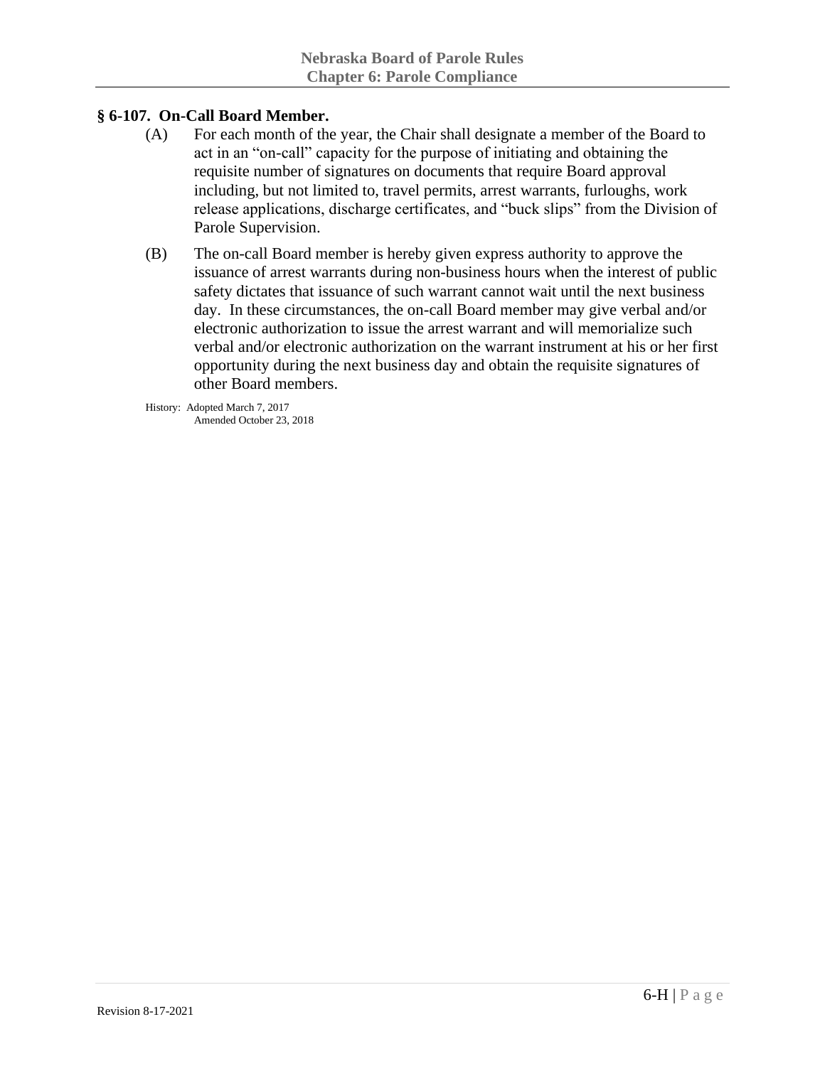## § 6-107. On-Call Board Member.

(A) For each month of the year, the Chair shall designate a member of the Board to act in an "on-call" capacity for the purpose of initiating and obtaining the requisite number of signatures on documents that require Board approval including, but not limited to, travel permits, arrest warrants, furloughs, work release applications, discharge certificates, and "buck slips" from the Division of Parole Supervision.

(B) The on-call Board member is hereby given express authority to approve the issuance of arrest warrants during non-business hours when the interest of public safety dictates that issuance of such warrant cannot wait until the next business day. In these circumstances, the on-call Board member may give verbal and/or electronic authorization to issue the arrest warrant and will memorialize such verbal and/or electronic authorization on the warrant instrument at his or her first opportunity during the next business day and obtain the requisite signatures of other Board members.

History: Adopted March 7, 2017
Amended October 23, 2018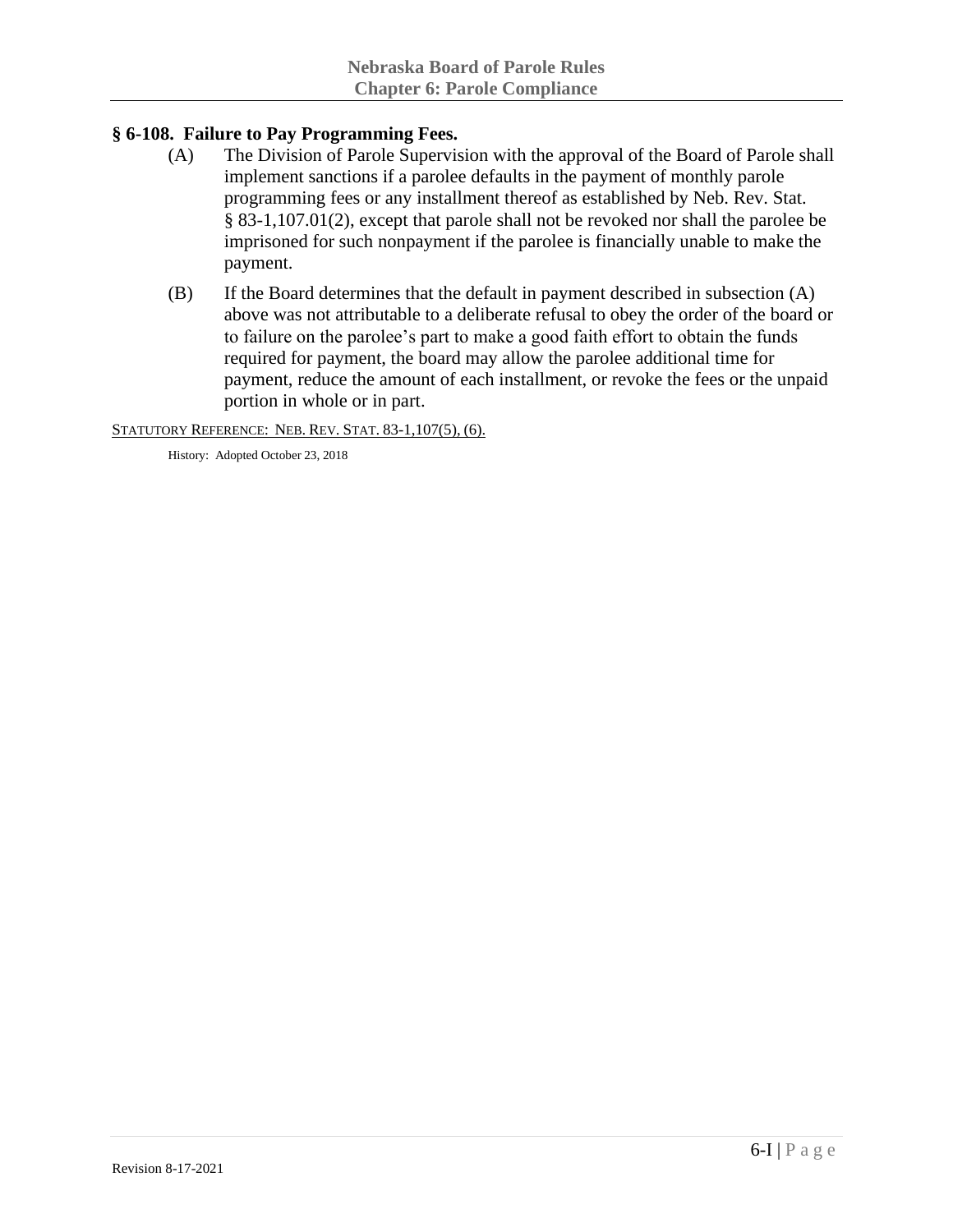## § 6-108. Failure to Pay Programming Fees.

(A) The Division of Parole Supervision with the approval of the Board of Parole shall implement sanctions if a parolee defaults in the payment of monthly parole programming fees or any installment thereof as established by Neb. Rev. Stat. § 83-1,107.01(2), except that parole shall not be revoked nor shall the parolee be imprisoned for such nonpayment if the parolee is financially unable to make the payment.

(B) If the Board determines that the default in payment described in subsection (A) above was not attributable to a deliberate refusal to obey the order of the board or to failure on the parolee's part to make a good faith effort to obtain the funds required for payment, the board may allow the parolee additional time for payment, reduce the amount of each installment, or revoke the fees or the unpaid portion in whole or in part.

STATUTORY REFERENCE: NEB. REV. STAT. 83-1,107(5), (6).

History: Adopted October 23, 2018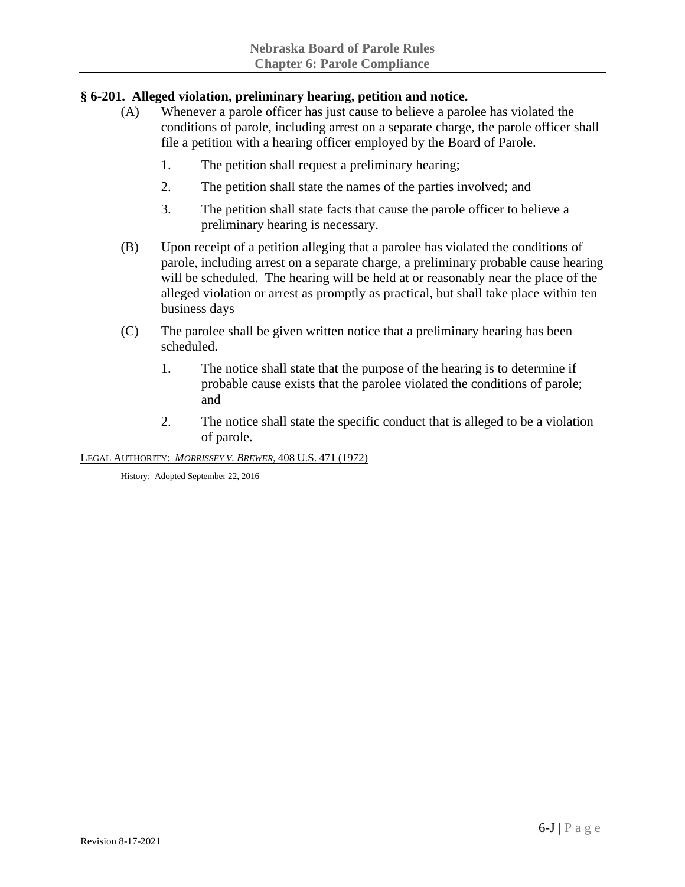## § 6-201. Alleged violation, preliminary hearing, petition and notice.

(A) Whenever a parole officer has just cause to believe a parolee has violated the conditions of parole, including arrest on a separate charge, the parole officer shall file a petition with a hearing officer employed by the Board of Parole.

1. The petition shall request a preliminary hearing;
2. The petition shall state the names of the parties involved; and
3. The petition shall state facts that cause the parole officer to believe a preliminary hearing is necessary.

(B) Upon receipt of a petition alleging that a parolee has violated the conditions of parole, including arrest on a separate charge, a preliminary probable cause hearing will be scheduled. The hearing will be held at or reasonably near the place of the alleged violation or arrest as promptly as practical, but shall take place within ten business days

(C) The parolee shall be given written notice that a preliminary hearing has been scheduled.

1. The notice shall state that the purpose of the hearing is to determine if probable cause exists that the parolee violated the conditions of parole; and
2. The notice shall state the specific conduct that is alleged to be a violation of parole.

LEGAL AUTHORITY: *MORRISSEY V. BREWER*, 408 U.S. 471 (1972)

History: Adopted September 22, 2016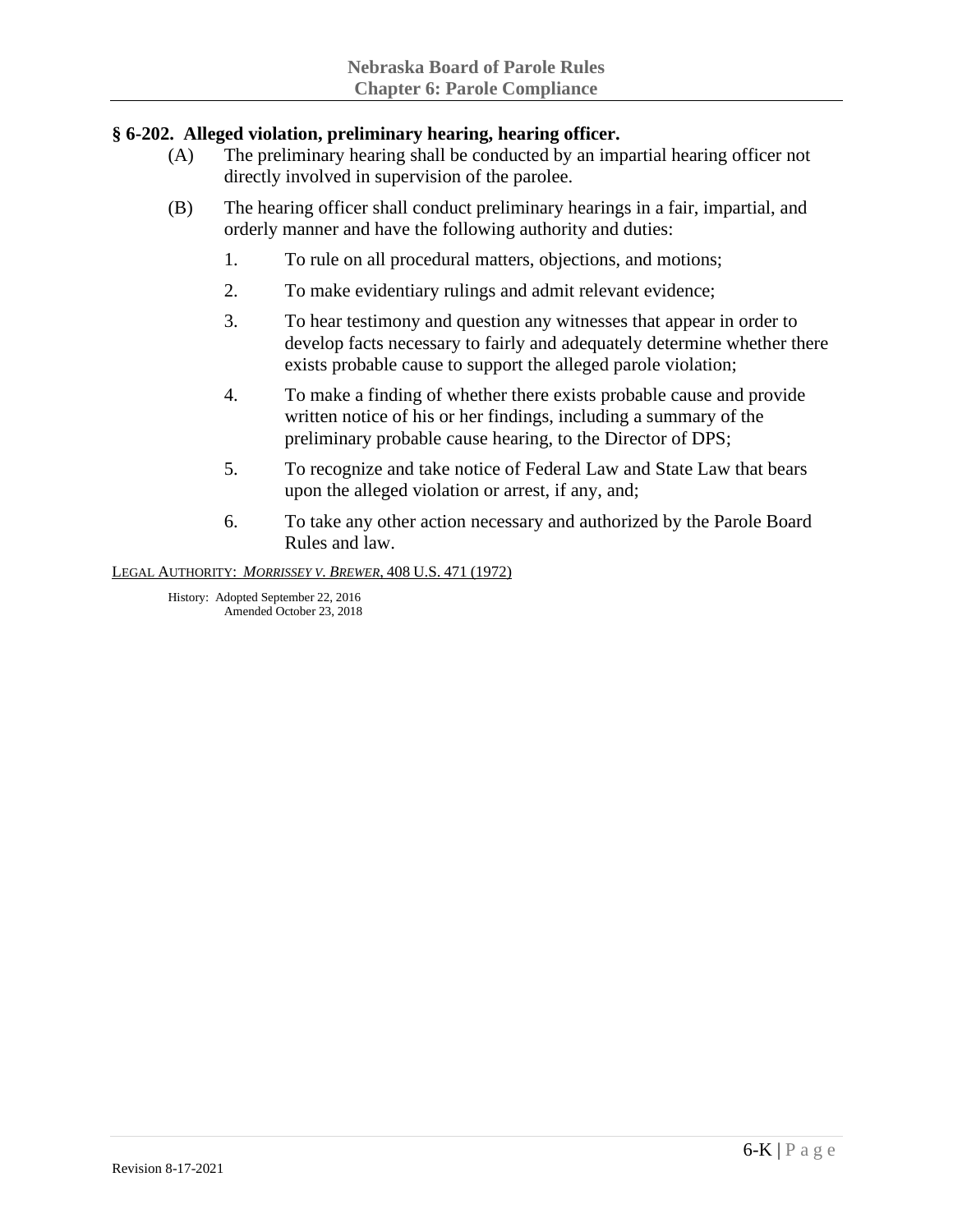## § 6-202. Alleged violation, preliminary hearing, hearing officer.

(A) The preliminary hearing shall be conducted by an impartial hearing officer not directly involved in supervision of the parolee.

(B) The hearing officer shall conduct preliminary hearings in a fair, impartial, and orderly manner and have the following authority and duties:

1. To rule on all procedural matters, objections, and motions;
2. To make evidentiary rulings and admit relevant evidence;
3. To hear testimony and question any witnesses that appear in order to develop facts necessary to fairly and adequately determine whether there exists probable cause to support the alleged parole violation;
4. To make a finding of whether there exists probable cause and provide written notice of his or her findings, including a summary of the preliminary probable cause hearing, to the Director of DPS;
5. To recognize and take notice of Federal Law and State Law that bears upon the alleged violation or arrest, if any, and;
6. To take any other action necessary and authorized by the Parole Board Rules and law.

LEGAL AUTHORITY: *MORRISSEY V. BREWER*, 408 U.S. 471 (1972)

History: Adopted September 22, 2016
Amended October 23, 2018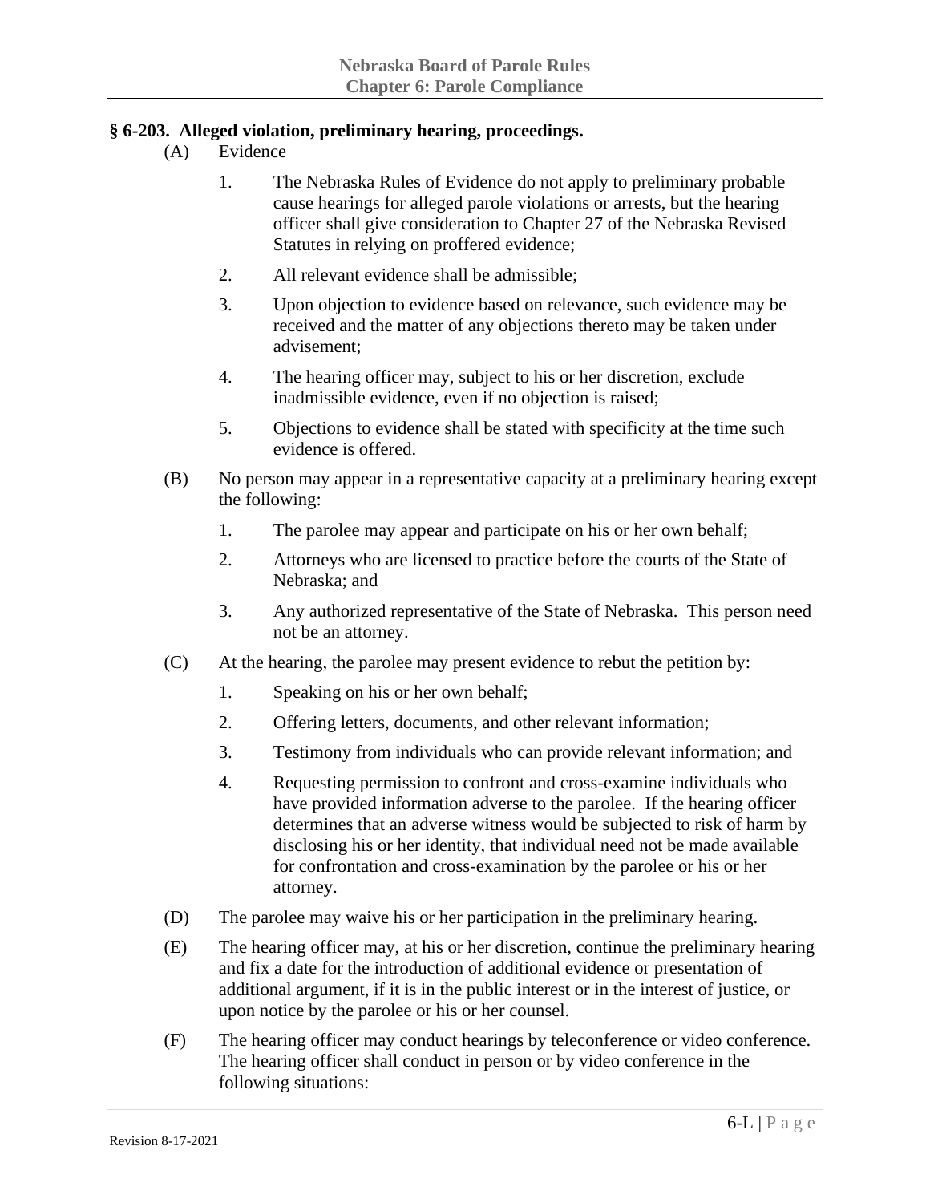### § 6-203. Alleged violation, preliminary hearing, proceedings.

(A) Evidence

1. The Nebraska Rules of Evidence do not apply to preliminary probable cause hearings for alleged parole violations or arrests, but the hearing officer shall give consideration to Chapter 27 of the Nebraska Revised Statutes in relying on proffered evidence;
2. All relevant evidence shall be admissible;
3. Upon objection to evidence based on relevance, such evidence may be received and the matter of any objections thereto may be taken under advisement;
4. The hearing officer may, subject to his or her discretion, exclude inadmissible evidence, even if no objection is raised;
5. Objections to evidence shall be stated with specificity at the time such evidence is offered.

(B) No person may appear in a representative capacity at a preliminary hearing except the following:

1. The parolee may appear and participate on his or her own behalf;
2. Attorneys who are licensed to practice before the courts of the State of Nebraska; and
3. Any authorized representative of the State of Nebraska. This person need not be an attorney.

(C) At the hearing, the parolee may present evidence to rebut the petition by:

1. Speaking on his or her own behalf;
2. Offering letters, documents, and other relevant information;
3. Testimony from individuals who can provide relevant information; and
4. Requesting permission to confront and cross-examine individuals who have provided information adverse to the parolee. If the hearing officer determines that an adverse witness would be subjected to risk of harm by disclosing his or her identity, that individual need not be made available for confrontation and cross-examination by the parolee or his or her attorney.

(D) The parolee may waive his or her participation in the preliminary hearing.

(E) The hearing officer may, at his or her discretion, continue the preliminary hearing and fix a date for the introduction of additional evidence or presentation of additional argument, if it is in the public interest or in the interest of justice, or upon notice by the parolee or his or her counsel.

(F) The hearing officer may conduct hearings by teleconference or video conference. The hearing officer shall conduct in person or by video conference in the following situations: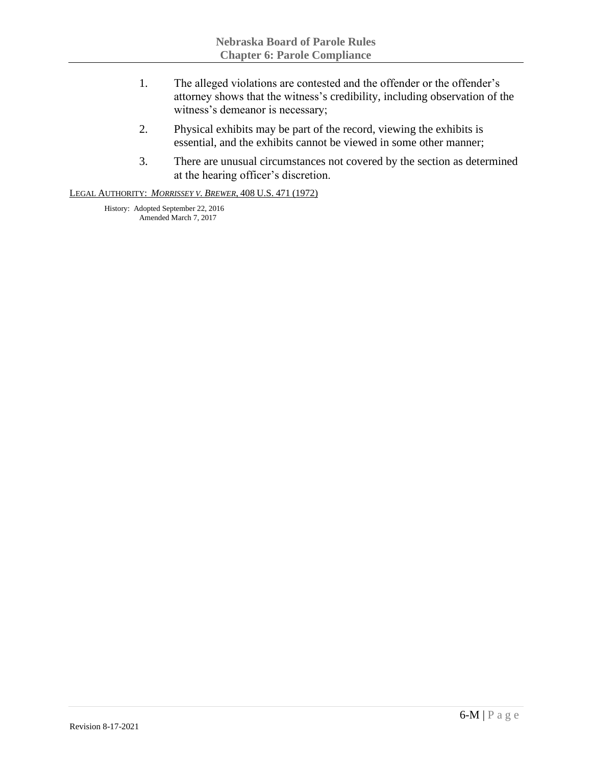1. The alleged violations are contested and the offender or the offender's attorney shows that the witness's credibility, including observation of the witness's demeanor is necessary;

2. Physical exhibits may be part of the record, viewing the exhibits is essential, and the exhibits cannot be viewed in some other manner;

3. There are unusual circumstances not covered by the section as determined at the hearing officer's discretion.

LEGAL AUTHORITY: *MORRISSEY V. BREWER*, 408 U.S. 471 (1972)

History: Adopted September 22, 2016
Amended March 7, 2017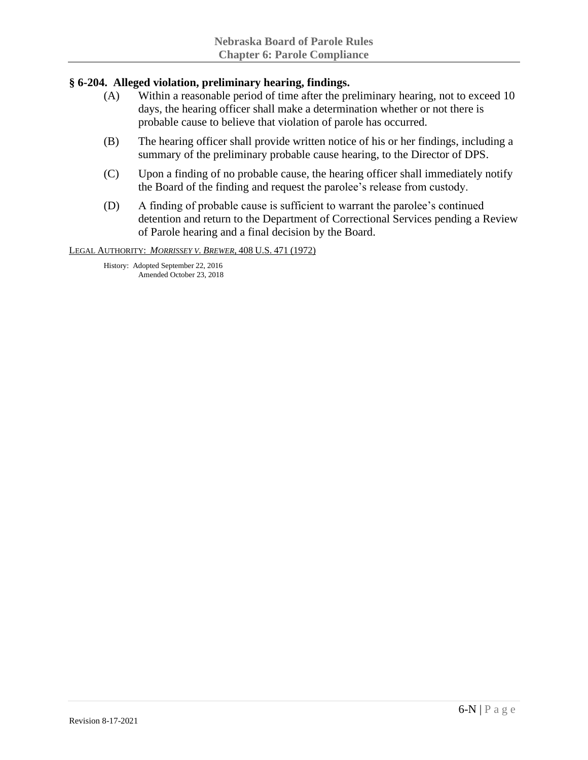## § 6-204. Alleged violation, preliminary hearing, findings.

(A) Within a reasonable period of time after the preliminary hearing, not to exceed 10 days, the hearing officer shall make a determination whether or not there is probable cause to believe that violation of parole has occurred.

(B) The hearing officer shall provide written notice of his or her findings, including a summary of the preliminary probable cause hearing, to the Director of DPS.

(C) Upon a finding of no probable cause, the hearing officer shall immediately notify the Board of the finding and request the parolee's release from custody.

(D) A finding of probable cause is sufficient to warrant the parolee's continued detention and return to the Department of Correctional Services pending a Review of Parole hearing and a final decision by the Board.

LEGAL AUTHORITY: *MORRISSEY V. BREWER*, 408 U.S. 471 (1972)

History: Adopted September 22, 2016
Amended October 23, 2018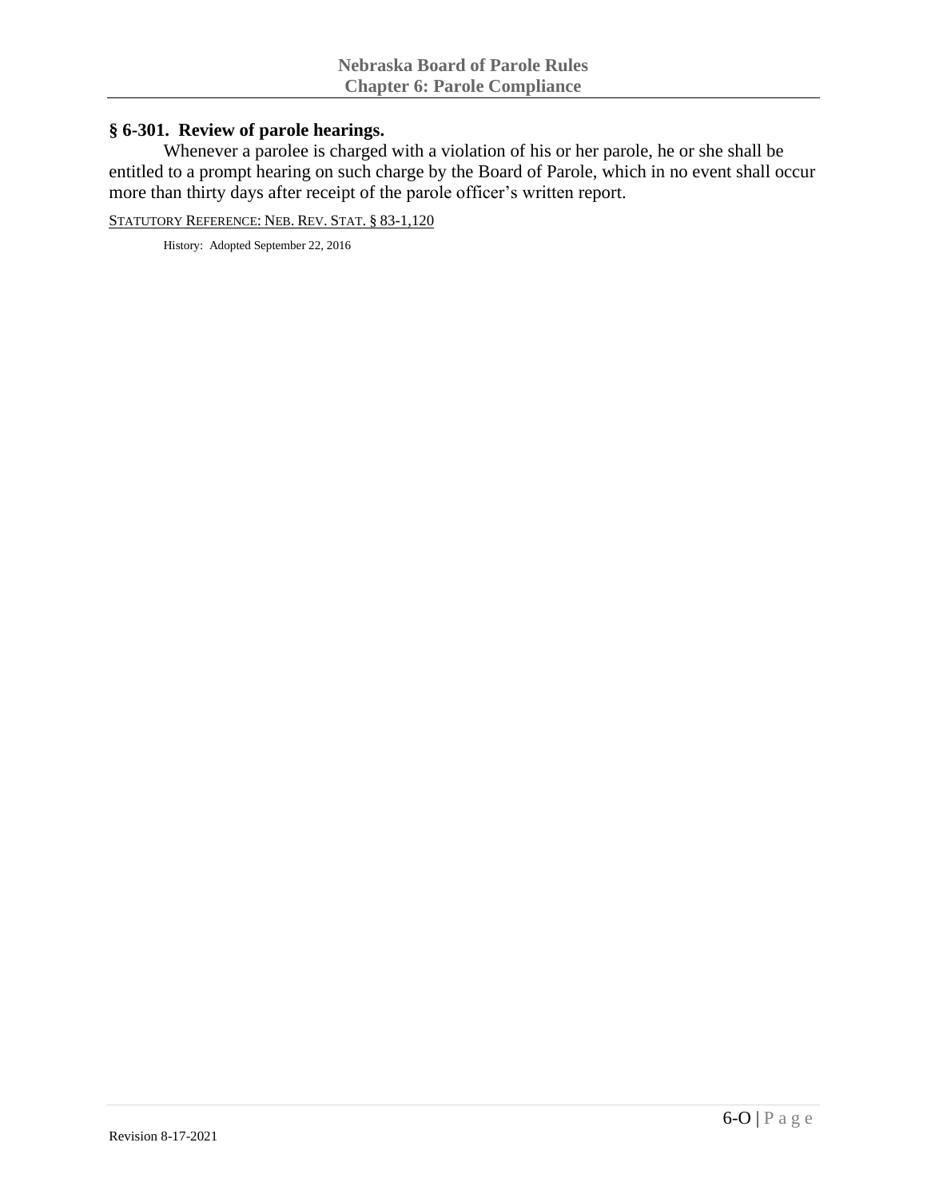## § 6-301. Review of parole hearings.

Whenever a parolee is charged with a violation of his or her parole, he or she shall be entitled to a prompt hearing on such charge by the Board of Parole, which in no event shall occur more than thirty days after receipt of the parole officer's written report.

STATUTORY REFERENCE: NEB. REV. STAT. § 83-1,120

History: Adopted September 22, 2016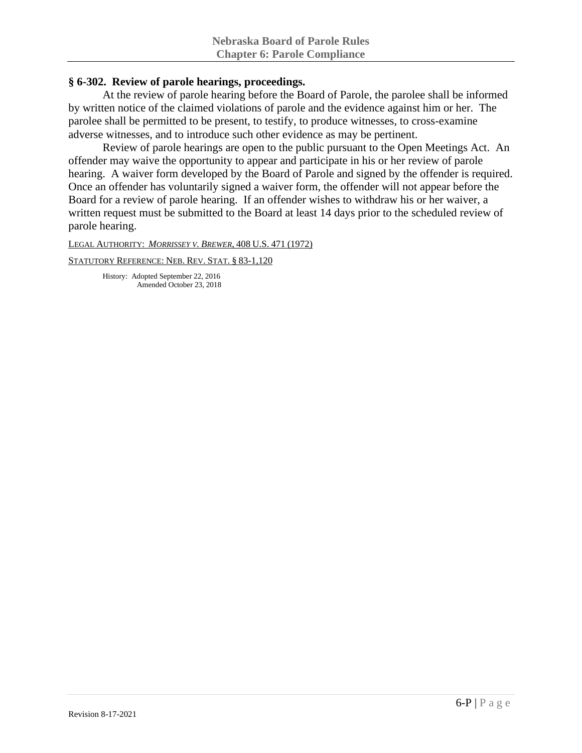## § 6-302. Review of parole hearings, proceedings.

At the review of parole hearing before the Board of Parole, the parolee shall be informed by written notice of the claimed violations of parole and the evidence against him or her. The parolee shall be permitted to be present, to testify, to produce witnesses, to cross-examine adverse witnesses, and to introduce such other evidence as may be pertinent.

Review of parole hearings are open to the public pursuant to the Open Meetings Act. An offender may waive the opportunity to appear and participate in his or her review of parole hearing. A waiver form developed by the Board of Parole and signed by the offender is required. Once an offender has voluntarily signed a waiver form, the offender will not appear before the Board for a review of parole hearing. If an offender wishes to withdraw his or her waiver, a written request must be submitted to the Board at least 14 days prior to the scheduled review of parole hearing.

LEGAL AUTHORITY: *MORRISSEY V. BREWER*, 408 U.S. 471 (1972)

STATUTORY REFERENCE: NEB. REV. STAT. § 83-1,120

History: Adopted September 22, 2016
Amended October 23, 2018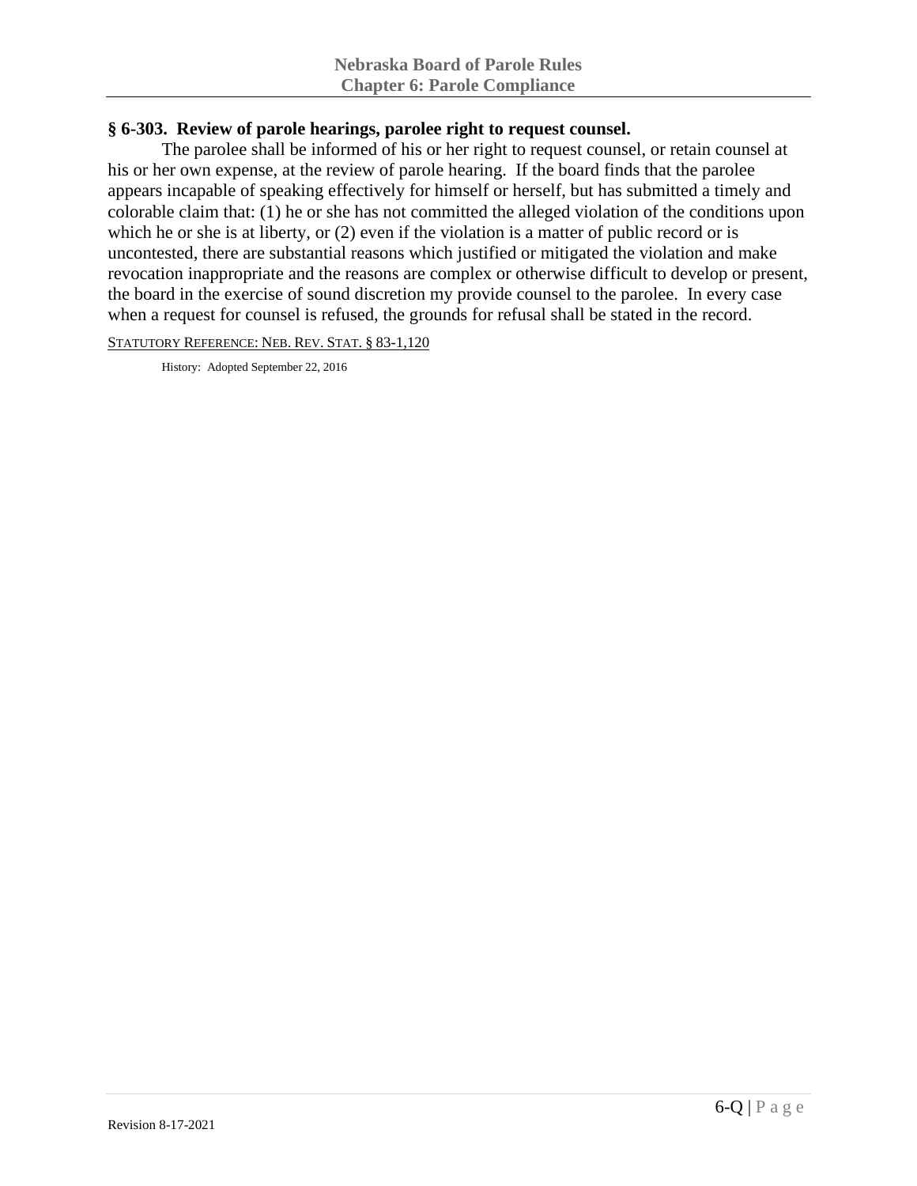### § 6-303. Review of parole hearings, parolee right to request counsel.

The parolee shall be informed of his or her right to request counsel, or retain counsel at his or her own expense, at the review of parole hearing. If the board finds that the parolee appears incapable of speaking effectively for himself or herself, but has submitted a timely and colorable claim that: (1) he or she has not committed the alleged violation of the conditions upon which he or she is at liberty, or (2) even if the violation is a matter of public record or is uncontested, there are substantial reasons which justified or mitigated the violation and make revocation inappropriate and the reasons are complex or otherwise difficult to develop or present, the board in the exercise of sound discretion my provide counsel to the parolee. In every case when a request for counsel is refused, the grounds for refusal shall be stated in the record.

STATUTORY REFERENCE: NEB. REV. STAT. § 83-1,120

History: Adopted September 22, 2016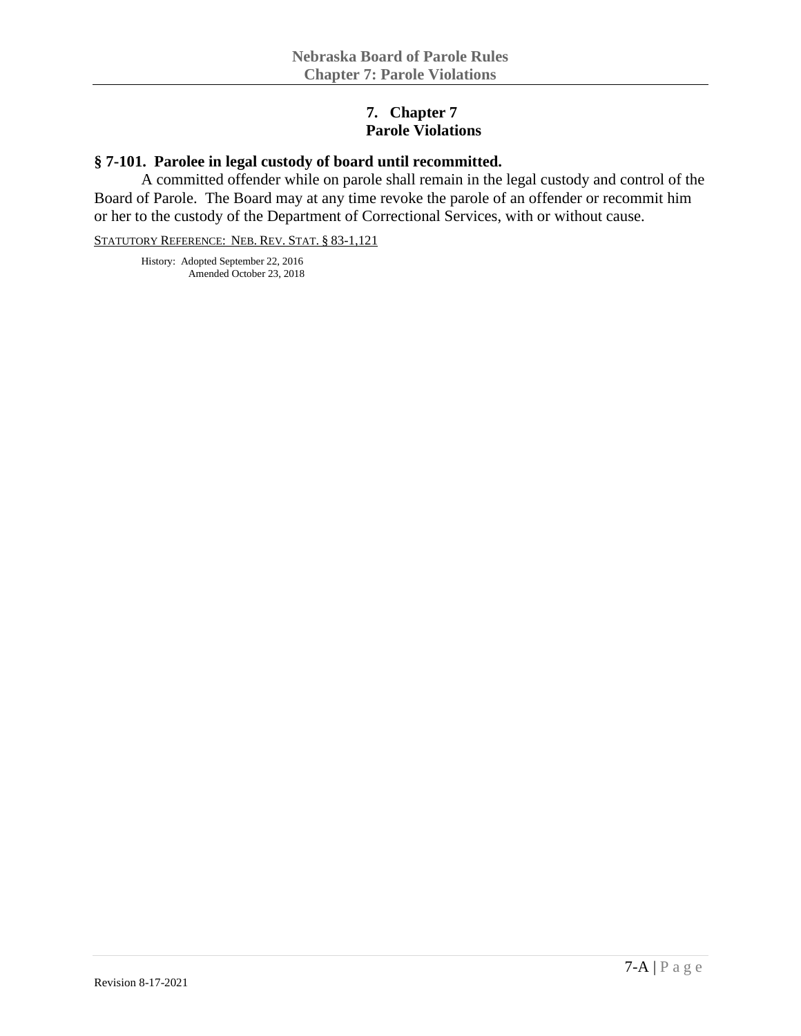# 7. Chapter 7 Parole Violations

## § 7-101. Parolee in legal custody of board until recommitted.

A committed offender while on parole shall remain in the legal custody and control of the Board of Parole. The Board may at any time revoke the parole of an offender or recommit him or her to the custody of the Department of Correctional Services, with or without cause.

STATUTORY REFERENCE: NEB. REV. STAT. § 83-1,121

History: Adopted September 22, 2016
Amended October 23, 2018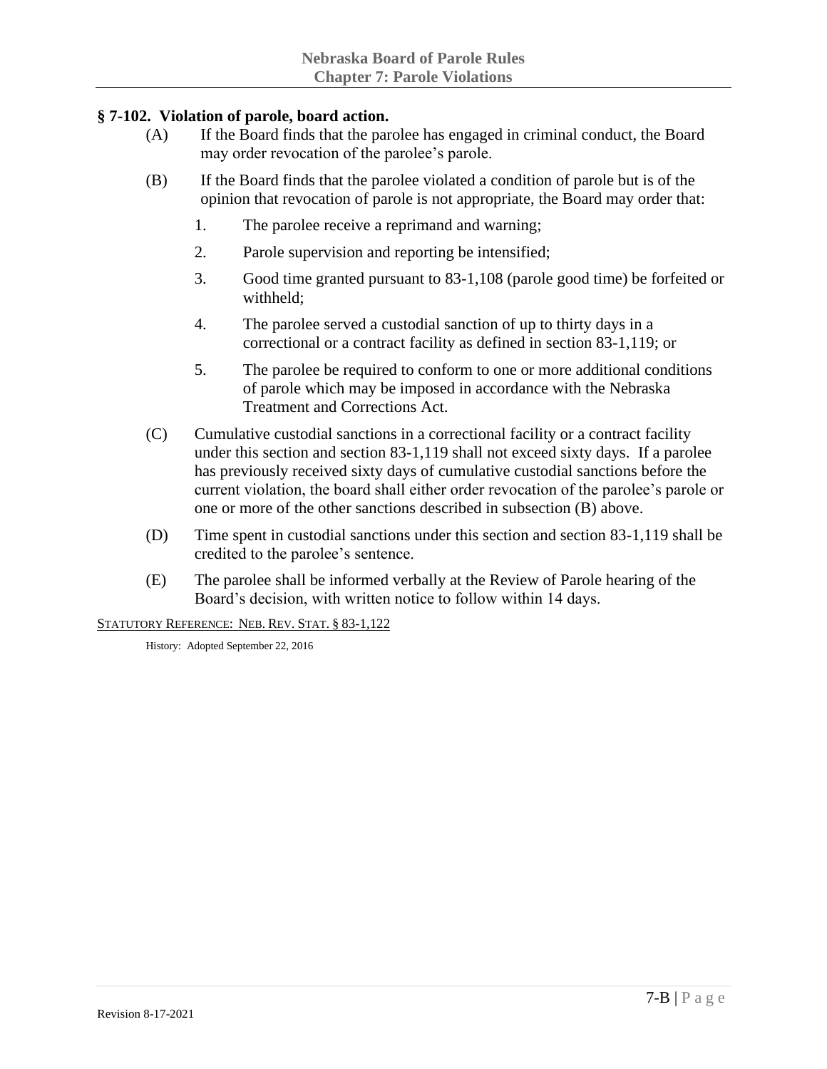## § 7-102. Violation of parole, board action.

(A) If the Board finds that the parolee has engaged in criminal conduct, the Board may order revocation of the parolee's parole.

(B) If the Board finds that the parolee violated a condition of parole but is of the opinion that revocation of parole is not appropriate, the Board may order that:

1. The parolee receive a reprimand and warning;
2. Parole supervision and reporting be intensified;
3. Good time granted pursuant to 83-1,108 (parole good time) be forfeited or withheld;
4. The parolee served a custodial sanction of up to thirty days in a correctional or a contract facility as defined in section 83-1,119; or
5. The parolee be required to conform to one or more additional conditions of parole which may be imposed in accordance with the Nebraska Treatment and Corrections Act.

(C) Cumulative custodial sanctions in a correctional facility or a contract facility under this section and section 83-1,119 shall not exceed sixty days. If a parolee has previously received sixty days of cumulative custodial sanctions before the current violation, the board shall either order revocation of the parolee's parole or one or more of the other sanctions described in subsection (B) above.

(D) Time spent in custodial sanctions under this section and section 83-1,119 shall be credited to the parolee's sentence.

(E) The parolee shall be informed verbally at the Review of Parole hearing of the Board's decision, with written notice to follow within 14 days.

STATUTORY REFERENCE: NEB. REV. STAT. § 83-1,122

History: Adopted September 22, 2016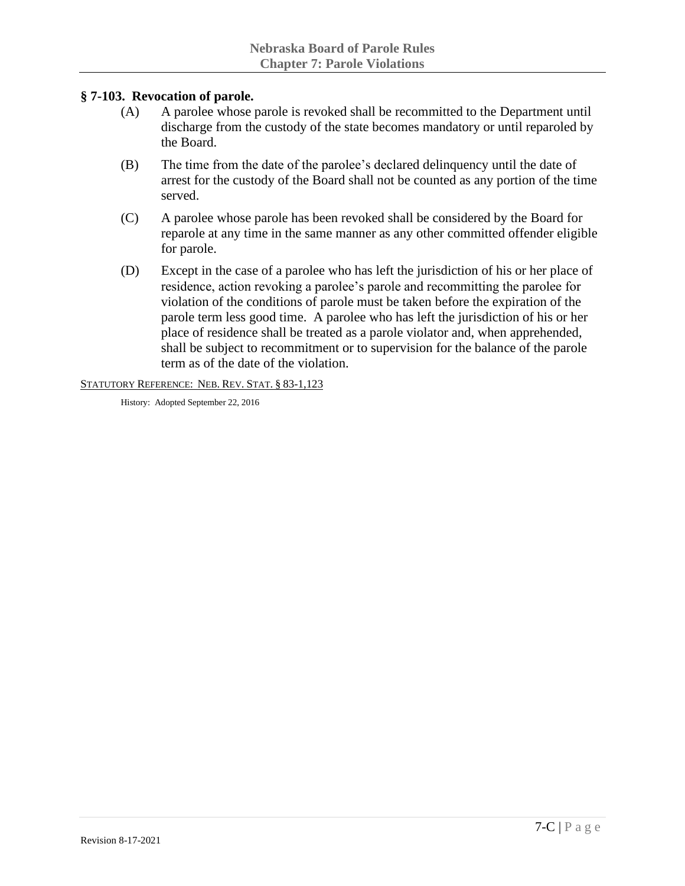## § 7-103. Revocation of parole.

(A) A parolee whose parole is revoked shall be recommitted to the Department until discharge from the custody of the state becomes mandatory or until reparoled by the Board.

(B) The time from the date of the parolee's declared delinquency until the date of arrest for the custody of the Board shall not be counted as any portion of the time served.

(C) A parolee whose parole has been revoked shall be considered by the Board for reparole at any time in the same manner as any other committed offender eligible for parole.

(D) Except in the case of a parolee who has left the jurisdiction of his or her place of residence, action revoking a parolee's parole and recommitting the parolee for violation of the conditions of parole must be taken before the expiration of the parole term less good time. A parolee who has left the jurisdiction of his or her place of residence shall be treated as a parole violator and, when apprehended, shall be subject to recommitment or to supervision for the balance of the parole term as of the date of the violation.

STATUTORY REFERENCE: NEB. REV. STAT. § 83-1,123

History: Adopted September 22, 2016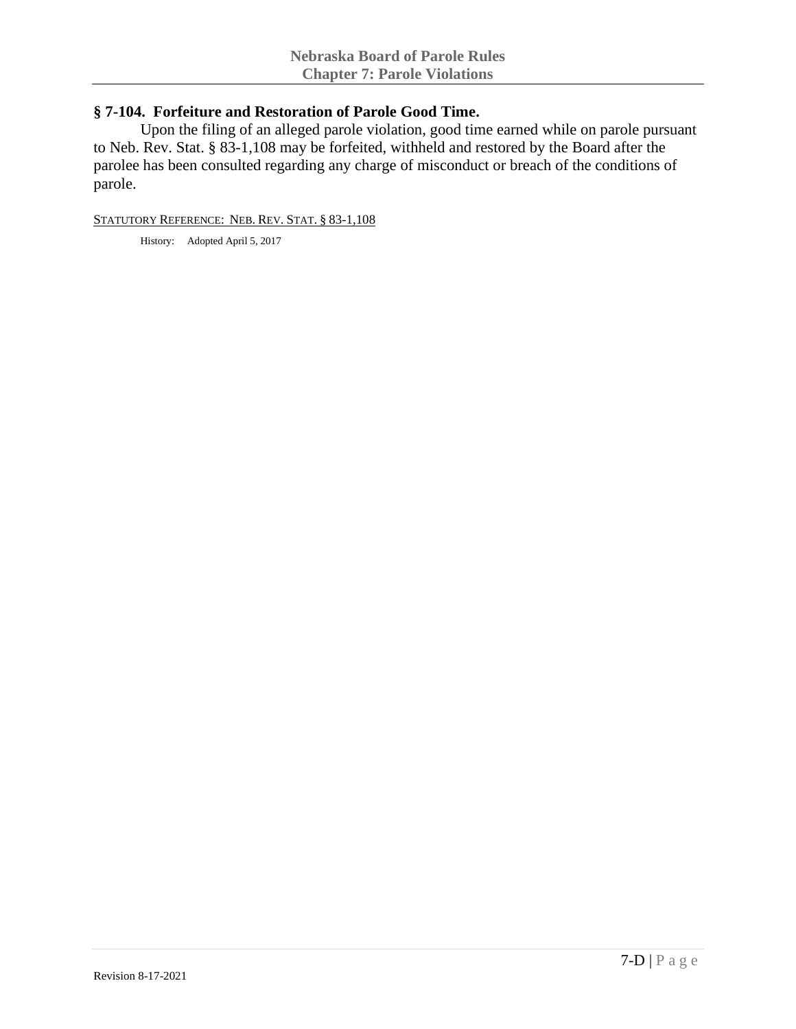## § 7-104. Forfeiture and Restoration of Parole Good Time.

Upon the filing of an alleged parole violation, good time earned while on parole pursuant to Neb. Rev. Stat. § 83-1,108 may be forfeited, withheld and restored by the Board after the parolee has been consulted regarding any charge of misconduct or breach of the conditions of parole.

STATUTORY REFERENCE: NEB. REV. STAT. § 83-1,108

History: Adopted April 5, 2017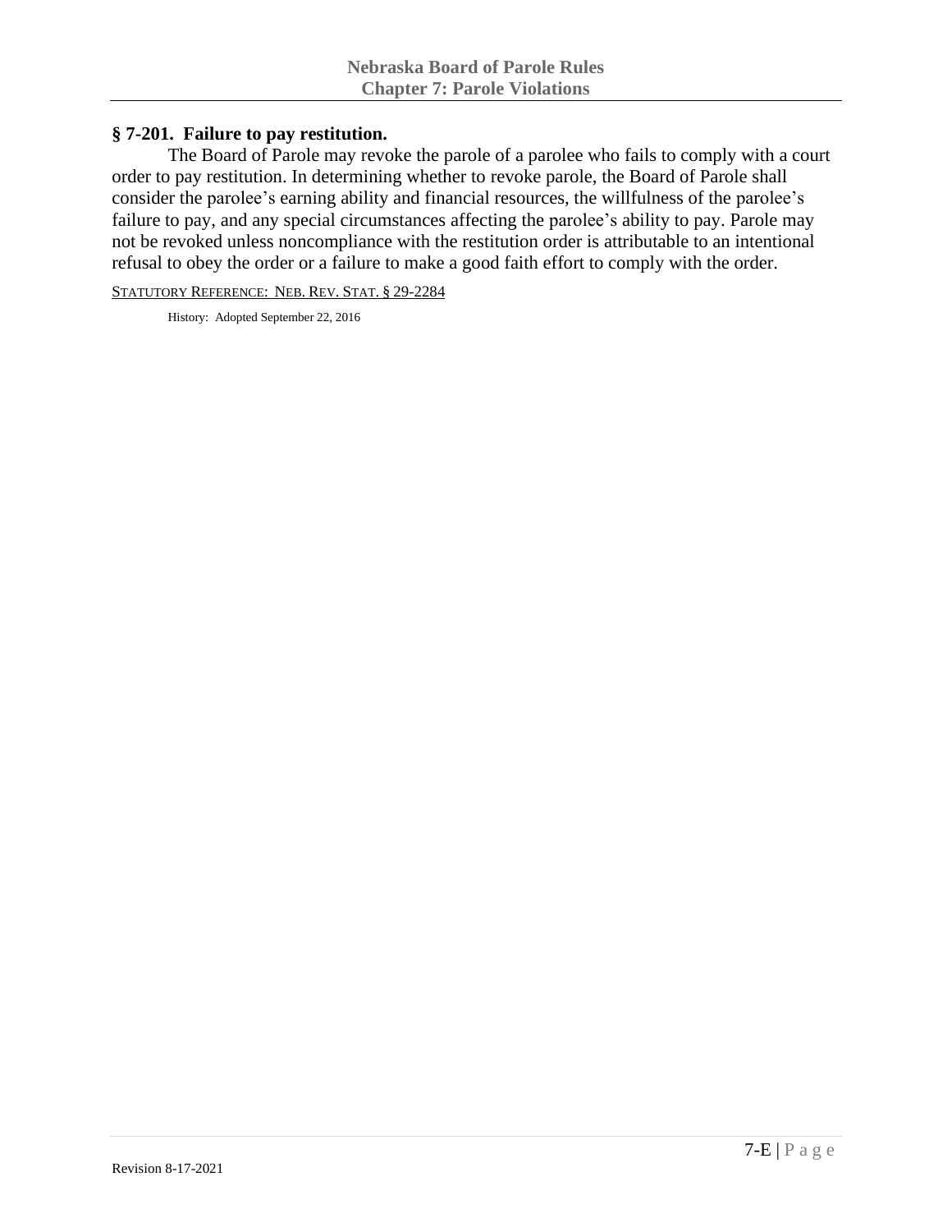## § 7-201. Failure to pay restitution.

The Board of Parole may revoke the parole of a parolee who fails to comply with a court order to pay restitution. In determining whether to revoke parole, the Board of Parole shall consider the parolee's earning ability and financial resources, the willfulness of the parolee's failure to pay, and any special circumstances affecting the parolee's ability to pay. Parole may not be revoked unless noncompliance with the restitution order is attributable to an intentional refusal to obey the order or a failure to make a good faith effort to comply with the order.

STATUTORY REFERENCE: NEB. REV. STAT. § 29-2284

History: Adopted September 22, 2016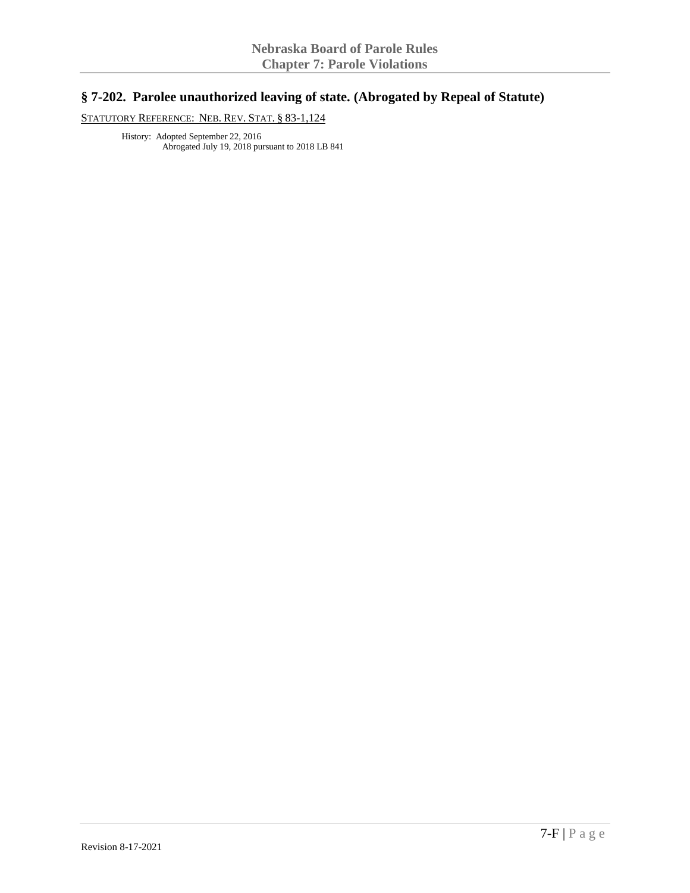## § 7-202. Parolee unauthorized leaving of state. (Abrogated by Repeal of Statute)

STATUTORY REFERENCE: NEB. REV. STAT. § 83-1,124

History: Adopted September 22, 2016
Abrogated July 19, 2018 pursuant to 2018 LB 841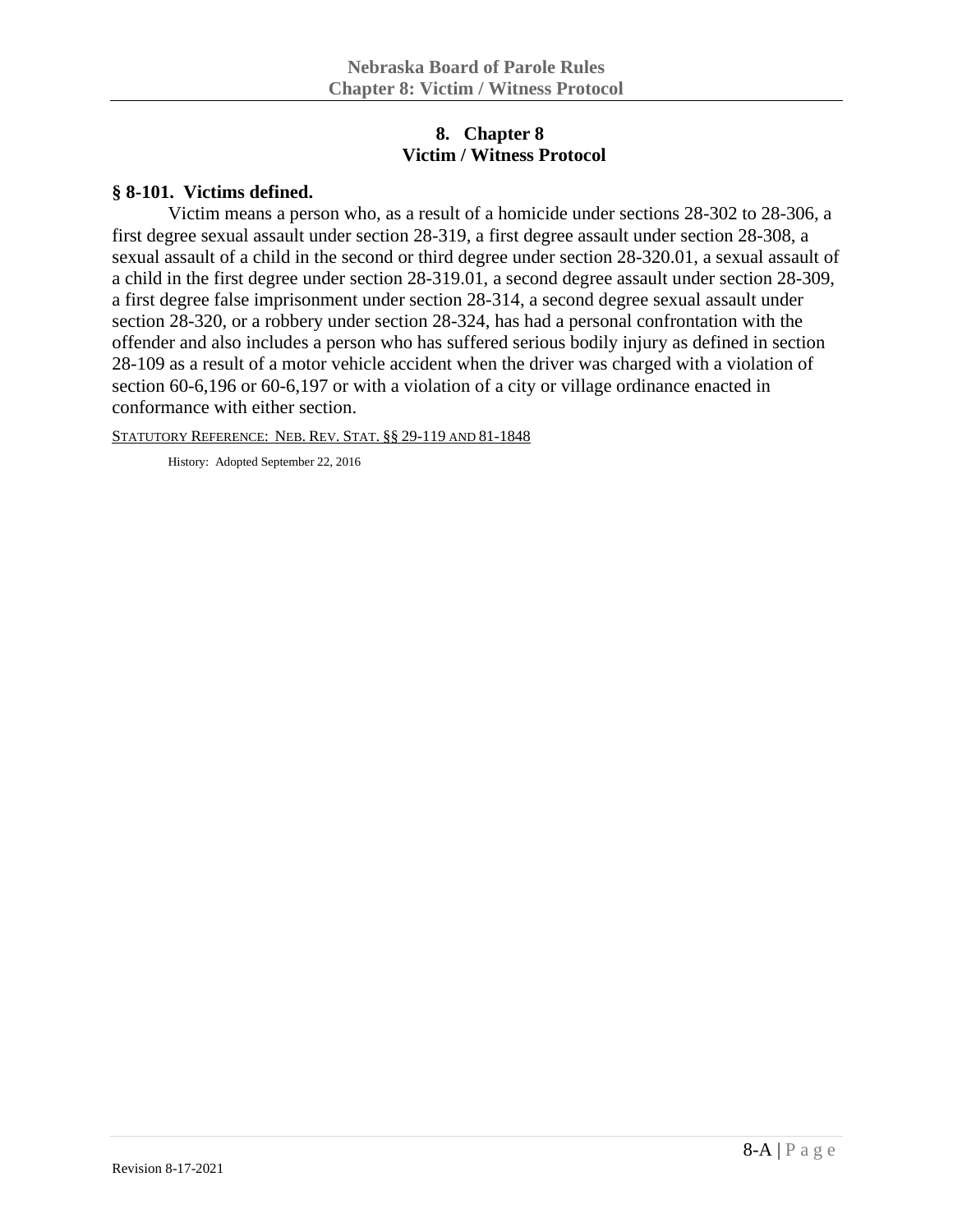# 8. Chapter 8
# Victim / Witness Protocol

## § 8-101. Victims defined.

Victim means a person who, as a result of a homicide under sections 28-302 to 28-306, a first degree sexual assault under section 28-319, a first degree assault under section 28-308, a sexual assault of a child in the second or third degree under section 28-320.01, a sexual assault of a child in the first degree under section 28-319.01, a second degree assault under section 28-309, a first degree false imprisonment under section 28-314, a second degree sexual assault under section 28-320, or a robbery under section 28-324, has had a personal confrontation with the offender and also includes a person who has suffered serious bodily injury as defined in section 28-109 as a result of a motor vehicle accident when the driver was charged with a violation of section 60-6,196 or 60-6,197 or with a violation of a city or village ordinance enacted in conformance with either section.

STATUTORY REFERENCE: NEB. REV. STAT. §§ 29-119 AND 81-1848

History: Adopted September 22, 2016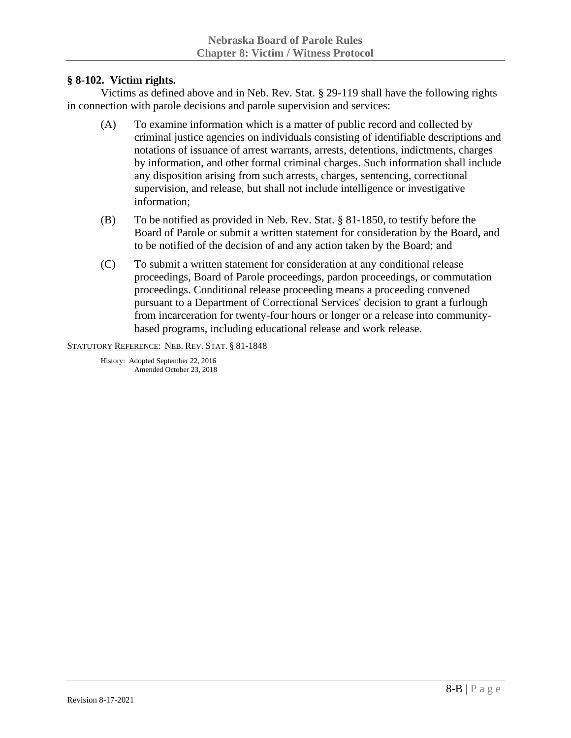## § 8-102. Victim rights.

Victims as defined above and in Neb. Rev. Stat. § 29-119 shall have the following rights in connection with parole decisions and parole supervision and services:

(A) To examine information which is a matter of public record and collected by criminal justice agencies on individuals consisting of identifiable descriptions and notations of issuance of arrest warrants, arrests, detentions, indictments, charges by information, and other formal criminal charges. Such information shall include any disposition arising from such arrests, charges, sentencing, correctional supervision, and release, but shall not include intelligence or investigative information;

(B) To be notified as provided in Neb. Rev. Stat. § 81-1850, to testify before the Board of Parole or submit a written statement for consideration by the Board, and to be notified of the decision of and any action taken by the Board; and

(C) To submit a written statement for consideration at any conditional release proceedings, Board of Parole proceedings, pardon proceedings, or commutation proceedings. Conditional release proceeding means a proceeding convened pursuant to a Department of Correctional Services' decision to grant a furlough from incarceration for twenty-four hours or longer or a release into community-based programs, including educational release and work release.

STATUTORY REFERENCE: NEB. REV. STAT. § 81-1848

History: Adopted September 22, 2016
Amended October 23, 2018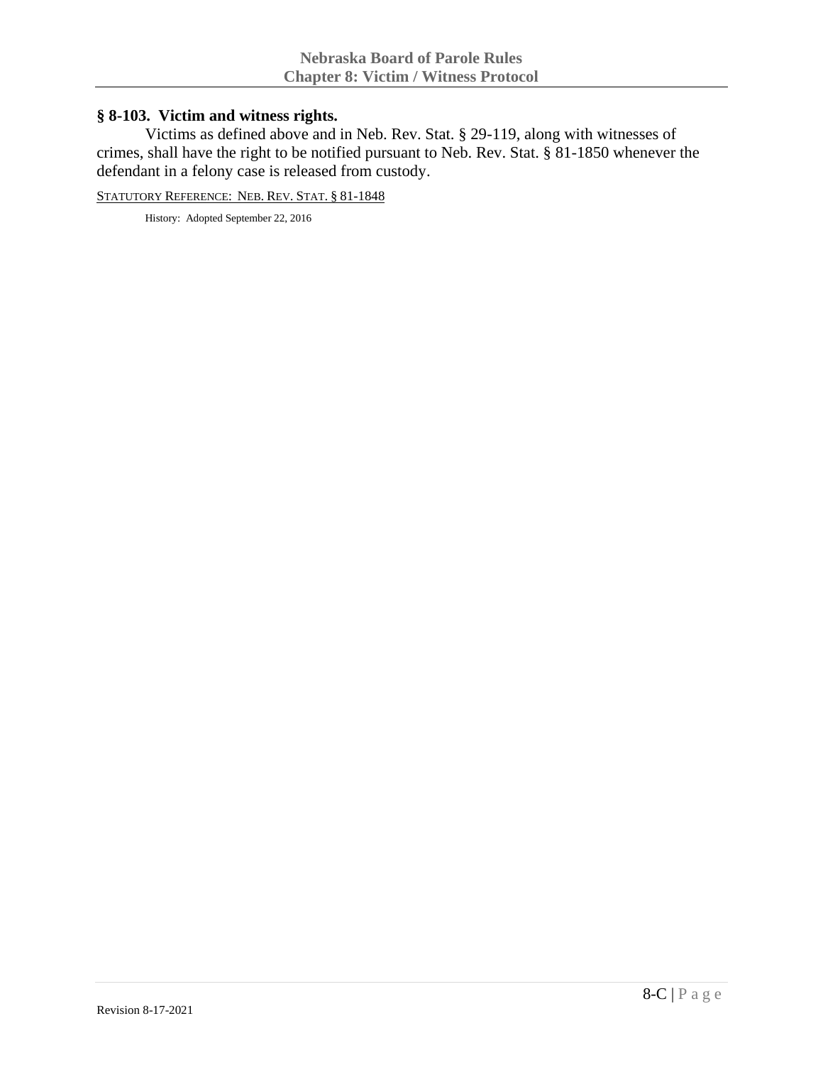## § 8-103. Victim and witness rights.

Victims as defined above and in Neb. Rev. Stat. § 29-119, along with witnesses of crimes, shall have the right to be notified pursuant to Neb. Rev. Stat. § 81-1850 whenever the defendant in a felony case is released from custody.

STATUTORY REFERENCE: NEB. REV. STAT. § 81-1848

History: Adopted September 22, 2016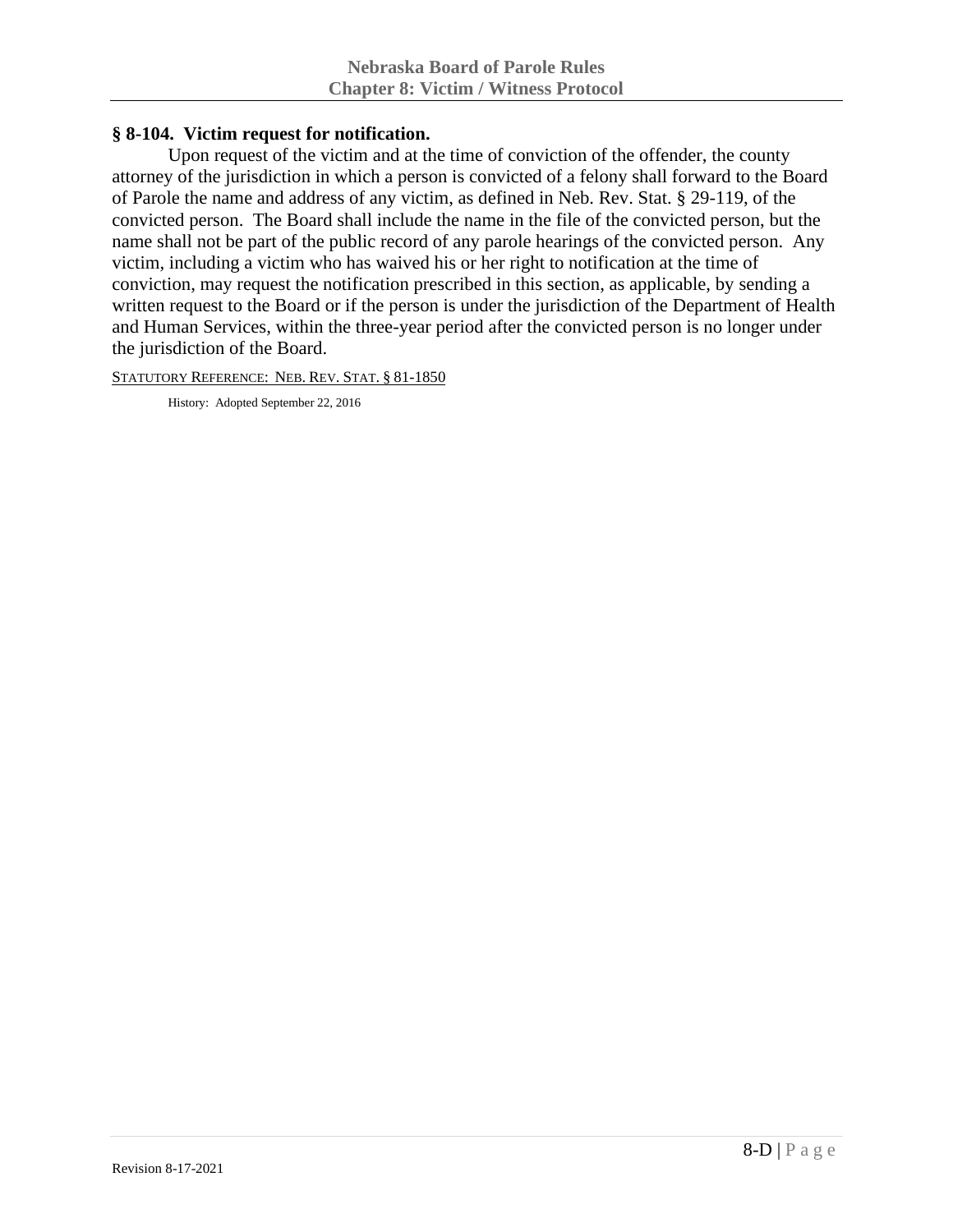## § 8-104. Victim request for notification.

Upon request of the victim and at the time of conviction of the offender, the county attorney of the jurisdiction in which a person is convicted of a felony shall forward to the Board of Parole the name and address of any victim, as defined in Neb. Rev. Stat. § 29-119, of the convicted person. The Board shall include the name in the file of the convicted person, but the name shall not be part of the public record of any parole hearings of the convicted person. Any victim, including a victim who has waived his or her right to notification at the time of conviction, may request the notification prescribed in this section, as applicable, by sending a written request to the Board or if the person is under the jurisdiction of the Department of Health and Human Services, within the three-year period after the convicted person is no longer under the jurisdiction of the Board.

STATUTORY REFERENCE: NEB. REV. STAT. § 81-1850

History: Adopted September 22, 2016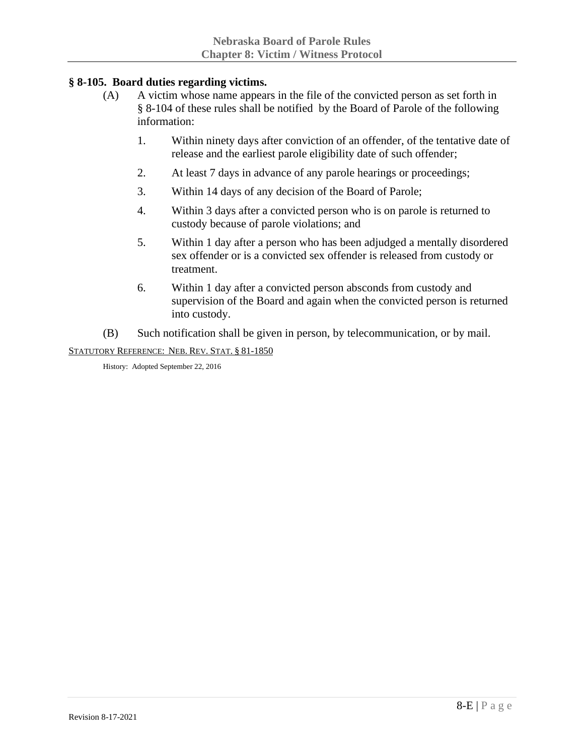### § 8-105. Board duties regarding victims.

(A) A victim whose name appears in the file of the convicted person as set forth in § 8-104 of these rules shall be notified by the Board of Parole of the following information:

1. Within ninety days after conviction of an offender, of the tentative date of release and the earliest parole eligibility date of such offender;
2. At least 7 days in advance of any parole hearings or proceedings;
3. Within 14 days of any decision of the Board of Parole;
4. Within 3 days after a convicted person who is on parole is returned to custody because of parole violations; and
5. Within 1 day after a person who has been adjudged a mentally disordered sex offender or is a convicted sex offender is released from custody or treatment.
6. Within 1 day after a convicted person absconds from custody and supervision of the Board and again when the convicted person is returned into custody.

(B) Such notification shall be given in person, by telecommunication, or by mail.

STATUTORY REFERENCE: NEB. REV. STAT. § 81-1850

History: Adopted September 22, 2016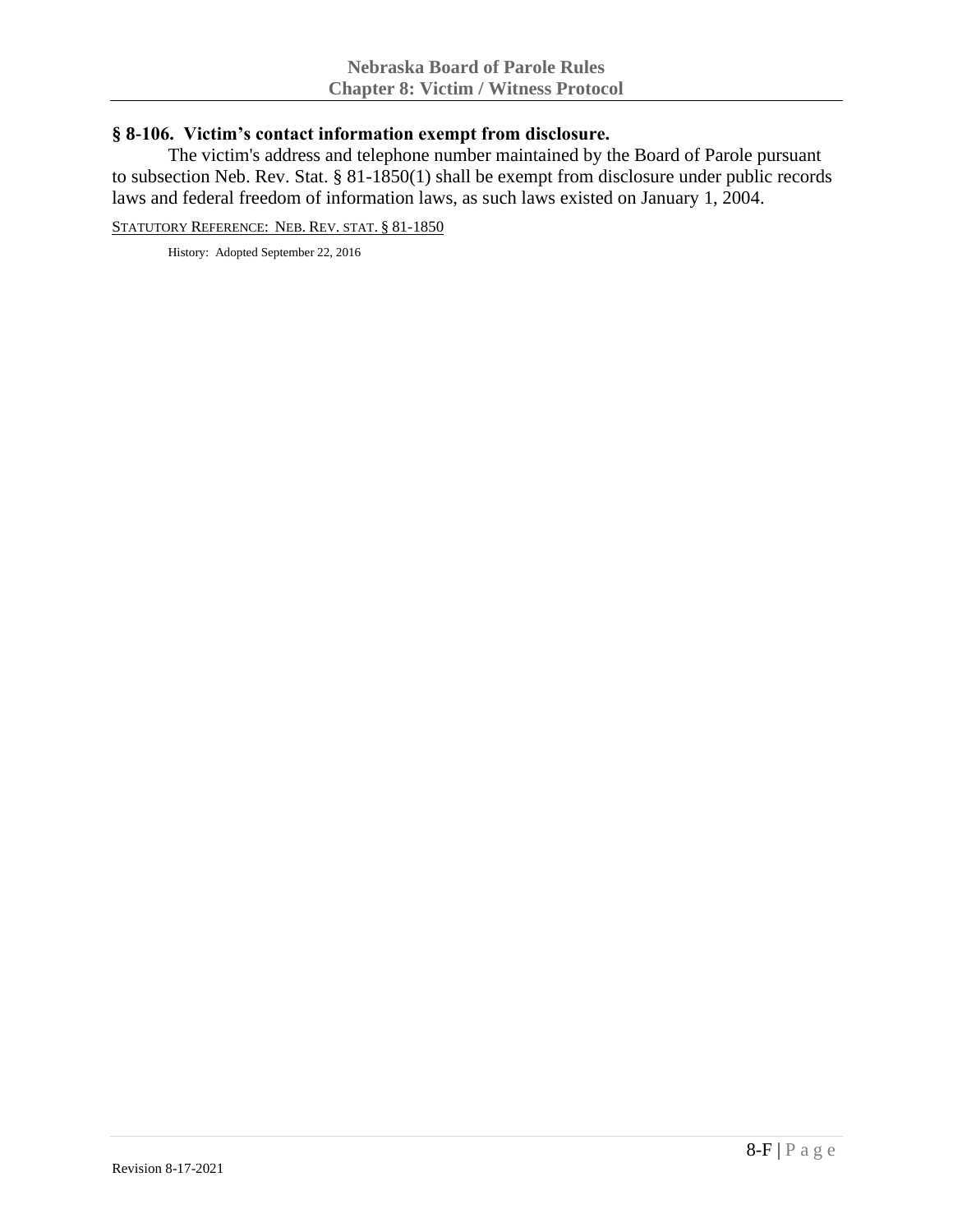## § 8-106. Victim's contact information exempt from disclosure.

The victim's address and telephone number maintained by the Board of Parole pursuant to subsection Neb. Rev. Stat. § 81-1850(1) shall be exempt from disclosure under public records laws and federal freedom of information laws, as such laws existed on January 1, 2004.

STATUTORY REFERENCE: NEB. REV. STAT. § 81-1850

History: Adopted September 22, 2016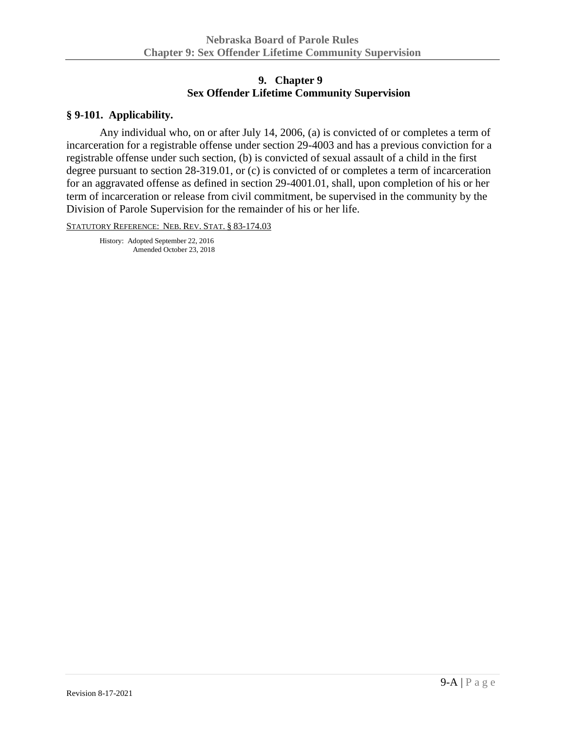# 9. Chapter 9
# Sex Offender Lifetime Community Supervision

## § 9-101. Applicability.

Any individual who, on or after July 14, 2006, (a) is convicted of or completes a term of incarceration for a registrable offense under section 29-4003 and has a previous conviction for a registrable offense under such section, (b) is convicted of sexual assault of a child in the first degree pursuant to section 28-319.01, or (c) is convicted of or completes a term of incarceration for an aggravated offense as defined in section 29-4001.01, shall, upon completion of his or her term of incarceration or release from civil commitment, be supervised in the community by the Division of Parole Supervision for the remainder of his or her life.

STATUTORY REFERENCE: NEB. REV. STAT. § 83-174.03

History: Adopted September 22, 2016
Amended October 23, 2018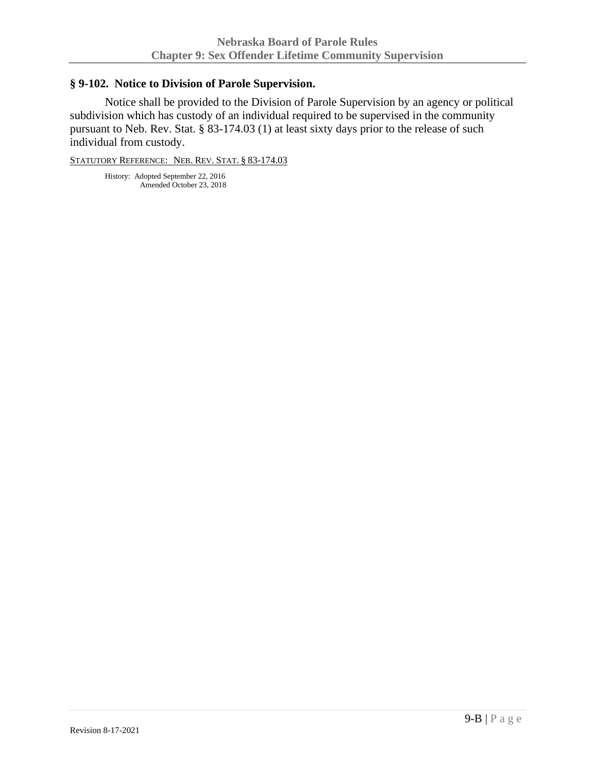## § 9-102. Notice to Division of Parole Supervision.

Notice shall be provided to the Division of Parole Supervision by an agency or political subdivision which has custody of an individual required to be supervised in the community pursuant to Neb. Rev. Stat. § 83-174.03 (1) at least sixty days prior to the release of such individual from custody.

STATUTORY REFERENCE: NEB. REV. STAT. § 83-174.03

History: Adopted September 22, 2016
Amended October 23, 2018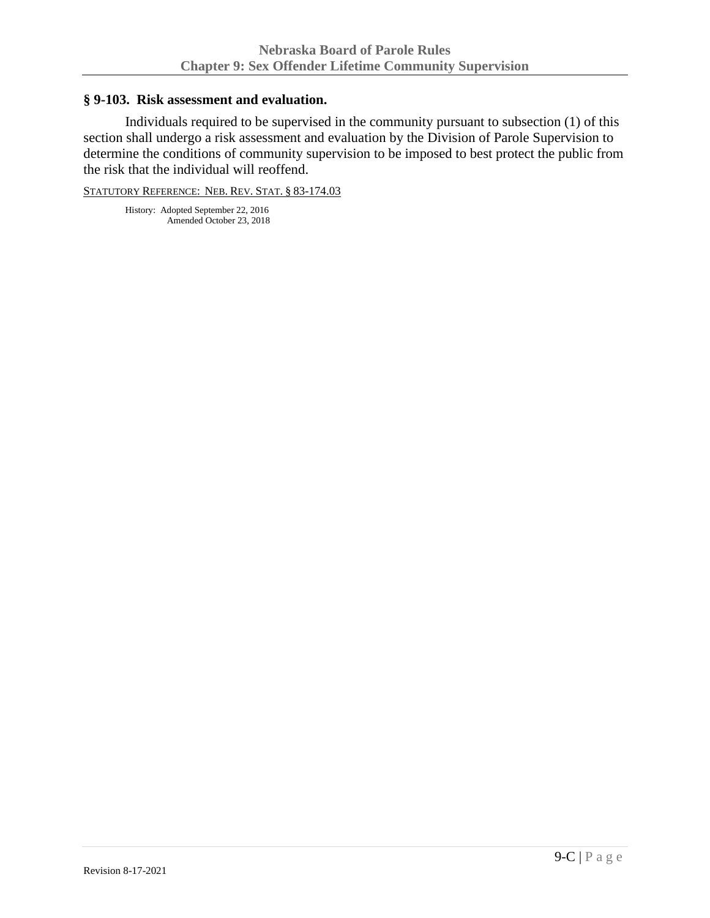## § 9-103. Risk assessment and evaluation.

Individuals required to be supervised in the community pursuant to subsection (1) of this section shall undergo a risk assessment and evaluation by the Division of Parole Supervision to determine the conditions of community supervision to be imposed to best protect the public from the risk that the individual will reoffend.

STATUTORY REFERENCE: NEB. REV. STAT. § 83-174.03

History: Adopted September 22, 2016
Amended October 23, 2018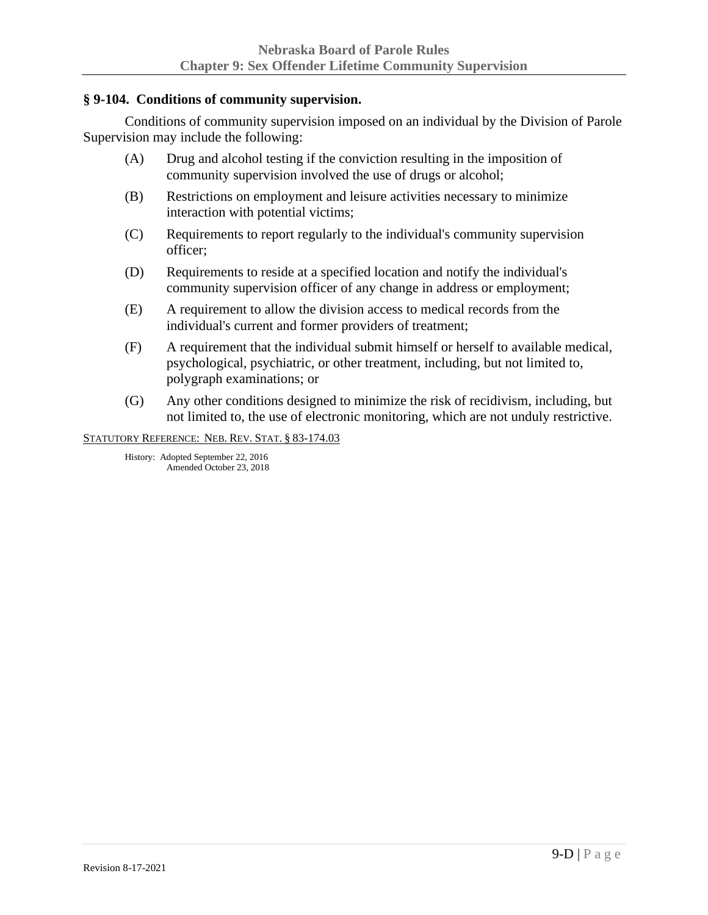## § 9-104. Conditions of community supervision.

Conditions of community supervision imposed on an individual by the Division of Parole Supervision may include the following:

(A) Drug and alcohol testing if the conviction resulting in the imposition of community supervision involved the use of drugs or alcohol;

(B) Restrictions on employment and leisure activities necessary to minimize interaction with potential victims;

(C) Requirements to report regularly to the individual's community supervision officer;

(D) Requirements to reside at a specified location and notify the individual's community supervision officer of any change in address or employment;

(E) A requirement to allow the division access to medical records from the individual's current and former providers of treatment;

(F) A requirement that the individual submit himself or herself to available medical, psychological, psychiatric, or other treatment, including, but not limited to, polygraph examinations; or

(G) Any other conditions designed to minimize the risk of recidivism, including, but not limited to, the use of electronic monitoring, which are not unduly restrictive.

STATUTORY REFERENCE: NEB. REV. STAT. § 83-174.03

History: Adopted September 22, 2016
Amended October 23, 2018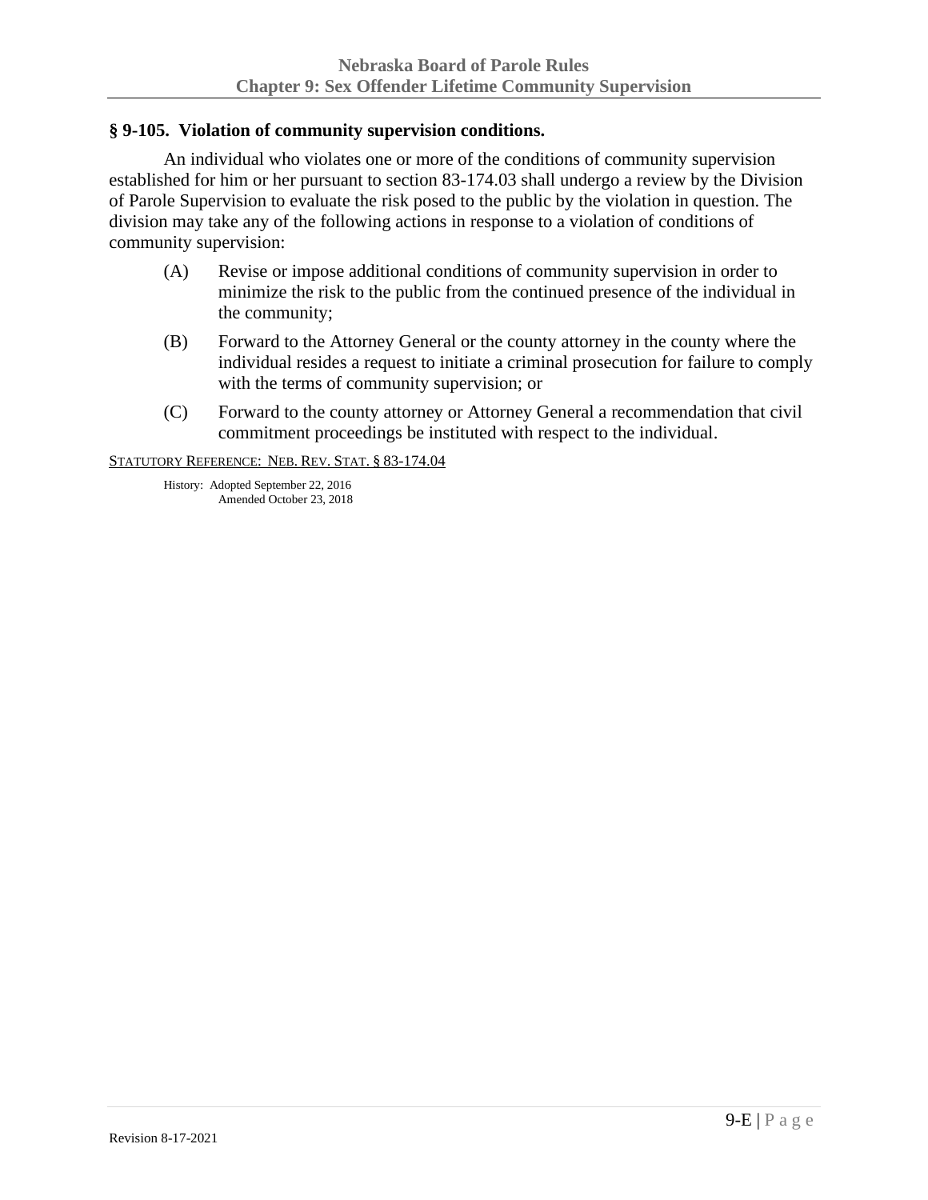### § 9-105. Violation of community supervision conditions.

An individual who violates one or more of the conditions of community supervision established for him or her pursuant to section 83-174.03 shall undergo a review by the Division of Parole Supervision to evaluate the risk posed to the public by the violation in question. The division may take any of the following actions in response to a violation of conditions of community supervision:

(A) Revise or impose additional conditions of community supervision in order to minimize the risk to the public from the continued presence of the individual in the community;

(B) Forward to the Attorney General or the county attorney in the county where the individual resides a request to initiate a criminal prosecution for failure to comply with the terms of community supervision; or

(C) Forward to the county attorney or Attorney General a recommendation that civil commitment proceedings be instituted with respect to the individual.

STATUTORY REFERENCE: NEB. REV. STAT. § 83-174.04

History: Adopted September 22, 2016
Amended October 23, 2018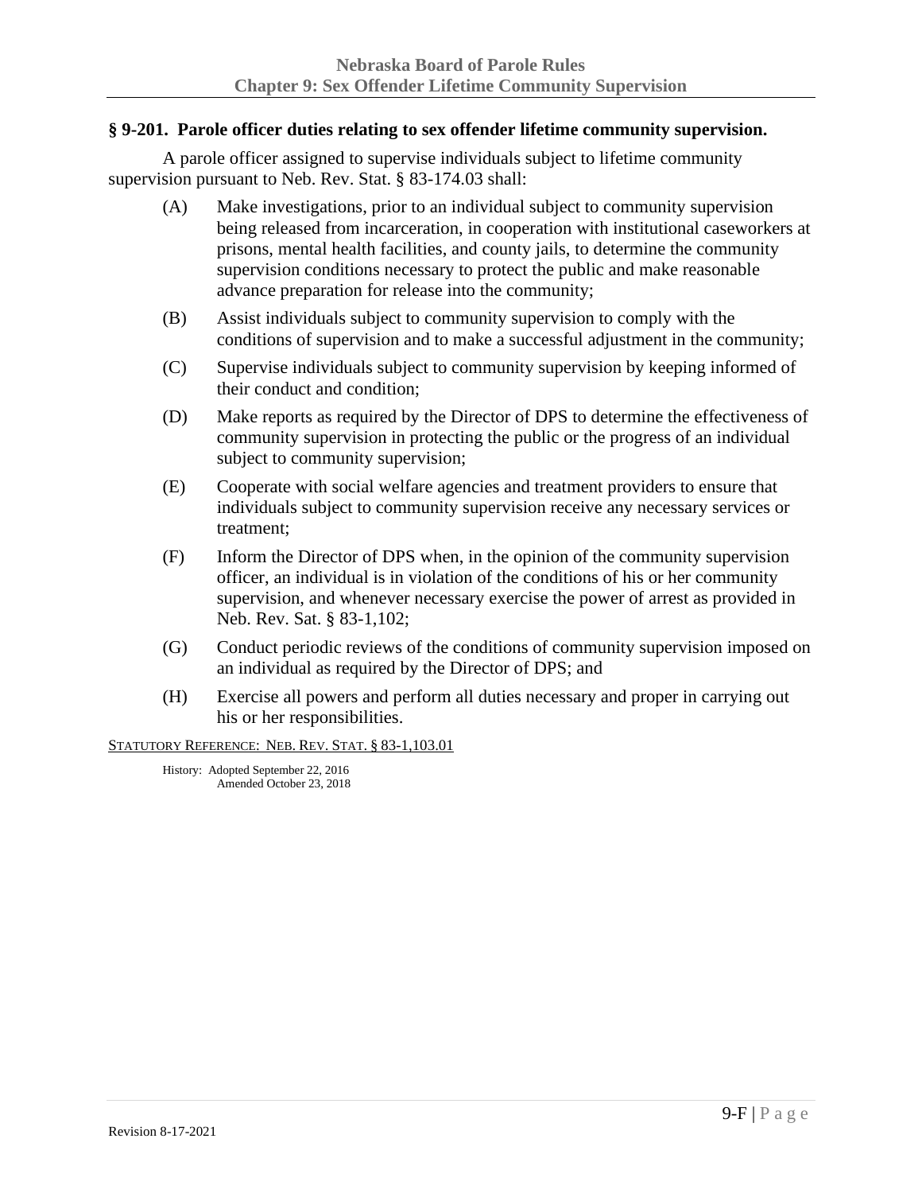## § 9-201. Parole officer duties relating to sex offender lifetime community supervision.

A parole officer assigned to supervise individuals subject to lifetime community supervision pursuant to Neb. Rev. Stat. § 83-174.03 shall:

(A) Make investigations, prior to an individual subject to community supervision being released from incarceration, in cooperation with institutional caseworkers at prisons, mental health facilities, and county jails, to determine the community supervision conditions necessary to protect the public and make reasonable advance preparation for release into the community;

(B) Assist individuals subject to community supervision to comply with the conditions of supervision and to make a successful adjustment in the community;

(C) Supervise individuals subject to community supervision by keeping informed of their conduct and condition;

(D) Make reports as required by the Director of DPS to determine the effectiveness of community supervision in protecting the public or the progress of an individual subject to community supervision;

(E) Cooperate with social welfare agencies and treatment providers to ensure that individuals subject to community supervision receive any necessary services or treatment;

(F) Inform the Director of DPS when, in the opinion of the community supervision officer, an individual is in violation of the conditions of his or her community supervision, and whenever necessary exercise the power of arrest as provided in Neb. Rev. Sat. § 83-1,102;

(G) Conduct periodic reviews of the conditions of community supervision imposed on an individual as required by the Director of DPS; and

(H) Exercise all powers and perform all duties necessary and proper in carrying out his or her responsibilities.

STATUTORY REFERENCE: NEB. REV. STAT. § 83-1,103.01

History: Adopted September 22, 2016
Amended October 23, 2018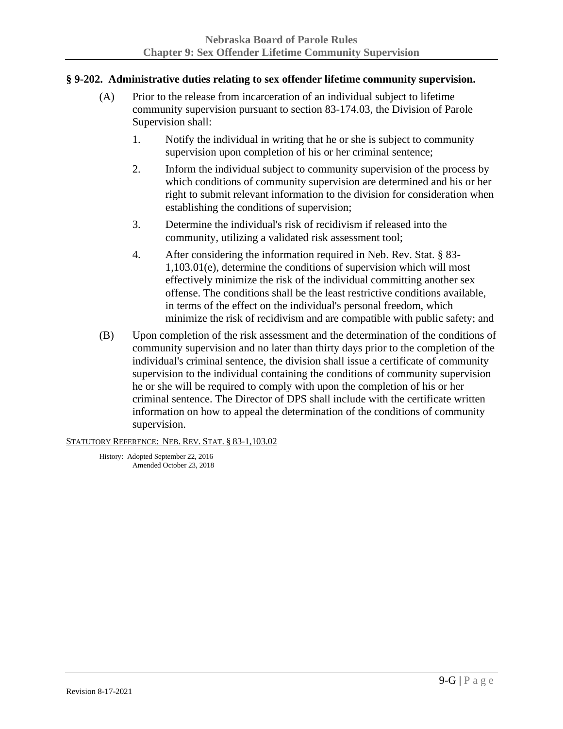## § 9-202. Administrative duties relating to sex offender lifetime community supervision.

(A) Prior to the release from incarceration of an individual subject to lifetime community supervision pursuant to section 83-174.03, the Division of Parole Supervision shall:

1. Notify the individual in writing that he or she is subject to community supervision upon completion of his or her criminal sentence;

2. Inform the individual subject to community supervision of the process by which conditions of community supervision are determined and his or her right to submit relevant information to the division for consideration when establishing the conditions of supervision;

3. Determine the individual's risk of recidivism if released into the community, utilizing a validated risk assessment tool;

4. After considering the information required in Neb. Rev. Stat. § 83-1,103.01(e), determine the conditions of supervision which will most effectively minimize the risk of the individual committing another sex offense. The conditions shall be the least restrictive conditions available, in terms of the effect on the individual's personal freedom, which minimize the risk of recidivism and are compatible with public safety; and

(B) Upon completion of the risk assessment and the determination of the conditions of community supervision and no later than thirty days prior to the completion of the individual's criminal sentence, the division shall issue a certificate of community supervision to the individual containing the conditions of community supervision he or she will be required to comply with upon the completion of his or her criminal sentence. The Director of DPS shall include with the certificate written information on how to appeal the determination of the conditions of community supervision.

STATUTORY REFERENCE: NEB. REV. STAT. § 83-1,103.02

History: Adopted September 22, 2016
Amended October 23, 2018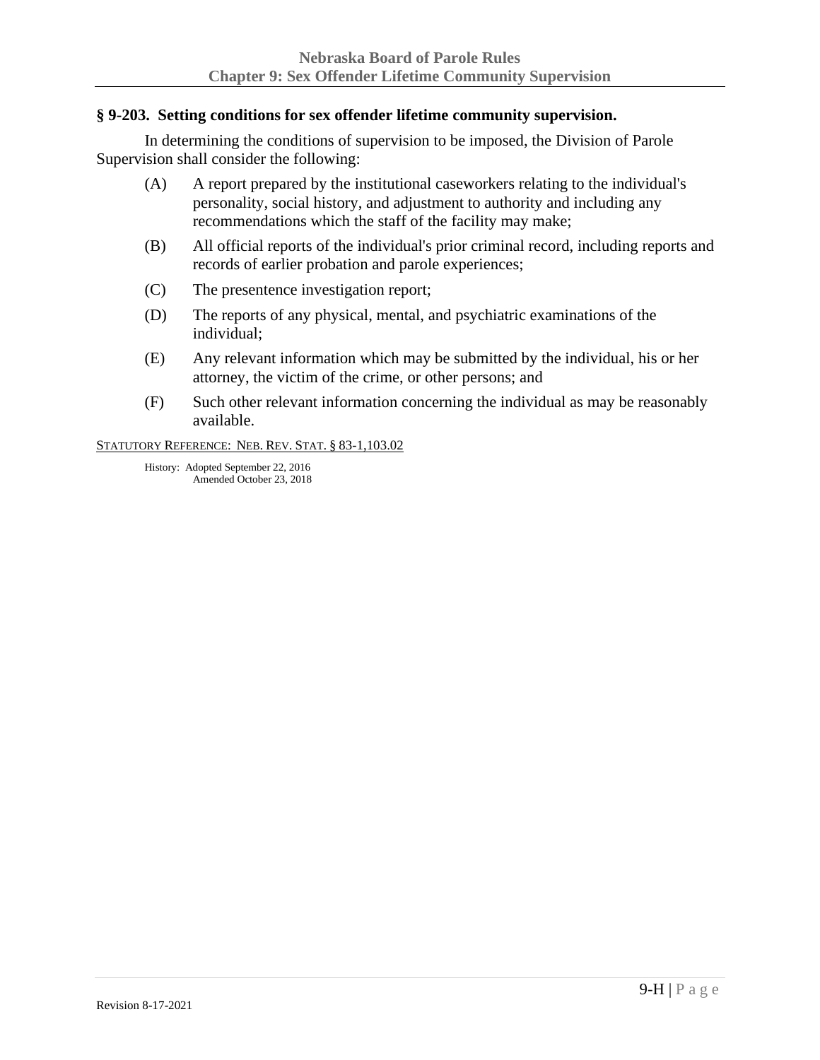## § 9-203. Setting conditions for sex offender lifetime community supervision.

In determining the conditions of supervision to be imposed, the Division of Parole Supervision shall consider the following:

(A) A report prepared by the institutional caseworkers relating to the individual's personality, social history, and adjustment to authority and including any recommendations which the staff of the facility may make;

(B) All official reports of the individual's prior criminal record, including reports and records of earlier probation and parole experiences;

(C) The presentence investigation report;

(D) The reports of any physical, mental, and psychiatric examinations of the individual;

(E) Any relevant information which may be submitted by the individual, his or her attorney, the victim of the crime, or other persons; and

(F) Such other relevant information concerning the individual as may be reasonably available.

STATUTORY REFERENCE: NEB. REV. STAT. § 83-1,103.02

History: Adopted September 22, 2016
Amended October 23, 2018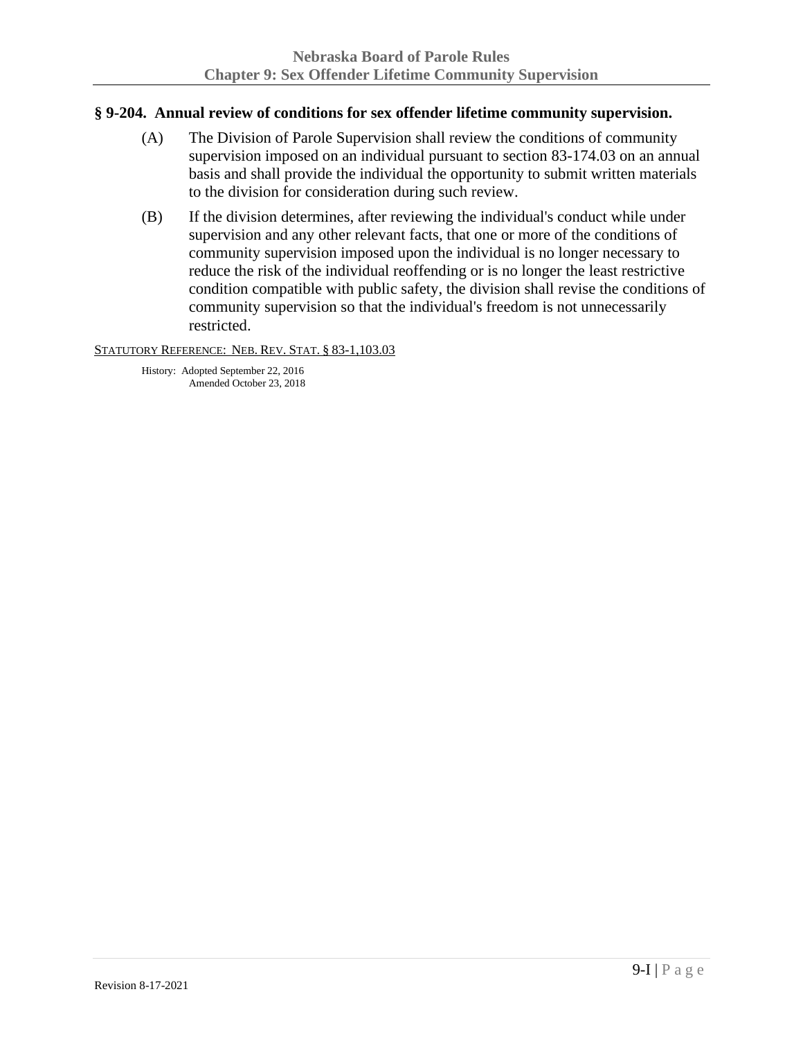## § 9-204. Annual review of conditions for sex offender lifetime community supervision.

(A) The Division of Parole Supervision shall review the conditions of community supervision imposed on an individual pursuant to section 83-174.03 on an annual basis and shall provide the individual the opportunity to submit written materials to the division for consideration during such review.

(B) If the division determines, after reviewing the individual's conduct while under supervision and any other relevant facts, that one or more of the conditions of community supervision imposed upon the individual is no longer necessary to reduce the risk of the individual reoffending or is no longer the least restrictive condition compatible with public safety, the division shall revise the conditions of community supervision so that the individual's freedom is not unnecessarily restricted.

STATUTORY REFERENCE: NEB. REV. STAT. § 83-1,103.03

History: Adopted September 22, 2016
Amended October 23, 2018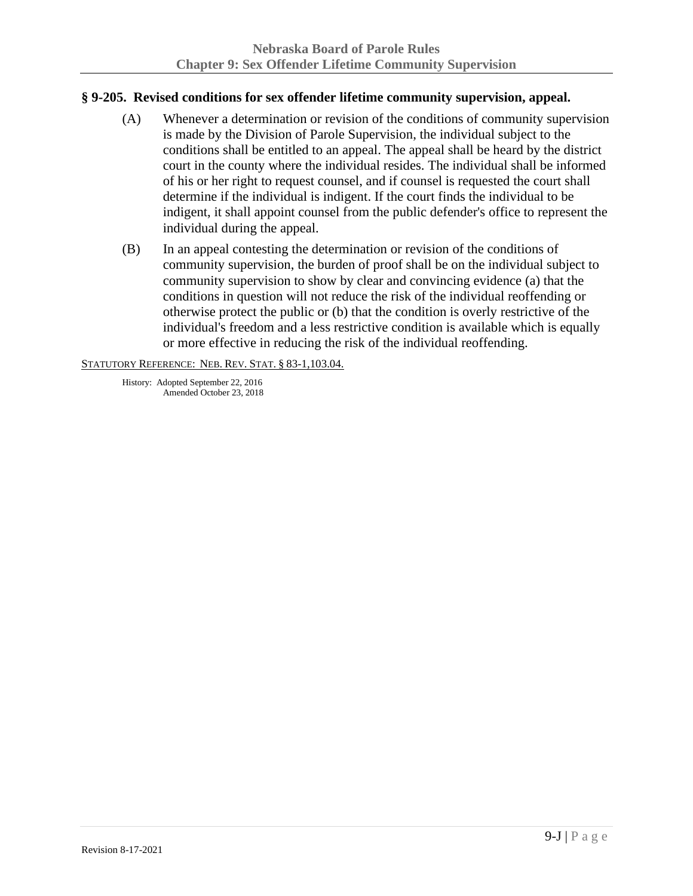## § 9-205. Revised conditions for sex offender lifetime community supervision, appeal.

(A) Whenever a determination or revision of the conditions of community supervision is made by the Division of Parole Supervision, the individual subject to the conditions shall be entitled to an appeal. The appeal shall be heard by the district court in the county where the individual resides. The individual shall be informed of his or her right to request counsel, and if counsel is requested the court shall determine if the individual is indigent. If the court finds the individual to be indigent, it shall appoint counsel from the public defender's office to represent the individual during the appeal.

(B) In an appeal contesting the determination or revision of the conditions of community supervision, the burden of proof shall be on the individual subject to community supervision to show by clear and convincing evidence (a) that the conditions in question will not reduce the risk of the individual reoffending or otherwise protect the public or (b) that the condition is overly restrictive of the individual's freedom and a less restrictive condition is available which is equally or more effective in reducing the risk of the individual reoffending.

STATUTORY REFERENCE: NEB. REV. STAT. § 83-1,103.04.

History: Adopted September 22, 2016
Amended October 23, 2018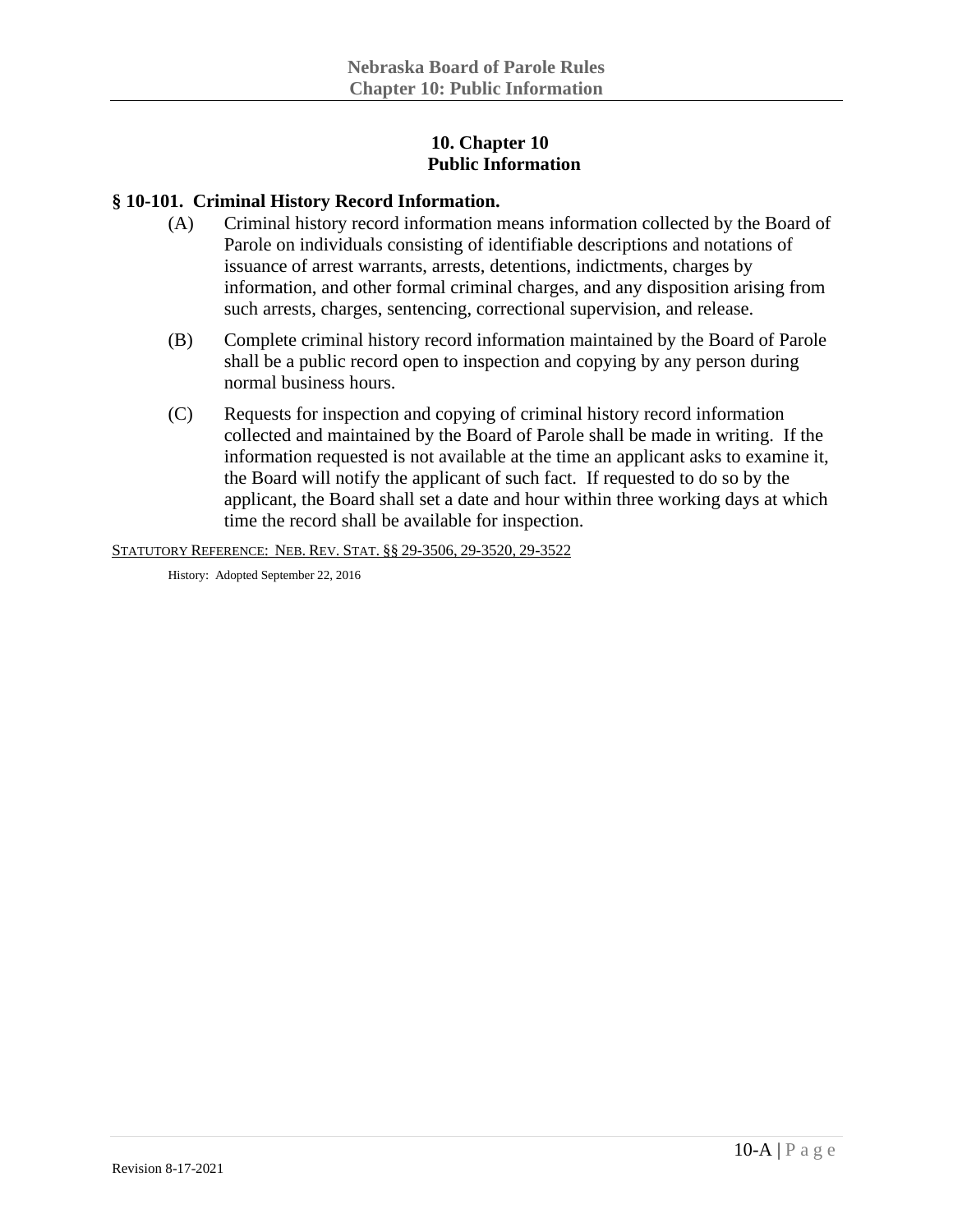# 10. Chapter 10
# Public Information

## § 10-101. Criminal History Record Information.

(A) Criminal history record information means information collected by the Board of Parole on individuals consisting of identifiable descriptions and notations of issuance of arrest warrants, arrests, detentions, indictments, charges by information, and other formal criminal charges, and any disposition arising from such arrests, charges, sentencing, correctional supervision, and release.

(B) Complete criminal history record information maintained by the Board of Parole shall be a public record open to inspection and copying by any person during normal business hours.

(C) Requests for inspection and copying of criminal history record information collected and maintained by the Board of Parole shall be made in writing. If the information requested is not available at the time an applicant asks to examine it, the Board will notify the applicant of such fact. If requested to do so by the applicant, the Board shall set a date and hour within three working days at which time the record shall be available for inspection.

STATUTORY REFERENCE: NEB. REV. STAT. §§ 29-3506, 29-3520, 29-3522

History: Adopted September 22, 2016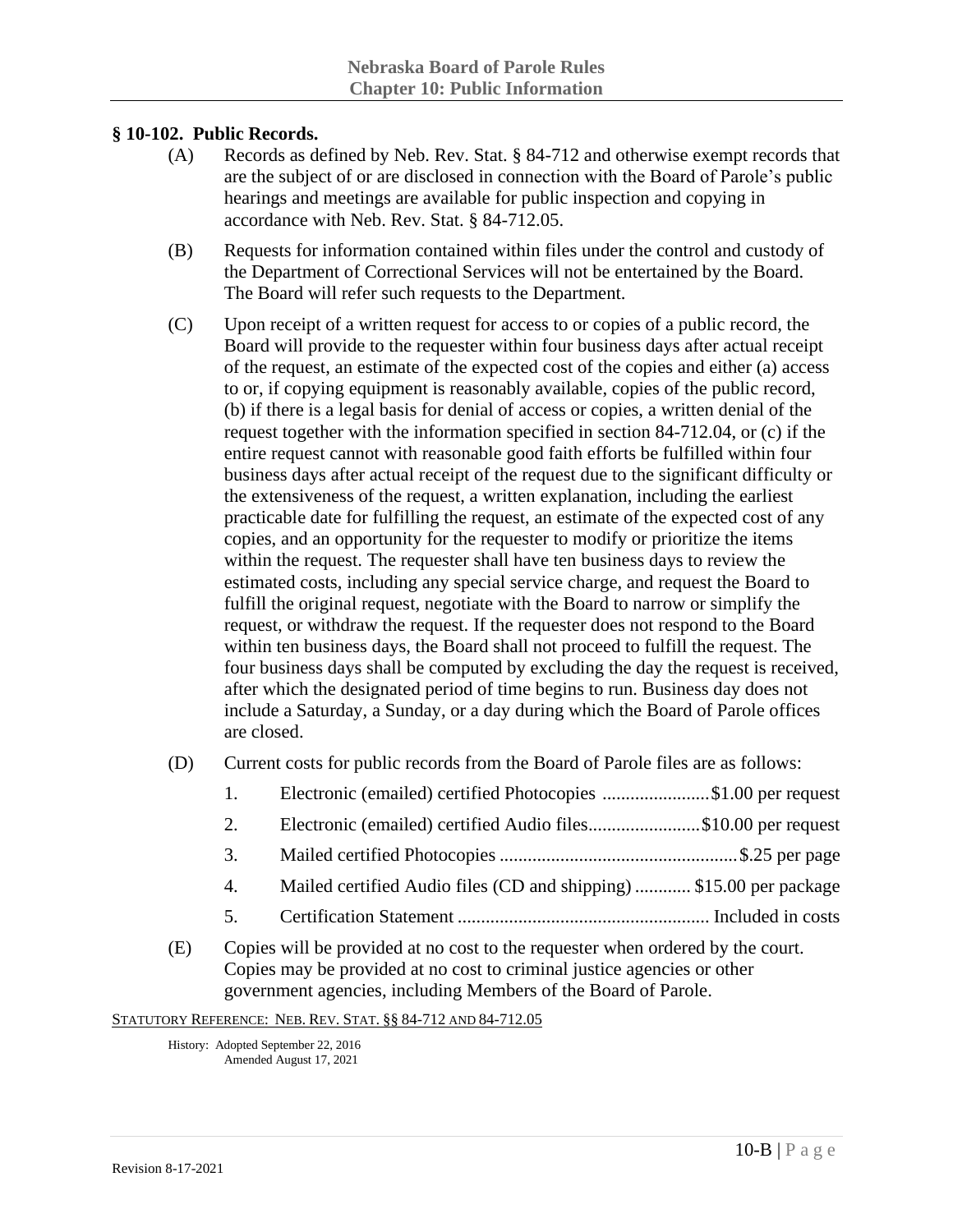## § 10-102. Public Records.

(A) Records as defined by Neb. Rev. Stat. § 84-712 and otherwise exempt records that are the subject of or are disclosed in connection with the Board of Parole's public hearings and meetings are available for public inspection and copying in accordance with Neb. Rev. Stat. § 84-712.05.

(B) Requests for information contained within files under the control and custody of the Department of Correctional Services will not be entertained by the Board. The Board will refer such requests to the Department.

(C) Upon receipt of a written request for access to or copies of a public record, the Board will provide to the requester within four business days after actual receipt of the request, an estimate of the expected cost of the copies and either (a) access to or, if copying equipment is reasonably available, copies of the public record, (b) if there is a legal basis for denial of access or copies, a written denial of the request together with the information specified in section 84-712.04, or (c) if the entire request cannot with reasonable good faith efforts be fulfilled within four business days after actual receipt of the request due to the significant difficulty or the extensiveness of the request, a written explanation, including the earliest practicable date for fulfilling the request, an estimate of the expected cost of any copies, and an opportunity for the requester to modify or prioritize the items within the request. The requester shall have ten business days to review the estimated costs, including any special service charge, and request the Board to fulfill the original request, negotiate with the Board to narrow or simplify the request, or withdraw the request. If the requester does not respond to the Board within ten business days, the Board shall not proceed to fulfill the request. The four business days shall be computed by excluding the day the request is received, after which the designated period of time begins to run. Business day does not include a Saturday, a Sunday, or a day during which the Board of Parole offices are closed.

(D) Current costs for public records from the Board of Parole files are as follows:

1. Electronic (emailed) certified Photocopies .......................$1.00 per request
2. Electronic (emailed) certified Audio files........................$10.00 per request
3. Mailed certified Photocopies ..................................................$.25 per page
4. Mailed certified Audio files (CD and shipping) ............ $15.00 per package
5. Certification Statement ..................................................... Included in costs

(E) Copies will be provided at no cost to the requester when ordered by the court. Copies may be provided at no cost to criminal justice agencies or other government agencies, including Members of the Board of Parole.

STATUTORY REFERENCE: NEB. REV. STAT. §§ 84-712 AND 84-712.05

History: Adopted September 22, 2016
Amended August 17, 2021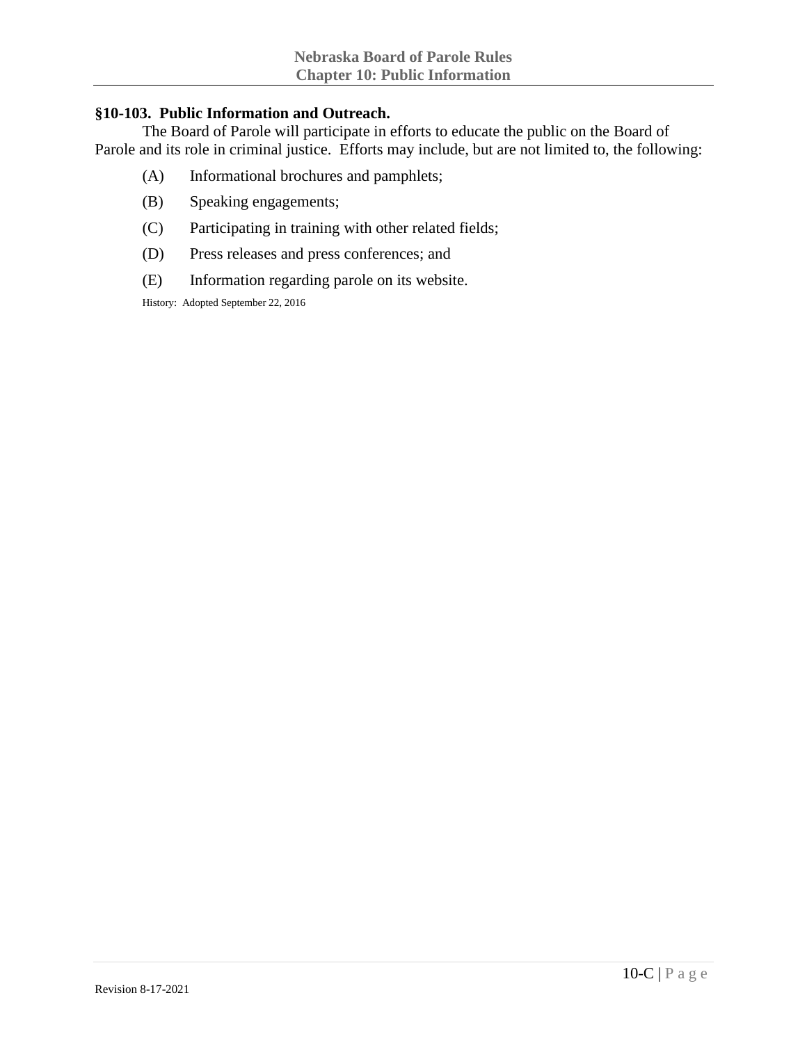### §10-103. Public Information and Outreach.

The Board of Parole will participate in efforts to educate the public on the Board of Parole and its role in criminal justice. Efforts may include, but are not limited to, the following:

(A) Informational brochures and pamphlets;

(B) Speaking engagements;

(C) Participating in training with other related fields;

(D) Press releases and press conferences; and

(E) Information regarding parole on its website.

History: Adopted September 22, 2016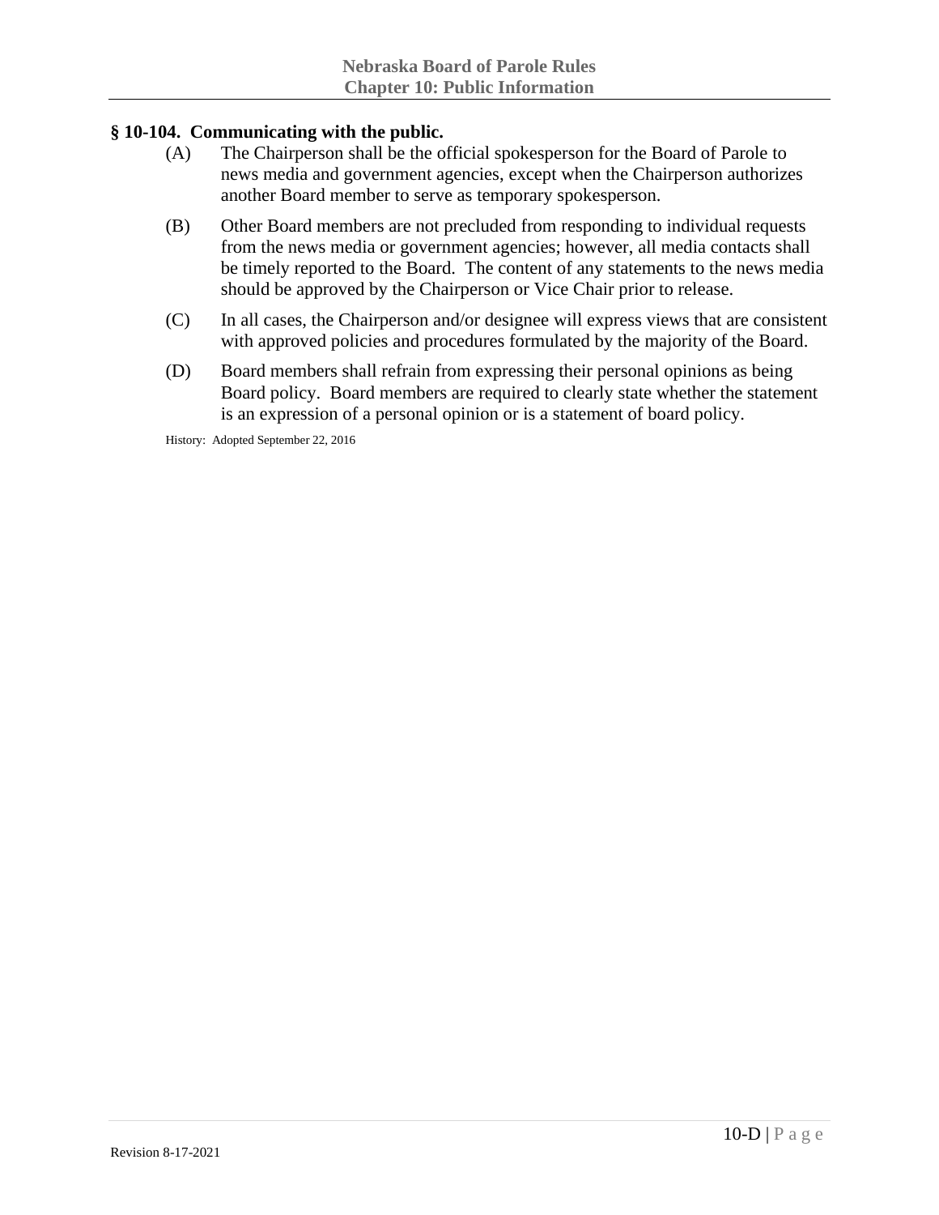## § 10-104. Communicating with the public.

(A) The Chairperson shall be the official spokesperson for the Board of Parole to news media and government agencies, except when the Chairperson authorizes another Board member to serve as temporary spokesperson.

(B) Other Board members are not precluded from responding to individual requests from the news media or government agencies; however, all media contacts shall be timely reported to the Board. The content of any statements to the news media should be approved by the Chairperson or Vice Chair prior to release.

(C) In all cases, the Chairperson and/or designee will express views that are consistent with approved policies and procedures formulated by the majority of the Board.

(D) Board members shall refrain from expressing their personal opinions as being Board policy. Board members are required to clearly state whether the statement is an expression of a personal opinion or is a statement of board policy.

History: Adopted September 22, 2016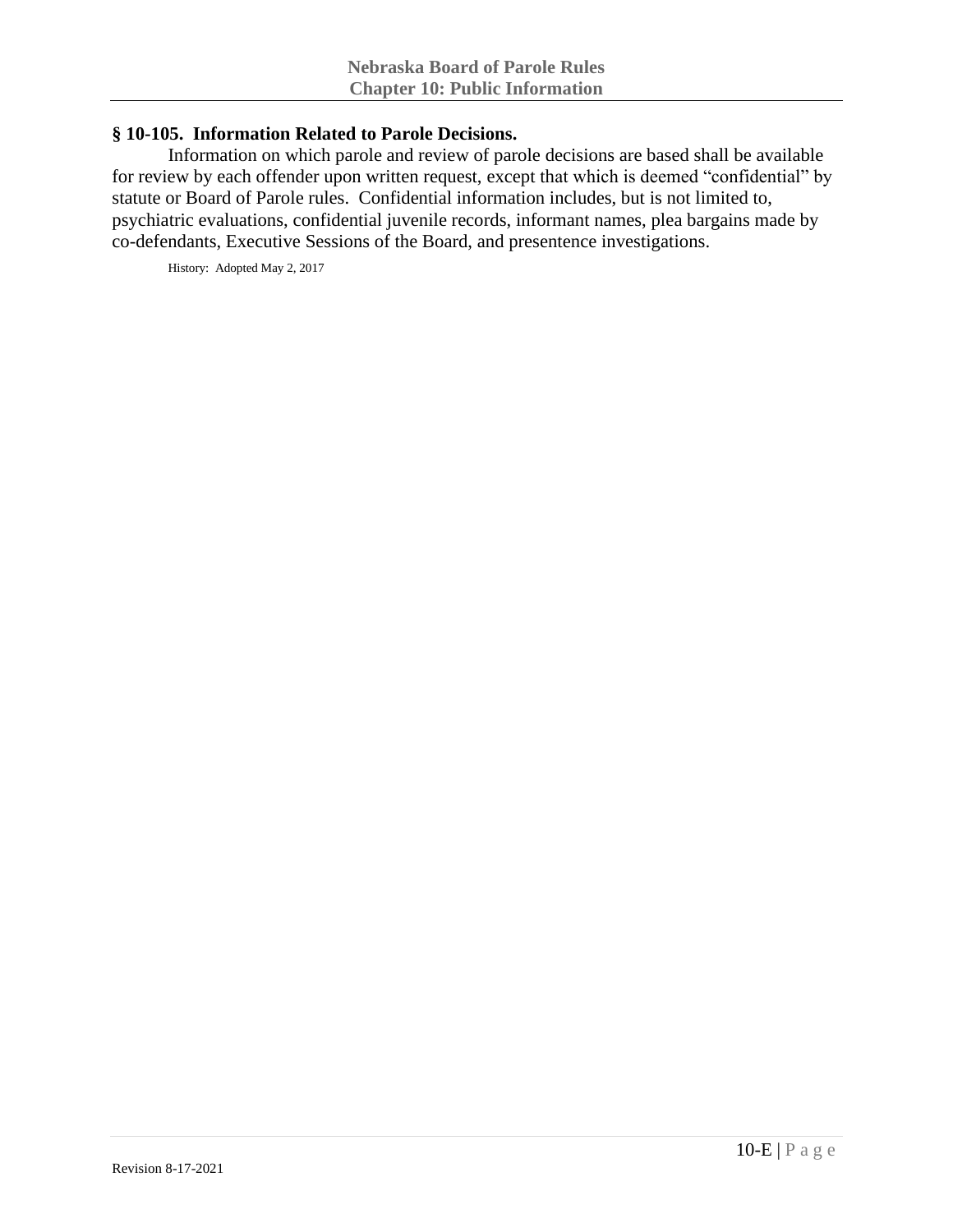## § 10-105. Information Related to Parole Decisions.

Information on which parole and review of parole decisions are based shall be available for review by each offender upon written request, except that which is deemed "confidential" by statute or Board of Parole rules. Confidential information includes, but is not limited to, psychiatric evaluations, confidential juvenile records, informant names, plea bargains made by co-defendants, Executive Sessions of the Board, and presentence investigations.

History: Adopted May 2, 2017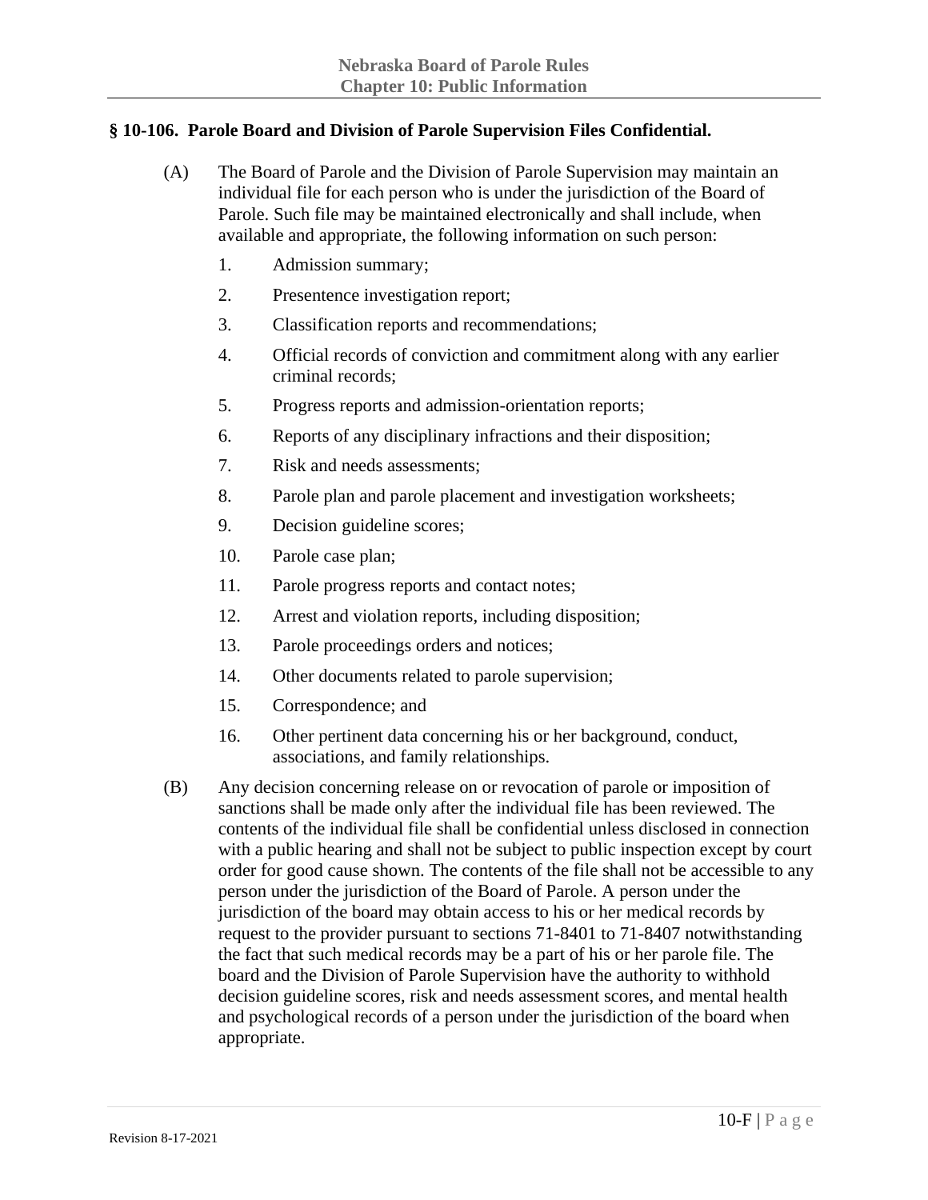## § 10-106. Parole Board and Division of Parole Supervision Files Confidential.

(A) The Board of Parole and the Division of Parole Supervision may maintain an individual file for each person who is under the jurisdiction of the Board of Parole. Such file may be maintained electronically and shall include, when available and appropriate, the following information on such person:

1. Admission summary;
2. Presentence investigation report;
3. Classification reports and recommendations;
4. Official records of conviction and commitment along with any earlier criminal records;
5. Progress reports and admission-orientation reports;
6. Reports of any disciplinary infractions and their disposition;
7. Risk and needs assessments;
8. Parole plan and parole placement and investigation worksheets;
9. Decision guideline scores;
10. Parole case plan;
11. Parole progress reports and contact notes;
12. Arrest and violation reports, including disposition;
13. Parole proceedings orders and notices;
14. Other documents related to parole supervision;
15. Correspondence; and
16. Other pertinent data concerning his or her background, conduct, associations, and family relationships.

(B) Any decision concerning release on or revocation of parole or imposition of sanctions shall be made only after the individual file has been reviewed. The contents of the individual file shall be confidential unless disclosed in connection with a public hearing and shall not be subject to public inspection except by court order for good cause shown. The contents of the file shall not be accessible to any person under the jurisdiction of the Board of Parole. A person under the jurisdiction of the board may obtain access to his or her medical records by request to the provider pursuant to sections 71-8401 to 71-8407 notwithstanding the fact that such medical records may be a part of his or her parole file. The board and the Division of Parole Supervision have the authority to withhold decision guideline scores, risk and needs assessment scores, and mental health and psychological records of a person under the jurisdiction of the board when appropriate.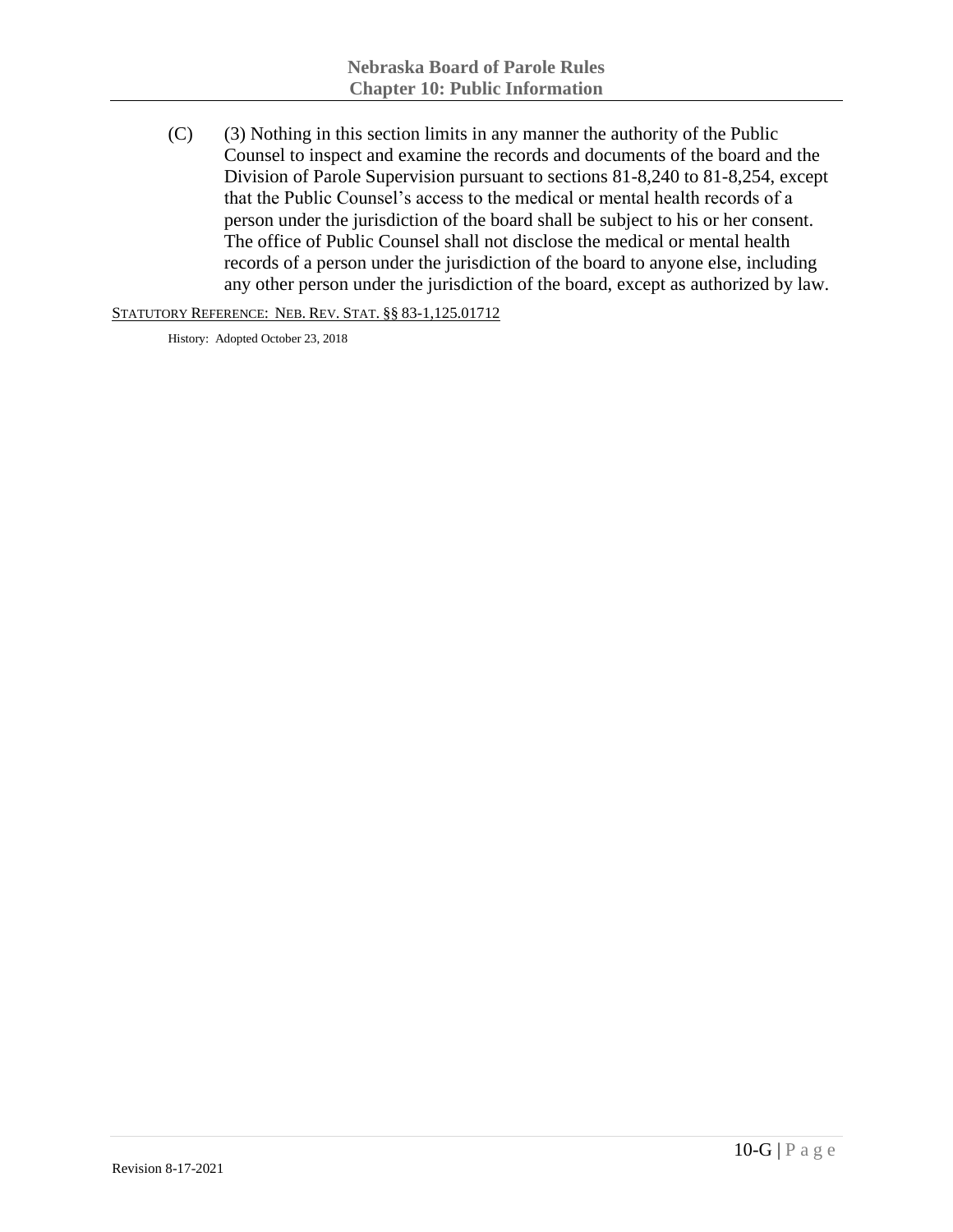(C) (3) Nothing in this section limits in any manner the authority of the Public Counsel to inspect and examine the records and documents of the board and the Division of Parole Supervision pursuant to sections 81-8,240 to 81-8,254, except that the Public Counsel's access to the medical or mental health records of a person under the jurisdiction of the board shall be subject to his or her consent. The office of Public Counsel shall not disclose the medical or mental health records of a person under the jurisdiction of the board to anyone else, including any other person under the jurisdiction of the board, except as authorized by law.

STATUTORY REFERENCE: NEB. REV. STAT. §§ 83-1,125.01712

History: Adopted October 23, 2018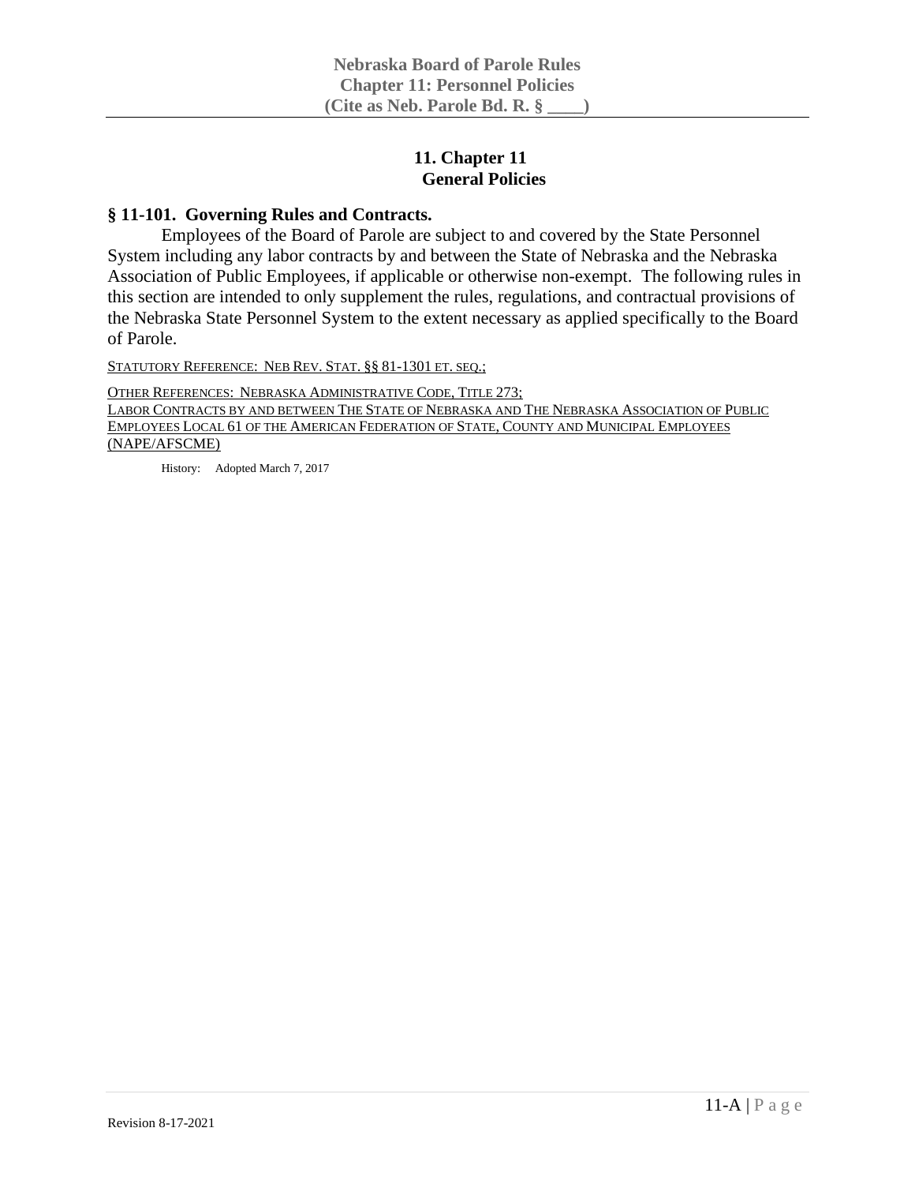# 11. Chapter 11
## General Policies

### § 11-101. Governing Rules and Contracts.

Employees of the Board of Parole are subject to and covered by the State Personnel System including any labor contracts by and between the State of Nebraska and the Nebraska Association of Public Employees, if applicable or otherwise non-exempt. The following rules in this section are intended to only supplement the rules, regulations, and contractual provisions of the Nebraska State Personnel System to the extent necessary as applied specifically to the Board of Parole.

STATUTORY REFERENCE: NEB REV. STAT. §§ 81-1301 ET. SEQ.;

OTHER REFERENCES: NEBRASKA ADMINISTRATIVE CODE, TITLE 273;
LABOR CONTRACTS BY AND BETWEEN THE STATE OF NEBRASKA AND THE NEBRASKA ASSOCIATION OF PUBLIC EMPLOYEES LOCAL 61 OF THE AMERICAN FEDERATION OF STATE, COUNTY AND MUNICIPAL EMPLOYEES (NAPE/AFSCME)

History: Adopted March 7, 2017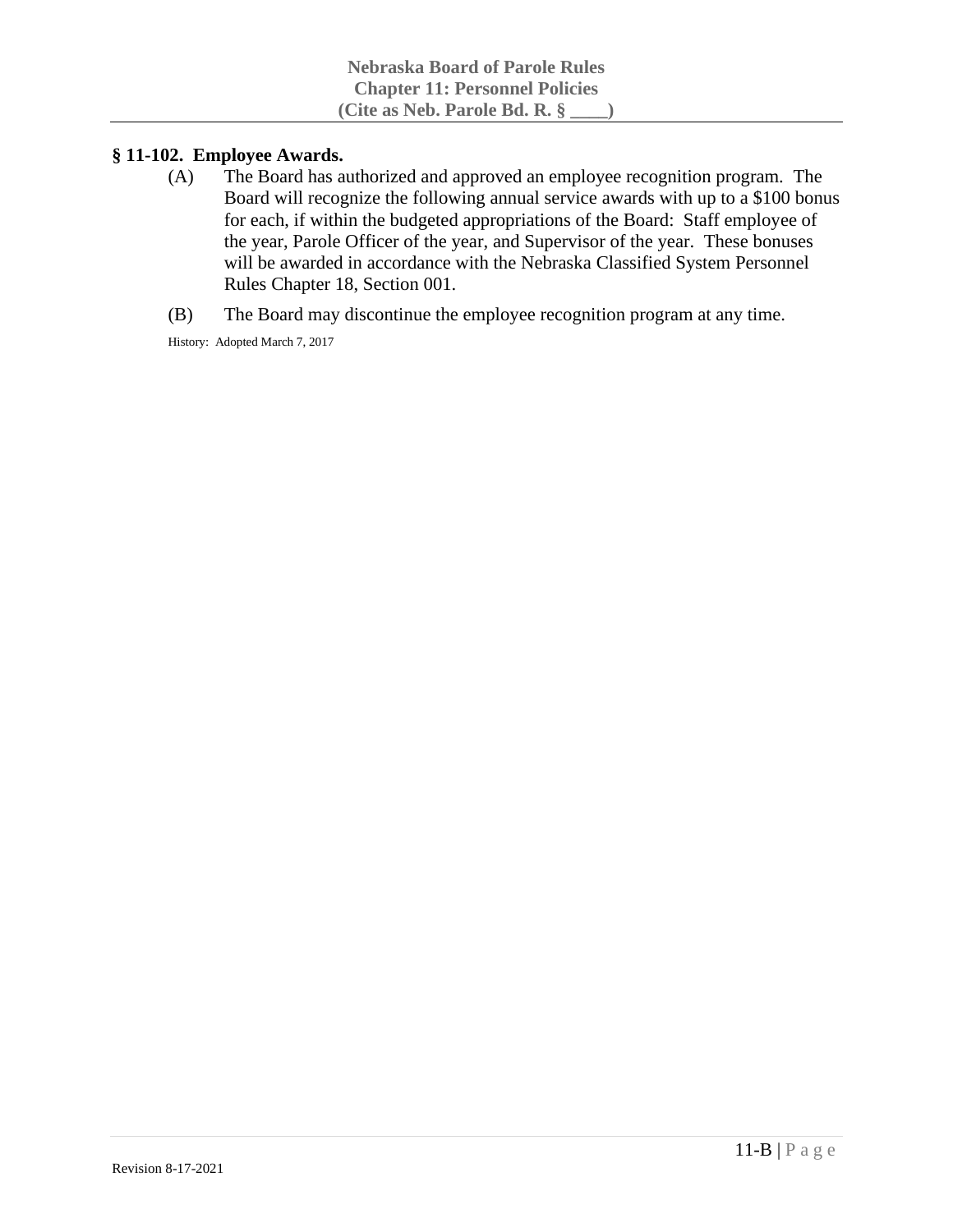## § 11-102. Employee Awards.

(A) The Board has authorized and approved an employee recognition program. The Board will recognize the following annual service awards with up to a $100 bonus for each, if within the budgeted appropriations of the Board: Staff employee of the year, Parole Officer of the year, and Supervisor of the year. These bonuses will be awarded in accordance with the Nebraska Classified System Personnel Rules Chapter 18, Section 001.

(B) The Board may discontinue the employee recognition program at any time.

History: Adopted March 7, 2017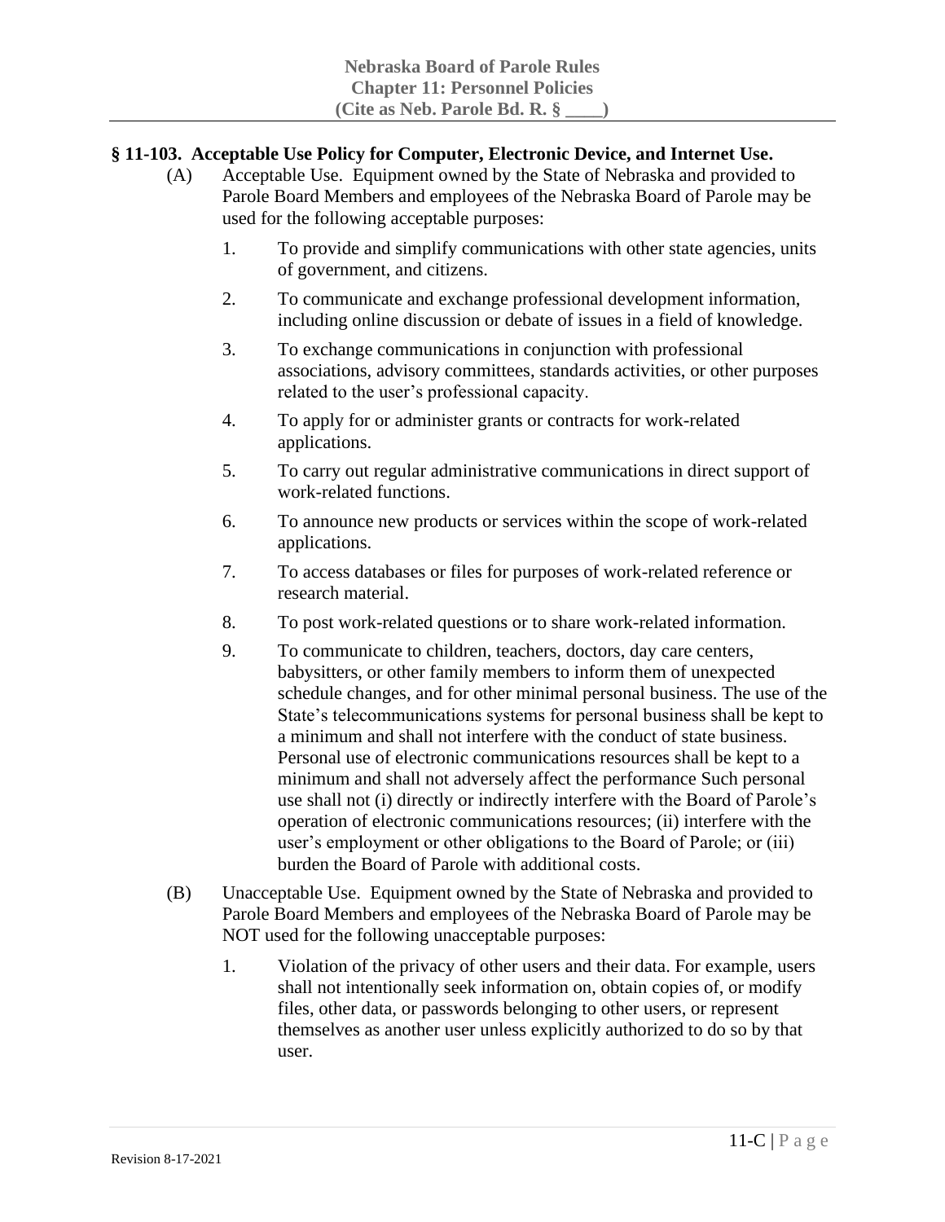### § 11-103. Acceptable Use Policy for Computer, Electronic Device, and Internet Use.

(A) Acceptable Use. Equipment owned by the State of Nebraska and provided to Parole Board Members and employees of the Nebraska Board of Parole may be used for the following acceptable purposes:

1. To provide and simplify communications with other state agencies, units of government, and citizens.
2. To communicate and exchange professional development information, including online discussion or debate of issues in a field of knowledge.
3. To exchange communications in conjunction with professional associations, advisory committees, standards activities, or other purposes related to the user's professional capacity.
4. To apply for or administer grants or contracts for work-related applications.
5. To carry out regular administrative communications in direct support of work-related functions.
6. To announce new products or services within the scope of work-related applications.
7. To access databases or files for purposes of work-related reference or research material.
8. To post work-related questions or to share work-related information.
9. To communicate to children, teachers, doctors, day care centers, babysitters, or other family members to inform them of unexpected schedule changes, and for other minimal personal business. The use of the State's telecommunications systems for personal business shall be kept to a minimum and shall not interfere with the conduct of state business. Personal use of electronic communications resources shall be kept to a minimum and shall not adversely affect the performance Such personal use shall not (i) directly or indirectly interfere with the Board of Parole's operation of electronic communications resources; (ii) interfere with the user's employment or other obligations to the Board of Parole; or (iii) burden the Board of Parole with additional costs.

(B) Unacceptable Use. Equipment owned by the State of Nebraska and provided to Parole Board Members and employees of the Nebraska Board of Parole may be NOT used for the following unacceptable purposes:

1. Violation of the privacy of other users and their data. For example, users shall not intentionally seek information on, obtain copies of, or modify files, other data, or passwords belonging to other users, or represent themselves as another user unless explicitly authorized to do so by that user.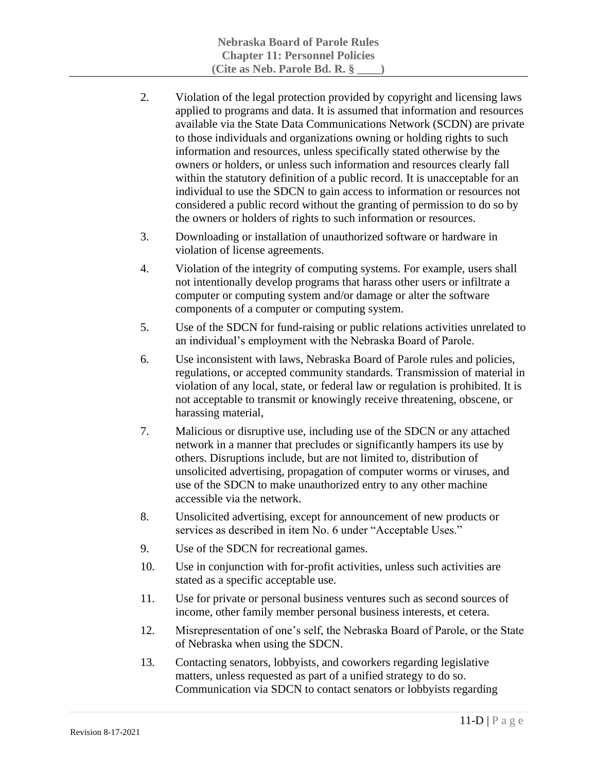2. Violation of the legal protection provided by copyright and licensing laws applied to programs and data. It is assumed that information and resources available via the State Data Communications Network (SCDN) are private to those individuals and organizations owning or holding rights to such information and resources, unless specifically stated otherwise by the owners or holders, or unless such information and resources clearly fall within the statutory definition of a public record. It is unacceptable for an individual to use the SDCN to gain access to information or resources not considered a public record without the granting of permission to do so by the owners or holders of rights to such information or resources.

3. Downloading or installation of unauthorized software or hardware in violation of license agreements.

4. Violation of the integrity of computing systems. For example, users shall not intentionally develop programs that harass other users or infiltrate a computer or computing system and/or damage or alter the software components of a computer or computing system.

5. Use of the SDCN for fund-raising or public relations activities unrelated to an individual's employment with the Nebraska Board of Parole.

6. Use inconsistent with laws, Nebraska Board of Parole rules and policies, regulations, or accepted community standards. Transmission of material in violation of any local, state, or federal law or regulation is prohibited. It is not acceptable to transmit or knowingly receive threatening, obscene, or harassing material,

7. Malicious or disruptive use, including use of the SDCN or any attached network in a manner that precludes or significantly hampers its use by others. Disruptions include, but are not limited to, distribution of unsolicited advertising, propagation of computer worms or viruses, and use of the SDCN to make unauthorized entry to any other machine accessible via the network.

8. Unsolicited advertising, except for announcement of new products or services as described in item No. 6 under "Acceptable Uses."

9. Use of the SDCN for recreational games.

10. Use in conjunction with for-profit activities, unless such activities are stated as a specific acceptable use.

11. Use for private or personal business ventures such as second sources of income, other family member personal business interests, et cetera.

12. Misrepresentation of one's self, the Nebraska Board of Parole, or the State of Nebraska when using the SDCN.

13. Contacting senators, lobbyists, and coworkers regarding legislative matters, unless requested as part of a unified strategy to do so. Communication via SDCN to contact senators or lobbyists regarding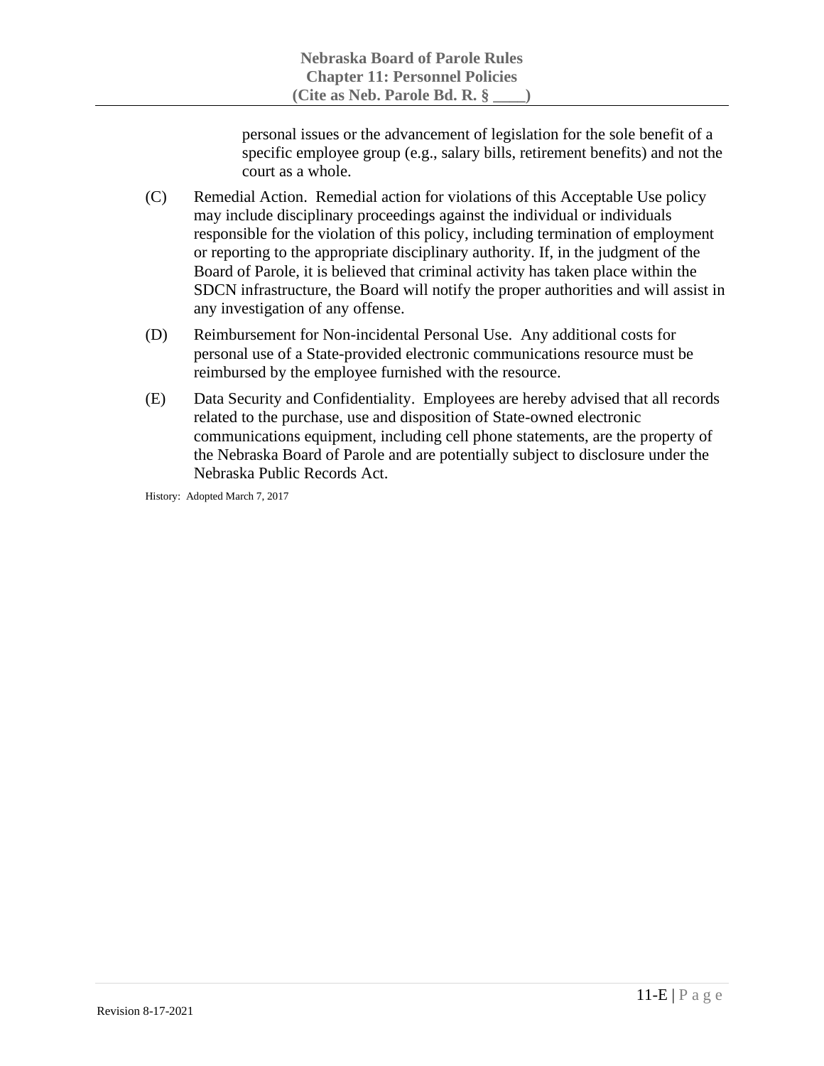personal issues or the advancement of legislation for the sole benefit of a specific employee group (e.g., salary bills, retirement benefits) and not the court as a whole.

(C) Remedial Action. Remedial action for violations of this Acceptable Use policy may include disciplinary proceedings against the individual or individuals responsible for the violation of this policy, including termination of employment or reporting to the appropriate disciplinary authority. If, in the judgment of the Board of Parole, it is believed that criminal activity has taken place within the SDCN infrastructure, the Board will notify the proper authorities and will assist in any investigation of any offense.

(D) Reimbursement for Non-incidental Personal Use. Any additional costs for personal use of a State-provided electronic communications resource must be reimbursed by the employee furnished with the resource.

(E) Data Security and Confidentiality. Employees are hereby advised that all records related to the purchase, use and disposition of State-owned electronic communications equipment, including cell phone statements, are the property of the Nebraska Board of Parole and are potentially subject to disclosure under the Nebraska Public Records Act.

History: Adopted March 7, 2017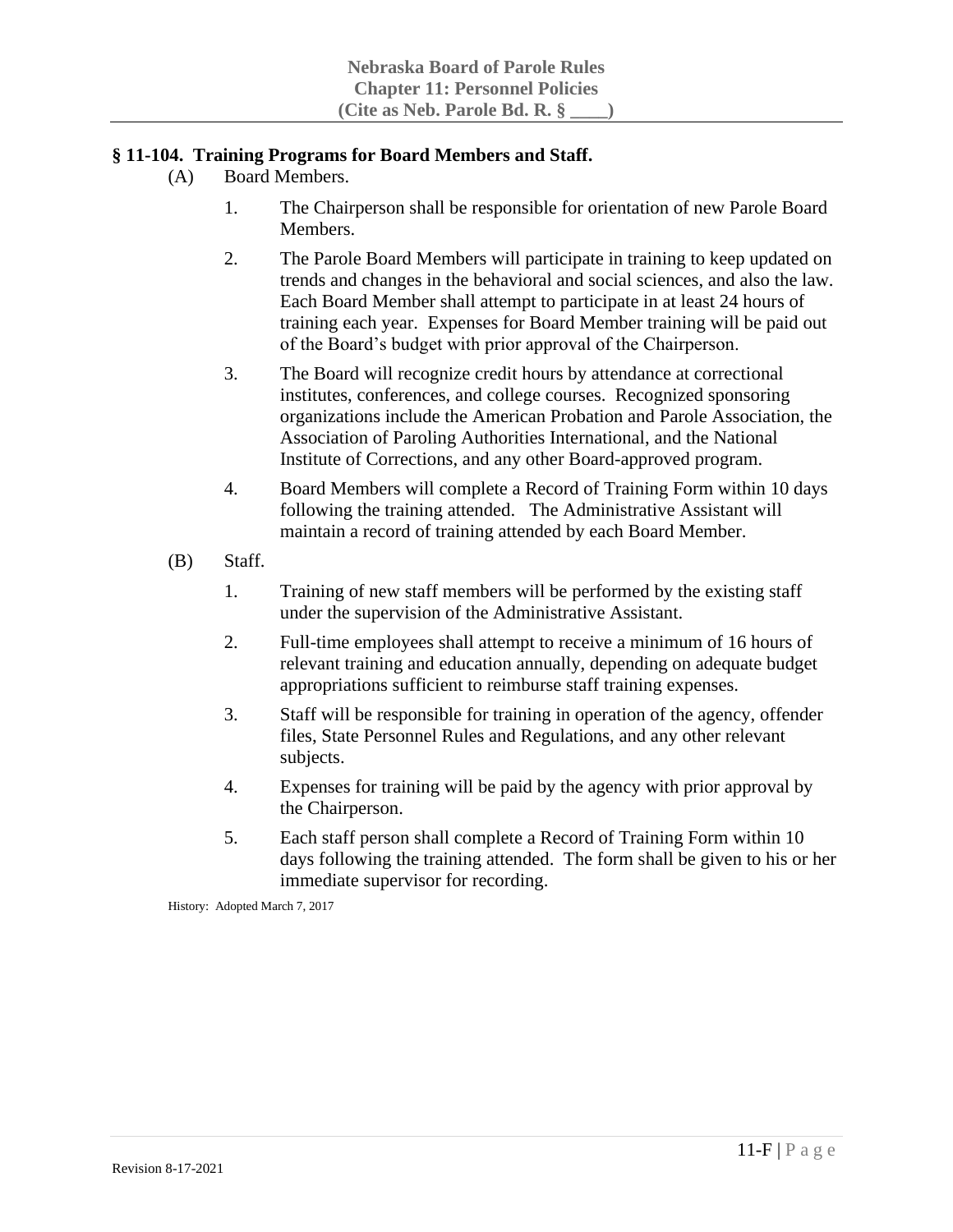## § 11-104. Training Programs for Board Members and Staff.

(A) Board Members.

1. The Chairperson shall be responsible for orientation of new Parole Board Members.

2. The Parole Board Members will participate in training to keep updated on trends and changes in the behavioral and social sciences, and also the law. Each Board Member shall attempt to participate in at least 24 hours of training each year. Expenses for Board Member training will be paid out of the Board's budget with prior approval of the Chairperson.

3. The Board will recognize credit hours by attendance at correctional institutes, conferences, and college courses. Recognized sponsoring organizations include the American Probation and Parole Association, the Association of Paroling Authorities International, and the National Institute of Corrections, and any other Board-approved program.

4. Board Members will complete a Record of Training Form within 10 days following the training attended. The Administrative Assistant will maintain a record of training attended by each Board Member.

(B) Staff.

1. Training of new staff members will be performed by the existing staff under the supervision of the Administrative Assistant.

2. Full-time employees shall attempt to receive a minimum of 16 hours of relevant training and education annually, depending on adequate budget appropriations sufficient to reimburse staff training expenses.

3. Staff will be responsible for training in operation of the agency, offender files, State Personnel Rules and Regulations, and any other relevant subjects.

4. Expenses for training will be paid by the agency with prior approval by the Chairperson.

5. Each staff person shall complete a Record of Training Form within 10 days following the training attended. The form shall be given to his or her immediate supervisor for recording.

History: Adopted March 7, 2017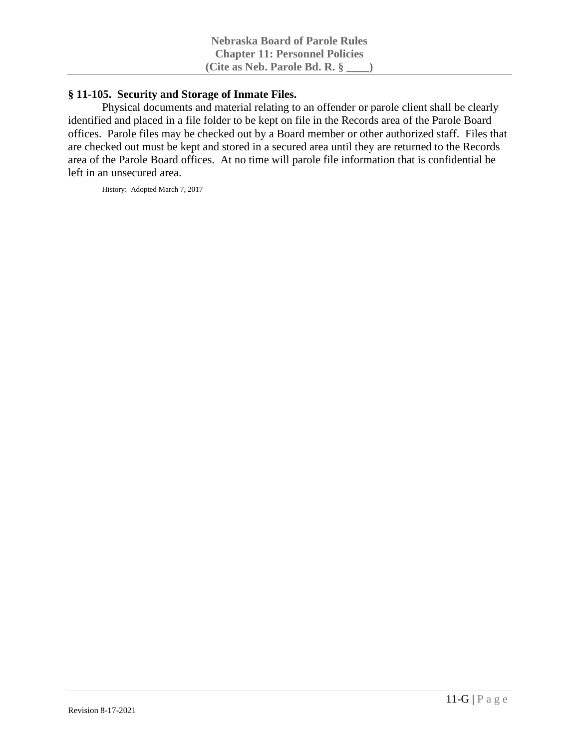## § 11-105. Security and Storage of Inmate Files.

Physical documents and material relating to an offender or parole client shall be clearly identified and placed in a file folder to be kept on file in the Records area of the Parole Board offices. Parole files may be checked out by a Board member or other authorized staff. Files that are checked out must be kept and stored in a secured area until they are returned to the Records area of the Parole Board offices. At no time will parole file information that is confidential be left in an unsecured area.

History: Adopted March 7, 2017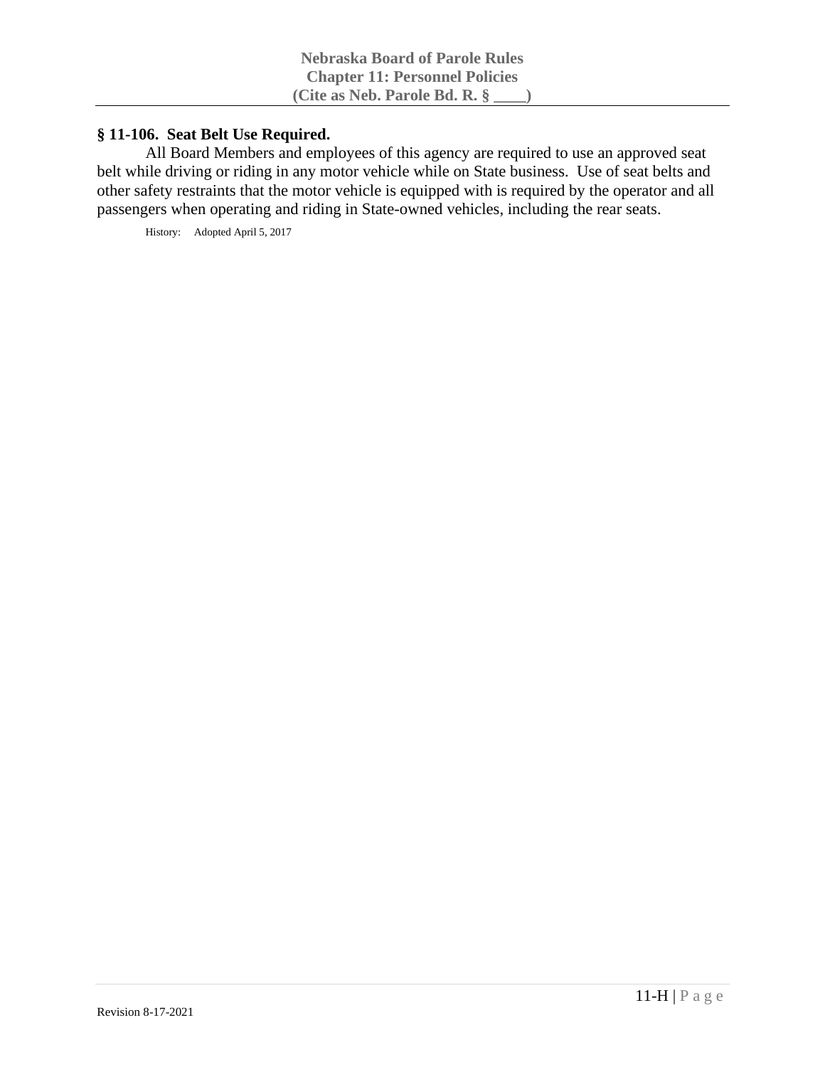## § 11-106. Seat Belt Use Required.

All Board Members and employees of this agency are required to use an approved seat belt while driving or riding in any motor vehicle while on State business. Use of seat belts and other safety restraints that the motor vehicle is equipped with is required by the operator and all passengers when operating and riding in State-owned vehicles, including the rear seats.

History: Adopted April 5, 2017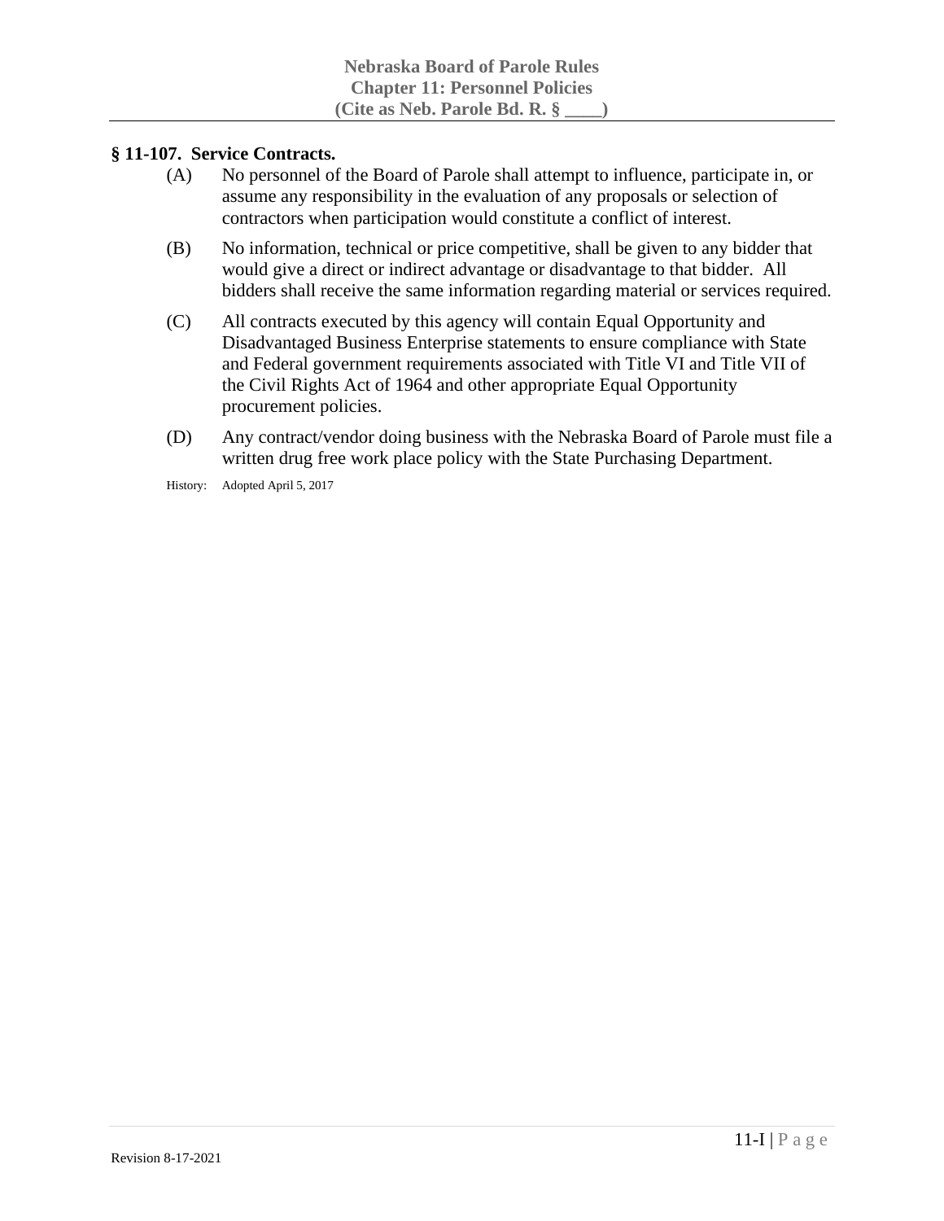### § 11-107. Service Contracts.

(A) No personnel of the Board of Parole shall attempt to influence, participate in, or assume any responsibility in the evaluation of any proposals or selection of contractors when participation would constitute a conflict of interest.

(B) No information, technical or price competitive, shall be given to any bidder that would give a direct or indirect advantage or disadvantage to that bidder. All bidders shall receive the same information regarding material or services required.

(C) All contracts executed by this agency will contain Equal Opportunity and Disadvantaged Business Enterprise statements to ensure compliance with State and Federal government requirements associated with Title VI and Title VII of the Civil Rights Act of 1964 and other appropriate Equal Opportunity procurement policies.

(D) Any contract/vendor doing business with the Nebraska Board of Parole must file a written drug free work place policy with the State Purchasing Department.

History: Adopted April 5, 2017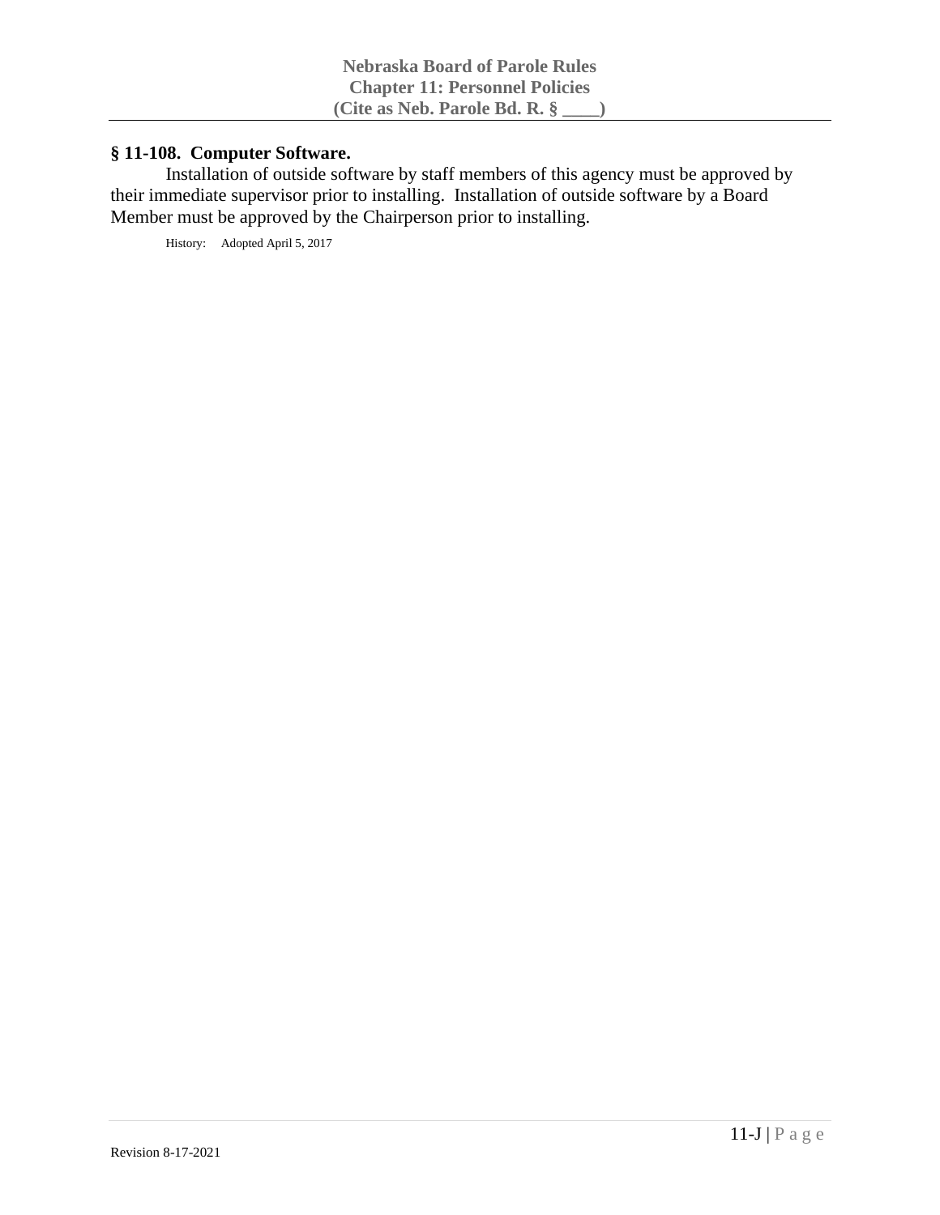## § 11-108. Computer Software.

Installation of outside software by staff members of this agency must be approved by their immediate supervisor prior to installing. Installation of outside software by a Board Member must be approved by the Chairperson prior to installing.

History: Adopted April 5, 2017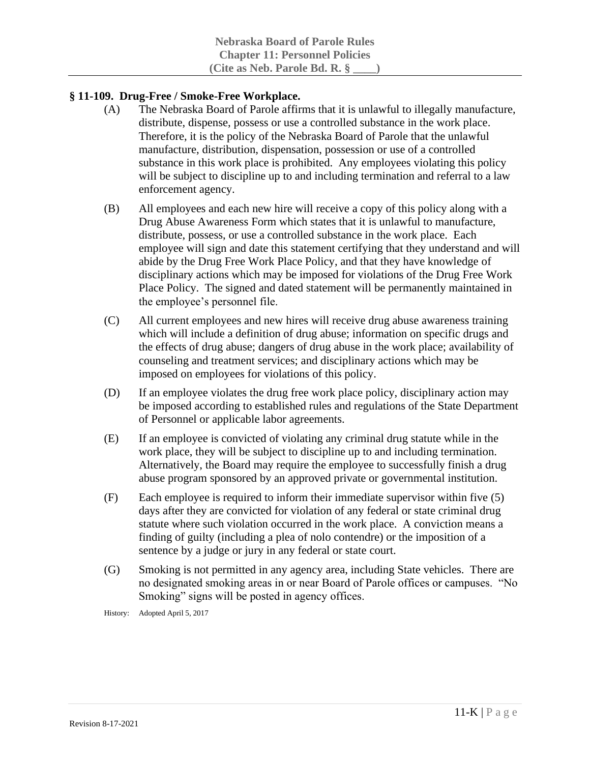## § 11-109. Drug-Free / Smoke-Free Workplace.

(A) The Nebraska Board of Parole affirms that it is unlawful to illegally manufacture, distribute, dispense, possess or use a controlled substance in the work place. Therefore, it is the policy of the Nebraska Board of Parole that the unlawful manufacture, distribution, dispensation, possession or use of a controlled substance in this work place is prohibited. Any employees violating this policy will be subject to discipline up to and including termination and referral to a law enforcement agency.

(B) All employees and each new hire will receive a copy of this policy along with a Drug Abuse Awareness Form which states that it is unlawful to manufacture, distribute, possess, or use a controlled substance in the work place. Each employee will sign and date this statement certifying that they understand and will abide by the Drug Free Work Place Policy, and that they have knowledge of disciplinary actions which may be imposed for violations of the Drug Free Work Place Policy. The signed and dated statement will be permanently maintained in the employee's personnel file.

(C) All current employees and new hires will receive drug abuse awareness training which will include a definition of drug abuse; information on specific drugs and the effects of drug abuse; dangers of drug abuse in the work place; availability of counseling and treatment services; and disciplinary actions which may be imposed on employees for violations of this policy.

(D) If an employee violates the drug free work place policy, disciplinary action may be imposed according to established rules and regulations of the State Department of Personnel or applicable labor agreements.

(E) If an employee is convicted of violating any criminal drug statute while in the work place, they will be subject to discipline up to and including termination. Alternatively, the Board may require the employee to successfully finish a drug abuse program sponsored by an approved private or governmental institution.

(F) Each employee is required to inform their immediate supervisor within five (5) days after they are convicted for violation of any federal or state criminal drug statute where such violation occurred in the work place. A conviction means a finding of guilty (including a plea of nolo contendre) or the imposition of a sentence by a judge or jury in any federal or state court.

(G) Smoking is not permitted in any agency area, including State vehicles. There are no designated smoking areas in or near Board of Parole offices or campuses. "No Smoking" signs will be posted in agency offices.

History: Adopted April 5, 2017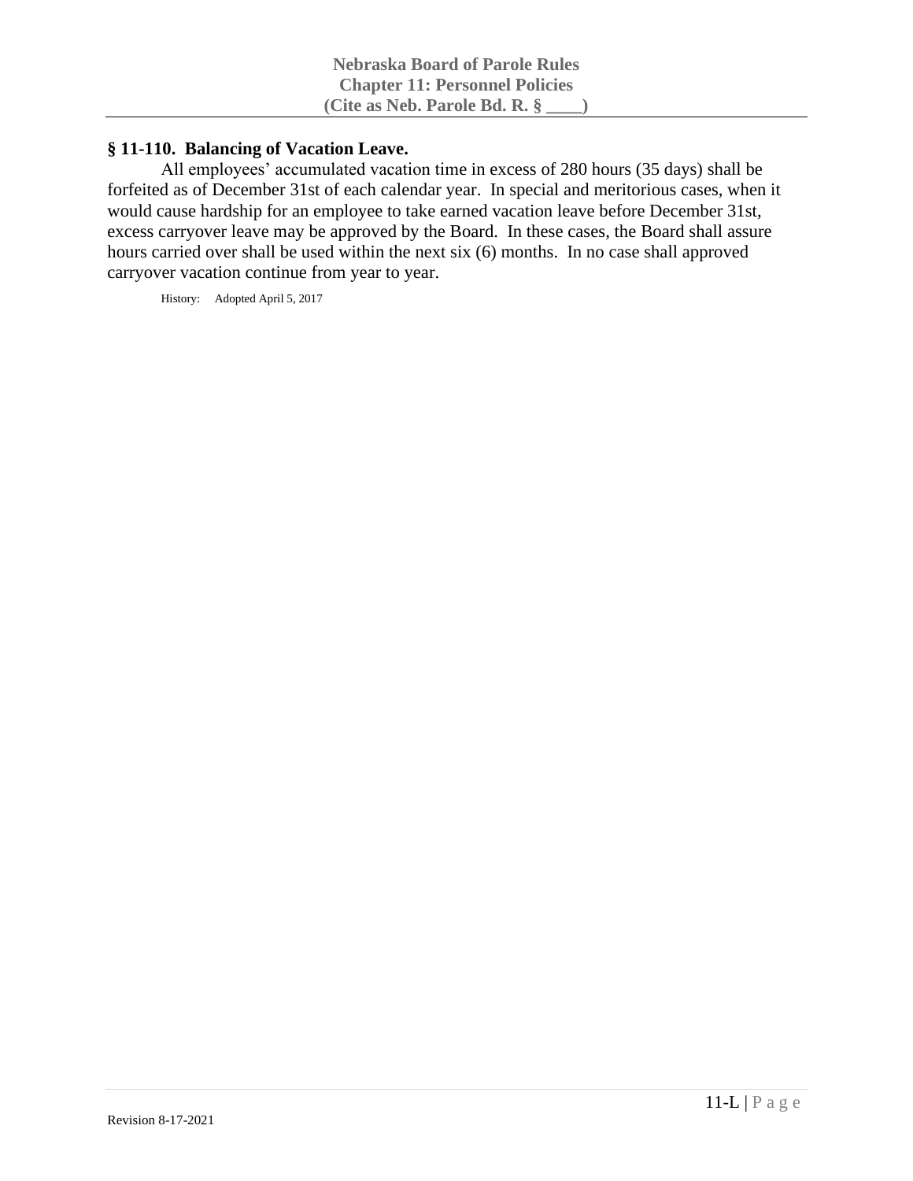## § 11-110. Balancing of Vacation Leave.

All employees' accumulated vacation time in excess of 280 hours (35 days) shall be forfeited as of December 31st of each calendar year. In special and meritorious cases, when it would cause hardship for an employee to take earned vacation leave before December 31st, excess carryover leave may be approved by the Board. In these cases, the Board shall assure hours carried over shall be used within the next six (6) months. In no case shall approved carryover vacation continue from year to year.

History: Adopted April 5, 2017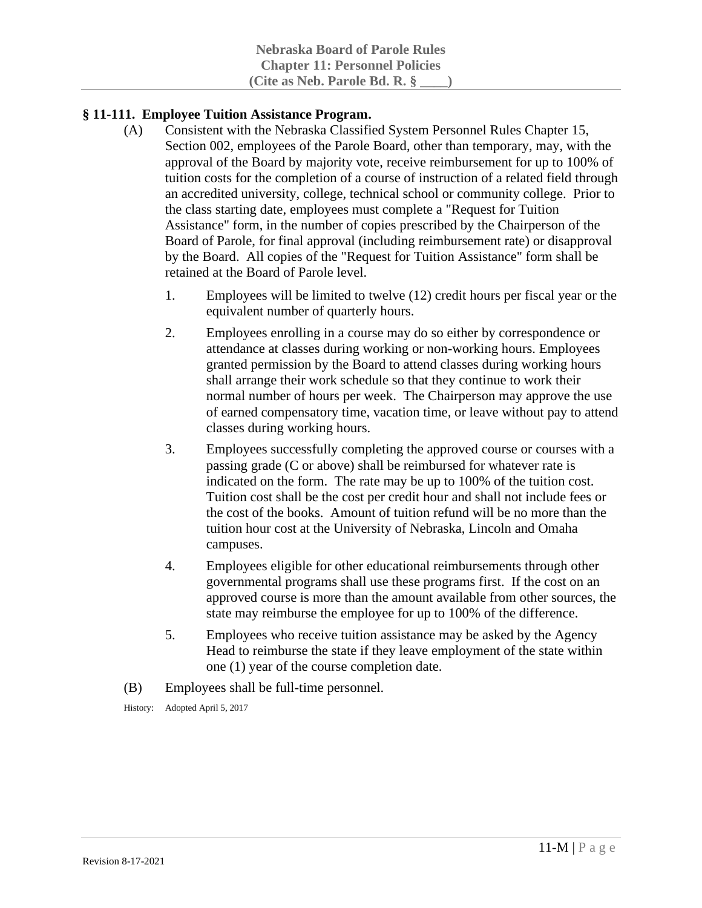## § 11-111. Employee Tuition Assistance Program.

(A) Consistent with the Nebraska Classified System Personnel Rules Chapter 15, Section 002, employees of the Parole Board, other than temporary, may, with the approval of the Board by majority vote, receive reimbursement for up to 100% of tuition costs for the completion of a course of instruction of a related field through an accredited university, college, technical school or community college. Prior to the class starting date, employees must complete a "Request for Tuition Assistance" form, in the number of copies prescribed by the Chairperson of the Board of Parole, for final approval (including reimbursement rate) or disapproval by the Board. All copies of the "Request for Tuition Assistance" form shall be retained at the Board of Parole level.

1. Employees will be limited to twelve (12) credit hours per fiscal year or the equivalent number of quarterly hours.

2. Employees enrolling in a course may do so either by correspondence or attendance at classes during working or non-working hours. Employees granted permission by the Board to attend classes during working hours shall arrange their work schedule so that they continue to work their normal number of hours per week. The Chairperson may approve the use of earned compensatory time, vacation time, or leave without pay to attend classes during working hours.

3. Employees successfully completing the approved course or courses with a passing grade (C or above) shall be reimbursed for whatever rate is indicated on the form. The rate may be up to 100% of the tuition cost. Tuition cost shall be the cost per credit hour and shall not include fees or the cost of the books. Amount of tuition refund will be no more than the tuition hour cost at the University of Nebraska, Lincoln and Omaha campuses.

4. Employees eligible for other educational reimbursements through other governmental programs shall use these programs first. If the cost on an approved course is more than the amount available from other sources, the state may reimburse the employee for up to 100% of the difference.

5. Employees who receive tuition assistance may be asked by the Agency Head to reimburse the state if they leave employment of the state within one (1) year of the course completion date.

(B) Employees shall be full-time personnel.

History: Adopted April 5, 2017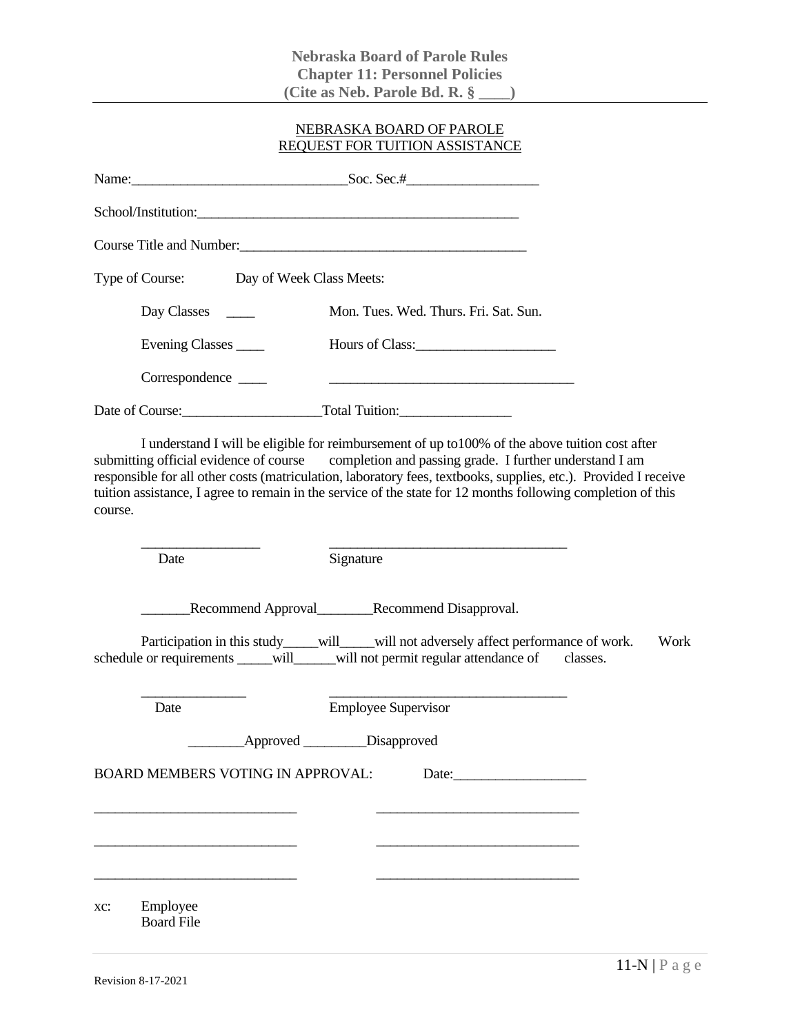NEBRASKA BOARD OF PAROLE
REQUEST FOR TUITION ASSISTANCE

Name:______________________________Soc. Sec.#__________________

School/Institution:______________________________________________

Course Title and Number:________________________________________

Type of Course: Day of Week Class Meets:

Day Classes ____ Mon. Tues. Wed. Thurs. Fri. Sat. Sun.

Evening Classes ____ Hours of Class:___________________

Correspondence ____ __________________________________

Date of Course:___________________Total Tuition:_______________

I understand I will be eligible for reimbursement of up to100% of the above tuition cost after submitting official evidence of course completion and passing grade. I further understand I am responsible for all other costs (matriculation, laboratory fees, textbooks, supplies, etc.). Provided I receive tuition assistance, I agree to remain in the service of the state for 12 months following completion of this course.

_________________ __________________________________
Date Signature

_______Recommend Approval________Recommend Disapproval.

Participation in this study_____will_____will not adversely affect performance of work. Work schedule or requirements _____will______will not permit regular attendance of classes.

_______________ __________________________________
Date Employee Supervisor

________Approved _________Disapproved

BOARD MEMBERS VOTING IN APPROVAL: Date:__________________

_____________________________ _____________________________

_____________________________ _____________________________

_____________________________ _____________________________

xc: Employee
Board File

Revision 8-17-2021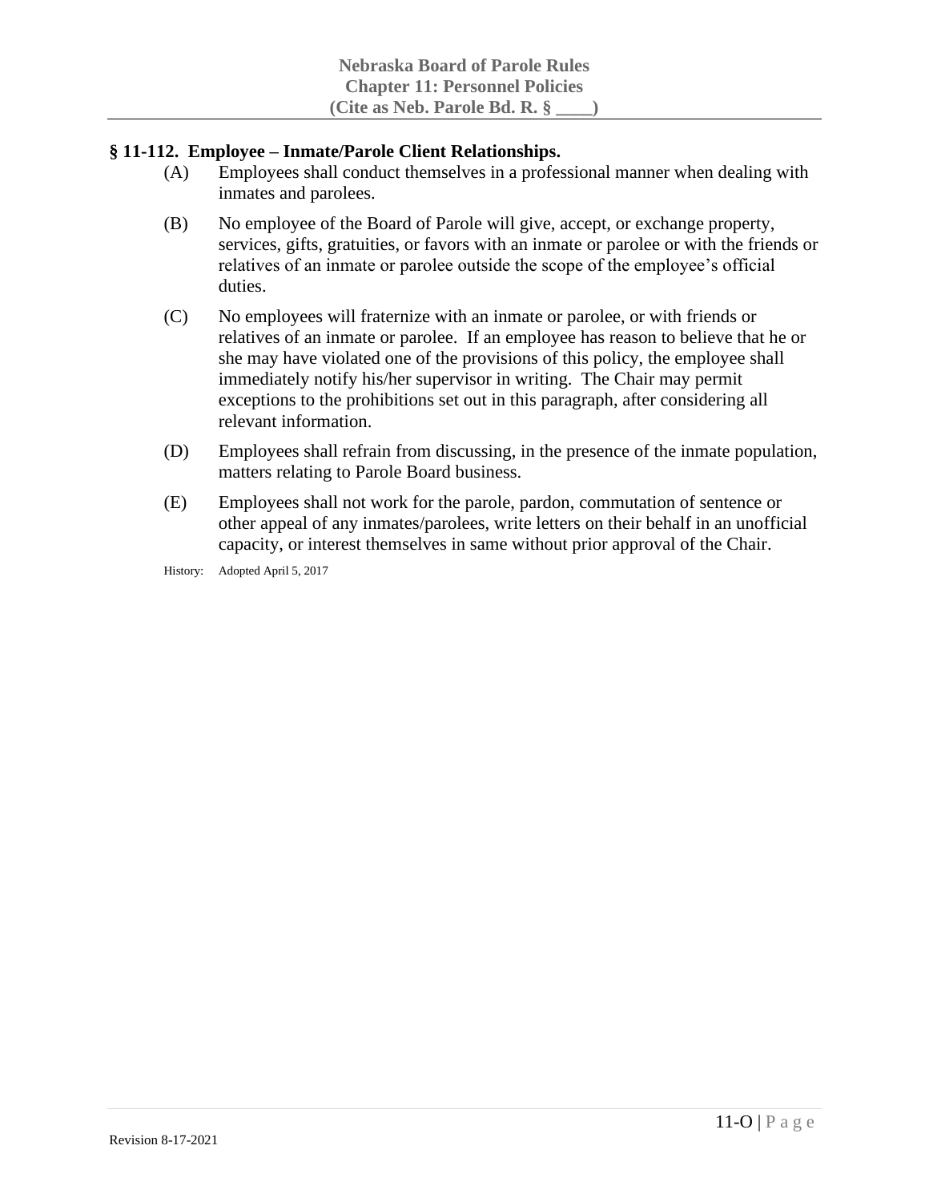## § 11-112. Employee – Inmate/Parole Client Relationships.

(A) Employees shall conduct themselves in a professional manner when dealing with inmates and parolees.

(B) No employee of the Board of Parole will give, accept, or exchange property, services, gifts, gratuities, or favors with an inmate or parolee or with the friends or relatives of an inmate or parolee outside the scope of the employee's official duties.

(C) No employees will fraternize with an inmate or parolee, or with friends or relatives of an inmate or parolee. If an employee has reason to believe that he or she may have violated one of the provisions of this policy, the employee shall immediately notify his/her supervisor in writing. The Chair may permit exceptions to the prohibitions set out in this paragraph, after considering all relevant information.

(D) Employees shall refrain from discussing, in the presence of the inmate population, matters relating to Parole Board business.

(E) Employees shall not work for the parole, pardon, commutation of sentence or other appeal of any inmates/parolees, write letters on their behalf in an unofficial capacity, or interest themselves in same without prior approval of the Chair.

History: Adopted April 5, 2017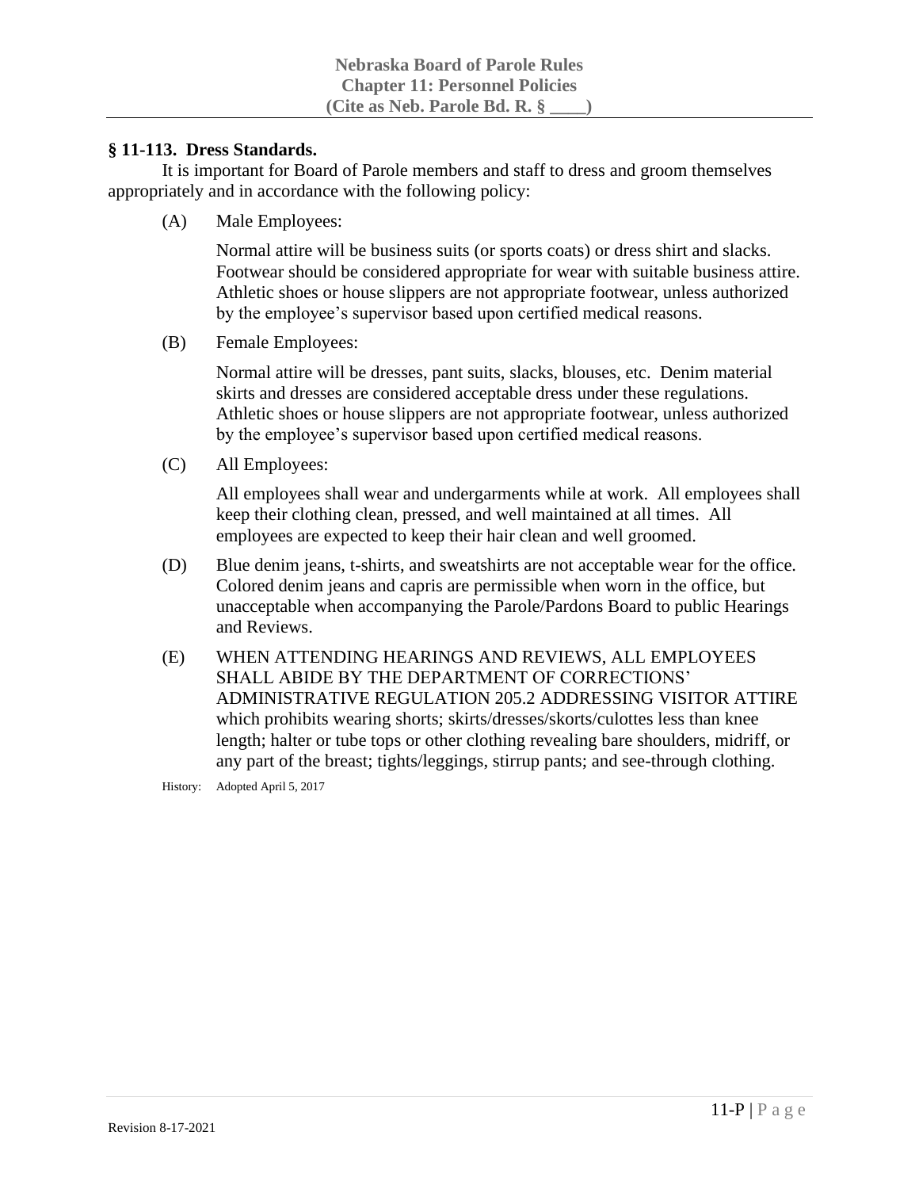## § 11-113. Dress Standards.

It is important for Board of Parole members and staff to dress and groom themselves appropriately and in accordance with the following policy:

(A) Male Employees:

Normal attire will be business suits (or sports coats) or dress shirt and slacks. Footwear should be considered appropriate for wear with suitable business attire. Athletic shoes or house slippers are not appropriate footwear, unless authorized by the employee's supervisor based upon certified medical reasons.

(B) Female Employees:

Normal attire will be dresses, pant suits, slacks, blouses, etc. Denim material skirts and dresses are considered acceptable dress under these regulations. Athletic shoes or house slippers are not appropriate footwear, unless authorized by the employee's supervisor based upon certified medical reasons.

(C) All Employees:

All employees shall wear and undergarments while at work. All employees shall keep their clothing clean, pressed, and well maintained at all times. All employees are expected to keep their hair clean and well groomed.

(D) Blue denim jeans, t-shirts, and sweatshirts are not acceptable wear for the office. Colored denim jeans and capris are permissible when worn in the office, but unacceptable when accompanying the Parole/Pardons Board to public Hearings and Reviews.

(E) WHEN ATTENDING HEARINGS AND REVIEWS, ALL EMPLOYEES SHALL ABIDE BY THE DEPARTMENT OF CORRECTIONS' ADMINISTRATIVE REGULATION 205.2 ADDRESSING VISITOR ATTIRE which prohibits wearing shorts; skirts/dresses/skorts/culottes less than knee length; halter or tube tops or other clothing revealing bare shoulders, midriff, or any part of the breast; tights/leggings, stirrup pants; and see-through clothing.

History: Adopted April 5, 2017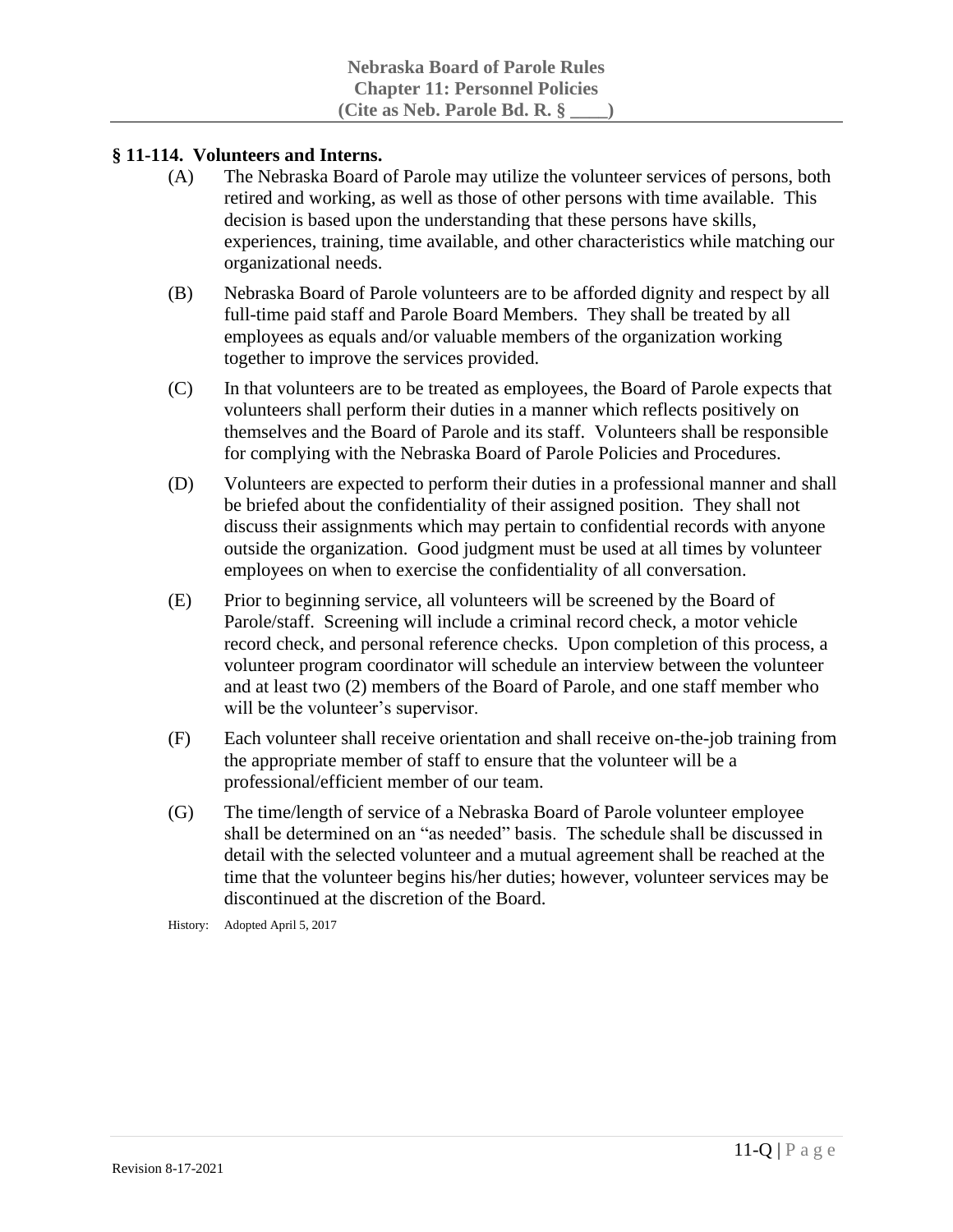## § 11-114. Volunteers and Interns.

(A) The Nebraska Board of Parole may utilize the volunteer services of persons, both retired and working, as well as those of other persons with time available. This decision is based upon the understanding that these persons have skills, experiences, training, time available, and other characteristics while matching our organizational needs.

(B) Nebraska Board of Parole volunteers are to be afforded dignity and respect by all full-time paid staff and Parole Board Members. They shall be treated by all employees as equals and/or valuable members of the organization working together to improve the services provided.

(C) In that volunteers are to be treated as employees, the Board of Parole expects that volunteers shall perform their duties in a manner which reflects positively on themselves and the Board of Parole and its staff. Volunteers shall be responsible for complying with the Nebraska Board of Parole Policies and Procedures.

(D) Volunteers are expected to perform their duties in a professional manner and shall be briefed about the confidentiality of their assigned position. They shall not discuss their assignments which may pertain to confidential records with anyone outside the organization. Good judgment must be used at all times by volunteer employees on when to exercise the confidentiality of all conversation.

(E) Prior to beginning service, all volunteers will be screened by the Board of Parole/staff. Screening will include a criminal record check, a motor vehicle record check, and personal reference checks. Upon completion of this process, a volunteer program coordinator will schedule an interview between the volunteer and at least two (2) members of the Board of Parole, and one staff member who will be the volunteer's supervisor.

(F) Each volunteer shall receive orientation and shall receive on-the-job training from the appropriate member of staff to ensure that the volunteer will be a professional/efficient member of our team.

(G) The time/length of service of a Nebraska Board of Parole volunteer employee shall be determined on an "as needed" basis. The schedule shall be discussed in detail with the selected volunteer and a mutual agreement shall be reached at the time that the volunteer begins his/her duties; however, volunteer services may be discontinued at the discretion of the Board.

History: Adopted April 5, 2017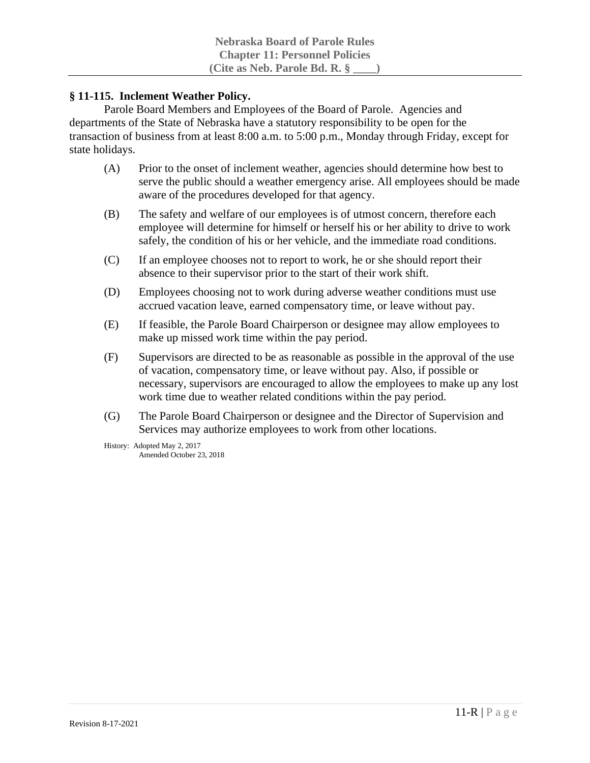## § 11-115. Inclement Weather Policy.

Parole Board Members and Employees of the Board of Parole. Agencies and departments of the State of Nebraska have a statutory responsibility to be open for the transaction of business from at least 8:00 a.m. to 5:00 p.m., Monday through Friday, except for state holidays.

(A) Prior to the onset of inclement weather, agencies should determine how best to serve the public should a weather emergency arise. All employees should be made aware of the procedures developed for that agency.

(B) The safety and welfare of our employees is of utmost concern, therefore each employee will determine for himself or herself his or her ability to drive to work safely, the condition of his or her vehicle, and the immediate road conditions.

(C) If an employee chooses not to report to work, he or she should report their absence to their supervisor prior to the start of their work shift.

(D) Employees choosing not to work during adverse weather conditions must use accrued vacation leave, earned compensatory time, or leave without pay.

(E) If feasible, the Parole Board Chairperson or designee may allow employees to make up missed work time within the pay period.

(F) Supervisors are directed to be as reasonable as possible in the approval of the use of vacation, compensatory time, or leave without pay. Also, if possible or necessary, supervisors are encouraged to allow the employees to make up any lost work time due to weather related conditions within the pay period.

(G) The Parole Board Chairperson or designee and the Director of Supervision and Services may authorize employees to work from other locations.

History: Adopted May 2, 2017
Amended October 23, 2018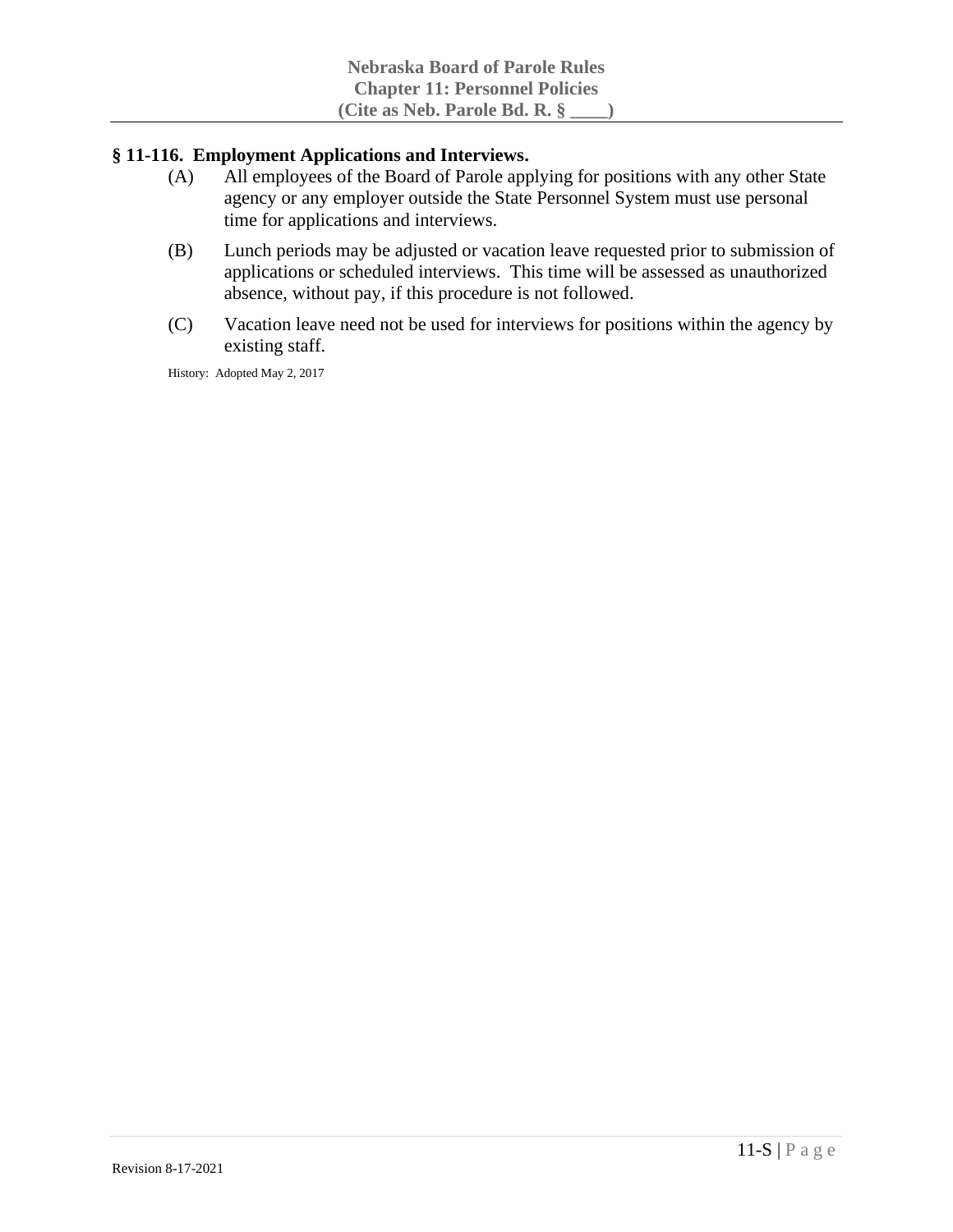## § 11-116. Employment Applications and Interviews.

(A) All employees of the Board of Parole applying for positions with any other State agency or any employer outside the State Personnel System must use personal time for applications and interviews.

(B) Lunch periods may be adjusted or vacation leave requested prior to submission of applications or scheduled interviews. This time will be assessed as unauthorized absence, without pay, if this procedure is not followed.

(C) Vacation leave need not be used for interviews for positions within the agency by existing staff.

History: Adopted May 2, 2017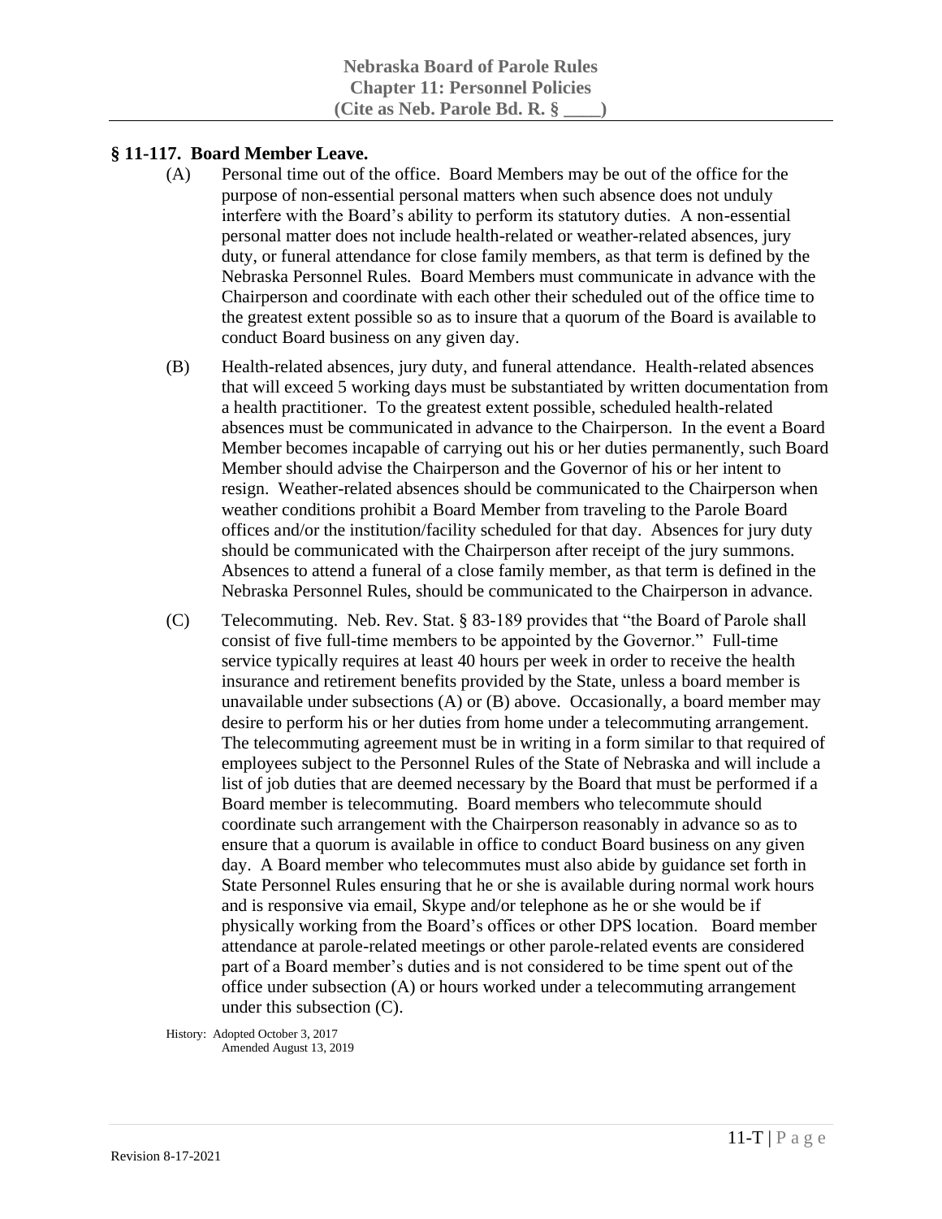## § 11-117. Board Member Leave.

(A) Personal time out of the office. Board Members may be out of the office for the purpose of non-essential personal matters when such absence does not unduly interfere with the Board's ability to perform its statutory duties. A non-essential personal matter does not include health-related or weather-related absences, jury duty, or funeral attendance for close family members, as that term is defined by the Nebraska Personnel Rules. Board Members must communicate in advance with the Chairperson and coordinate with each other their scheduled out of the office time to the greatest extent possible so as to insure that a quorum of the Board is available to conduct Board business on any given day.

(B) Health-related absences, jury duty, and funeral attendance. Health-related absences that will exceed 5 working days must be substantiated by written documentation from a health practitioner. To the greatest extent possible, scheduled health-related absences must be communicated in advance to the Chairperson. In the event a Board Member becomes incapable of carrying out his or her duties permanently, such Board Member should advise the Chairperson and the Governor of his or her intent to resign. Weather-related absences should be communicated to the Chairperson when weather conditions prohibit a Board Member from traveling to the Parole Board offices and/or the institution/facility scheduled for that day. Absences for jury duty should be communicated with the Chairperson after receipt of the jury summons. Absences to attend a funeral of a close family member, as that term is defined in the Nebraska Personnel Rules, should be communicated to the Chairperson in advance.

(C) Telecommuting. Neb. Rev. Stat. § 83-189 provides that "the Board of Parole shall consist of five full-time members to be appointed by the Governor." Full-time service typically requires at least 40 hours per week in order to receive the health insurance and retirement benefits provided by the State, unless a board member is unavailable under subsections (A) or (B) above. Occasionally, a board member may desire to perform his or her duties from home under a telecommuting arrangement. The telecommuting agreement must be in writing in a form similar to that required of employees subject to the Personnel Rules of the State of Nebraska and will include a list of job duties that are deemed necessary by the Board that must be performed if a Board member is telecommuting. Board members who telecommute should coordinate such arrangement with the Chairperson reasonably in advance so as to ensure that a quorum is available in office to conduct Board business on any given day. A Board member who telecommutes must also abide by guidance set forth in State Personnel Rules ensuring that he or she is available during normal work hours and is responsive via email, Skype and/or telephone as he or she would be if physically working from the Board's offices or other DPS location. Board member attendance at parole-related meetings or other parole-related events are considered part of a Board member's duties and is not considered to be time spent out of the office under subsection (A) or hours worked under a telecommuting arrangement under this subsection (C).

History: Adopted October 3, 2017
Amended August 13, 2019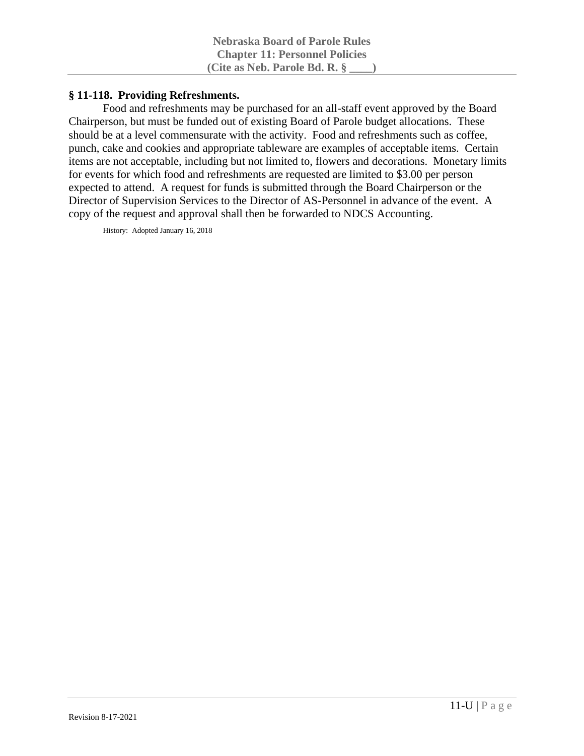## § 11-118. Providing Refreshments.

Food and refreshments may be purchased for an all-staff event approved by the Board Chairperson, but must be funded out of existing Board of Parole budget allocations. These should be at a level commensurate with the activity. Food and refreshments such as coffee, punch, cake and cookies and appropriate tableware are examples of acceptable items. Certain items are not acceptable, including but not limited to, flowers and decorations. Monetary limits for events for which food and refreshments are requested are limited to $3.00 per person expected to attend. A request for funds is submitted through the Board Chairperson or the Director of Supervision Services to the Director of AS-Personnel in advance of the event. A copy of the request and approval shall then be forwarded to NDCS Accounting.

History: Adopted January 16, 2018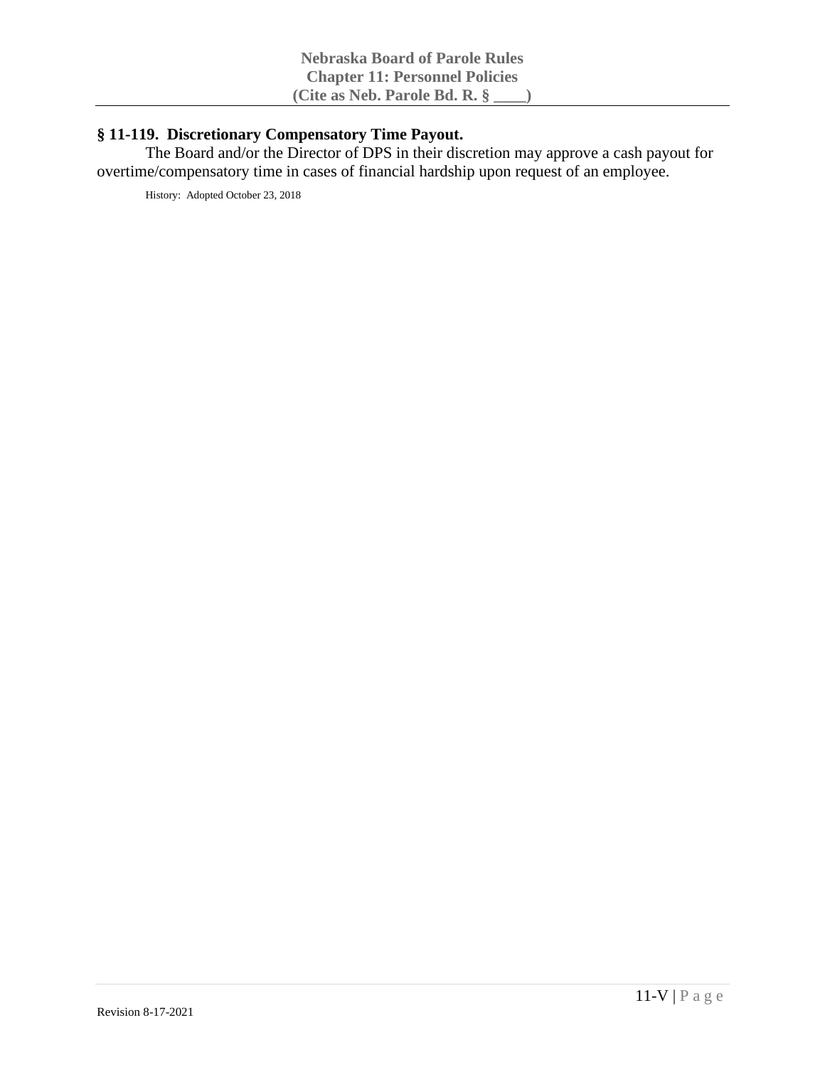## § 11-119. Discretionary Compensatory Time Payout.

The Board and/or the Director of DPS in their discretion may approve a cash payout for overtime/compensatory time in cases of financial hardship upon request of an employee.

History: Adopted October 23, 2018